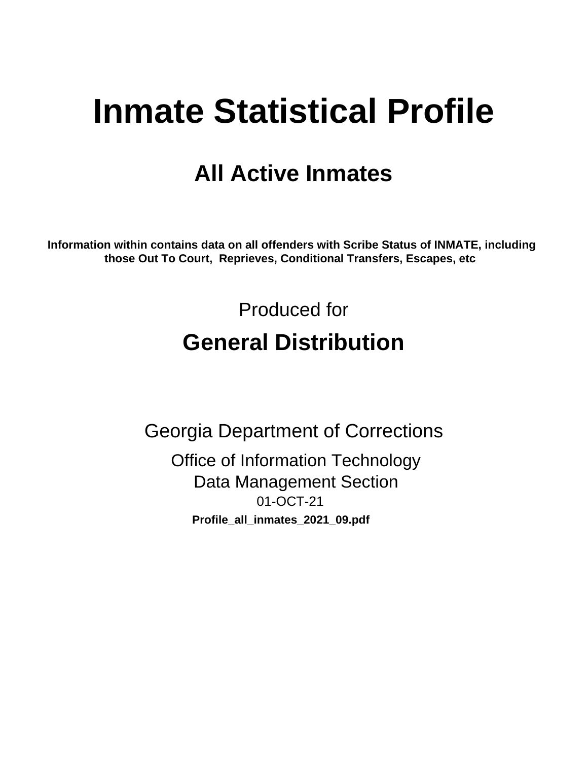# Inmate Statistical Profile

## All Active Inmates

**Information within contains data on all offenders with Scribe Status of INMATE, including those Out To Court, Reprieves, Conditional Transfers, Escapes, etc**

Produced for

## General Distribution

Georgia Department of Corrections

Office of Information Technology

Data Management Section

01-OCT-21

**Profile_all_inmates_2021_09.pdf**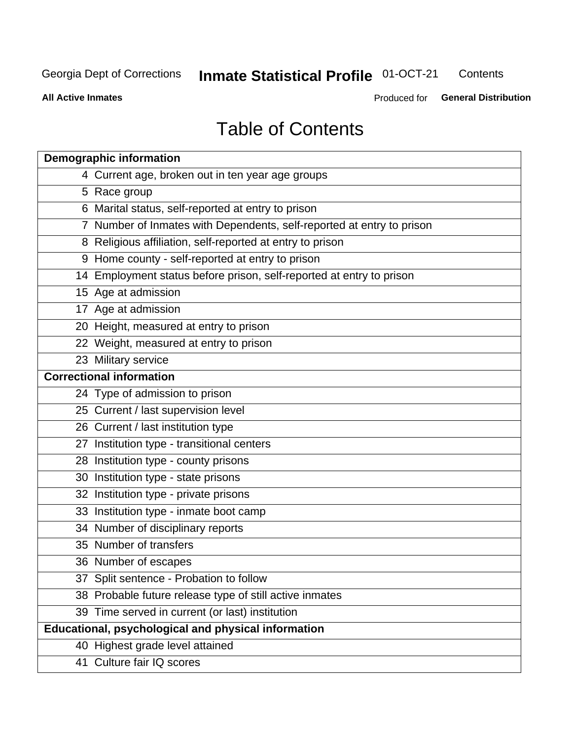# Table of Contents

| Page | Section |
|---|---|
| **Demographic information** | |
| 4 | Current age, broken out in ten year age groups |
| 5 | Race group |
| 6 | Marital status, self-reported at entry to prison |
| 7 | Number of Inmates with Dependents, self-reported at entry to prison |
| 8 | Religious affiliation, self-reported at entry to prison |
| 9 | Home county - self-reported at entry to prison |
| 14 | Employment status before prison, self-reported at entry to prison |
| 15 | Age at admission |
| 17 | Age at admission |
| 20 | Height, measured at entry to prison |
| 22 | Weight, measured at entry to prison |
| 23 | Military service |
| **Correctional information** | |
| 24 | Type of admission to prison |
| 25 | Current / last supervision level |
| 26 | Current / last institution type |
| 27 | Institution type - transitional centers |
| 28 | Institution type - county prisons |
| 30 | Institution type - state prisons |
| 32 | Institution type - private prisons |
| 33 | Institution type - inmate boot camp |
| 34 | Number of disciplinary reports |
| 35 | Number of transfers |
| 36 | Number of escapes |
| 37 | Split sentence - Probation to follow |
| 38 | Probable future release type of still active inmates |
| 39 | Time served in current (or last) institution |
| **Educational, psychological and physical information** | |
| 40 | Highest grade level attained |
| 41 | Culture fair IQ scores |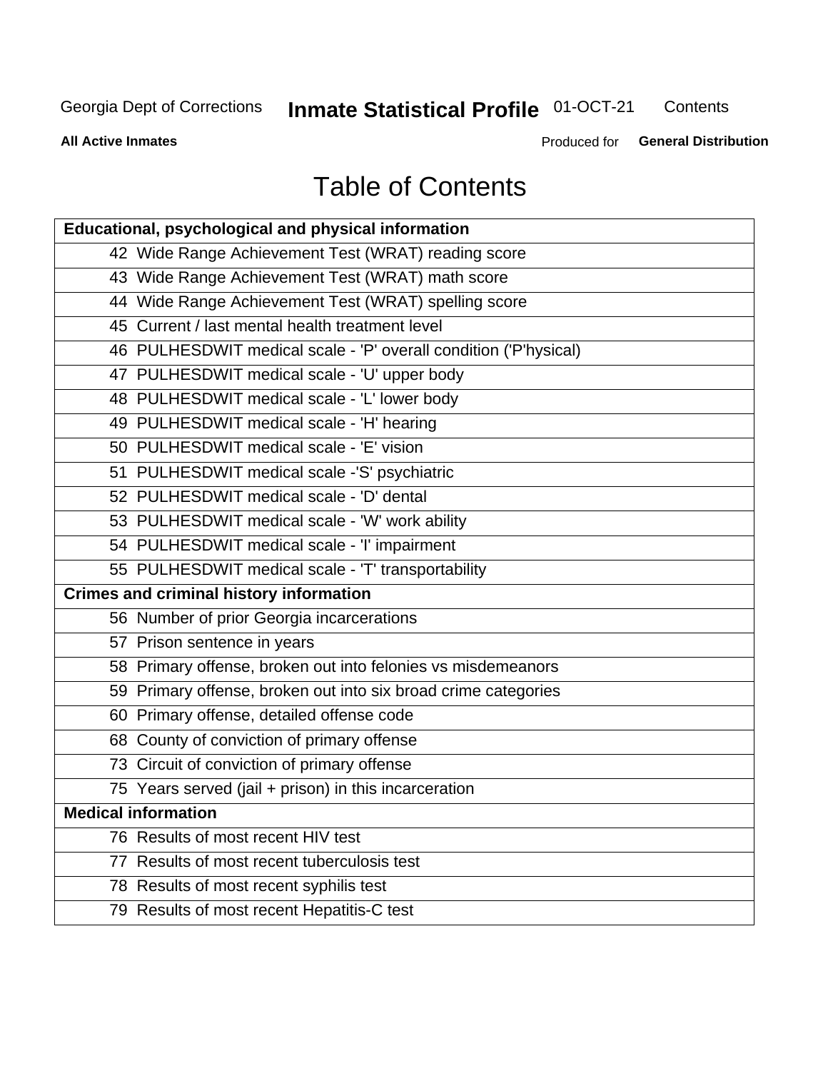Georgia Dept of Corrections **Inmate Statistical Profile** 01-OCT-21 Contents

**All Active Inmates** Produced for **General Distribution**

# Table of Contents

| **Educational, psychological and physical information** |
|---|
| 42 Wide Range Achievement Test (WRAT) reading score |
| 43 Wide Range Achievement Test (WRAT) math score |
| 44 Wide Range Achievement Test (WRAT) spelling score |
| 45 Current / last mental health treatment level |
| 46 PULHESDWIT medical scale - 'P' overall condition ('P'hysical) |
| 47 PULHESDWIT medical scale - 'U' upper body |
| 48 PULHESDWIT medical scale - 'L' lower body |
| 49 PULHESDWIT medical scale - 'H' hearing |
| 50 PULHESDWIT medical scale - 'E' vision |
| 51 PULHESDWIT medical scale -'S' psychiatric |
| 52 PULHESDWIT medical scale - 'D' dental |
| 53 PULHESDWIT medical scale - 'W' work ability |
| 54 PULHESDWIT medical scale - 'I' impairment |
| 55 PULHESDWIT medical scale - 'T' transportability |
| **Crimes and criminal history information** |
| 56 Number of prior Georgia incarcerations |
| 57 Prison sentence in years |
| 58 Primary offense, broken out into felonies vs misdemeanors |
| 59 Primary offense, broken out into six broad crime categories |
| 60 Primary offense, detailed offense code |
| 68 County of conviction of primary offense |
| 73 Circuit of conviction of primary offense |
| 75 Years served (jail + prison) in this incarceration |
| **Medical information** |
| 76 Results of most recent HIV test |
| 77 Results of most recent tuberculosis test |
| 78 Results of most recent syphilis test |
| 79 Results of most recent Hepatitis-C test |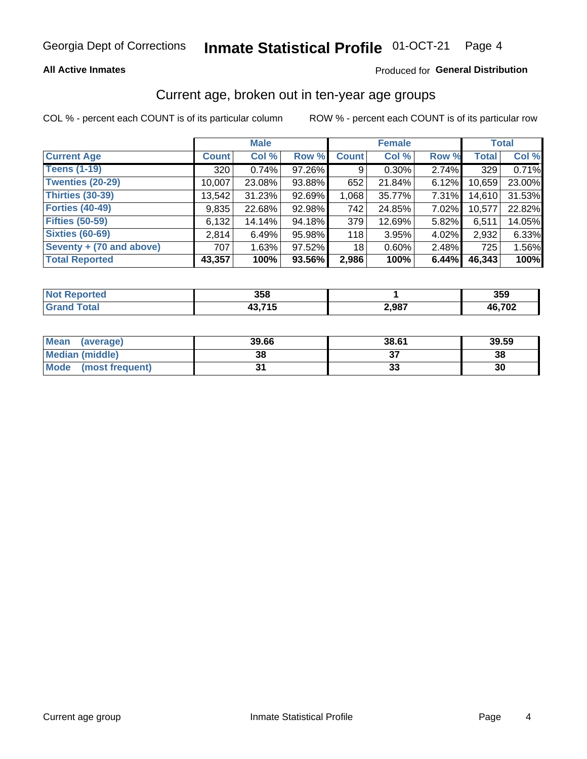Georgia Dept of Corrections **Inmate Statistical Profile** 01-OCT-21

**All Active Inmates**

Produced for **General Distribution**

## Current age, broken out in ten-year age groups

COL % - percent each COUNT is of its particular column ROW % - percent each COUNT is of its particular row

| | Male | | | Female | | | Total | |
|---|---|---|---|---|---|---|---|---|
| **Current Age** | **Count** | **Col %** | **Row %** | **Count** | **Col %** | **Row %** | **Total** | **Col %** |
| **Teens (1-19)** | 320 | 0.74% | 97.26% | 9 | 0.30% | 2.74% | 329 | 0.71% |
| **Twenties (20-29)** | 10,007 | 23.08% | 93.88% | 652 | 21.84% | 6.12% | 10,659 | 23.00% |
| **Thirties (30-39)** | 13,542 | 31.23% | 92.69% | 1,068 | 35.77% | 7.31% | 14,610 | 31.53% |
| **Forties (40-49)** | 9,835 | 22.68% | 92.98% | 742 | 24.85% | 7.02% | 10,577 | 22.82% |
| **Fifties (50-59)** | 6,132 | 14.14% | 94.18% | 379 | 12.69% | 5.82% | 6,511 | 14.05% |
| **Sixties (60-69)** | 2,814 | 6.49% | 95.98% | 118 | 3.95% | 4.02% | 2,932 | 6.33% |
| **Seventy + (70 and above)** | 707 | 1.63% | 97.52% | 18 | 0.60% | 2.48% | 725 | 1.56% |
| **Total Reported** | **43,357** | **100%** | **93.56%** | **2,986** | **100%** | **6.44%** | **46,343** | **100%** |

| | Male | Female | Total |
|---|---|---|---|
| **Not Reported** | **358** | **1** | **359** |
| **Grand Total** | **43,715** | **2,987** | **46,702** |

| | Male | Female | Total |
|---|---|---|---|
| **Mean (average)** | **39.66** | **38.61** | **39.59** |
| **Median (middle)** | **38** | **37** | **38** |
| **Mode (most frequent)** | **31** | **33** | **30** |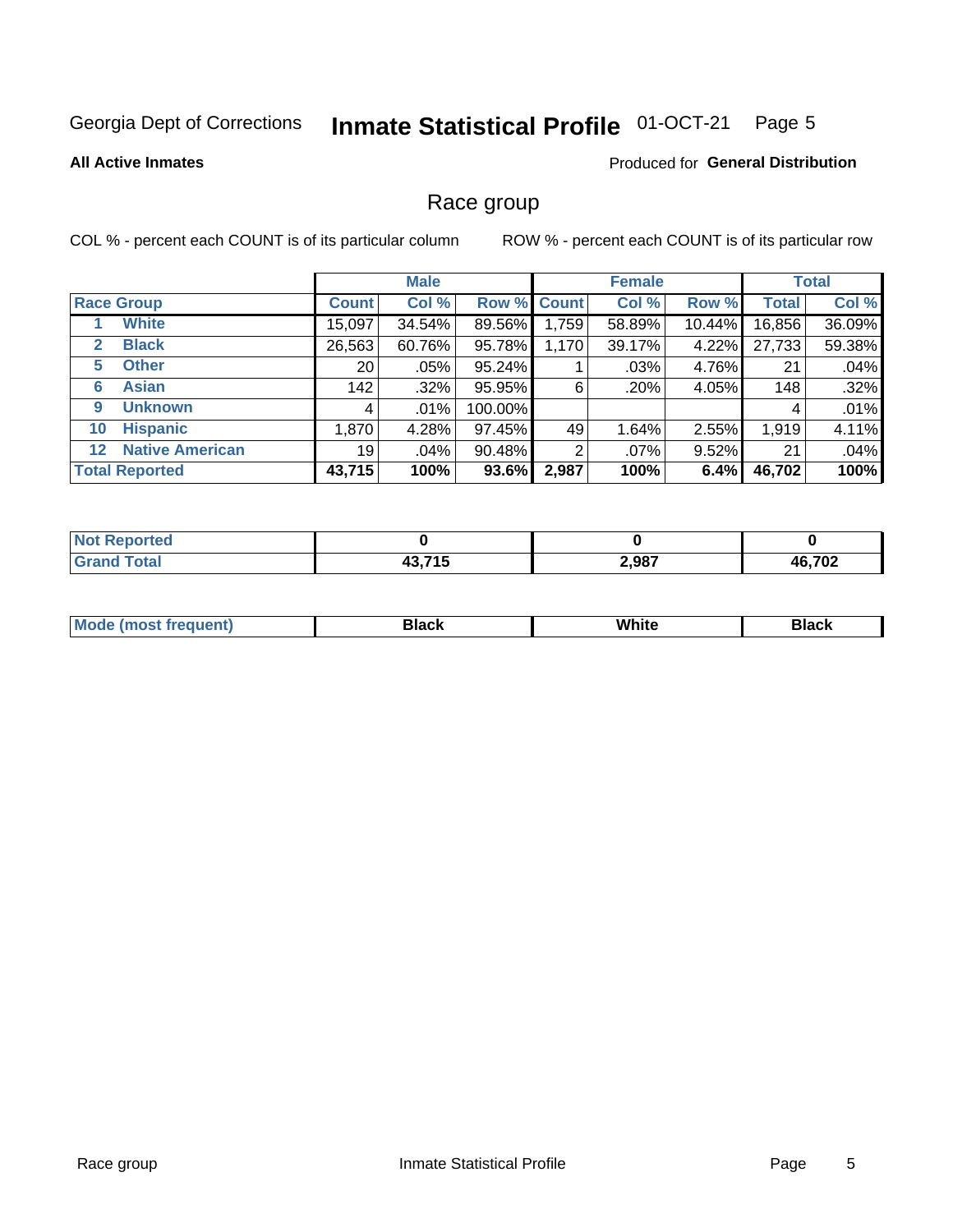Georgia Dept of Corrections **Inmate Statistical Profile** 01-OCT-21 Page 5

**All Active Inmates**

Produced for **General Distribution**

## Race group

COL % - percent each COUNT is of its particular column

ROW % - percent each COUNT is of its particular row

| | | Male | | | Female | | | Total | |
|---|---|---|---|---|---|---|---|---|---|
| **Race Group** | | **Count** | **Col %** | **Row %** | **Count** | **Col %** | **Row %** | **Total** | **Col %** |
| 1 | **White** | 15,097 | 34.54% | 89.56% | 1,759 | 58.89% | 10.44% | 16,856 | 36.09% |
| 2 | **Black** | 26,563 | 60.76% | 95.78% | 1,170 | 39.17% | 4.22% | 27,733 | 59.38% |
| 5 | **Other** | 20 | .05% | 95.24% | 1 | .03% | 4.76% | 21 | .04% |
| 6 | **Asian** | 142 | .32% | 95.95% | 6 | .20% | 4.05% | 148 | .32% |
| 9 | **Unknown** | 4 | .01% | 100.00% | | | | 4 | .01% |
| 10 | **Hispanic** | 1,870 | 4.28% | 97.45% | 49 | 1.64% | 2.55% | 1,919 | 4.11% |
| 12 | **Native American** | 19 | .04% | 90.48% | 2 | .07% | 9.52% | 21 | .04% |
| **Total Reported** | | **43,715** | **100%** | **93.6%** | **2,987** | **100%** | **6.4%** | **46,702** | **100%** |

| | Male | Female | Total |
|---|---|---|---|
| **Not Reported** | **0** | **0** | **0** |
| **Grand Total** | **43,715** | **2,987** | **46,702** |

| | Male | Female | Total |
|---|---|---|---|
| **Mode (most frequent)** | **Black** | **White** | **Black** |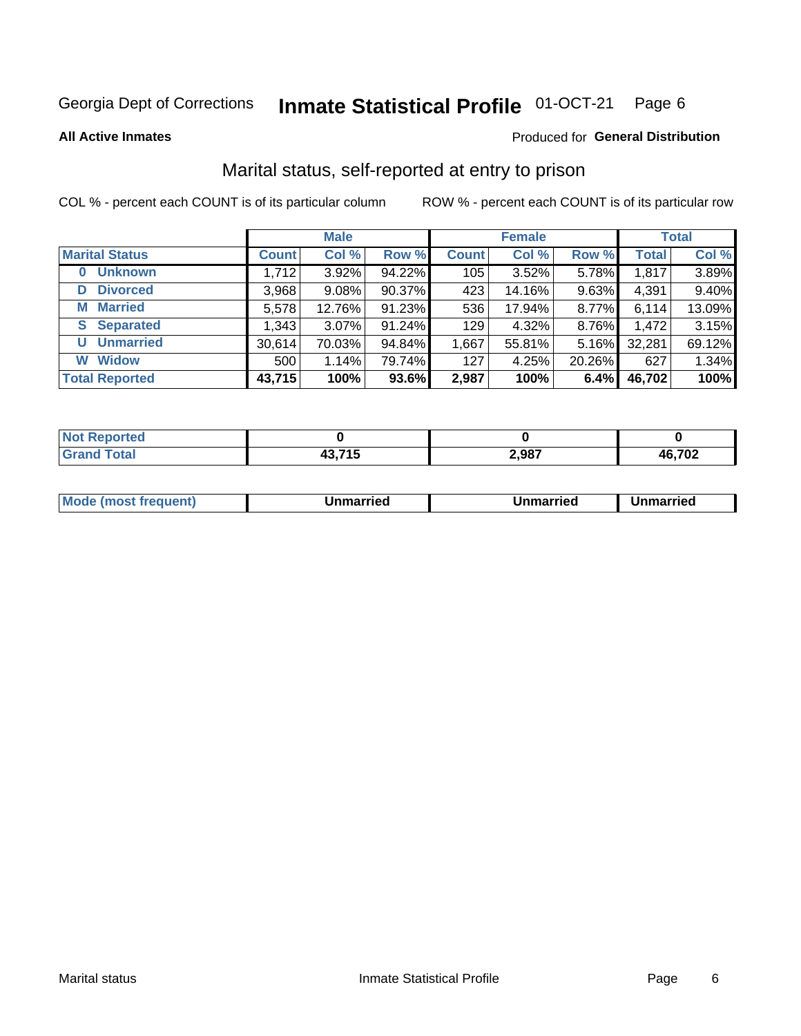Georgia Dept of Corrections **Inmate Statistical Profile** 01-OCT-21 Page 6

**All Active Inmates**

Produced for **General Distribution**

## Marital status, self-reported at entry to prison

COL % - percent each COUNT is of its particular column

ROW % - percent each COUNT is of its particular row

| | Male | | | Female | | | Total | |
|---|---|---|---|---|---|---|---|---|
| **Marital Status** | **Count** | **Col %** | **Row %** | **Count** | **Col %** | **Row %** | **Total** | **Col %** |
| **0 Unknown** | 1,712 | 3.92% | 94.22% | 105 | 3.52% | 5.78% | 1,817 | 3.89% |
| **D Divorced** | 3,968 | 9.08% | 90.37% | 423 | 14.16% | 9.63% | 4,391 | 9.40% |
| **M Married** | 5,578 | 12.76% | 91.23% | 536 | 17.94% | 8.77% | 6,114 | 13.09% |
| **S Separated** | 1,343 | 3.07% | 91.24% | 129 | 4.32% | 8.76% | 1,472 | 3.15% |
| **U Unmarried** | 30,614 | 70.03% | 94.84% | 1,667 | 55.81% | 5.16% | 32,281 | 69.12% |
| **W Widow** | 500 | 1.14% | 79.74% | 127 | 4.25% | 20.26% | 627 | 1.34% |
| **Total Reported** | **43,715** | **100%** | **93.6%** | **2,987** | **100%** | **6.4%** | **46,702** | **100%** |

| | Male | Female | Total |
|---|---|---|---|
| **Not Reported** | **0** | **0** | **0** |
| **Grand Total** | **43,715** | **2,987** | **46,702** |

| | Male | Female | Total |
|---|---|---|---|
| **Mode (most frequent)** | **Unmarried** | **Unmarried** | **Unmarried** |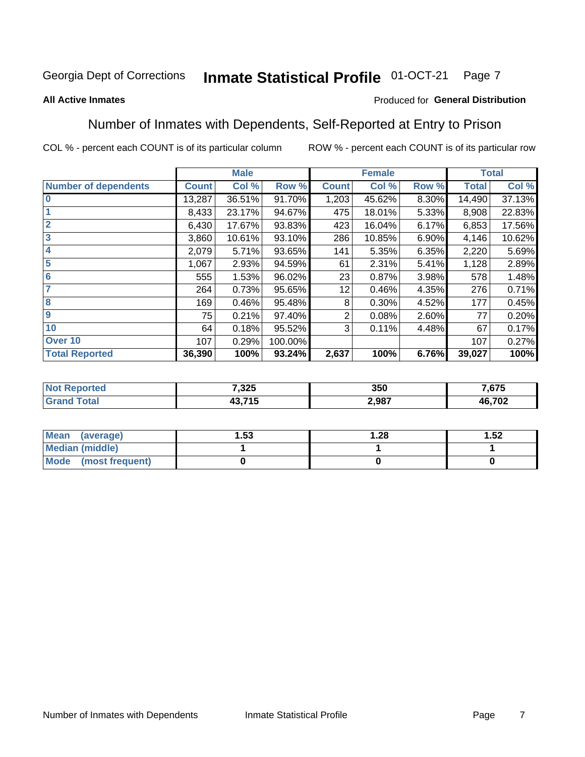Georgia Dept of Corrections **Inmate Statistical Profile** 01-OCT-21

**All Active Inmates**

Produced for **General Distribution**

## Number of Inmates with Dependents, Self-Reported at Entry to Prison

COL % - percent each COUNT is of its particular column     ROW % - percent each COUNT is of its particular row

| | Male | | | Female | | | Total | |
|---|---|---|---|---|---|---|---|---|
| **Number of dependents** | **Count** | **Col %** | **Row %** | **Count** | **Col %** | **Row %** | **Total** | **Col %** |
| **0** | 13,287 | 36.51% | 91.70% | 1,203 | 45.62% | 8.30% | 14,490 | 37.13% |
| **1** | 8,433 | 23.17% | 94.67% | 475 | 18.01% | 5.33% | 8,908 | 22.83% |
| **2** | 6,430 | 17.67% | 93.83% | 423 | 16.04% | 6.17% | 6,853 | 17.56% |
| **3** | 3,860 | 10.61% | 93.10% | 286 | 10.85% | 6.90% | 4,146 | 10.62% |
| **4** | 2,079 | 5.71% | 93.65% | 141 | 5.35% | 6.35% | 2,220 | 5.69% |
| **5** | 1,067 | 2.93% | 94.59% | 61 | 2.31% | 5.41% | 1,128 | 2.89% |
| **6** | 555 | 1.53% | 96.02% | 23 | 0.87% | 3.98% | 578 | 1.48% |
| **7** | 264 | 0.73% | 95.65% | 12 | 0.46% | 4.35% | 276 | 0.71% |
| **8** | 169 | 0.46% | 95.48% | 8 | 0.30% | 4.52% | 177 | 0.45% |
| **9** | 75 | 0.21% | 97.40% | 2 | 0.08% | 2.60% | 77 | 0.20% |
| **10** | 64 | 0.18% | 95.52% | 3 | 0.11% | 4.48% | 67 | 0.17% |
| **Over 10** | 107 | 0.29% | 100.00% | | | | 107 | 0.27% |
| **Total Reported** | **36,390** | **100%** | **93.24%** | **2,637** | **100%** | **6.76%** | **39,027** | **100%** |

| | Male | Female | Total |
|---|---|---|---|
| **Not Reported** | **7,325** | **350** | **7,675** |
| **Grand Total** | **43,715** | **2,987** | **46,702** |

| | Male | Female | Total |
|---|---|---|---|
| **Mean (average)** | **1.53** | **1.28** | **1.52** |
| **Median (middle)** | **1** | **1** | **1** |
| **Mode (most frequent)** | **0** | **0** | **0** |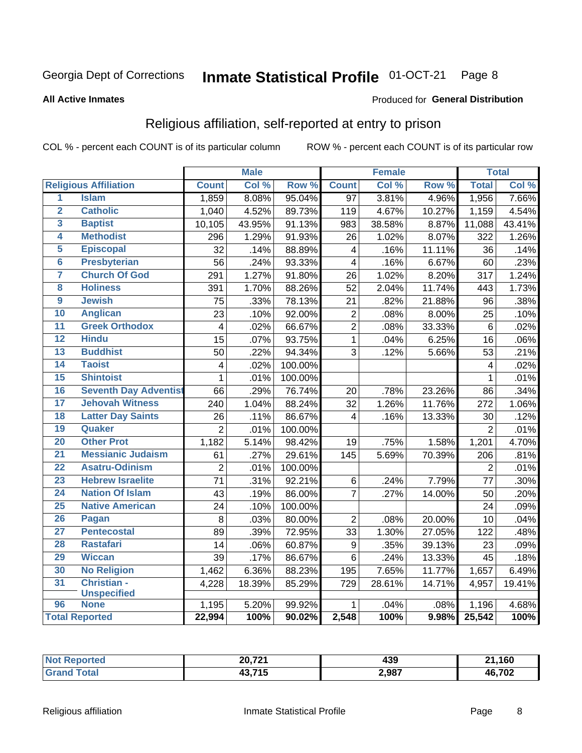Georgia Dept of Corrections **Inmate Statistical Profile** 01-OCT-21

**All Active Inmates** Produced for **General Distribution**

## Religious affiliation, self-reported at entry to prison

COL % - percent each COUNT is of its particular column ROW % - percent each COUNT is of its particular row

| | | Male | | | Female | | | Total | |
|---|---|---|---|---|---|---|---|---|---|
| **Religious Affiliation** | | **Count** | **Col %** | **Row %** | **Count** | **Col %** | **Row %** | **Total** | **Col %** |
| 1 | Islam | 1,859 | 8.08% | 95.04% | 97 | 3.81% | 4.96% | 1,956 | 7.66% |
| 2 | Catholic | 1,040 | 4.52% | 89.73% | 119 | 4.67% | 10.27% | 1,159 | 4.54% |
| 3 | Baptist | 10,105 | 43.95% | 91.13% | 983 | 38.58% | 8.87% | 11,088 | 43.41% |
| 4 | Methodist | 296 | 1.29% | 91.93% | 26 | 1.02% | 8.07% | 322 | 1.26% |
| 5 | Episcopal | 32 | .14% | 88.89% | 4 | .16% | 11.11% | 36 | .14% |
| 6 | Presbyterian | 56 | .24% | 93.33% | 4 | .16% | 6.67% | 60 | .23% |
| 7 | Church Of God | 291 | 1.27% | 91.80% | 26 | 1.02% | 8.20% | 317 | 1.24% |
| 8 | Holiness | 391 | 1.70% | 88.26% | 52 | 2.04% | 11.74% | 443 | 1.73% |
| 9 | Jewish | 75 | .33% | 78.13% | 21 | .82% | 21.88% | 96 | .38% |
| 10 | Anglican | 23 | .10% | 92.00% | 2 | .08% | 8.00% | 25 | .10% |
| 11 | Greek Orthodox | 4 | .02% | 66.67% | 2 | .08% | 33.33% | 6 | .02% |
| 12 | Hindu | 15 | .07% | 93.75% | 1 | .04% | 6.25% | 16 | .06% |
| 13 | Buddhist | 50 | .22% | 94.34% | 3 | .12% | 5.66% | 53 | .21% |
| 14 | Taoist | 4 | .02% | 100.00% | | | | 4 | .02% |
| 15 | Shintoist | 1 | .01% | 100.00% | | | | 1 | .01% |
| 16 | Seventh Day Adventist | 66 | .29% | 76.74% | 20 | .78% | 23.26% | 86 | .34% |
| 17 | Jehovah Witness | 240 | 1.04% | 88.24% | 32 | 1.26% | 11.76% | 272 | 1.06% |
| 18 | Latter Day Saints | 26 | .11% | 86.67% | 4 | .16% | 13.33% | 30 | .12% |
| 19 | Quaker | 2 | .01% | 100.00% | | | | 2 | .01% |
| 20 | Other Prot | 1,182 | 5.14% | 98.42% | 19 | .75% | 1.58% | 1,201 | 4.70% |
| 21 | Messianic Judaism | 61 | .27% | 29.61% | 145 | 5.69% | 70.39% | 206 | .81% |
| 22 | Asatru-Odinism | 2 | .01% | 100.00% | | | | 2 | .01% |
| 23 | Hebrew Israelite | 71 | .31% | 92.21% | 6 | .24% | 7.79% | 77 | .30% |
| 24 | Nation Of Islam | 43 | .19% | 86.00% | 7 | .27% | 14.00% | 50 | .20% |
| 25 | Native American | 24 | .10% | 100.00% | | | | 24 | .09% |
| 26 | Pagan | 8 | .03% | 80.00% | 2 | .08% | 20.00% | 10 | .04% |
| 27 | Pentecostal | 89 | .39% | 72.95% | 33 | 1.30% | 27.05% | 122 | .48% |
| 28 | Rastafari | 14 | .06% | 60.87% | 9 | .35% | 39.13% | 23 | .09% |
| 29 | Wiccan | 39 | .17% | 86.67% | 6 | .24% | 13.33% | 45 | .18% |
| 30 | No Religion | 1,462 | 6.36% | 88.23% | 195 | 7.65% | 11.77% | 1,657 | 6.49% |
| 31 | Christian - Unspecified | 4,228 | 18.39% | 85.29% | 729 | 28.61% | 14.71% | 4,957 | 19.41% |
| 96 | None | 1,195 | 5.20% | 99.92% | 1 | .04% | .08% | 1,196 | 4.68% |
| **Total Reported** | | **22,994** | **100%** | **90.02%** | **2,548** | **100%** | **9.98%** | **25,542** | **100%** |

| | Male | Female | Total |
|---|---|---|---|
| **Not Reported** | **20,721** | **439** | **21,160** |
| **Grand Total** | **43,715** | **2,987** | **46,702** |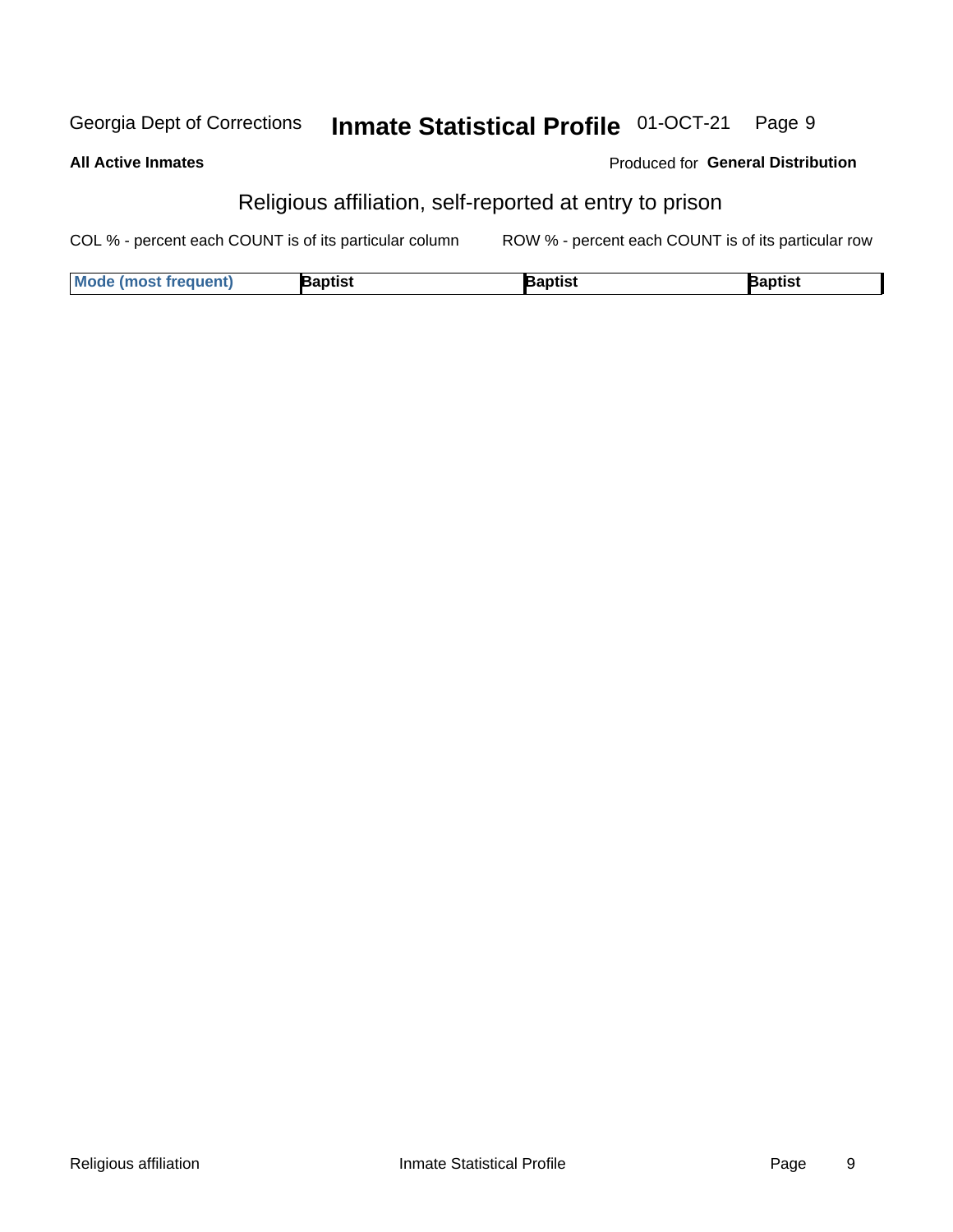## Religious affiliation, self-reported at entry to prison

COL % - percent each COUNT is of its particular column

ROW % - percent each COUNT is of its particular row

| Mode (most frequent) | Baptist | Baptist | Baptist |
|---|---|---|---|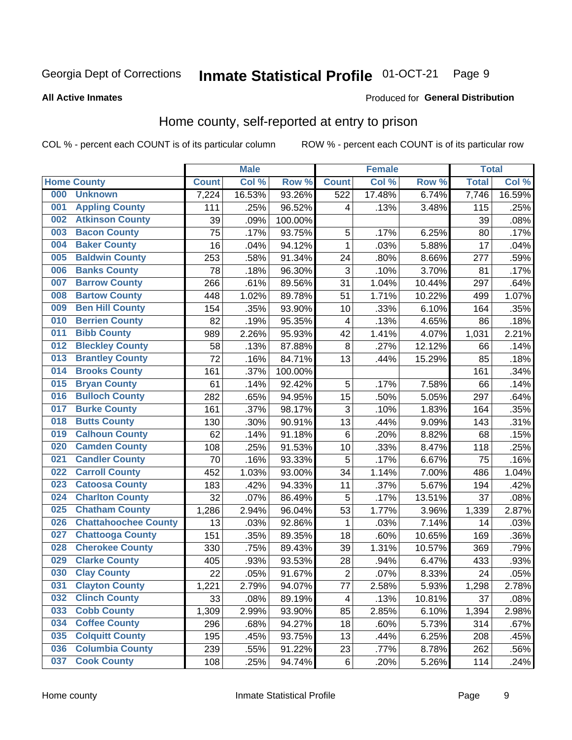Georgia Dept of Corrections **Inmate Statistical Profile** 01-OCT-21

**All Active Inmates**

Produced for **General Distribution**

## Home county, self-reported at entry to prison

COL % - percent each COUNT is of its particular column ROW % - percent each COUNT is of its particular row

| Home County | | Male | | | Female | | | Total | |
|---|---|---|---|---|---|---|---|---|---|
| | | Count | Col % | Row % | Count | Col % | Row % | Total | Col % |
| 000 | Unknown | 7,224 | 16.53% | 93.26% | 522 | 17.48% | 6.74% | 7,746 | 16.59% |
| 001 | Appling County | 111 | .25% | 96.52% | 4 | .13% | 3.48% | 115 | .25% |
| 002 | Atkinson County | 39 | .09% | 100.00% | | | | 39 | .08% |
| 003 | Bacon County | 75 | .17% | 93.75% | 5 | .17% | 6.25% | 80 | .17% |
| 004 | Baker County | 16 | .04% | 94.12% | 1 | .03% | 5.88% | 17 | .04% |
| 005 | Baldwin County | 253 | .58% | 91.34% | 24 | .80% | 8.66% | 277 | .59% |
| 006 | Banks County | 78 | .18% | 96.30% | 3 | .10% | 3.70% | 81 | .17% |
| 007 | Barrow County | 266 | .61% | 89.56% | 31 | 1.04% | 10.44% | 297 | .64% |
| 008 | Bartow County | 448 | 1.02% | 89.78% | 51 | 1.71% | 10.22% | 499 | 1.07% |
| 009 | Ben Hill County | 154 | .35% | 93.90% | 10 | .33% | 6.10% | 164 | .35% |
| 010 | Berrien County | 82 | .19% | 95.35% | 4 | .13% | 4.65% | 86 | .18% |
| 011 | Bibb County | 989 | 2.26% | 95.93% | 42 | 1.41% | 4.07% | 1,031 | 2.21% |
| 012 | Bleckley County | 58 | .13% | 87.88% | 8 | .27% | 12.12% | 66 | .14% |
| 013 | Brantley County | 72 | .16% | 84.71% | 13 | .44% | 15.29% | 85 | .18% |
| 014 | Brooks County | 161 | .37% | 100.00% | | | | 161 | .34% |
| 015 | Bryan County | 61 | .14% | 92.42% | 5 | .17% | 7.58% | 66 | .14% |
| 016 | Bulloch County | 282 | .65% | 94.95% | 15 | .50% | 5.05% | 297 | .64% |
| 017 | Burke County | 161 | .37% | 98.17% | 3 | .10% | 1.83% | 164 | .35% |
| 018 | Butts County | 130 | .30% | 90.91% | 13 | .44% | 9.09% | 143 | .31% |
| 019 | Calhoun County | 62 | .14% | 91.18% | 6 | .20% | 8.82% | 68 | .15% |
| 020 | Camden County | 108 | .25% | 91.53% | 10 | .33% | 8.47% | 118 | .25% |
| 021 | Candler County | 70 | .16% | 93.33% | 5 | .17% | 6.67% | 75 | .16% |
| 022 | Carroll County | 452 | 1.03% | 93.00% | 34 | 1.14% | 7.00% | 486 | 1.04% |
| 023 | Catoosa County | 183 | .42% | 94.33% | 11 | .37% | 5.67% | 194 | .42% |
| 024 | Charlton County | 32 | .07% | 86.49% | 5 | .17% | 13.51% | 37 | .08% |
| 025 | Chatham County | 1,286 | 2.94% | 96.04% | 53 | 1.77% | 3.96% | 1,339 | 2.87% |
| 026 | Chattahoochee County | 13 | .03% | 92.86% | 1 | .03% | 7.14% | 14 | .03% |
| 027 | Chattooga County | 151 | .35% | 89.35% | 18 | .60% | 10.65% | 169 | .36% |
| 028 | Cherokee County | 330 | .75% | 89.43% | 39 | 1.31% | 10.57% | 369 | .79% |
| 029 | Clarke County | 405 | .93% | 93.53% | 28 | .94% | 6.47% | 433 | .93% |
| 030 | Clay County | 22 | .05% | 91.67% | 2 | .07% | 8.33% | 24 | .05% |
| 031 | Clayton County | 1,221 | 2.79% | 94.07% | 77 | 2.58% | 5.93% | 1,298 | 2.78% |
| 032 | Clinch County | 33 | .08% | 89.19% | 4 | .13% | 10.81% | 37 | .08% |
| 033 | Cobb County | 1,309 | 2.99% | 93.90% | 85 | 2.85% | 6.10% | 1,394 | 2.98% |
| 034 | Coffee County | 296 | .68% | 94.27% | 18 | .60% | 5.73% | 314 | .67% |
| 035 | Colquitt County | 195 | .45% | 93.75% | 13 | .44% | 6.25% | 208 | .45% |
| 036 | Columbia County | 239 | .55% | 91.22% | 23 | .77% | 8.78% | 262 | .56% |
| 037 | Cook County | 108 | .25% | 94.74% | 6 | .20% | 5.26% | 114 | .24% |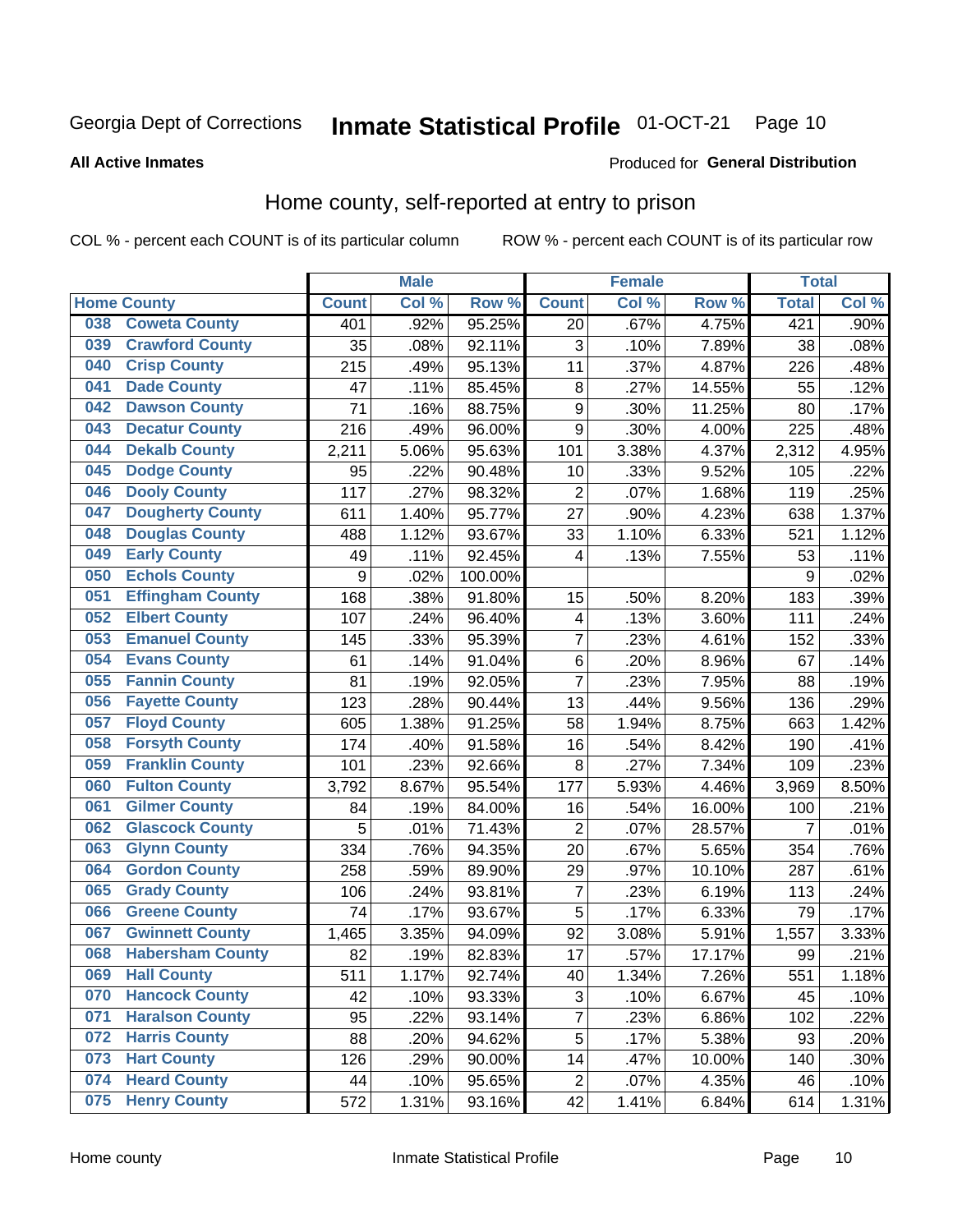Georgia Dept of Corrections **Inmate Statistical Profile** 01-OCT-21 Page 10

**All Active Inmates**

Produced for **General Distribution**

## Home county, self-reported at entry to prison

COL % - percent each COUNT is of its particular column ROW % - percent each COUNT is of its particular row

| Home County | | Male | | | Female | | | Total | |
|---|---|---|---|---|---|---|---|---|---|
| | | Count | Col % | Row % | Count | Col % | Row % | Total | Col % |
| 038 | Coweta County | 401 | .92% | 95.25% | 20 | .67% | 4.75% | 421 | .90% |
| 039 | Crawford County | 35 | .08% | 92.11% | 3 | .10% | 7.89% | 38 | .08% |
| 040 | Crisp County | 215 | .49% | 95.13% | 11 | .37% | 4.87% | 226 | .48% |
| 041 | Dade County | 47 | .11% | 85.45% | 8 | .27% | 14.55% | 55 | .12% |
| 042 | Dawson County | 71 | .16% | 88.75% | 9 | .30% | 11.25% | 80 | .17% |
| 043 | Decatur County | 216 | .49% | 96.00% | 9 | .30% | 4.00% | 225 | .48% |
| 044 | Dekalb County | 2,211 | 5.06% | 95.63% | 101 | 3.38% | 4.37% | 2,312 | 4.95% |
| 045 | Dodge County | 95 | .22% | 90.48% | 10 | .33% | 9.52% | 105 | .22% |
| 046 | Dooly County | 117 | .27% | 98.32% | 2 | .07% | 1.68% | 119 | .25% |
| 047 | Dougherty County | 611 | 1.40% | 95.77% | 27 | .90% | 4.23% | 638 | 1.37% |
| 048 | Douglas County | 488 | 1.12% | 93.67% | 33 | 1.10% | 6.33% | 521 | 1.12% |
| 049 | Early County | 49 | .11% | 92.45% | 4 | .13% | 7.55% | 53 | .11% |
| 050 | Echols County | 9 | .02% | 100.00% | | | | 9 | .02% |
| 051 | Effingham County | 168 | .38% | 91.80% | 15 | .50% | 8.20% | 183 | .39% |
| 052 | Elbert County | 107 | .24% | 96.40% | 4 | .13% | 3.60% | 111 | .24% |
| 053 | Emanuel County | 145 | .33% | 95.39% | 7 | .23% | 4.61% | 152 | .33% |
| 054 | Evans County | 61 | .14% | 91.04% | 6 | .20% | 8.96% | 67 | .14% |
| 055 | Fannin County | 81 | .19% | 92.05% | 7 | .23% | 7.95% | 88 | .19% |
| 056 | Fayette County | 123 | .28% | 90.44% | 13 | .44% | 9.56% | 136 | .29% |
| 057 | Floyd County | 605 | 1.38% | 91.25% | 58 | 1.94% | 8.75% | 663 | 1.42% |
| 058 | Forsyth County | 174 | .40% | 91.58% | 16 | .54% | 8.42% | 190 | .41% |
| 059 | Franklin County | 101 | .23% | 92.66% | 8 | .27% | 7.34% | 109 | .23% |
| 060 | Fulton County | 3,792 | 8.67% | 95.54% | 177 | 5.93% | 4.46% | 3,969 | 8.50% |
| 061 | Gilmer County | 84 | .19% | 84.00% | 16 | .54% | 16.00% | 100 | .21% |
| 062 | Glascock County | 5 | .01% | 71.43% | 2 | .07% | 28.57% | 7 | .01% |
| 063 | Glynn County | 334 | .76% | 94.35% | 20 | .67% | 5.65% | 354 | .76% |
| 064 | Gordon County | 258 | .59% | 89.90% | 29 | .97% | 10.10% | 287 | .61% |
| 065 | Grady County | 106 | .24% | 93.81% | 7 | .23% | 6.19% | 113 | .24% |
| 066 | Greene County | 74 | .17% | 93.67% | 5 | .17% | 6.33% | 79 | .17% |
| 067 | Gwinnett County | 1,465 | 3.35% | 94.09% | 92 | 3.08% | 5.91% | 1,557 | 3.33% |
| 068 | Habersham County | 82 | .19% | 82.83% | 17 | .57% | 17.17% | 99 | .21% |
| 069 | Hall County | 511 | 1.17% | 92.74% | 40 | 1.34% | 7.26% | 551 | 1.18% |
| 070 | Hancock County | 42 | .10% | 93.33% | 3 | .10% | 6.67% | 45 | .10% |
| 071 | Haralson County | 95 | .22% | 93.14% | 7 | .23% | 6.86% | 102 | .22% |
| 072 | Harris County | 88 | .20% | 94.62% | 5 | .17% | 5.38% | 93 | .20% |
| 073 | Hart County | 126 | .29% | 90.00% | 14 | .47% | 10.00% | 140 | .30% |
| 074 | Heard County | 44 | .10% | 95.65% | 2 | .07% | 4.35% | 46 | .10% |
| 075 | Henry County | 572 | 1.31% | 93.16% | 42 | 1.41% | 6.84% | 614 | 1.31% |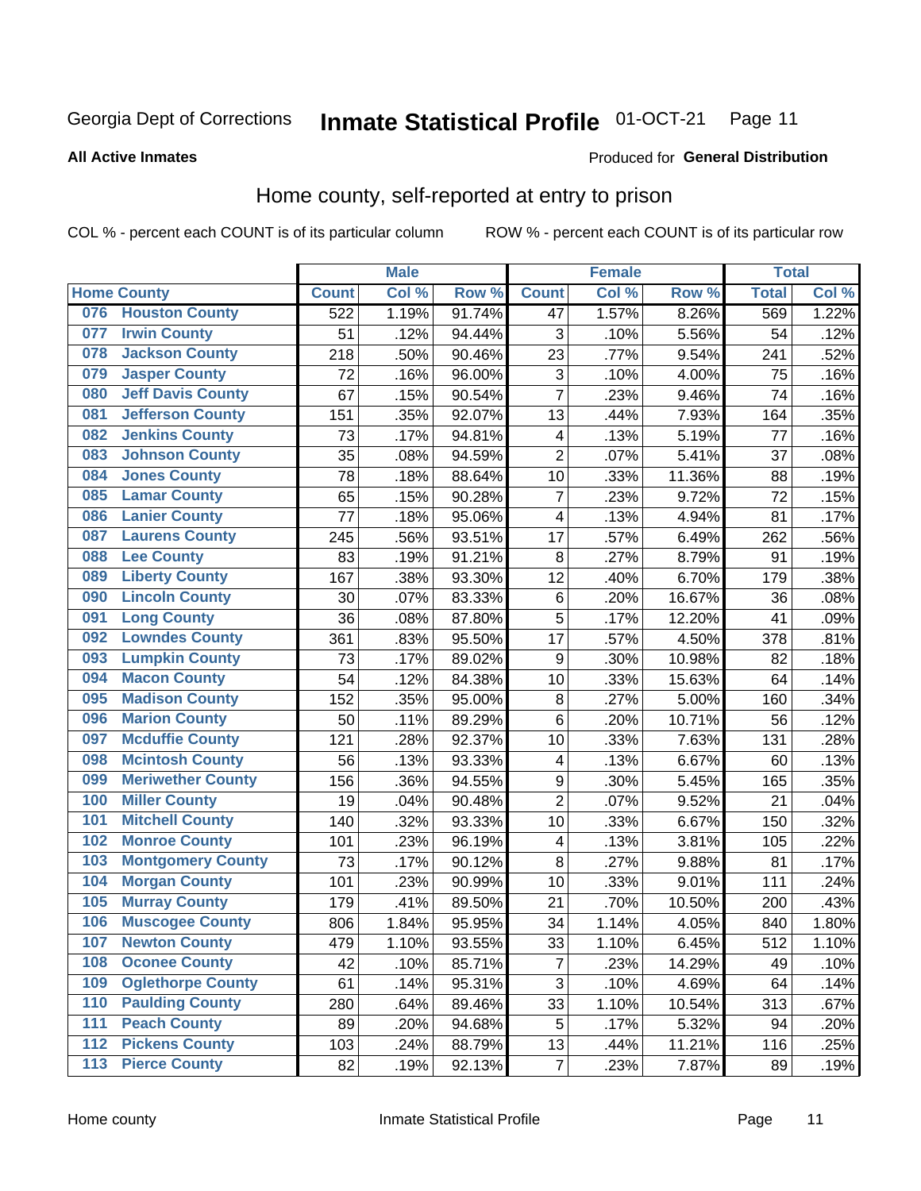Georgia Dept of Corrections **Inmate Statistical Profile** 01-OCT-21

**All Active Inmates**

Produced for **General Distribution**

## Home county, self-reported at entry to prison

COL % - percent each COUNT is of its particular column ROW % - percent each COUNT is of its particular row

| Home County | | Male | | | Female | | | Total | |
|---|---|---|---|---|---|---|---|---|---|
| | | Count | Col % | Row % | Count | Col % | Row % | Total | Col % |
| 076 | Houston County | 522 | 1.19% | 91.74% | 47 | 1.57% | 8.26% | 569 | 1.22% |
| 077 | Irwin County | 51 | .12% | 94.44% | 3 | .10% | 5.56% | 54 | .12% |
| 078 | Jackson County | 218 | .50% | 90.46% | 23 | .77% | 9.54% | 241 | .52% |
| 079 | Jasper County | 72 | .16% | 96.00% | 3 | .10% | 4.00% | 75 | .16% |
| 080 | Jeff Davis County | 67 | .15% | 90.54% | 7 | .23% | 9.46% | 74 | .16% |
| 081 | Jefferson County | 151 | .35% | 92.07% | 13 | .44% | 7.93% | 164 | .35% |
| 082 | Jenkins County | 73 | .17% | 94.81% | 4 | .13% | 5.19% | 77 | .16% |
| 083 | Johnson County | 35 | .08% | 94.59% | 2 | .07% | 5.41% | 37 | .08% |
| 084 | Jones County | 78 | .18% | 88.64% | 10 | .33% | 11.36% | 88 | .19% |
| 085 | Lamar County | 65 | .15% | 90.28% | 7 | .23% | 9.72% | 72 | .15% |
| 086 | Lanier County | 77 | .18% | 95.06% | 4 | .13% | 4.94% | 81 | .17% |
| 087 | Laurens County | 245 | .56% | 93.51% | 17 | .57% | 6.49% | 262 | .56% |
| 088 | Lee County | 83 | .19% | 91.21% | 8 | .27% | 8.79% | 91 | .19% |
| 089 | Liberty County | 167 | .38% | 93.30% | 12 | .40% | 6.70% | 179 | .38% |
| 090 | Lincoln County | 30 | .07% | 83.33% | 6 | .20% | 16.67% | 36 | .08% |
| 091 | Long County | 36 | .08% | 87.80% | 5 | .17% | 12.20% | 41 | .09% |
| 092 | Lowndes County | 361 | .83% | 95.50% | 17 | .57% | 4.50% | 378 | .81% |
| 093 | Lumpkin County | 73 | .17% | 89.02% | 9 | .30% | 10.98% | 82 | .18% |
| 094 | Macon County | 54 | .12% | 84.38% | 10 | .33% | 15.63% | 64 | .14% |
| 095 | Madison County | 152 | .35% | 95.00% | 8 | .27% | 5.00% | 160 | .34% |
| 096 | Marion County | 50 | .11% | 89.29% | 6 | .20% | 10.71% | 56 | .12% |
| 097 | Mcduffie County | 121 | .28% | 92.37% | 10 | .33% | 7.63% | 131 | .28% |
| 098 | Mcintosh County | 56 | .13% | 93.33% | 4 | .13% | 6.67% | 60 | .13% |
| 099 | Meriwether County | 156 | .36% | 94.55% | 9 | .30% | 5.45% | 165 | .35% |
| 100 | Miller County | 19 | .04% | 90.48% | 2 | .07% | 9.52% | 21 | .04% |
| 101 | Mitchell County | 140 | .32% | 93.33% | 10 | .33% | 6.67% | 150 | .32% |
| 102 | Monroe County | 101 | .23% | 96.19% | 4 | .13% | 3.81% | 105 | .22% |
| 103 | Montgomery County | 73 | .17% | 90.12% | 8 | .27% | 9.88% | 81 | .17% |
| 104 | Morgan County | 101 | .23% | 90.99% | 10 | .33% | 9.01% | 111 | .24% |
| 105 | Murray County | 179 | .41% | 89.50% | 21 | .70% | 10.50% | 200 | .43% |
| 106 | Muscogee County | 806 | 1.84% | 95.95% | 34 | 1.14% | 4.05% | 840 | 1.80% |
| 107 | Newton County | 479 | 1.10% | 93.55% | 33 | 1.10% | 6.45% | 512 | 1.10% |
| 108 | Oconee County | 42 | .10% | 85.71% | 7 | .23% | 14.29% | 49 | .10% |
| 109 | Oglethorpe County | 61 | .14% | 95.31% | 3 | .10% | 4.69% | 64 | .14% |
| 110 | Paulding County | 280 | .64% | 89.46% | 33 | 1.10% | 10.54% | 313 | .67% |
| 111 | Peach County | 89 | .20% | 94.68% | 5 | .17% | 5.32% | 94 | .20% |
| 112 | Pickens County | 103 | .24% | 88.79% | 13 | .44% | 11.21% | 116 | .25% |
| 113 | Pierce County | 82 | .19% | 92.13% | 7 | .23% | 7.87% | 89 | .19% |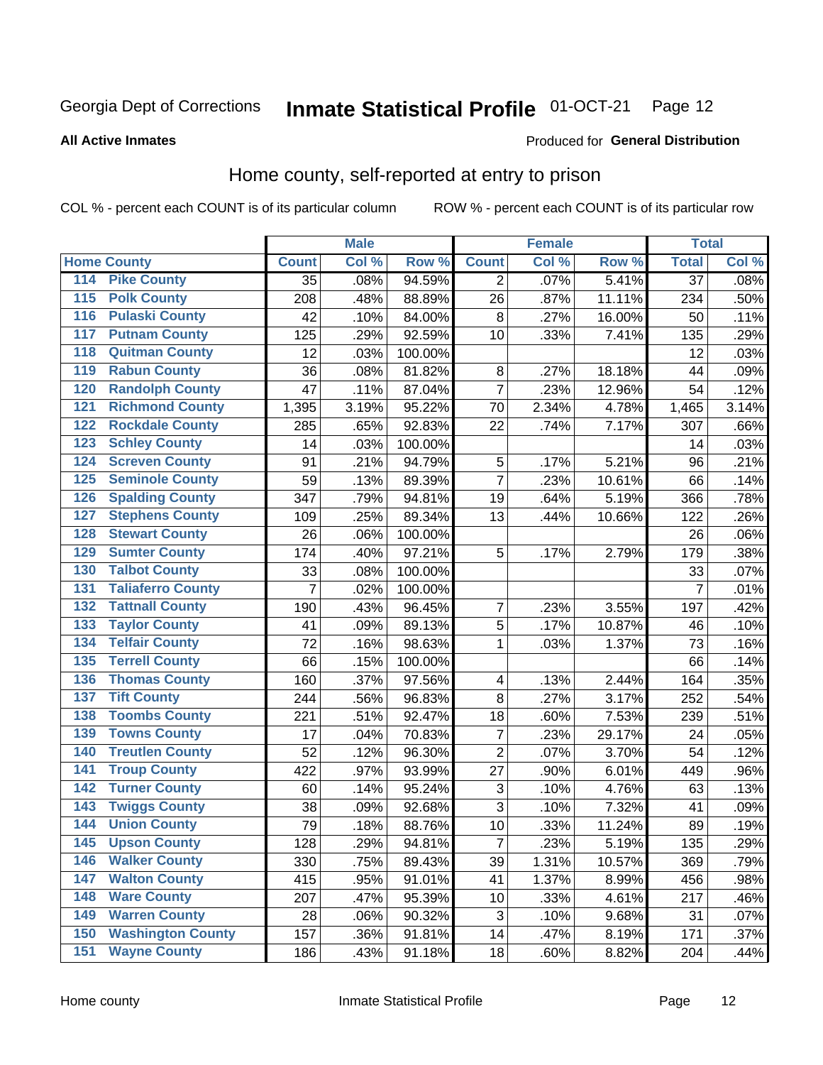Georgia Dept of Corrections **Inmate Statistical Profile** 01-OCT-21

**All Active Inmates**

Produced for **General Distribution**

## Home county, self-reported at entry to prison

COL % - percent each COUNT is of its particular column ROW % - percent each COUNT is of its particular row

| Home County | | Male | | | Female | | | Total | |
|---|---|---|---|---|---|---|---|---|---|
| | | Count | Col % | Row % | Count | Col % | Row % | Total | Col % |
| 114 | Pike County | 35 | .08% | 94.59% | 2 | .07% | 5.41% | 37 | .08% |
| 115 | Polk County | 208 | .48% | 88.89% | 26 | .87% | 11.11% | 234 | .50% |
| 116 | Pulaski County | 42 | .10% | 84.00% | 8 | .27% | 16.00% | 50 | .11% |
| 117 | Putnam County | 125 | .29% | 92.59% | 10 | .33% | 7.41% | 135 | .29% |
| 118 | Quitman County | 12 | .03% | 100.00% | | | | 12 | .03% |
| 119 | Rabun County | 36 | .08% | 81.82% | 8 | .27% | 18.18% | 44 | .09% |
| 120 | Randolph County | 47 | .11% | 87.04% | 7 | .23% | 12.96% | 54 | .12% |
| 121 | Richmond County | 1,395 | 3.19% | 95.22% | 70 | 2.34% | 4.78% | 1,465 | 3.14% |
| 122 | Rockdale County | 285 | .65% | 92.83% | 22 | .74% | 7.17% | 307 | .66% |
| 123 | Schley County | 14 | .03% | 100.00% | | | | 14 | .03% |
| 124 | Screven County | 91 | .21% | 94.79% | 5 | .17% | 5.21% | 96 | .21% |
| 125 | Seminole County | 59 | .13% | 89.39% | 7 | .23% | 10.61% | 66 | .14% |
| 126 | Spalding County | 347 | .79% | 94.81% | 19 | .64% | 5.19% | 366 | .78% |
| 127 | Stephens County | 109 | .25% | 89.34% | 13 | .44% | 10.66% | 122 | .26% |
| 128 | Stewart County | 26 | .06% | 100.00% | | | | 26 | .06% |
| 129 | Sumter County | 174 | .40% | 97.21% | 5 | .17% | 2.79% | 179 | .38% |
| 130 | Talbot County | 33 | .08% | 100.00% | | | | 33 | .07% |
| 131 | Taliaferro County | 7 | .02% | 100.00% | | | | 7 | .01% |
| 132 | Tattnall County | 190 | .43% | 96.45% | 7 | .23% | 3.55% | 197 | .42% |
| 133 | Taylor County | 41 | .09% | 89.13% | 5 | .17% | 10.87% | 46 | .10% |
| 134 | Telfair County | 72 | .16% | 98.63% | 1 | .03% | 1.37% | 73 | .16% |
| 135 | Terrell County | 66 | .15% | 100.00% | | | | 66 | .14% |
| 136 | Thomas County | 160 | .37% | 97.56% | 4 | .13% | 2.44% | 164 | .35% |
| 137 | Tift County | 244 | .56% | 96.83% | 8 | .27% | 3.17% | 252 | .54% |
| 138 | Toombs County | 221 | .51% | 92.47% | 18 | .60% | 7.53% | 239 | .51% |
| 139 | Towns County | 17 | .04% | 70.83% | 7 | .23% | 29.17% | 24 | .05% |
| 140 | Treutlen County | 52 | .12% | 96.30% | 2 | .07% | 3.70% | 54 | .12% |
| 141 | Troup County | 422 | .97% | 93.99% | 27 | .90% | 6.01% | 449 | .96% |
| 142 | Turner County | 60 | .14% | 95.24% | 3 | .10% | 4.76% | 63 | .13% |
| 143 | Twiggs County | 38 | .09% | 92.68% | 3 | .10% | 7.32% | 41 | .09% |
| 144 | Union County | 79 | .18% | 88.76% | 10 | .33% | 11.24% | 89 | .19% |
| 145 | Upson County | 128 | .29% | 94.81% | 7 | .23% | 5.19% | 135 | .29% |
| 146 | Walker County | 330 | .75% | 89.43% | 39 | 1.31% | 10.57% | 369 | .79% |
| 147 | Walton County | 415 | .95% | 91.01% | 41 | 1.37% | 8.99% | 456 | .98% |
| 148 | Ware County | 207 | .47% | 95.39% | 10 | .33% | 4.61% | 217 | .46% |
| 149 | Warren County | 28 | .06% | 90.32% | 3 | .10% | 9.68% | 31 | .07% |
| 150 | Washington County | 157 | .36% | 91.81% | 14 | .47% | 8.19% | 171 | .37% |
| 151 | Wayne County | 186 | .43% | 91.18% | 18 | .60% | 8.82% | 204 | .44% |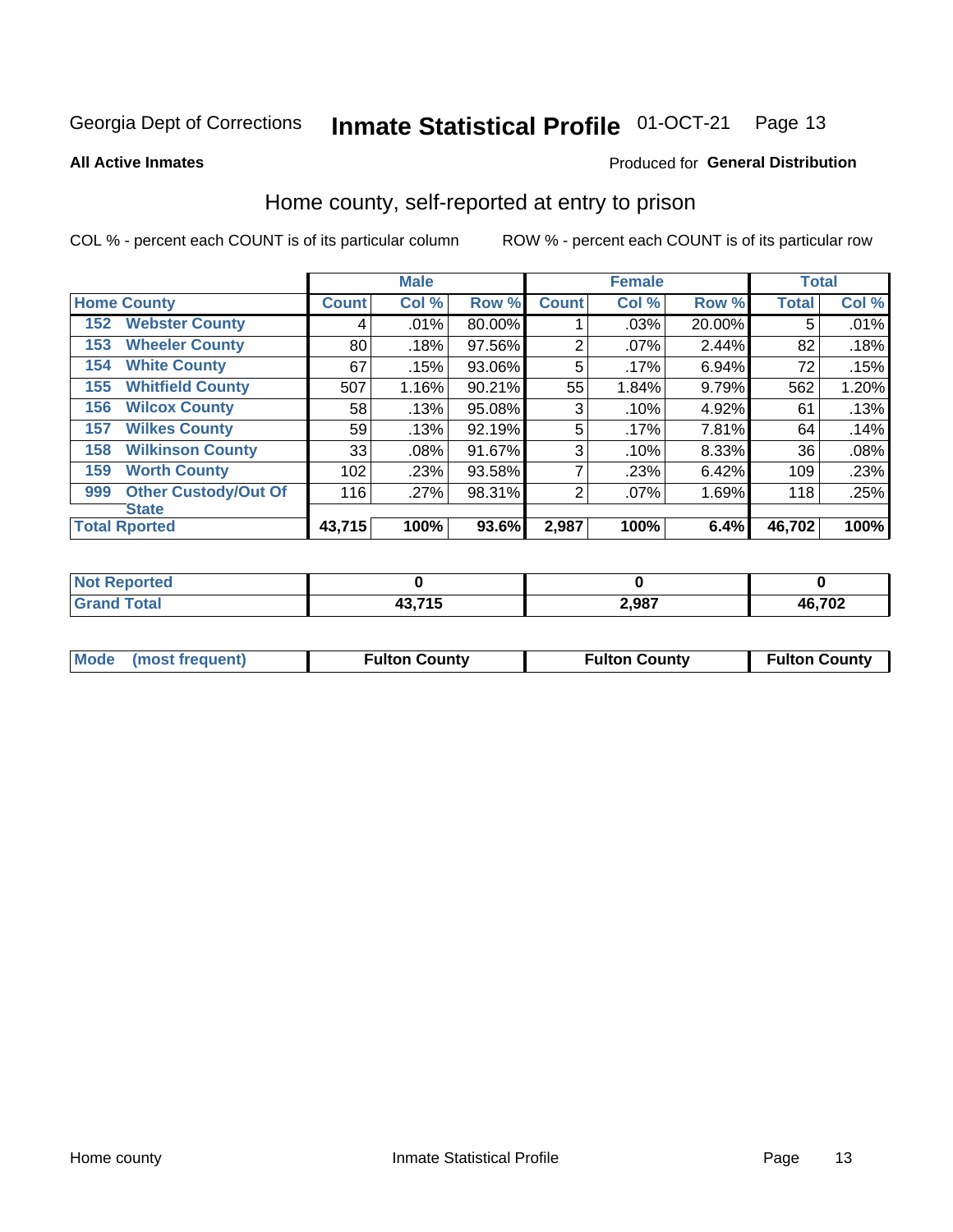Georgia Dept of Corrections **Inmate Statistical Profile** 01-OCT-21

**All Active Inmates**

Produced for **General Distribution**

## Home county, self-reported at entry to prison

COL % - percent each COUNT is of its particular column ROW % - percent each COUNT is of its particular row

| Home County | | Male | | | Female | | | Total | |
|---|---|---|---|---|---|---|---|---|---|
| | | Count | Col % | Row % | Count | Col % | Row % | Total | Col % |
| 152 | Webster County | 4 | .01% | 80.00% | 1 | .03% | 20.00% | 5 | .01% |
| 153 | Wheeler County | 80 | .18% | 97.56% | 2 | .07% | 2.44% | 82 | .18% |
| 154 | White County | 67 | .15% | 93.06% | 5 | .17% | 6.94% | 72 | .15% |
| 155 | Whitfield County | 507 | 1.16% | 90.21% | 55 | 1.84% | 9.79% | 562 | 1.20% |
| 156 | Wilcox County | 58 | .13% | 95.08% | 3 | .10% | 4.92% | 61 | .13% |
| 157 | Wilkes County | 59 | .13% | 92.19% | 5 | .17% | 7.81% | 64 | .14% |
| 158 | Wilkinson County | 33 | .08% | 91.67% | 3 | .10% | 8.33% | 36 | .08% |
| 159 | Worth County | 102 | .23% | 93.58% | 7 | .23% | 6.42% | 109 | .23% |
| 999 | Other Custody/Out Of State | 116 | .27% | 98.31% | 2 | .07% | 1.69% | 118 | .25% |
| **Total Rported** | | **43,715** | **100%** | **93.6%** | **2,987** | **100%** | **6.4%** | **46,702** | **100%** |

| | Male | Female | Total |
|---|---|---|---|
| Not Reported | 0 | 0 | 0 |
| Grand Total | 43,715 | 2,987 | 46,702 |

| | Male | Female | Total |
|---|---|---|---|
| Mode (most frequent) | Fulton County | Fulton County | Fulton County |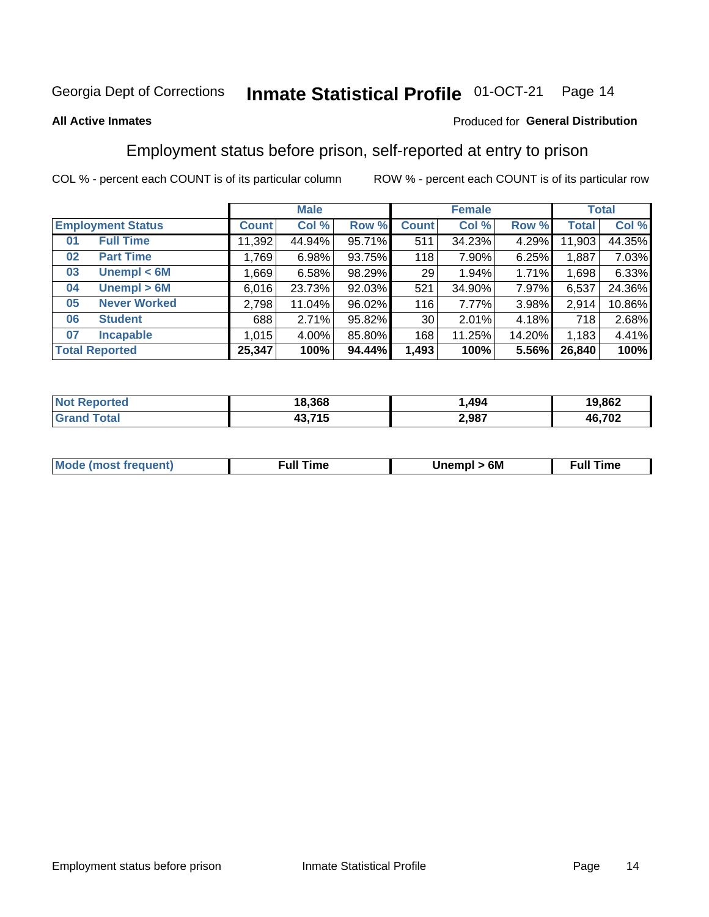Georgia Dept of Corrections **Inmate Statistical Profile** 01-OCT-21

**All Active Inmates**

Produced for **General Distribution**

## Employment status before prison, self-reported at entry to prison

COL % - percent each COUNT is of its particular column    ROW % - percent each COUNT is of its particular row

| Employment Status | | Male | | | Female | | | Total | |
|---|---|---|---|---|---|---|---|---|---|
| | | Count | Col % | Row % | Count | Col % | Row % | Total | Col % |
| 01 | Full Time | 11,392 | 44.94% | 95.71% | 511 | 34.23% | 4.29% | 11,903 | 44.35% |
| 02 | Part Time | 1,769 | 6.98% | 93.75% | 118 | 7.90% | 6.25% | 1,887 | 7.03% |
| 03 | Unempl < 6M | 1,669 | 6.58% | 98.29% | 29 | 1.94% | 1.71% | 1,698 | 6.33% |
| 04 | Unempl > 6M | 6,016 | 23.73% | 92.03% | 521 | 34.90% | 7.97% | 6,537 | 24.36% |
| 05 | Never Worked | 2,798 | 11.04% | 96.02% | 116 | 7.77% | 3.98% | 2,914 | 10.86% |
| 06 | Student | 688 | 2.71% | 95.82% | 30 | 2.01% | 4.18% | 718 | 2.68% |
| 07 | Incapable | 1,015 | 4.00% | 85.80% | 168 | 11.25% | 14.20% | 1,183 | 4.41% |
| **Total Reported** | | **25,347** | **100%** | **94.44%** | **1,493** | **100%** | **5.56%** | **26,840** | **100%** |

| | Male | Female | Total |
|---|---|---|---|
| Not Reported | 18,368 | 1,494 | 19,862 |
| Grand Total | 43,715 | 2,987 | 46,702 |

| | Male | Female | Total |
|---|---|---|---|
| Mode (most frequent) | Full Time | Unempl > 6M | Full Time |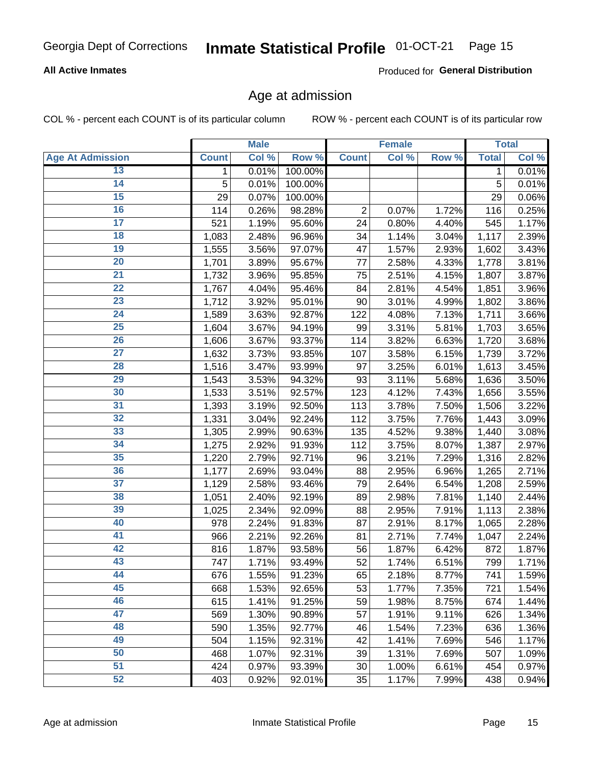## Age at admission

COL % - percent each COUNT is of its particular column

ROW % - percent each COUNT is of its particular row

| | Male | | | Female | | | Total | |
|---|---|---|---|---|---|---|---|---|
| **Age At Admission** | **Count** | **Col %** | **Row %** | **Count** | **Col %** | **Row %** | **Total** | **Col %** |
| 13 | 1 | 0.01% | 100.00% | | | | 1 | 0.01% |
| 14 | 5 | 0.01% | 100.00% | | | | 5 | 0.01% |
| 15 | 29 | 0.07% | 100.00% | | | | 29 | 0.06% |
| 16 | 114 | 0.26% | 98.28% | 2 | 0.07% | 1.72% | 116 | 0.25% |
| 17 | 521 | 1.19% | 95.60% | 24 | 0.80% | 4.40% | 545 | 1.17% |
| 18 | 1,083 | 2.48% | 96.96% | 34 | 1.14% | 3.04% | 1,117 | 2.39% |
| 19 | 1,555 | 3.56% | 97.07% | 47 | 1.57% | 2.93% | 1,602 | 3.43% |
| 20 | 1,701 | 3.89% | 95.67% | 77 | 2.58% | 4.33% | 1,778 | 3.81% |
| 21 | 1,732 | 3.96% | 95.85% | 75 | 2.51% | 4.15% | 1,807 | 3.87% |
| 22 | 1,767 | 4.04% | 95.46% | 84 | 2.81% | 4.54% | 1,851 | 3.96% |
| 23 | 1,712 | 3.92% | 95.01% | 90 | 3.01% | 4.99% | 1,802 | 3.86% |
| 24 | 1,589 | 3.63% | 92.87% | 122 | 4.08% | 7.13% | 1,711 | 3.66% |
| 25 | 1,604 | 3.67% | 94.19% | 99 | 3.31% | 5.81% | 1,703 | 3.65% |
| 26 | 1,606 | 3.67% | 93.37% | 114 | 3.82% | 6.63% | 1,720 | 3.68% |
| 27 | 1,632 | 3.73% | 93.85% | 107 | 3.58% | 6.15% | 1,739 | 3.72% |
| 28 | 1,516 | 3.47% | 93.99% | 97 | 3.25% | 6.01% | 1,613 | 3.45% |
| 29 | 1,543 | 3.53% | 94.32% | 93 | 3.11% | 5.68% | 1,636 | 3.50% |
| 30 | 1,533 | 3.51% | 92.57% | 123 | 4.12% | 7.43% | 1,656 | 3.55% |
| 31 | 1,393 | 3.19% | 92.50% | 113 | 3.78% | 7.50% | 1,506 | 3.22% |
| 32 | 1,331 | 3.04% | 92.24% | 112 | 3.75% | 7.76% | 1,443 | 3.09% |
| 33 | 1,305 | 2.99% | 90.63% | 135 | 4.52% | 9.38% | 1,440 | 3.08% |
| 34 | 1,275 | 2.92% | 91.93% | 112 | 3.75% | 8.07% | 1,387 | 2.97% |
| 35 | 1,220 | 2.79% | 92.71% | 96 | 3.21% | 7.29% | 1,316 | 2.82% |
| 36 | 1,177 | 2.69% | 93.04% | 88 | 2.95% | 6.96% | 1,265 | 2.71% |
| 37 | 1,129 | 2.58% | 93.46% | 79 | 2.64% | 6.54% | 1,208 | 2.59% |
| 38 | 1,051 | 2.40% | 92.19% | 89 | 2.98% | 7.81% | 1,140 | 2.44% |
| 39 | 1,025 | 2.34% | 92.09% | 88 | 2.95% | 7.91% | 1,113 | 2.38% |
| 40 | 978 | 2.24% | 91.83% | 87 | 2.91% | 8.17% | 1,065 | 2.28% |
| 41 | 966 | 2.21% | 92.26% | 81 | 2.71% | 7.74% | 1,047 | 2.24% |
| 42 | 816 | 1.87% | 93.58% | 56 | 1.87% | 6.42% | 872 | 1.87% |
| 43 | 747 | 1.71% | 93.49% | 52 | 1.74% | 6.51% | 799 | 1.71% |
| 44 | 676 | 1.55% | 91.23% | 65 | 2.18% | 8.77% | 741 | 1.59% |
| 45 | 668 | 1.53% | 92.65% | 53 | 1.77% | 7.35% | 721 | 1.54% |
| 46 | 615 | 1.41% | 91.25% | 59 | 1.98% | 8.75% | 674 | 1.44% |
| 47 | 569 | 1.30% | 90.89% | 57 | 1.91% | 9.11% | 626 | 1.34% |
| 48 | 590 | 1.35% | 92.77% | 46 | 1.54% | 7.23% | 636 | 1.36% |
| 49 | 504 | 1.15% | 92.31% | 42 | 1.41% | 7.69% | 546 | 1.17% |
| 50 | 468 | 1.07% | 92.31% | 39 | 1.31% | 7.69% | 507 | 1.09% |
| 51 | 424 | 0.97% | 93.39% | 30 | 1.00% | 6.61% | 454 | 0.97% |
| 52 | 403 | 0.92% | 92.01% | 35 | 1.17% | 7.99% | 438 | 0.94% |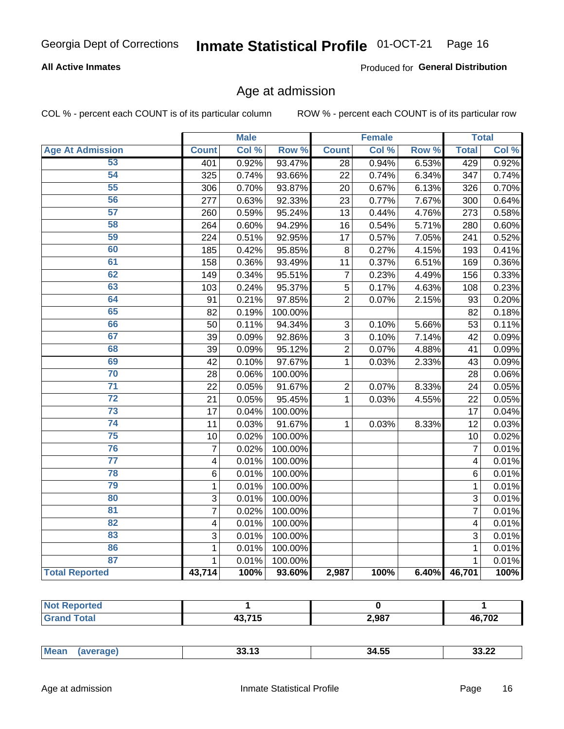Georgia Dept of Corrections **Inmate Statistical Profile** 01-OCT-21

**All Active Inmates**

Produced for **General Distribution**

## Age at admission

COL % - percent each COUNT is of its particular column ROW % - percent each COUNT is of its particular row

| | Male | | | Female | | | Total | |
|---|---|---|---|---|---|---|---|---|
| **Age At Admission** | **Count** | **Col %** | **Row %** | **Count** | **Col %** | **Row %** | **Total** | **Col %** |
| 53 | 401 | 0.92% | 93.47% | 28 | 0.94% | 6.53% | 429 | 0.92% |
| 54 | 325 | 0.74% | 93.66% | 22 | 0.74% | 6.34% | 347 | 0.74% |
| 55 | 306 | 0.70% | 93.87% | 20 | 0.67% | 6.13% | 326 | 0.70% |
| 56 | 277 | 0.63% | 92.33% | 23 | 0.77% | 7.67% | 300 | 0.64% |
| 57 | 260 | 0.59% | 95.24% | 13 | 0.44% | 4.76% | 273 | 0.58% |
| 58 | 264 | 0.60% | 94.29% | 16 | 0.54% | 5.71% | 280 | 0.60% |
| 59 | 224 | 0.51% | 92.95% | 17 | 0.57% | 7.05% | 241 | 0.52% |
| 60 | 185 | 0.42% | 95.85% | 8 | 0.27% | 4.15% | 193 | 0.41% |
| 61 | 158 | 0.36% | 93.49% | 11 | 0.37% | 6.51% | 169 | 0.36% |
| 62 | 149 | 0.34% | 95.51% | 7 | 0.23% | 4.49% | 156 | 0.33% |
| 63 | 103 | 0.24% | 95.37% | 5 | 0.17% | 4.63% | 108 | 0.23% |
| 64 | 91 | 0.21% | 97.85% | 2 | 0.07% | 2.15% | 93 | 0.20% |
| 65 | 82 | 0.19% | 100.00% | | | | 82 | 0.18% |
| 66 | 50 | 0.11% | 94.34% | 3 | 0.10% | 5.66% | 53 | 0.11% |
| 67 | 39 | 0.09% | 92.86% | 3 | 0.10% | 7.14% | 42 | 0.09% |
| 68 | 39 | 0.09% | 95.12% | 2 | 0.07% | 4.88% | 41 | 0.09% |
| 69 | 42 | 0.10% | 97.67% | 1 | 0.03% | 2.33% | 43 | 0.09% |
| 70 | 28 | 0.06% | 100.00% | | | | 28 | 0.06% |
| 71 | 22 | 0.05% | 91.67% | 2 | 0.07% | 8.33% | 24 | 0.05% |
| 72 | 21 | 0.05% | 95.45% | 1 | 0.03% | 4.55% | 22 | 0.05% |
| 73 | 17 | 0.04% | 100.00% | | | | 17 | 0.04% |
| 74 | 11 | 0.03% | 91.67% | 1 | 0.03% | 8.33% | 12 | 0.03% |
| 75 | 10 | 0.02% | 100.00% | | | | 10 | 0.02% |
| 76 | 7 | 0.02% | 100.00% | | | | 7 | 0.01% |
| 77 | 4 | 0.01% | 100.00% | | | | 4 | 0.01% |
| 78 | 6 | 0.01% | 100.00% | | | | 6 | 0.01% |
| 79 | 1 | 0.01% | 100.00% | | | | 1 | 0.01% |
| 80 | 3 | 0.01% | 100.00% | | | | 3 | 0.01% |
| 81 | 7 | 0.02% | 100.00% | | | | 7 | 0.01% |
| 82 | 4 | 0.01% | 100.00% | | | | 4 | 0.01% |
| 83 | 3 | 0.01% | 100.00% | | | | 3 | 0.01% |
| 86 | 1 | 0.01% | 100.00% | | | | 1 | 0.01% |
| 87 | 1 | 0.01% | 100.00% | | | | 1 | 0.01% |
| **Total Reported** | **43,714** | **100%** | **93.60%** | **2,987** | **100%** | **6.40%** | **46,701** | **100%** |

| | Male | Female | Total |
|---|---|---|---|
| **Not Reported** | **1** | **0** | **1** |
| **Grand Total** | **43,715** | **2,987** | **46,702** |

| | Male | Female | Total |
|---|---|---|---|
| **Mean (average)** | **33.13** | **34.55** | **33.22** |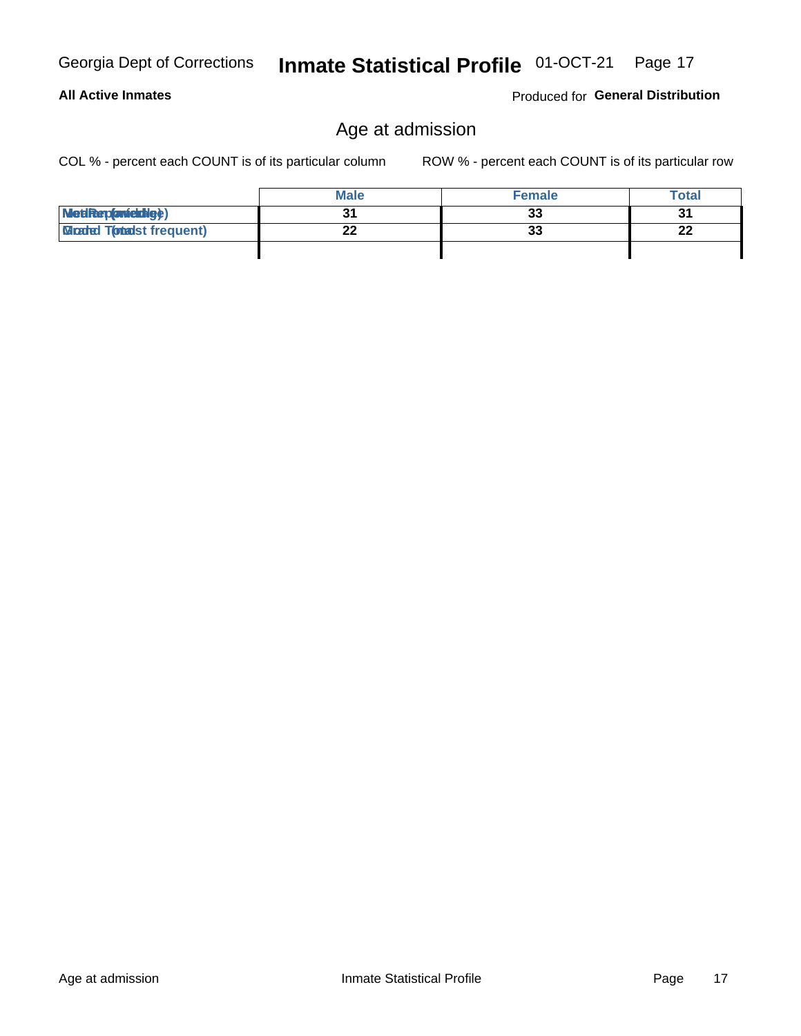## Age at admission

COL % - percent each COUNT is of its particular column        ROW % - percent each COUNT is of its particular row

| | Male | Female | Total |
|---|---|---|---|
| Median (middle) | 31 | 33 | 31 |
| Mode (most frequent) | 22 | 33 | 22 |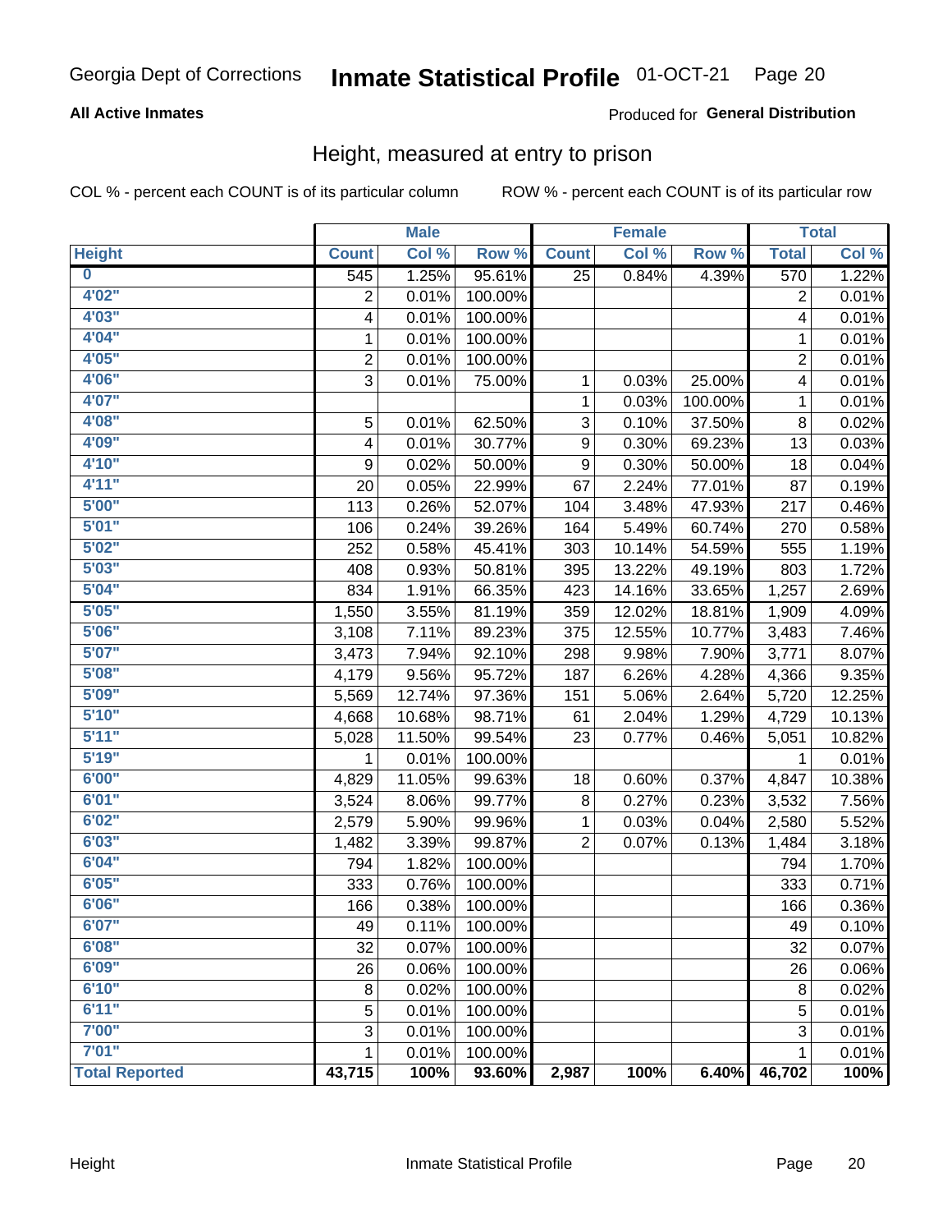Georgia Dept of Corrections **Inmate Statistical Profile** 01-OCT-21

**All Active Inmates**

Produced for **General Distribution**

## Height, measured at entry to prison

COL % - percent each COUNT is of its particular column

ROW % - percent each COUNT is of its particular row

| | Male | | | Female | | | Total | |
|---|---|---|---|---|---|---|---|---|
| **Height** | **Count** | **Col %** | **Row %** | **Count** | **Col %** | **Row %** | **Total** | **Col %** |
| 0 | 545 | 1.25% | 95.61% | 25 | 0.84% | 4.39% | 570 | 1.22% |
| 4'02" | 2 | 0.01% | 100.00% | | | | 2 | 0.01% |
| 4'03" | 4 | 0.01% | 100.00% | | | | 4 | 0.01% |
| 4'04" | 1 | 0.01% | 100.00% | | | | 1 | 0.01% |
| 4'05" | 2 | 0.01% | 100.00% | | | | 2 | 0.01% |
| 4'06" | 3 | 0.01% | 75.00% | 1 | 0.03% | 25.00% | 4 | 0.01% |
| 4'07" | | | | 1 | 0.03% | 100.00% | 1 | 0.01% |
| 4'08" | 5 | 0.01% | 62.50% | 3 | 0.10% | 37.50% | 8 | 0.02% |
| 4'09" | 4 | 0.01% | 30.77% | 9 | 0.30% | 69.23% | 13 | 0.03% |
| 4'10" | 9 | 0.02% | 50.00% | 9 | 0.30% | 50.00% | 18 | 0.04% |
| 4'11" | 20 | 0.05% | 22.99% | 67 | 2.24% | 77.01% | 87 | 0.19% |
| 5'00" | 113 | 0.26% | 52.07% | 104 | 3.48% | 47.93% | 217 | 0.46% |
| 5'01" | 106 | 0.24% | 39.26% | 164 | 5.49% | 60.74% | 270 | 0.58% |
| 5'02" | 252 | 0.58% | 45.41% | 303 | 10.14% | 54.59% | 555 | 1.19% |
| 5'03" | 408 | 0.93% | 50.81% | 395 | 13.22% | 49.19% | 803 | 1.72% |
| 5'04" | 834 | 1.91% | 66.35% | 423 | 14.16% | 33.65% | 1,257 | 2.69% |
| 5'05" | 1,550 | 3.55% | 81.19% | 359 | 12.02% | 18.81% | 1,909 | 4.09% |
| 5'06" | 3,108 | 7.11% | 89.23% | 375 | 12.55% | 10.77% | 3,483 | 7.46% |
| 5'07" | 3,473 | 7.94% | 92.10% | 298 | 9.98% | 7.90% | 3,771 | 8.07% |
| 5'08" | 4,179 | 9.56% | 95.72% | 187 | 6.26% | 4.28% | 4,366 | 9.35% |
| 5'09" | 5,569 | 12.74% | 97.36% | 151 | 5.06% | 2.64% | 5,720 | 12.25% |
| 5'10" | 4,668 | 10.68% | 98.71% | 61 | 2.04% | 1.29% | 4,729 | 10.13% |
| 5'11" | 5,028 | 11.50% | 99.54% | 23 | 0.77% | 0.46% | 5,051 | 10.82% |
| 5'19" | 1 | 0.01% | 100.00% | | | | 1 | 0.01% |
| 6'00" | 4,829 | 11.05% | 99.63% | 18 | 0.60% | 0.37% | 4,847 | 10.38% |
| 6'01" | 3,524 | 8.06% | 99.77% | 8 | 0.27% | 0.23% | 3,532 | 7.56% |
| 6'02" | 2,579 | 5.90% | 99.96% | 1 | 0.03% | 0.04% | 2,580 | 5.52% |
| 6'03" | 1,482 | 3.39% | 99.87% | 2 | 0.07% | 0.13% | 1,484 | 3.18% |
| 6'04" | 794 | 1.82% | 100.00% | | | | 794 | 1.70% |
| 6'05" | 333 | 0.76% | 100.00% | | | | 333 | 0.71% |
| 6'06" | 166 | 0.38% | 100.00% | | | | 166 | 0.36% |
| 6'07" | 49 | 0.11% | 100.00% | | | | 49 | 0.10% |
| 6'08" | 32 | 0.07% | 100.00% | | | | 32 | 0.07% |
| 6'09" | 26 | 0.06% | 100.00% | | | | 26 | 0.06% |
| 6'10" | 8 | 0.02% | 100.00% | | | | 8 | 0.02% |
| 6'11" | 5 | 0.01% | 100.00% | | | | 5 | 0.01% |
| 7'00" | 3 | 0.01% | 100.00% | | | | 3 | 0.01% |
| 7'01" | 1 | 0.01% | 100.00% | | | | 1 | 0.01% |
| **Total Reported** | **43,715** | **100%** | **93.60%** | **2,987** | **100%** | **6.40%** | **46,702** | **100%** |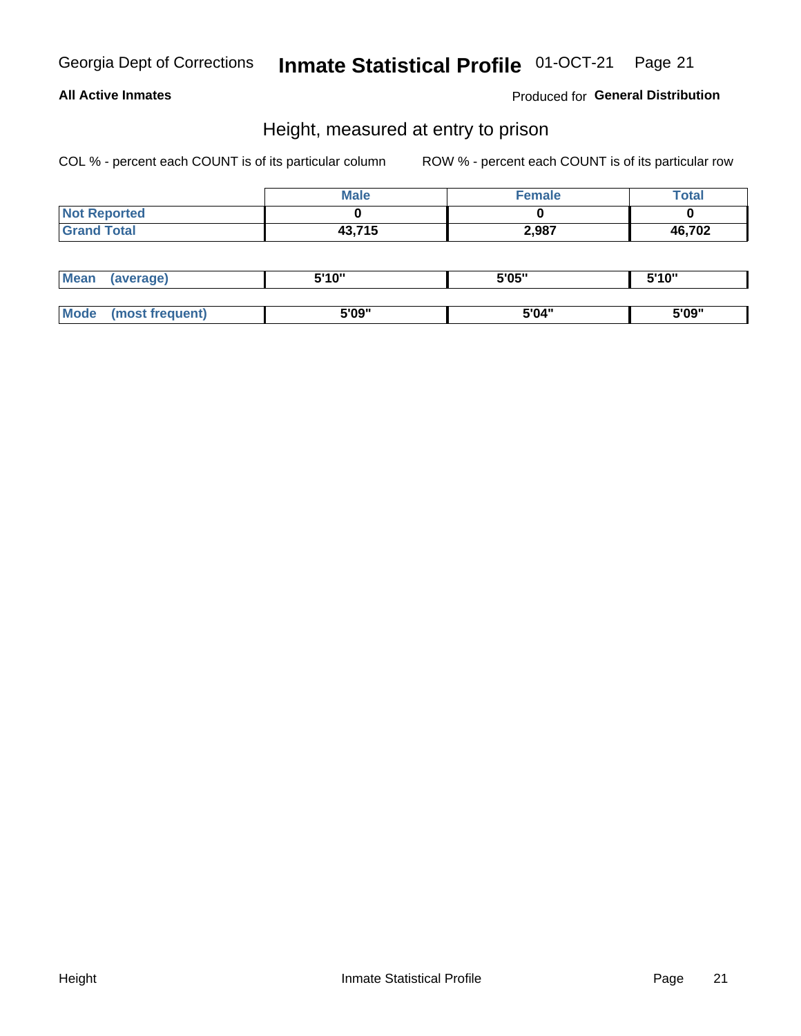# Inmate Statistical Profile

**All Active Inmates**

Produced for **General Distribution**

## Height, measured at entry to prison

COL % - percent each COUNT is of its particular column

ROW % - percent each COUNT is of its particular row

| | Male | Female | Total |
|---|---|---|---|
| Not Reported | 0 | 0 | 0 |
| Grand Total | 43,715 | 2,987 | 46,702 |

| | Male | Female | Total |
|---|---|---|---|
| Mean (average) | 5'10" | 5'05" | 5'10" |
| Mode (most frequent) | 5'09" | 5'04" | 5'09" |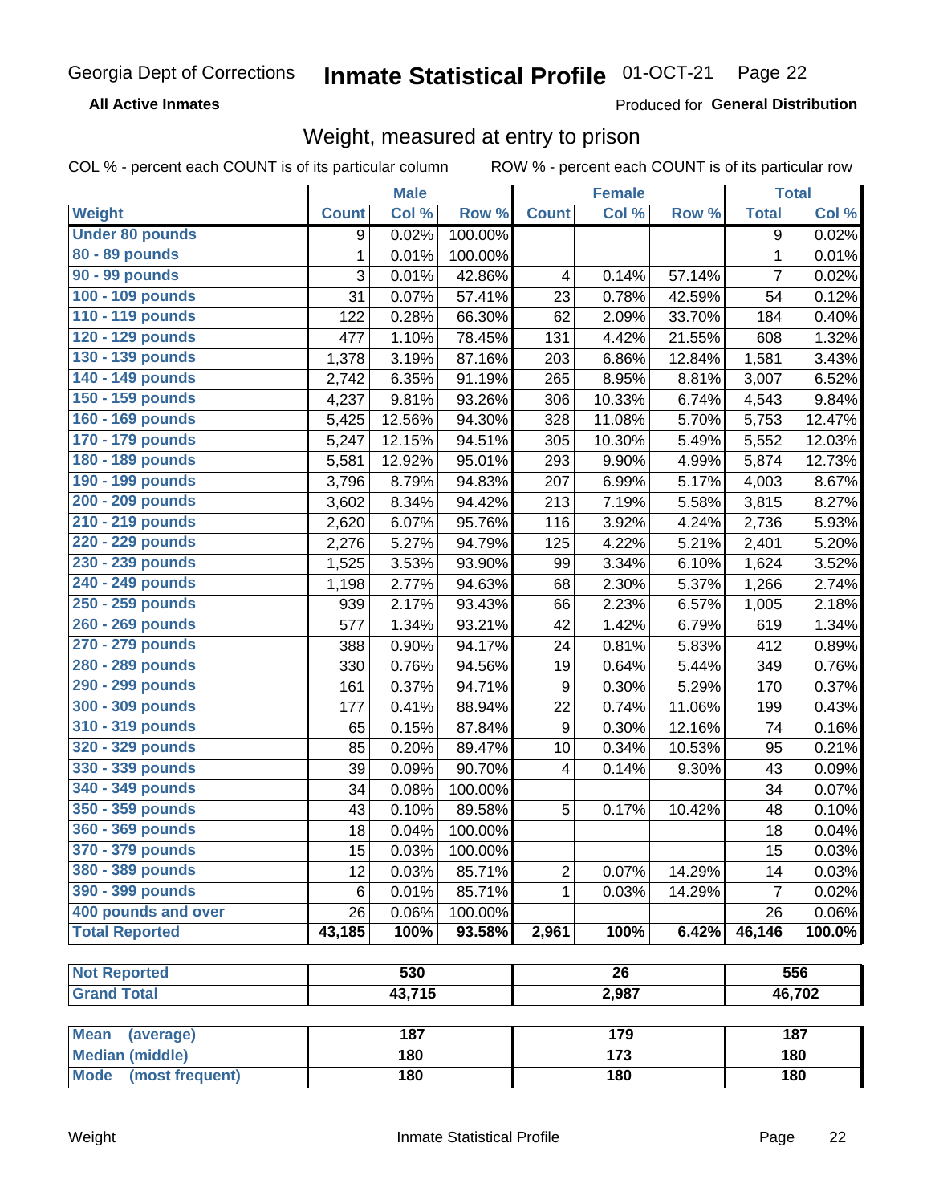Georgia Dept of Corrections **Inmate Statistical Profile** 01-OCT-21

**All Active Inmates**

Produced for **General Distribution**

## Weight, measured at entry to prison

COL % - percent each COUNT is of its particular column ROW % - percent each COUNT is of its particular row

| | Male | | | Female | | | Total | |
|---|---|---|---|---|---|---|---|---|
| **Weight** | **Count** | **Col %** | **Row %** | **Count** | **Col %** | **Row %** | **Total** | **Col %** |
| Under 80 pounds | 9 | 0.02% | 100.00% | | | | 9 | 0.02% |
| 80 - 89 pounds | 1 | 0.01% | 100.00% | | | | 1 | 0.01% |
| 90 - 99 pounds | 3 | 0.01% | 42.86% | 4 | 0.14% | 57.14% | 7 | 0.02% |
| 100 - 109 pounds | 31 | 0.07% | 57.41% | 23 | 0.78% | 42.59% | 54 | 0.12% |
| 110 - 119 pounds | 122 | 0.28% | 66.30% | 62 | 2.09% | 33.70% | 184 | 0.40% |
| 120 - 129 pounds | 477 | 1.10% | 78.45% | 131 | 4.42% | 21.55% | 608 | 1.32% |
| 130 - 139 pounds | 1,378 | 3.19% | 87.16% | 203 | 6.86% | 12.84% | 1,581 | 3.43% |
| 140 - 149 pounds | 2,742 | 6.35% | 91.19% | 265 | 8.95% | 8.81% | 3,007 | 6.52% |
| 150 - 159 pounds | 4,237 | 9.81% | 93.26% | 306 | 10.33% | 6.74% | 4,543 | 9.84% |
| 160 - 169 pounds | 5,425 | 12.56% | 94.30% | 328 | 11.08% | 5.70% | 5,753 | 12.47% |
| 170 - 179 pounds | 5,247 | 12.15% | 94.51% | 305 | 10.30% | 5.49% | 5,552 | 12.03% |
| 180 - 189 pounds | 5,581 | 12.92% | 95.01% | 293 | 9.90% | 4.99% | 5,874 | 12.73% |
| 190 - 199 pounds | 3,796 | 8.79% | 94.83% | 207 | 6.99% | 5.17% | 4,003 | 8.67% |
| 200 - 209 pounds | 3,602 | 8.34% | 94.42% | 213 | 7.19% | 5.58% | 3,815 | 8.27% |
| 210 - 219 pounds | 2,620 | 6.07% | 95.76% | 116 | 3.92% | 4.24% | 2,736 | 5.93% |
| 220 - 229 pounds | 2,276 | 5.27% | 94.79% | 125 | 4.22% | 5.21% | 2,401 | 5.20% |
| 230 - 239 pounds | 1,525 | 3.53% | 93.90% | 99 | 3.34% | 6.10% | 1,624 | 3.52% |
| 240 - 249 pounds | 1,198 | 2.77% | 94.63% | 68 | 2.30% | 5.37% | 1,266 | 2.74% |
| 250 - 259 pounds | 939 | 2.17% | 93.43% | 66 | 2.23% | 6.57% | 1,005 | 2.18% |
| 260 - 269 pounds | 577 | 1.34% | 93.21% | 42 | 1.42% | 6.79% | 619 | 1.34% |
| 270 - 279 pounds | 388 | 0.90% | 94.17% | 24 | 0.81% | 5.83% | 412 | 0.89% |
| 280 - 289 pounds | 330 | 0.76% | 94.56% | 19 | 0.64% | 5.44% | 349 | 0.76% |
| 290 - 299 pounds | 161 | 0.37% | 94.71% | 9 | 0.30% | 5.29% | 170 | 0.37% |
| 300 - 309 pounds | 177 | 0.41% | 88.94% | 22 | 0.74% | 11.06% | 199 | 0.43% |
| 310 - 319 pounds | 65 | 0.15% | 87.84% | 9 | 0.30% | 12.16% | 74 | 0.16% |
| 320 - 329 pounds | 85 | 0.20% | 89.47% | 10 | 0.34% | 10.53% | 95 | 0.21% |
| 330 - 339 pounds | 39 | 0.09% | 90.70% | 4 | 0.14% | 9.30% | 43 | 0.09% |
| 340 - 349 pounds | 34 | 0.08% | 100.00% | | | | 34 | 0.07% |
| 350 - 359 pounds | 43 | 0.10% | 89.58% | 5 | 0.17% | 10.42% | 48 | 0.10% |
| 360 - 369 pounds | 18 | 0.04% | 100.00% | | | | 18 | 0.04% |
| 370 - 379 pounds | 15 | 0.03% | 100.00% | | | | 15 | 0.03% |
| 380 - 389 pounds | 12 | 0.03% | 85.71% | 2 | 0.07% | 14.29% | 14 | 0.03% |
| 390 - 399 pounds | 6 | 0.01% | 85.71% | 1 | 0.03% | 14.29% | 7 | 0.02% |
| 400 pounds and over | 26 | 0.06% | 100.00% | | | | 26 | 0.06% |
| **Total Reported** | **43,185** | **100%** | **93.58%** | **2,961** | **100%** | **6.42%** | **46,146** | **100.0%** |

| | Male | Female | Total |
|---|---|---|---|
| Not Reported | 530 | 26 | 556 |
| Grand Total | 43,715 | 2,987 | 46,702 |

| | Male | Female | Total |
|---|---|---|---|
| Mean (average) | 187 | 179 | 187 |
| Median (middle) | 180 | 173 | 180 |
| Mode (most frequent) | 180 | 180 | 180 |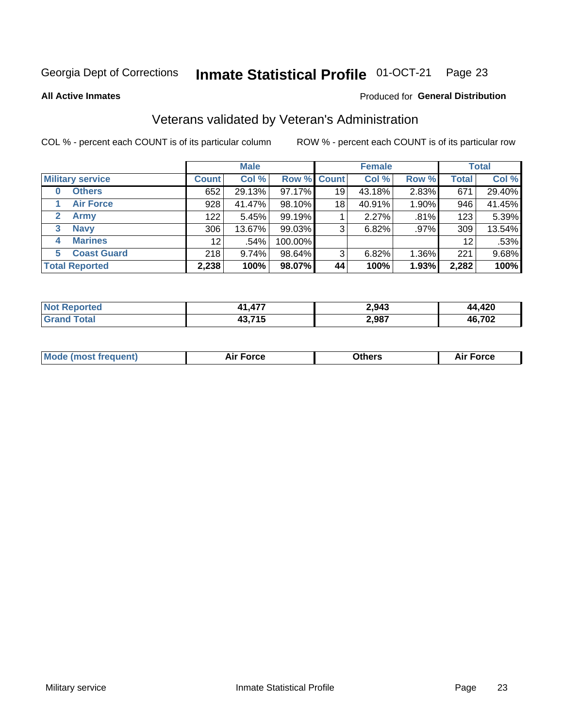Georgia Dept of Corrections **Inmate Statistical Profile** 01-OCT-21

**All Active Inmates**

Produced for **General Distribution**

## Veterans validated by Veteran's Administration

COL % - percent each COUNT is of its particular column

ROW % - percent each COUNT is of its particular row

| | Male | | | Female | | | Total | |
|---|---|---|---|---|---|---|---|---|
| **Military service** | **Count** | **Col %** | **Row %** | **Count** | **Col %** | **Row %** | **Total** | **Col %** |
| **0 Others** | 652 | 29.13% | 97.17% | 19 | 43.18% | 2.83% | 671 | 29.40% |
| **1 Air Force** | 928 | 41.47% | 98.10% | 18 | 40.91% | 1.90% | 946 | 41.45% |
| **2 Army** | 122 | 5.45% | 99.19% | 1 | 2.27% | .81% | 123 | 5.39% |
| **3 Navy** | 306 | 13.67% | 99.03% | 3 | 6.82% | .97% | 309 | 13.54% |
| **4 Marines** | 12 | .54% | 100.00% | | | | 12 | .53% |
| **5 Coast Guard** | 218 | 9.74% | 98.64% | 3 | 6.82% | 1.36% | 221 | 9.68% |
| **Total Reported** | **2,238** | **100%** | **98.07%** | **44** | **100%** | **1.93%** | **2,282** | **100%** |

| | Male | Female | Total |
|---|---|---|---|
| **Not Reported** | **41,477** | **2,943** | **44,420** |
| **Grand Total** | **43,715** | **2,987** | **46,702** |

| | Male | Female | Total |
|---|---|---|---|
| **Mode (most frequent)** | **Air Force** | **Others** | **Air Force** |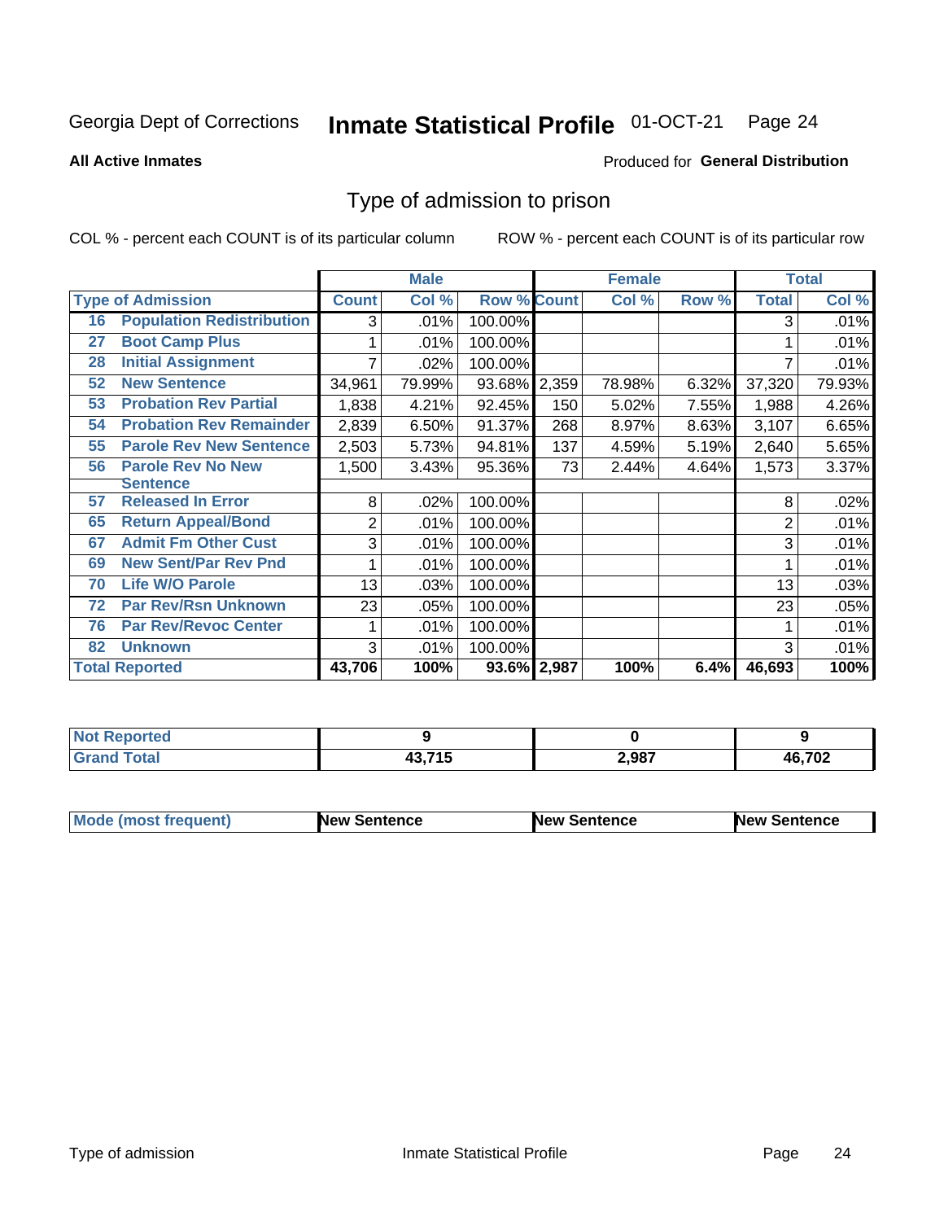Georgia Dept of Corrections **Inmate Statistical Profile** 01-OCT-21

**All Active Inmates**

Produced for **General Distribution**

## Type of admission to prison

COL % - percent each COUNT is of its particular column ROW % - percent each COUNT is of its particular row

| Type of Admission | | Male Count | Male Col % | Male Row % | Female Count | Female Col % | Female Row % | Total | Total Col % |
|---|---|---|---|---|---|---|---|---|---|
| 16 | Population Redistribution | 3 | .01% | 100.00% | | | | 3 | .01% |
| 27 | Boot Camp Plus | 1 | .01% | 100.00% | | | | 1 | .01% |
| 28 | Initial Assignment | 7 | .02% | 100.00% | | | | 7 | .01% |
| 52 | New Sentence | 34,961 | 79.99% | 93.68% | 2,359 | 78.98% | 6.32% | 37,320 | 79.93% |
| 53 | Probation Rev Partial | 1,838 | 4.21% | 92.45% | 150 | 5.02% | 7.55% | 1,988 | 4.26% |
| 54 | Probation Rev Remainder | 2,839 | 6.50% | 91.37% | 268 | 8.97% | 8.63% | 3,107 | 6.65% |
| 55 | Parole Rev New Sentence | 2,503 | 5.73% | 94.81% | 137 | 4.59% | 5.19% | 2,640 | 5.65% |
| 56 | Parole Rev No New Sentence | 1,500 | 3.43% | 95.36% | 73 | 2.44% | 4.64% | 1,573 | 3.37% |
| 57 | Released In Error | 8 | .02% | 100.00% | | | | 8 | .02% |
| 65 | Return Appeal/Bond | 2 | .01% | 100.00% | | | | 2 | .01% |
| 67 | Admit Fm Other Cust | 3 | .01% | 100.00% | | | | 3 | .01% |
| 69 | New Sent/Par Rev Pnd | 1 | .01% | 100.00% | | | | 1 | .01% |
| 70 | Life W/O Parole | 13 | .03% | 100.00% | | | | 13 | .03% |
| 72 | Par Rev/Rsn Unknown | 23 | .05% | 100.00% | | | | 23 | .05% |
| 76 | Par Rev/Revoc Center | 1 | .01% | 100.00% | | | | 1 | .01% |
| 82 | Unknown | 3 | .01% | 100.00% | | | | 3 | .01% |
| **Total Reported** | | **43,706** | **100%** | **93.6%** | **2,987** | **100%** | **6.4%** | **46,693** | **100%** |

| | Male | Female | Total |
|---|---|---|---|
| Not Reported | 9 | 0 | 9 |
| Grand Total | 43,715 | 2,987 | 46,702 |

| | Male | Female | Total |
|---|---|---|---|
| Mode (most frequent) | New Sentence | New Sentence | New Sentence |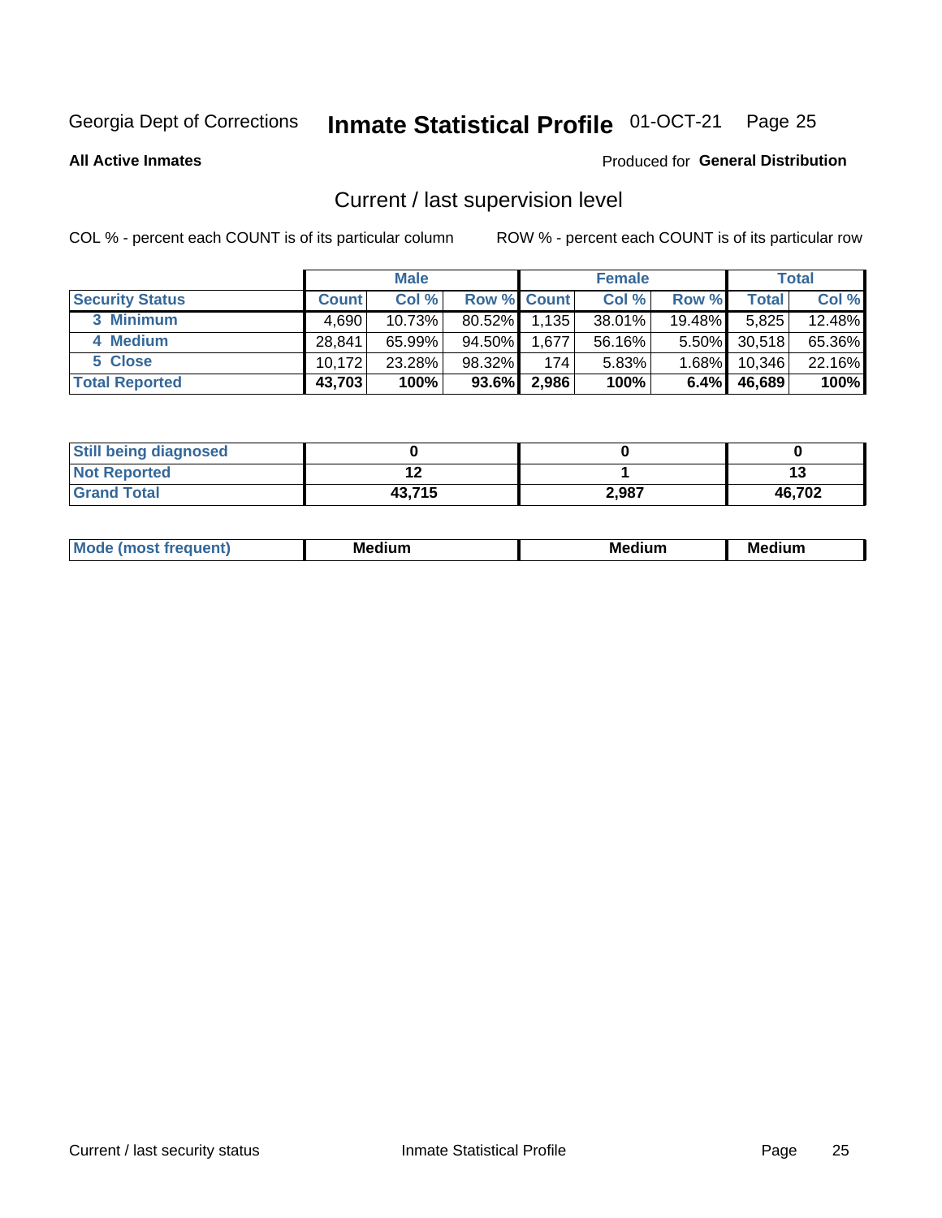Georgia Dept of Corrections **Inmate Statistical Profile** 01-OCT-21 Page 25

**All Active Inmates**

Produced for **General Distribution**

## Current / last supervision level

COL % - percent each COUNT is of its particular column ROW % - percent each COUNT is of its particular row

| | Male | | | Female | | | Total | |
|---|---|---|---|---|---|---|---|---|
| **Security Status** | **Count** | **Col %** | **Row %** | **Count** | **Col %** | **Row %** | **Total** | **Col %** |
| 3 Minimum | 4,690 | 10.73% | 80.52% | 1,135 | 38.01% | 19.48% | 5,825 | 12.48% |
| 4 Medium | 28,841 | 65.99% | 94.50% | 1,677 | 56.16% | 5.50% | 30,518 | 65.36% |
| 5 Close | 10,172 | 23.28% | 98.32% | 174 | 5.83% | 1.68% | 10,346 | 22.16% |
| **Total Reported** | **43,703** | **100%** | **93.6%** | **2,986** | **100%** | **6.4%** | **46,689** | **100%** |

| | Male | Female | Total |
|---|---|---|---|
| **Still being diagnosed** | **0** | **0** | **0** |
| **Not Reported** | **12** | **1** | **13** |
| **Grand Total** | **43,715** | **2,987** | **46,702** |

| | Male | Female | Total |
|---|---|---|---|
| **Mode (most frequent)** | **Medium** | **Medium** | **Medium** |

Current / last security status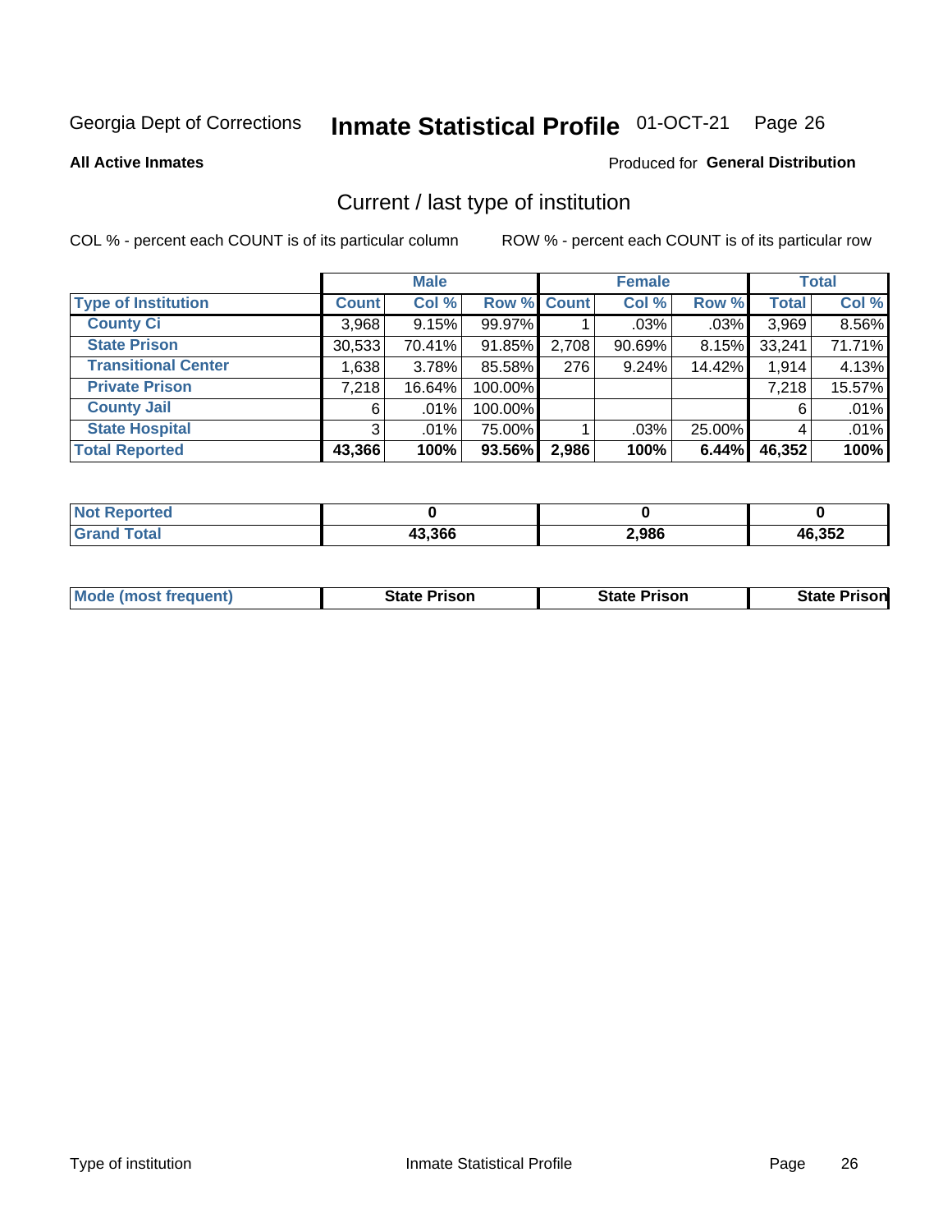Georgia Dept of Corrections **Inmate Statistical Profile** 01-OCT-21

**All Active Inmates**

Produced for **General Distribution**

## Current / last type of institution

COL % - percent each COUNT is of its particular column

ROW % - percent each COUNT is of its particular row

| | Male | | | Female | | | Total | |
|---|---|---|---|---|---|---|---|---|
| **Type of Institution** | **Count** | **Col %** | **Row %** | **Count** | **Col %** | **Row %** | **Total** | **Col %** |
| **County Ci** | 3,968 | 9.15% | 99.97% | 1 | .03% | .03% | 3,969 | 8.56% |
| **State Prison** | 30,533 | 70.41% | 91.85% | 2,708 | 90.69% | 8.15% | 33,241 | 71.71% |
| **Transitional Center** | 1,638 | 3.78% | 85.58% | 276 | 9.24% | 14.42% | 1,914 | 4.13% |
| **Private Prison** | 7,218 | 16.64% | 100.00% | | | | 7,218 | 15.57% |
| **County Jail** | 6 | .01% | 100.00% | | | | 6 | .01% |
| **State Hospital** | 3 | .01% | 75.00% | 1 | .03% | 25.00% | 4 | .01% |
| **Total Reported** | **43,366** | **100%** | **93.56%** | **2,986** | **100%** | **6.44%** | **46,352** | **100%** |

| | Male | Female | Total |
|---|---|---|---|
| **Not Reported** | **0** | **0** | **0** |
| **Grand Total** | **43,366** | **2,986** | **46,352** |

| | Male | Female | Total |
|---|---|---|---|
| **Mode (most frequent)** | **State Prison** | **State Prison** | **State Prison** |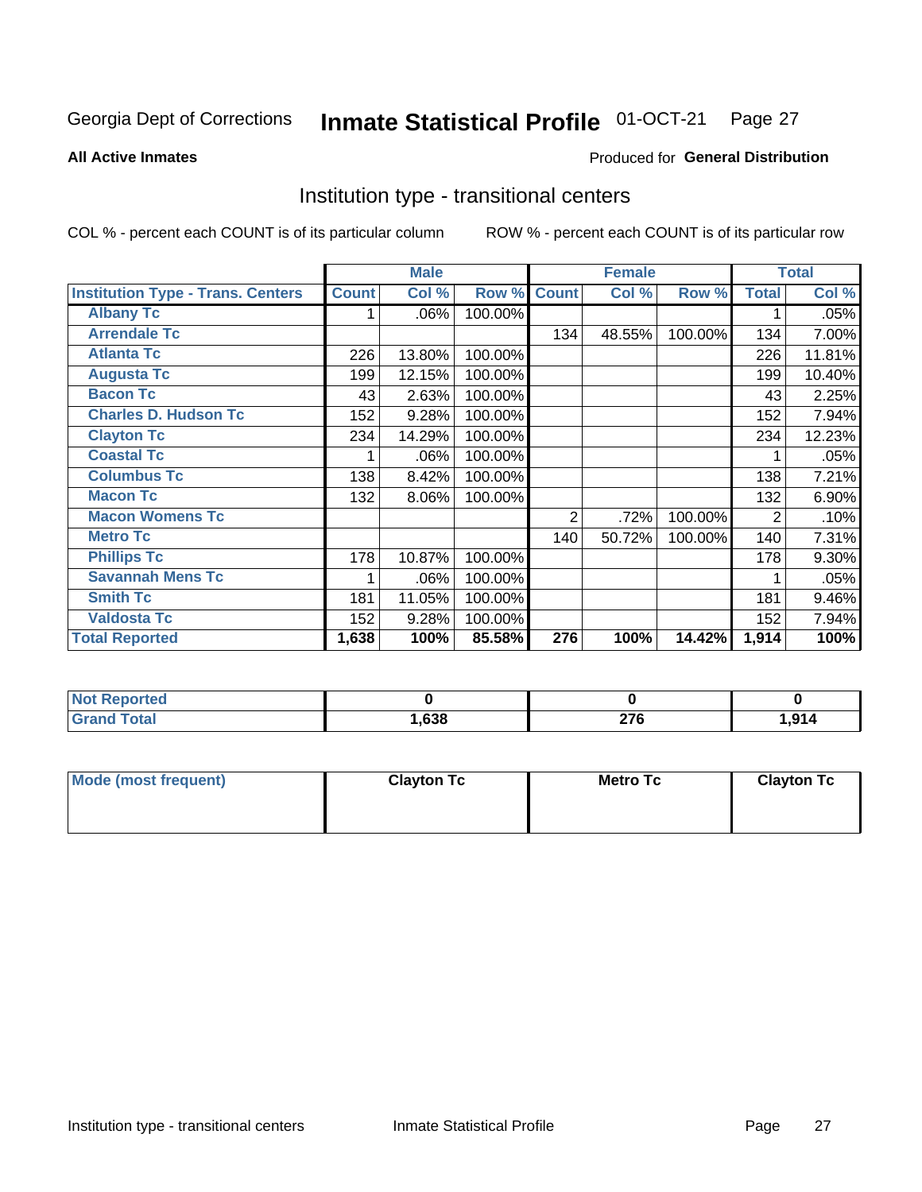Georgia Dept of Corrections **Inmate Statistical Profile** 01-OCT-21

**All Active Inmates**

Produced for **General Distribution**

## Institution type - transitional centers

COL % - percent each COUNT is of its particular column

ROW % - percent each COUNT is of its particular row

| | Male | | | Female | | | Total | |
|---|---|---|---|---|---|---|---|---|
| **Institution Type - Trans. Centers** | **Count** | **Col %** | **Row %** | **Count** | **Col %** | **Row %** | **Total** | **Col %** |
| **Albany Tc** | 1 | .06% | 100.00% | | | | 1 | .05% |
| **Arrendale Tc** | | | | 134 | 48.55% | 100.00% | 134 | 7.00% |
| **Atlanta Tc** | 226 | 13.80% | 100.00% | | | | 226 | 11.81% |
| **Augusta Tc** | 199 | 12.15% | 100.00% | | | | 199 | 10.40% |
| **Bacon Tc** | 43 | 2.63% | 100.00% | | | | 43 | 2.25% |
| **Charles D. Hudson Tc** | 152 | 9.28% | 100.00% | | | | 152 | 7.94% |
| **Clayton Tc** | 234 | 14.29% | 100.00% | | | | 234 | 12.23% |
| **Coastal Tc** | 1 | .06% | 100.00% | | | | 1 | .05% |
| **Columbus Tc** | 138 | 8.42% | 100.00% | | | | 138 | 7.21% |
| **Macon Tc** | 132 | 8.06% | 100.00% | | | | 132 | 6.90% |
| **Macon Womens Tc** | | | | 2 | .72% | 100.00% | 2 | .10% |
| **Metro Tc** | | | | 140 | 50.72% | 100.00% | 140 | 7.31% |
| **Phillips Tc** | 178 | 10.87% | 100.00% | | | | 178 | 9.30% |
| **Savannah Mens Tc** | 1 | .06% | 100.00% | | | | 1 | .05% |
| **Smith Tc** | 181 | 11.05% | 100.00% | | | | 181 | 9.46% |
| **Valdosta Tc** | 152 | 9.28% | 100.00% | | | | 152 | 7.94% |
| **Total Reported** | **1,638** | **100%** | **85.58%** | **276** | **100%** | **14.42%** | **1,914** | **100%** |

| | Male | Female | Total |
|---|---|---|---|
| **Not Reported** | **0** | **0** | **0** |
| **Grand Total** | **1,638** | **276** | **1,914** |

| | Male | Female | Total |
|---|---|---|---|
| **Mode (most frequent)** | **Clayton Tc** | **Metro Tc** | **Clayton Tc** |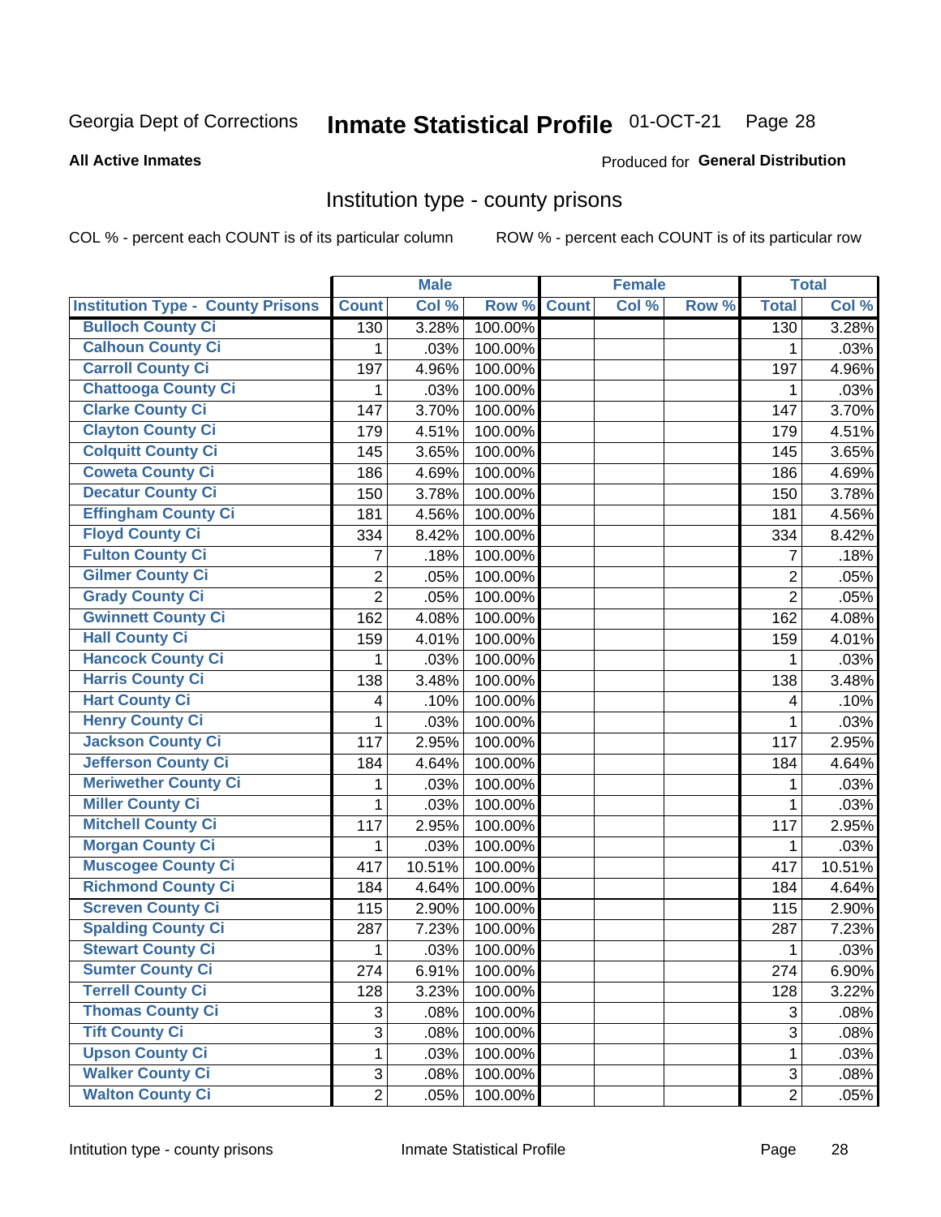Georgia Dept of Corrections **Inmate Statistical Profile** 01-OCT-21

**All Active Inmates**

Produced for **General Distribution**

## Institution type - county prisons

COL % - percent each COUNT is of its particular column

ROW % - percent each COUNT is of its particular row

| | Male | | | Female | | | Total | |
|---|---|---|---|---|---|---|---|---|
| **Institution Type - County Prisons** | **Count** | **Col %** | **Row %** | **Count** | **Col %** | **Row %** | **Total** | **Col %** |
| **Bulloch County Ci** | 130 | 3.28% | 100.00% | | | | 130 | 3.28% |
| **Calhoun County Ci** | 1 | .03% | 100.00% | | | | 1 | .03% |
| **Carroll County Ci** | 197 | 4.96% | 100.00% | | | | 197 | 4.96% |
| **Chattooga County Ci** | 1 | .03% | 100.00% | | | | 1 | .03% |
| **Clarke County Ci** | 147 | 3.70% | 100.00% | | | | 147 | 3.70% |
| **Clayton County Ci** | 179 | 4.51% | 100.00% | | | | 179 | 4.51% |
| **Colquitt County Ci** | 145 | 3.65% | 100.00% | | | | 145 | 3.65% |
| **Coweta County Ci** | 186 | 4.69% | 100.00% | | | | 186 | 4.69% |
| **Decatur County Ci** | 150 | 3.78% | 100.00% | | | | 150 | 3.78% |
| **Effingham County Ci** | 181 | 4.56% | 100.00% | | | | 181 | 4.56% |
| **Floyd County Ci** | 334 | 8.42% | 100.00% | | | | 334 | 8.42% |
| **Fulton County Ci** | 7 | .18% | 100.00% | | | | 7 | .18% |
| **Gilmer County Ci** | 2 | .05% | 100.00% | | | | 2 | .05% |
| **Grady County Ci** | 2 | .05% | 100.00% | | | | 2 | .05% |
| **Gwinnett County Ci** | 162 | 4.08% | 100.00% | | | | 162 | 4.08% |
| **Hall County Ci** | 159 | 4.01% | 100.00% | | | | 159 | 4.01% |
| **Hancock County Ci** | 1 | .03% | 100.00% | | | | 1 | .03% |
| **Harris County Ci** | 138 | 3.48% | 100.00% | | | | 138 | 3.48% |
| **Hart County Ci** | 4 | .10% | 100.00% | | | | 4 | .10% |
| **Henry County Ci** | 1 | .03% | 100.00% | | | | 1 | .03% |
| **Jackson County Ci** | 117 | 2.95% | 100.00% | | | | 117 | 2.95% |
| **Jefferson County Ci** | 184 | 4.64% | 100.00% | | | | 184 | 4.64% |
| **Meriwether County Ci** | 1 | .03% | 100.00% | | | | 1 | .03% |
| **Miller County Ci** | 1 | .03% | 100.00% | | | | 1 | .03% |
| **Mitchell County Ci** | 117 | 2.95% | 100.00% | | | | 117 | 2.95% |
| **Morgan County Ci** | 1 | .03% | 100.00% | | | | 1 | .03% |
| **Muscogee County Ci** | 417 | 10.51% | 100.00% | | | | 417 | 10.51% |
| **Richmond County Ci** | 184 | 4.64% | 100.00% | | | | 184 | 4.64% |
| **Screven County Ci** | 115 | 2.90% | 100.00% | | | | 115 | 2.90% |
| **Spalding County Ci** | 287 | 7.23% | 100.00% | | | | 287 | 7.23% |
| **Stewart County Ci** | 1 | .03% | 100.00% | | | | 1 | .03% |
| **Sumter County Ci** | 274 | 6.91% | 100.00% | | | | 274 | 6.90% |
| **Terrell County Ci** | 128 | 3.23% | 100.00% | | | | 128 | 3.22% |
| **Thomas County Ci** | 3 | .08% | 100.00% | | | | 3 | .08% |
| **Tift County Ci** | 3 | .08% | 100.00% | | | | 3 | .08% |
| **Upson County Ci** | 1 | .03% | 100.00% | | | | 1 | .03% |
| **Walker County Ci** | 3 | .08% | 100.00% | | | | 3 | .08% |
| **Walton County Ci** | 2 | .05% | 100.00% | | | | 2 | .05% |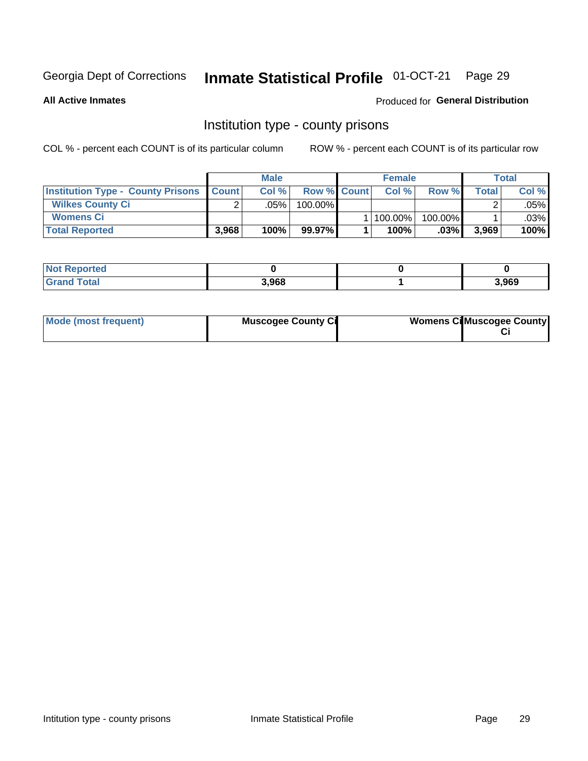Georgia Dept of Corrections **Inmate Statistical Profile** 01-OCT-21

**All Active Inmates** Produced for **General Distribution**

## Institution type - county prisons

COL % - percent each COUNT is of its particular column ROW % - percent each COUNT is of its particular row

| | Male | | | Female | | | Total | |
|---|---|---|---|---|---|---|---|---|
| **Institution Type - County Prisons** | **Count** | **Col %** | **Row %** | **Count** | **Col %** | **Row %** | **Total** | **Col %** |
| **Wilkes County Ci** | 2 | .05% | 100.00% | | | | 2 | .05% |
| **Womens Ci** | | | | 1 | 100.00% | 100.00% | 1 | .03% |
| **Total Reported** | **3,968** | **100%** | **99.97%** | **1** | **100%** | **.03%** | **3,969** | **100%** |

| | Male | Female | Total |
|---|---|---|---|
| **Not Reported** | **0** | **0** | **0** |
| **Grand Total** | **3,968** | **1** | **3,969** |

| | Male | Female | Total |
|---|---|---|---|
| **Mode (most frequent)** | **Muscogee County Ci** | **Womens Ci** | **Muscogee County Ci** |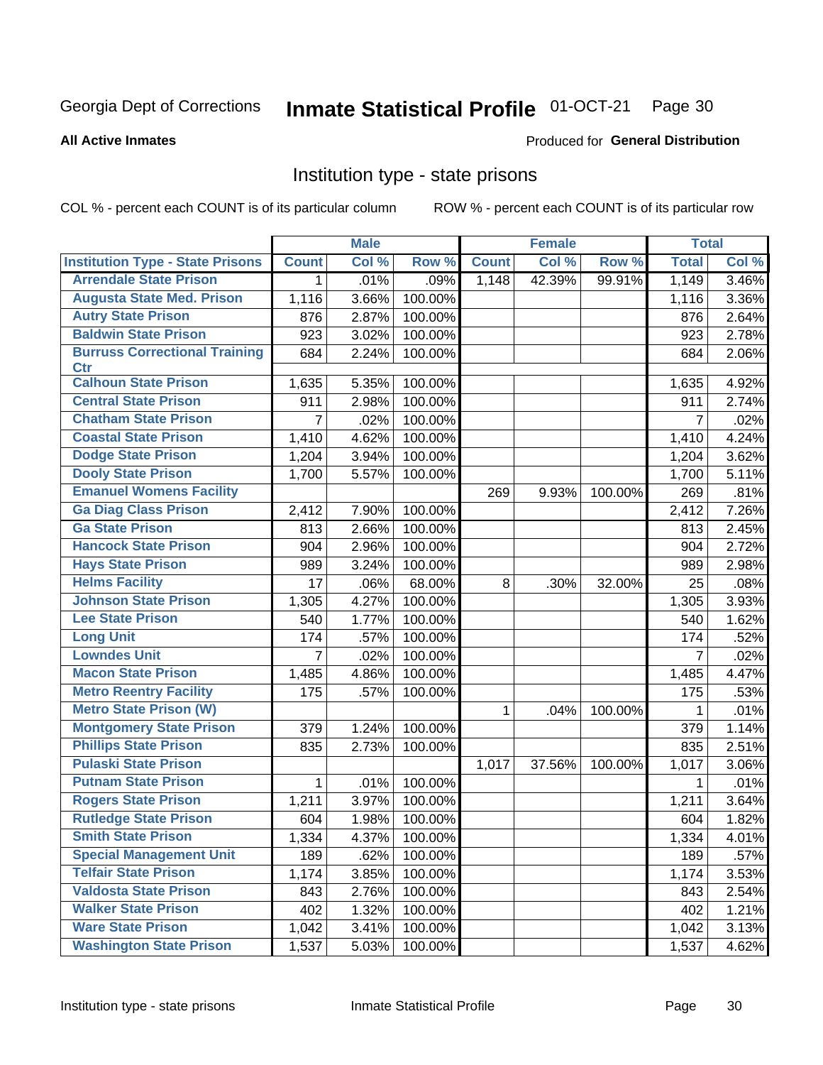Georgia Dept of Corrections **Inmate Statistical Profile** 01-OCT-21

**All Active Inmates**

Produced for **General Distribution**

## Institution type - state prisons

COL % - percent each COUNT is of its particular column    ROW % - percent each COUNT is of its particular row

| | Male | | | Female | | | Total | |
|---|---|---|---|---|---|---|---|---|
| **Institution Type - State Prisons** | **Count** | **Col %** | **Row %** | **Count** | **Col %** | **Row %** | **Total** | **Col %** |
| Arrendale State Prison | 1 | .01% | .09% | 1,148 | 42.39% | 99.91% | 1,149 | 3.46% |
| Augusta State Med. Prison | 1,116 | 3.66% | 100.00% | | | | 1,116 | 3.36% |
| Autry State Prison | 876 | 2.87% | 100.00% | | | | 876 | 2.64% |
| Baldwin State Prison | 923 | 3.02% | 100.00% | | | | 923 | 2.78% |
| Burruss Correctional Training Ctr | 684 | 2.24% | 100.00% | | | | 684 | 2.06% |
| Calhoun State Prison | 1,635 | 5.35% | 100.00% | | | | 1,635 | 4.92% |
| Central State Prison | 911 | 2.98% | 100.00% | | | | 911 | 2.74% |
| Chatham State Prison | 7 | .02% | 100.00% | | | | 7 | .02% |
| Coastal State Prison | 1,410 | 4.62% | 100.00% | | | | 1,410 | 4.24% |
| Dodge State Prison | 1,204 | 3.94% | 100.00% | | | | 1,204 | 3.62% |
| Dooly State Prison | 1,700 | 5.57% | 100.00% | | | | 1,700 | 5.11% |
| Emanuel Womens Facility | | | | 269 | 9.93% | 100.00% | 269 | .81% |
| Ga Diag Class Prison | 2,412 | 7.90% | 100.00% | | | | 2,412 | 7.26% |
| Ga State Prison | 813 | 2.66% | 100.00% | | | | 813 | 2.45% |
| Hancock State Prison | 904 | 2.96% | 100.00% | | | | 904 | 2.72% |
| Hays State Prison | 989 | 3.24% | 100.00% | | | | 989 | 2.98% |
| Helms Facility | 17 | .06% | 68.00% | 8 | .30% | 32.00% | 25 | .08% |
| Johnson State Prison | 1,305 | 4.27% | 100.00% | | | | 1,305 | 3.93% |
| Lee State Prison | 540 | 1.77% | 100.00% | | | | 540 | 1.62% |
| Long Unit | 174 | .57% | 100.00% | | | | 174 | .52% |
| Lowndes Unit | 7 | .02% | 100.00% | | | | 7 | .02% |
| Macon State Prison | 1,485 | 4.86% | 100.00% | | | | 1,485 | 4.47% |
| Metro Reentry Facility | 175 | .57% | 100.00% | | | | 175 | .53% |
| Metro State Prison (W) | | | | 1 | .04% | 100.00% | 1 | .01% |
| Montgomery State Prison | 379 | 1.24% | 100.00% | | | | 379 | 1.14% |
| Phillips State Prison | 835 | 2.73% | 100.00% | | | | 835 | 2.51% |
| Pulaski State Prison | | | | 1,017 | 37.56% | 100.00% | 1,017 | 3.06% |
| Putnam State Prison | 1 | .01% | 100.00% | | | | 1 | .01% |
| Rogers State Prison | 1,211 | 3.97% | 100.00% | | | | 1,211 | 3.64% |
| Rutledge State Prison | 604 | 1.98% | 100.00% | | | | 604 | 1.82% |
| Smith State Prison | 1,334 | 4.37% | 100.00% | | | | 1,334 | 4.01% |
| Special Management Unit | 189 | .62% | 100.00% | | | | 189 | .57% |
| Telfair State Prison | 1,174 | 3.85% | 100.00% | | | | 1,174 | 3.53% |
| Valdosta State Prison | 843 | 2.76% | 100.00% | | | | 843 | 2.54% |
| Walker State Prison | 402 | 1.32% | 100.00% | | | | 402 | 1.21% |
| Ware State Prison | 1,042 | 3.41% | 100.00% | | | | 1,042 | 3.13% |
| Washington State Prison | 1,537 | 5.03% | 100.00% | | | | 1,537 | 4.62% |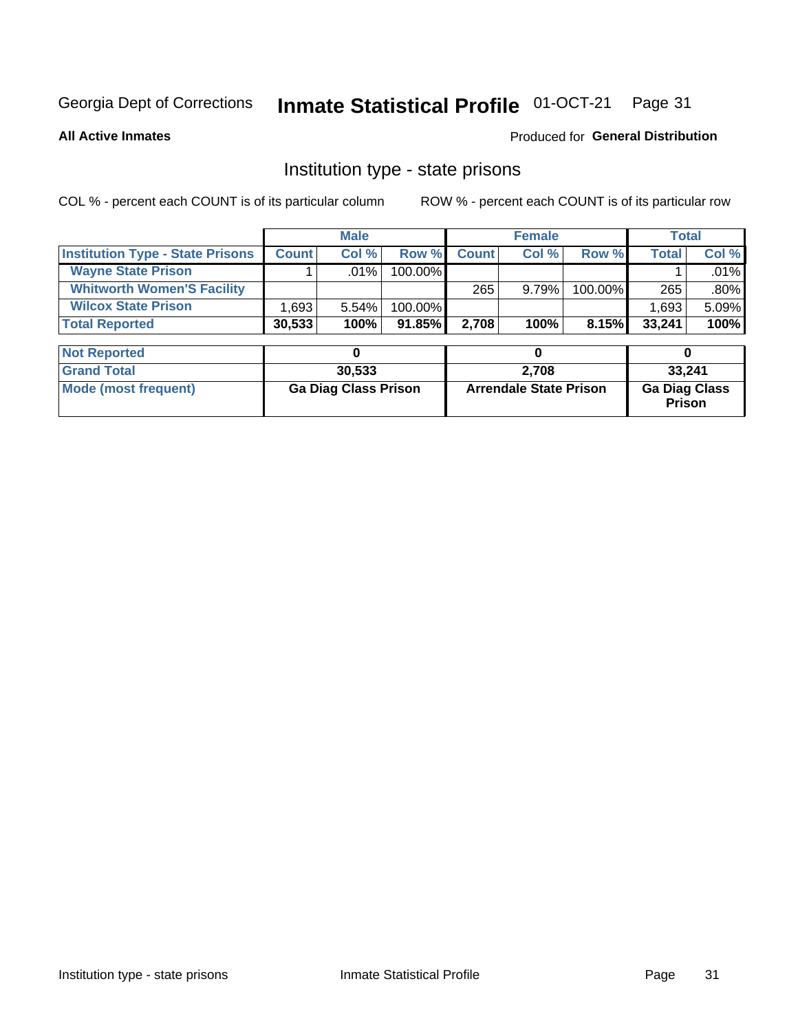Georgia Dept of Corrections **Inmate Statistical Profile** 01-OCT-21

**All Active Inmates**

Produced for **General Distribution**

## Institution type - state prisons

COL % - percent each COUNT is of its particular column ROW % - percent each COUNT is of its particular row

| | Male | | | Female | | | Total | |
|---|---|---|---|---|---|---|---|---|
| **Institution Type - State Prisons** | **Count** | **Col %** | **Row %** | **Count** | **Col %** | **Row %** | **Total** | **Col %** |
| **Wayne State Prison** | 1 | .01% | 100.00% | | | | 1 | .01% |
| **Whitworth Women'S Facility** | | | | 265 | 9.79% | 100.00% | 265 | .80% |
| **Wilcox State Prison** | 1,693 | 5.54% | 100.00% | | | | 1,693 | 5.09% |
| **Total Reported** | **30,533** | **100%** | **91.85%** | **2,708** | **100%** | **8.15%** | **33,241** | **100%** |

| | Male | Female | Total |
|---|---|---|---|
| **Not Reported** | **0** | **0** | **0** |
| **Grand Total** | **30,533** | **2,708** | **33,241** |
| **Mode (most frequent)** | **Ga Diag Class Prison** | **Arrendale State Prison** | **Ga Diag Class Prison** |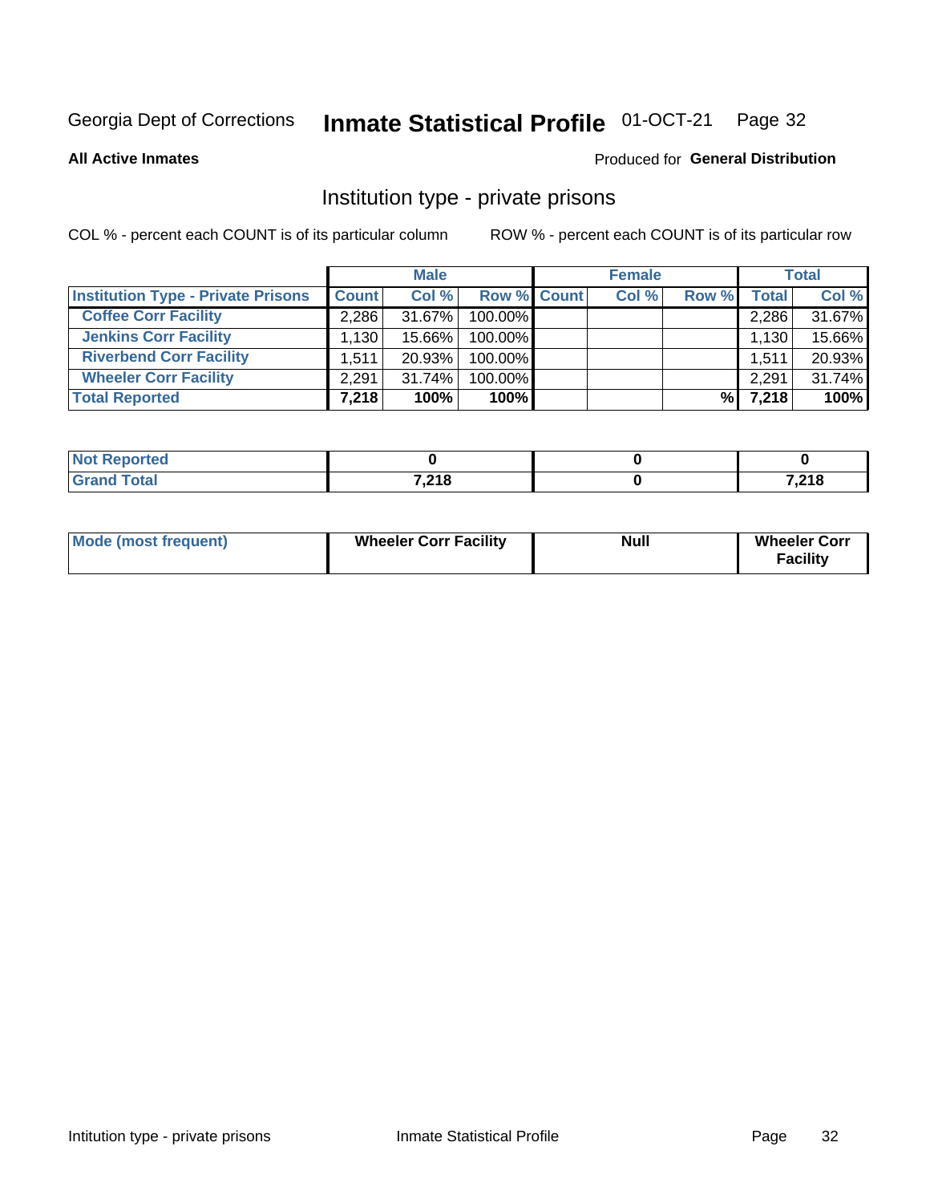Georgia Dept of Corrections **Inmate Statistical Profile** 01-OCT-21

**All Active Inmates**

Produced for **General Distribution**

## Institution type - private prisons

COL % - percent each COUNT is of its particular column

ROW % - percent each COUNT is of its particular row

| | Male | | | Female | | | Total | |
|---|---|---|---|---|---|---|---|---|
| **Institution Type - Private Prisons** | **Count** | **Col %** | **Row %** | **Count** | **Col %** | **Row %** | **Total** | **Col %** |
| **Coffee Corr Facility** | 2,286 | 31.67% | 100.00% | | | | 2,286 | 31.67% |
| **Jenkins Corr Facility** | 1,130 | 15.66% | 100.00% | | | | 1,130 | 15.66% |
| **Riverbend Corr Facility** | 1,511 | 20.93% | 100.00% | | | | 1,511 | 20.93% |
| **Wheeler Corr Facility** | 2,291 | 31.74% | 100.00% | | | | 2,291 | 31.74% |
| **Total Reported** | **7,218** | **100%** | **100%** | | | **%** | **7,218** | **100%** |

| | Male | Female | Total |
|---|---|---|---|
| **Not Reported** | **0** | **0** | **0** |
| **Grand Total** | **7,218** | **0** | **7,218** |

| | Male | Female | Total |
|---|---|---|---|
| **Mode (most frequent)** | **Wheeler Corr Facility** | **Null** | **Wheeler Corr Facility** |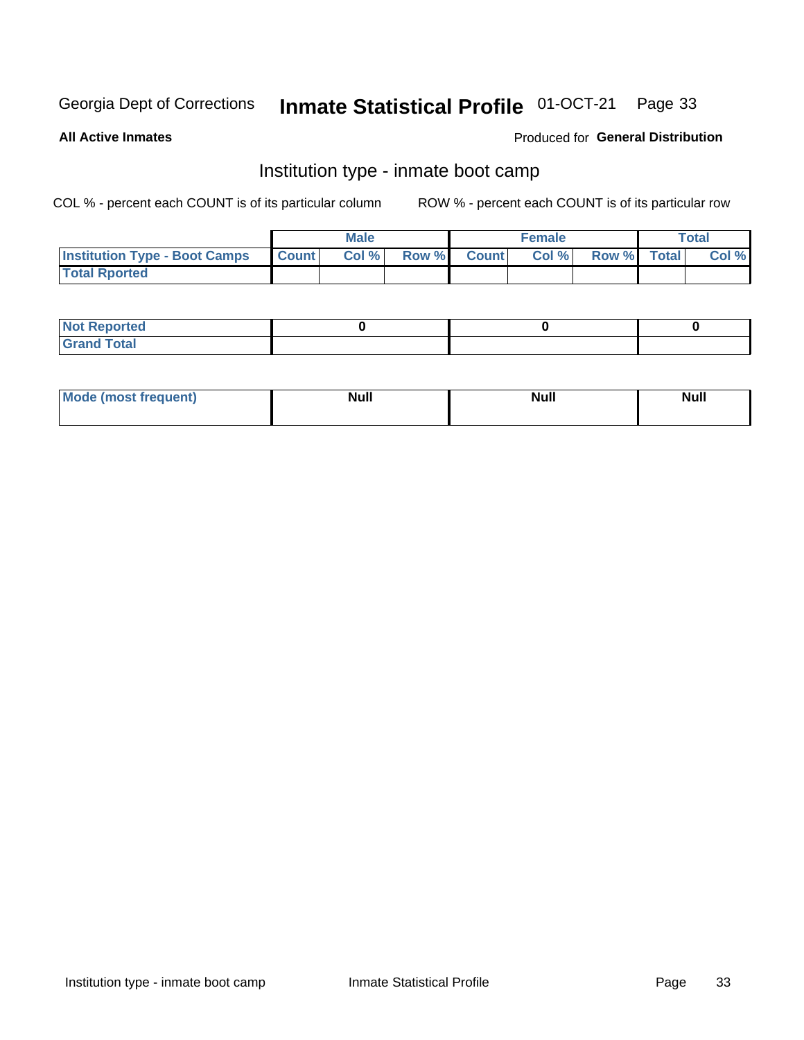Georgia Dept of Corrections **Inmate Statistical Profile** 01-OCT-21

**All Active Inmates**

Produced for **General Distribution**

## Institution type - inmate boot camp

COL % - percent each COUNT is of its particular column

ROW % - percent each COUNT is of its particular row

| | Male | | | Female | | | Total | |
|---|---|---|---|---|---|---|---|---|
| **Institution Type - Boot Camps** | **Count** | **Col %** | **Row %** | **Count** | **Col %** | **Row %** | **Total** | **Col %** |
| **Total Rported** | | | | | | | | |

| | Male | Female | Total |
|---|---|---|---|
| **Not Reported** | **0** | **0** | **0** |
| **Grand Total** | | | |

| | Male | Female | Total |
|---|---|---|---|
| **Mode (most frequent)** | **Null** | **Null** | **Null** |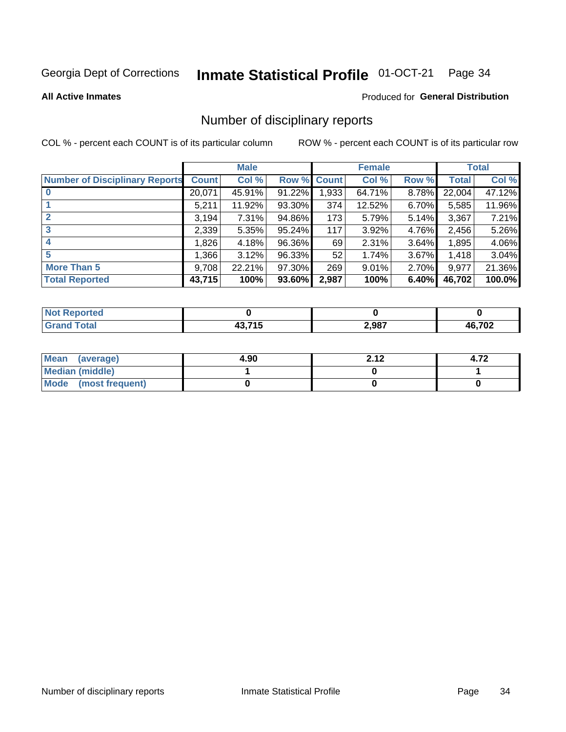Georgia Dept of Corrections **Inmate Statistical Profile** 01-OCT-21

**All Active Inmates**

Produced for **General Distribution**

## Number of disciplinary reports

COL % - percent each COUNT is of its particular column ROW % - percent each COUNT is of its particular row

| | Male | | | Female | | | Total | |
|---|---|---|---|---|---|---|---|---|
| **Number of Disciplinary Reports** | **Count** | **Col %** | **Row %** | **Count** | **Col %** | **Row %** | **Total** | **Col %** |
| **0** | 20,071 | 45.91% | 91.22% | 1,933 | 64.71% | 8.78% | 22,004 | 47.12% |
| **1** | 5,211 | 11.92% | 93.30% | 374 | 12.52% | 6.70% | 5,585 | 11.96% |
| **2** | 3,194 | 7.31% | 94.86% | 173 | 5.79% | 5.14% | 3,367 | 7.21% |
| **3** | 2,339 | 5.35% | 95.24% | 117 | 3.92% | 4.76% | 2,456 | 5.26% |
| **4** | 1,826 | 4.18% | 96.36% | 69 | 2.31% | 3.64% | 1,895 | 4.06% |
| **5** | 1,366 | 3.12% | 96.33% | 52 | 1.74% | 3.67% | 1,418 | 3.04% |
| **More Than 5** | 9,708 | 22.21% | 97.30% | 269 | 9.01% | 2.70% | 9,977 | 21.36% |
| **Total Reported** | **43,715** | **100%** | **93.60%** | **2,987** | **100%** | **6.40%** | **46,702** | **100.0%** |

| | Male | Female | Total |
|---|---|---|---|
| **Not Reported** | **0** | **0** | **0** |
| **Grand Total** | **43,715** | **2,987** | **46,702** |

| | Male | Female | Total |
|---|---|---|---|
| **Mean (average)** | **4.90** | **2.12** | **4.72** |
| **Median (middle)** | **1** | **0** | **1** |
| **Mode (most frequent)** | **0** | **0** | **0** |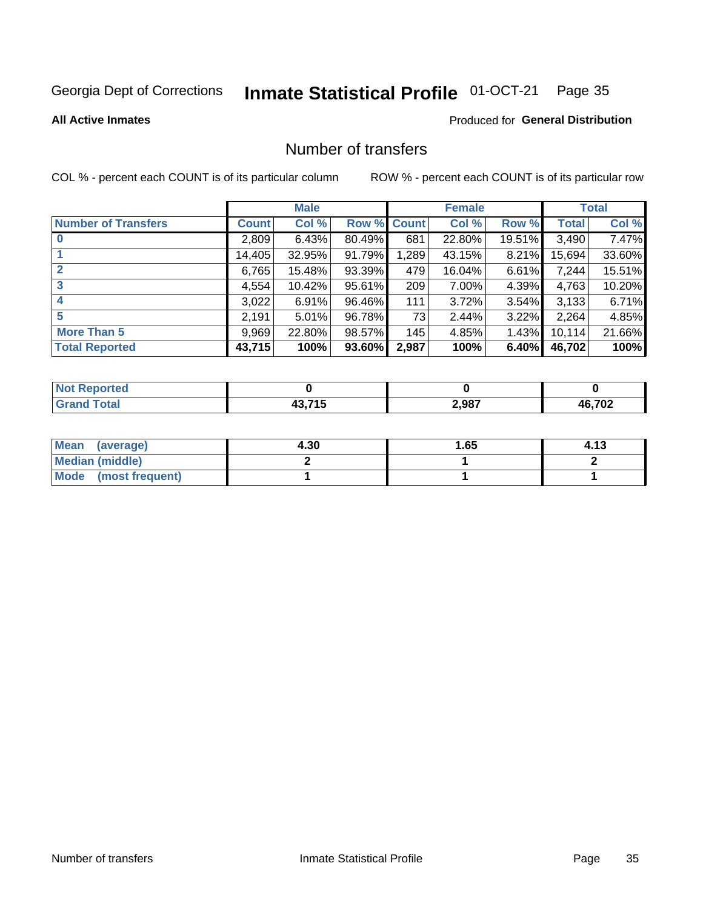Georgia Dept of Corrections **Inmate Statistical Profile** 01-OCT-21

**All Active Inmates**

Produced for **General Distribution**

## Number of transfers

COL % - percent each COUNT is of its particular column

ROW % - percent each COUNT is of its particular row

| | Male | | | Female | | | Total | |
|---|---|---|---|---|---|---|---|---|
| **Number of Transfers** | **Count** | **Col %** | **Row %** | **Count** | **Col %** | **Row %** | **Total** | **Col %** |
| **0** | 2,809 | 6.43% | 80.49% | 681 | 22.80% | 19.51% | 3,490 | 7.47% |
| **1** | 14,405 | 32.95% | 91.79% | 1,289 | 43.15% | 8.21% | 15,694 | 33.60% |
| **2** | 6,765 | 15.48% | 93.39% | 479 | 16.04% | 6.61% | 7,244 | 15.51% |
| **3** | 4,554 | 10.42% | 95.61% | 209 | 7.00% | 4.39% | 4,763 | 10.20% |
| **4** | 3,022 | 6.91% | 96.46% | 111 | 3.72% | 3.54% | 3,133 | 6.71% |
| **5** | 2,191 | 5.01% | 96.78% | 73 | 2.44% | 3.22% | 2,264 | 4.85% |
| **More Than 5** | 9,969 | 22.80% | 98.57% | 145 | 4.85% | 1.43% | 10,114 | 21.66% |
| **Total Reported** | **43,715** | **100%** | **93.60%** | **2,987** | **100%** | **6.40%** | **46,702** | **100%** |

| | Male | Female | Total |
|---|---|---|---|
| **Not Reported** | **0** | **0** | **0** |
| **Grand Total** | **43,715** | **2,987** | **46,702** |

| | Male | Female | Total |
|---|---|---|---|
| **Mean (average)** | **4.30** | **1.65** | **4.13** |
| **Median (middle)** | **2** | **1** | **2** |
| **Mode (most frequent)** | **1** | **1** | **1** |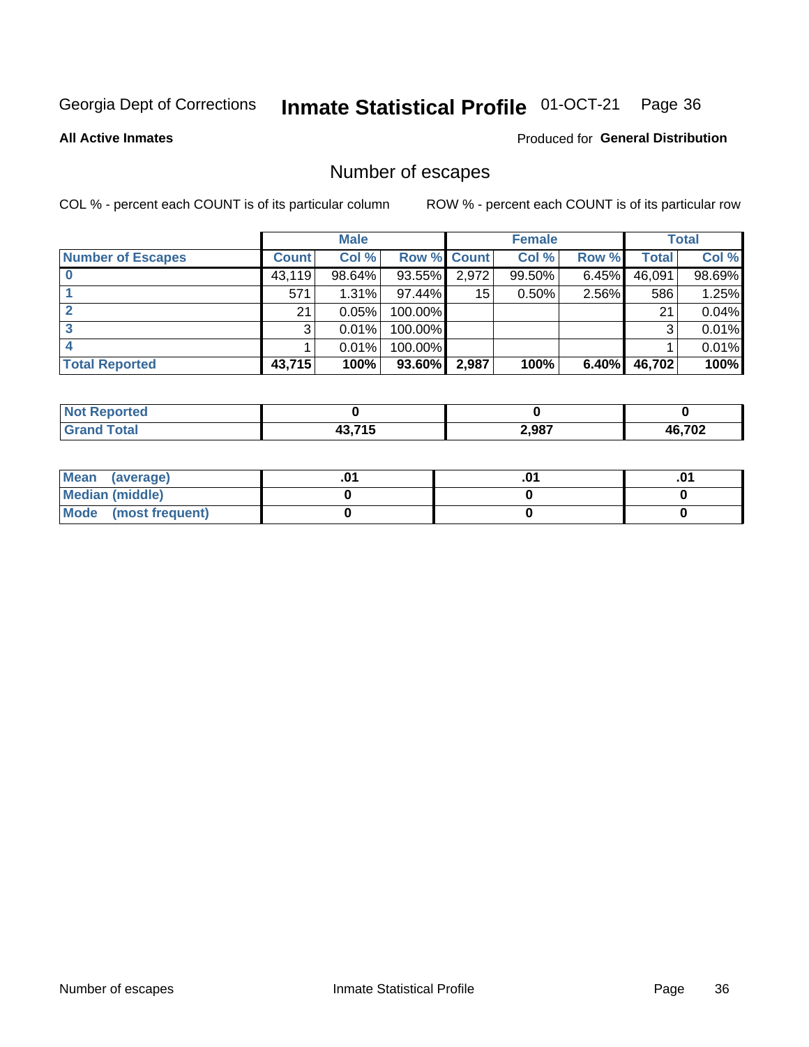Georgia Dept of Corrections **Inmate Statistical Profile** 01-OCT-21

**All Active Inmates**

Produced for **General Distribution**

## Number of escapes

COL % - percent each COUNT is of its particular column ROW % - percent each COUNT is of its particular row

| | Male | | | Female | | | Total | |
|---|---|---|---|---|---|---|---|---|
| **Number of Escapes** | **Count** | **Col %** | **Row %** | **Count** | **Col %** | **Row %** | **Total** | **Col %** |
| **0** | 43,119 | 98.64% | 93.55% | 2,972 | 99.50% | 6.45% | 46,091 | 98.69% |
| **1** | 571 | 1.31% | 97.44% | 15 | 0.50% | 2.56% | 586 | 1.25% |
| **2** | 21 | 0.05% | 100.00% | | | | 21 | 0.04% |
| **3** | 3 | 0.01% | 100.00% | | | | 3 | 0.01% |
| **4** | 1 | 0.01% | 100.00% | | | | 1 | 0.01% |
| **Total Reported** | **43,715** | **100%** | **93.60%** | **2,987** | **100%** | **6.40%** | **46,702** | **100%** |

| | Male | Female | Total |
|---|---|---|---|
| **Not Reported** | **0** | **0** | **0** |
| **Grand Total** | **43,715** | **2,987** | **46,702** |

| | Male | Female | Total |
|---|---|---|---|
| **Mean (average)** | **.01** | **.01** | **.01** |
| **Median (middle)** | **0** | **0** | **0** |
| **Mode (most frequent)** | **0** | **0** | **0** |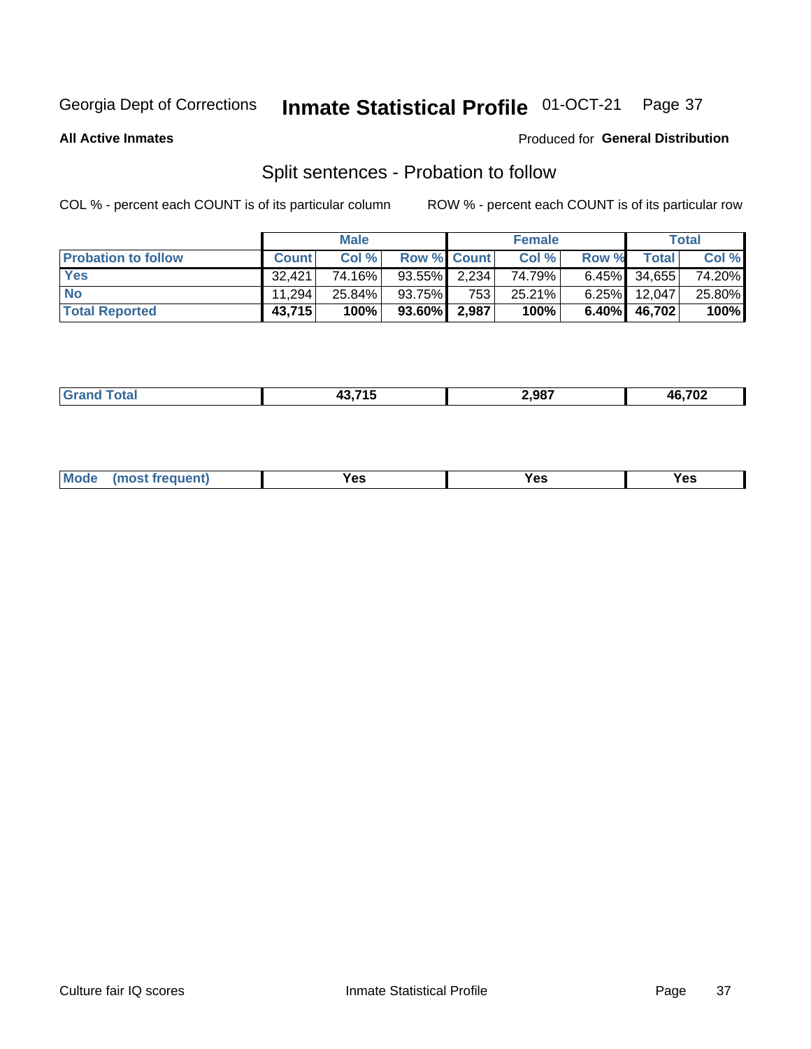Georgia Dept of Corrections **Inmate Statistical Profile** 01-OCT-21

**All Active Inmates**

Produced for **General Distribution**

## Split sentences - Probation to follow

COL % - percent each COUNT is of its particular column

ROW % - percent each COUNT is of its particular row

| | Male | | | Female | | | Total | |
|---|---|---|---|---|---|---|---|---|
| **Probation to follow** | **Count** | **Col %** | **Row %** | **Count** | **Col %** | **Row %** | **Total** | **Col %** |
| **Yes** | 32,421 | 74.16% | 93.55% | 2,234 | 74.79% | 6.45% | 34,655 | 74.20% |
| **No** | 11,294 | 25.84% | 93.75% | 753 | 25.21% | 6.25% | 12,047 | 25.80% |
| **Total Reported** | **43,715** | **100%** | **93.60%** | **2,987** | **100%** | **6.40%** | **46,702** | **100%** |

| | Male | Female | Total |
|---|---|---|---|
| **Grand Total** | **43,715** | **2,987** | **46,702** |

| | Male | Female | Total |
|---|---|---|---|
| **Mode (most frequent)** | **Yes** | **Yes** | **Yes** |

Culture fair IQ scores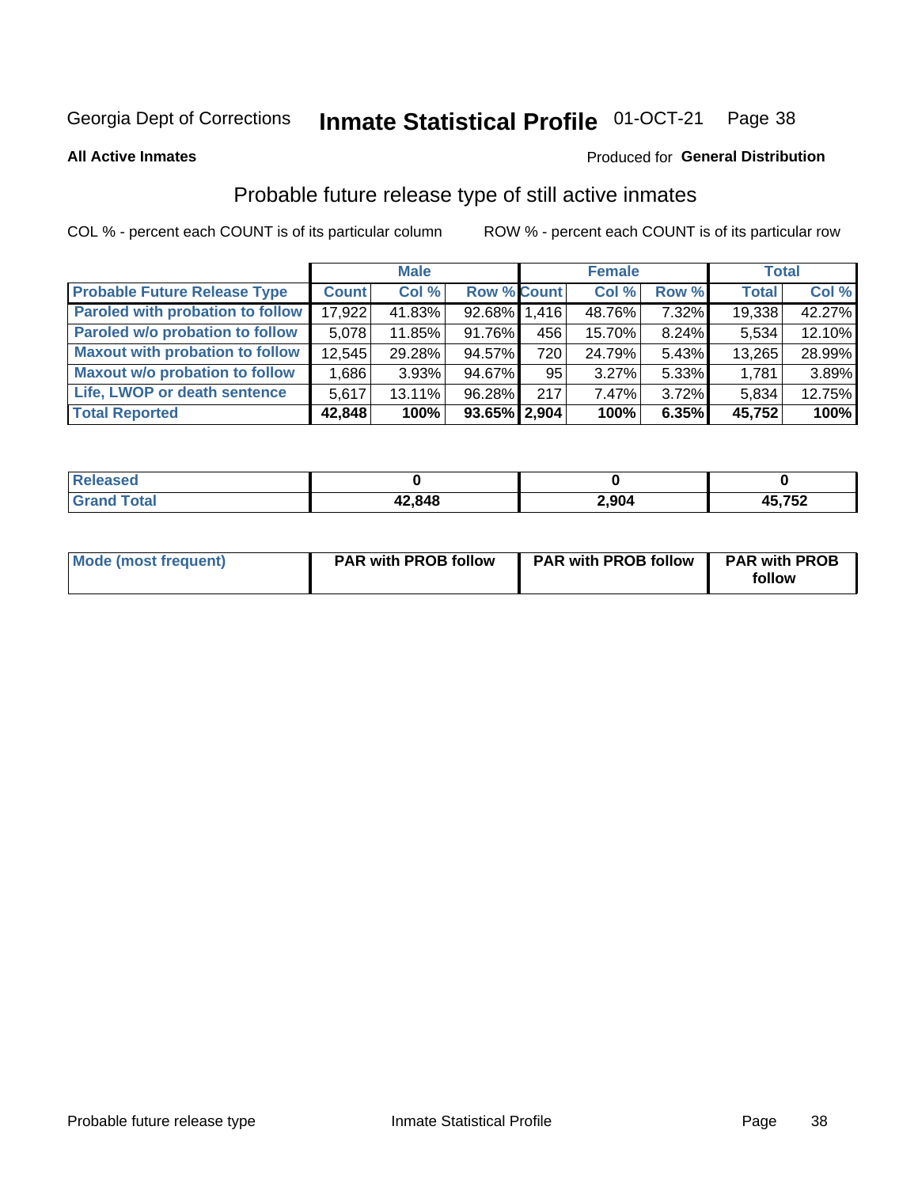Georgia Dept of Corrections **Inmate Statistical Profile** 01-OCT-21

**All Active Inmates**

Produced for **General Distribution**

## Probable future release type of still active inmates

COL % - percent each COUNT is of its particular column

ROW % - percent each COUNT is of its particular row

| | Male | | | Female | | | Total | |
|---|---|---|---|---|---|---|---|---|
| **Probable Future Release Type** | **Count** | **Col %** | **Row %** | **Count** | **Col %** | **Row %** | **Total** | **Col %** |
| Paroled with probation to follow | 17,922 | 41.83% | 92.68% | 1,416 | 48.76% | 7.32% | 19,338 | 42.27% |
| Paroled w/o probation to follow | 5,078 | 11.85% | 91.76% | 456 | 15.70% | 8.24% | 5,534 | 12.10% |
| Maxout with probation to follow | 12,545 | 29.28% | 94.57% | 720 | 24.79% | 5.43% | 13,265 | 28.99% |
| Maxout w/o probation to follow | 1,686 | 3.93% | 94.67% | 95 | 3.27% | 5.33% | 1,781 | 3.89% |
| Life, LWOP or death sentence | 5,617 | 13.11% | 96.28% | 217 | 7.47% | 3.72% | 5,834 | 12.75% |
| **Total Reported** | **42,848** | **100%** | **93.65%** | **2,904** | **100%** | **6.35%** | **45,752** | **100%** |

| | Male | Female | Total |
|---|---|---|---|
| Released | 0 | 0 | 0 |
| Grand Total | 42,848 | 2,904 | 45,752 |

| | Male | Female | Total |
|---|---|---|---|
| Mode (most frequent) | PAR with PROB follow | PAR with PROB follow | PAR with PROB follow |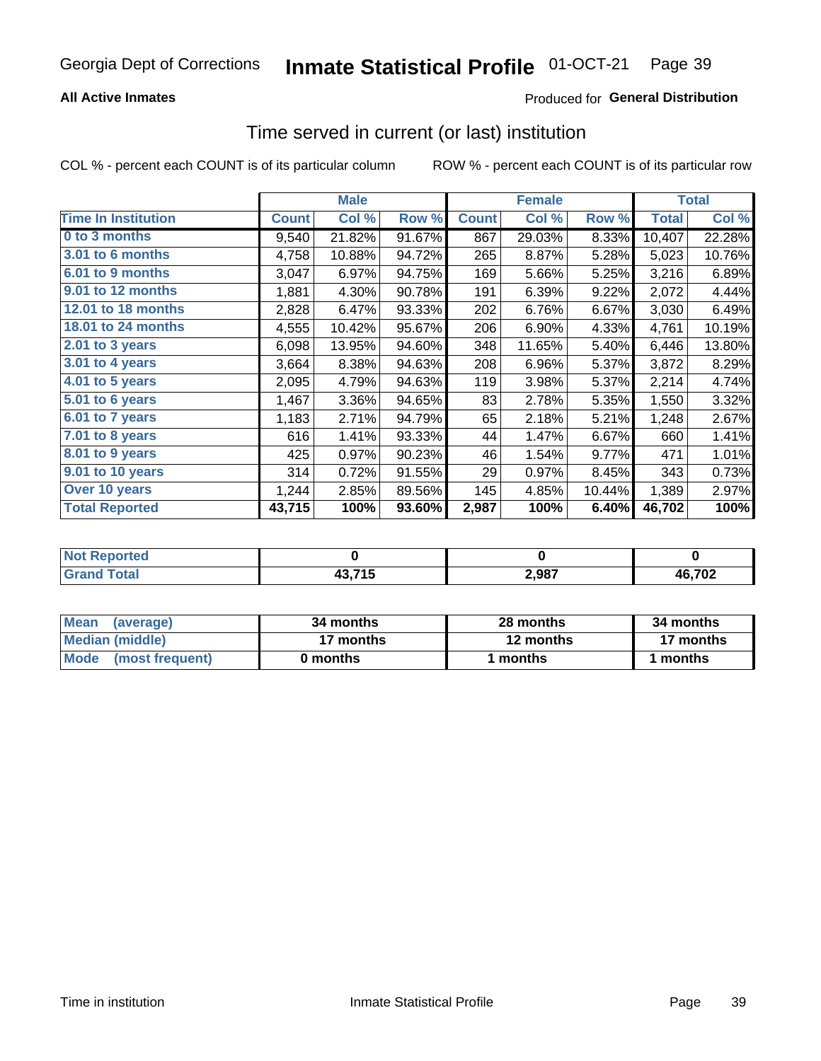# Georgia Dept of Corrections — Inmate Statistical Profile 01-OCT-21

**All Active Inmates**

Produced for **General Distribution**

## Time served in current (or last) institution

COL % - percent each COUNT is of its particular column

ROW % - percent each COUNT is of its particular row

| | Male | | | Female | | | Total | |
|---|---|---|---|---|---|---|---|---|
| **Time In Institution** | **Count** | **Col %** | **Row %** | **Count** | **Col %** | **Row %** | **Total** | **Col %** |
| **0 to 3 months** | 9,540 | 21.82% | 91.67% | 867 | 29.03% | 8.33% | 10,407 | 22.28% |
| **3.01 to 6 months** | 4,758 | 10.88% | 94.72% | 265 | 8.87% | 5.28% | 5,023 | 10.76% |
| **6.01 to 9 months** | 3,047 | 6.97% | 94.75% | 169 | 5.66% | 5.25% | 3,216 | 6.89% |
| **9.01 to 12 months** | 1,881 | 4.30% | 90.78% | 191 | 6.39% | 9.22% | 2,072 | 4.44% |
| **12.01 to 18 months** | 2,828 | 6.47% | 93.33% | 202 | 6.76% | 6.67% | 3,030 | 6.49% |
| **18.01 to 24 months** | 4,555 | 10.42% | 95.67% | 206 | 6.90% | 4.33% | 4,761 | 10.19% |
| **2.01 to 3 years** | 6,098 | 13.95% | 94.60% | 348 | 11.65% | 5.40% | 6,446 | 13.80% |
| **3.01 to 4 years** | 3,664 | 8.38% | 94.63% | 208 | 6.96% | 5.37% | 3,872 | 8.29% |
| **4.01 to 5 years** | 2,095 | 4.79% | 94.63% | 119 | 3.98% | 5.37% | 2,214 | 4.74% |
| **5.01 to 6 years** | 1,467 | 3.36% | 94.65% | 83 | 2.78% | 5.35% | 1,550 | 3.32% |
| **6.01 to 7 years** | 1,183 | 2.71% | 94.79% | 65 | 2.18% | 5.21% | 1,248 | 2.67% |
| **7.01 to 8 years** | 616 | 1.41% | 93.33% | 44 | 1.47% | 6.67% | 660 | 1.41% |
| **8.01 to 9 years** | 425 | 0.97% | 90.23% | 46 | 1.54% | 9.77% | 471 | 1.01% |
| **9.01 to 10 years** | 314 | 0.72% | 91.55% | 29 | 0.97% | 8.45% | 343 | 0.73% |
| **Over 10 years** | 1,244 | 2.85% | 89.56% | 145 | 4.85% | 10.44% | 1,389 | 2.97% |
| **Total Reported** | **43,715** | **100%** | **93.60%** | **2,987** | **100%** | **6.40%** | **46,702** | **100%** |

| | Male | Female | Total |
|---|---|---|---|
| **Not Reported** | **0** | **0** | **0** |
| **Grand Total** | **43,715** | **2,987** | **46,702** |

| | Male | Female | Total |
|---|---|---|---|
| **Mean (average)** | **34 months** | **28 months** | **34 months** |
| **Median (middle)** | **17 months** | **12 months** | **17 months** |
| **Mode (most frequent)** | **0 months** | **1 months** | **1 months** |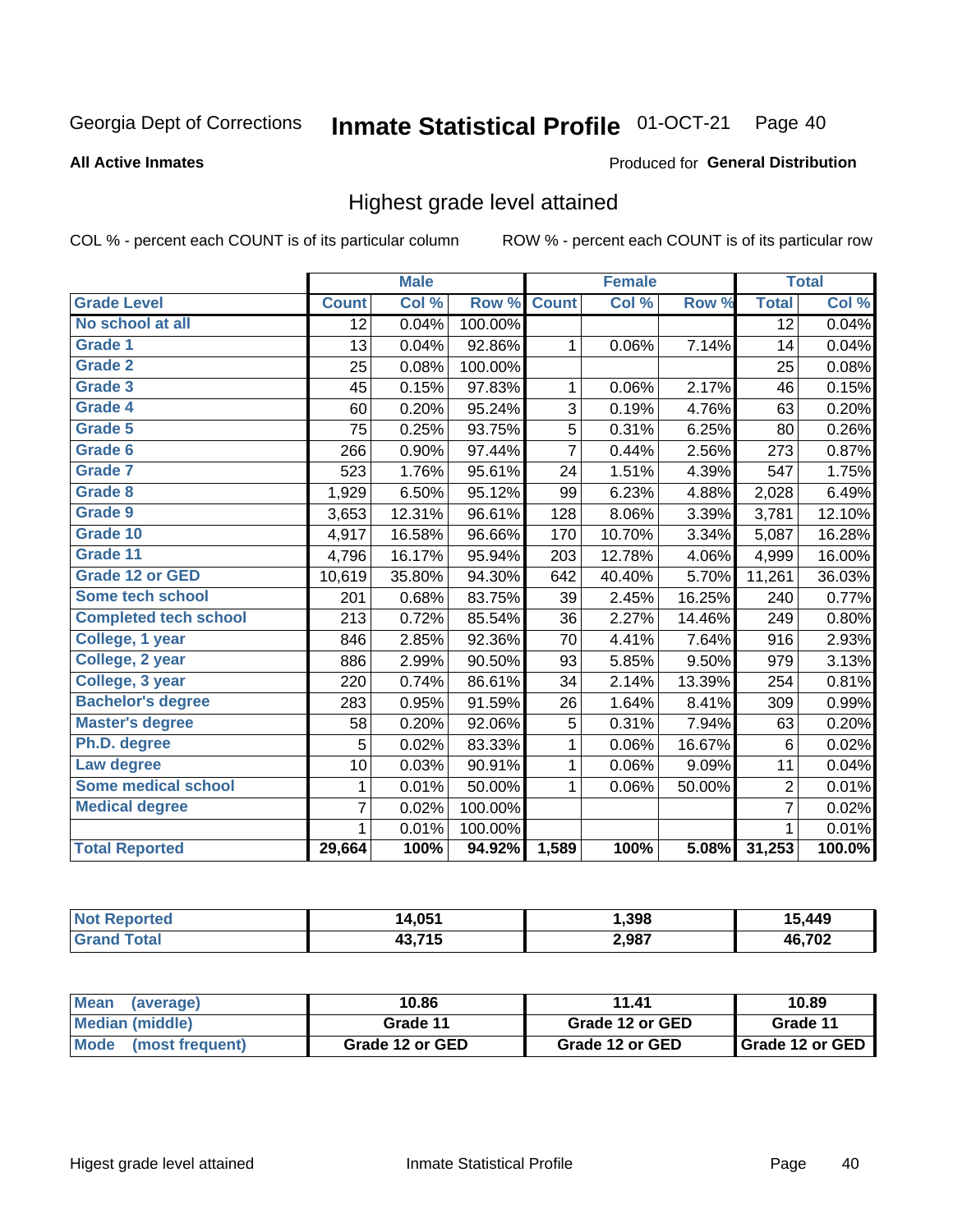Georgia Dept of Corrections **Inmate Statistical Profile** 01-OCT-21

**All Active Inmates**

Produced for **General Distribution**

## Highest grade level attained

COL % - percent each COUNT is of its particular column

ROW % - percent each COUNT is of its particular row

| | Male | | | Female | | | Total | |
|---|---|---|---|---|---|---|---|---|
| **Grade Level** | **Count** | **Col %** | **Row %** | **Count** | **Col %** | **Row %** | **Total** | **Col %** |
| No school at all | 12 | 0.04% | 100.00% | | | | 12 | 0.04% |
| Grade 1 | 13 | 0.04% | 92.86% | 1 | 0.06% | 7.14% | 14 | 0.04% |
| Grade 2 | 25 | 0.08% | 100.00% | | | | 25 | 0.08% |
| Grade 3 | 45 | 0.15% | 97.83% | 1 | 0.06% | 2.17% | 46 | 0.15% |
| Grade 4 | 60 | 0.20% | 95.24% | 3 | 0.19% | 4.76% | 63 | 0.20% |
| Grade 5 | 75 | 0.25% | 93.75% | 5 | 0.31% | 6.25% | 80 | 0.26% |
| Grade 6 | 266 | 0.90% | 97.44% | 7 | 0.44% | 2.56% | 273 | 0.87% |
| Grade 7 | 523 | 1.76% | 95.61% | 24 | 1.51% | 4.39% | 547 | 1.75% |
| Grade 8 | 1,929 | 6.50% | 95.12% | 99 | 6.23% | 4.88% | 2,028 | 6.49% |
| Grade 9 | 3,653 | 12.31% | 96.61% | 128 | 8.06% | 3.39% | 3,781 | 12.10% |
| Grade 10 | 4,917 | 16.58% | 96.66% | 170 | 10.70% | 3.34% | 5,087 | 16.28% |
| Grade 11 | 4,796 | 16.17% | 95.94% | 203 | 12.78% | 4.06% | 4,999 | 16.00% |
| Grade 12 or GED | 10,619 | 35.80% | 94.30% | 642 | 40.40% | 5.70% | 11,261 | 36.03% |
| Some tech school | 201 | 0.68% | 83.75% | 39 | 2.45% | 16.25% | 240 | 0.77% |
| Completed tech school | 213 | 0.72% | 85.54% | 36 | 2.27% | 14.46% | 249 | 0.80% |
| College, 1 year | 846 | 2.85% | 92.36% | 70 | 4.41% | 7.64% | 916 | 2.93% |
| College, 2 year | 886 | 2.99% | 90.50% | 93 | 5.85% | 9.50% | 979 | 3.13% |
| College, 3 year | 220 | 0.74% | 86.61% | 34 | 2.14% | 13.39% | 254 | 0.81% |
| Bachelor's degree | 283 | 0.95% | 91.59% | 26 | 1.64% | 8.41% | 309 | 0.99% |
| Master's degree | 58 | 0.20% | 92.06% | 5 | 0.31% | 7.94% | 63 | 0.20% |
| Ph.D. degree | 5 | 0.02% | 83.33% | 1 | 0.06% | 16.67% | 6 | 0.02% |
| Law degree | 10 | 0.03% | 90.91% | 1 | 0.06% | 9.09% | 11 | 0.04% |
| Some medical school | 1 | 0.01% | 50.00% | 1 | 0.06% | 50.00% | 2 | 0.01% |
| Medical degree | 7 | 0.02% | 100.00% | | | | 7 | 0.02% |
| | 1 | 0.01% | 100.00% | | | | 1 | 0.01% |
| **Total Reported** | **29,664** | **100%** | **94.92%** | **1,589** | **100%** | **5.08%** | **31,253** | **100.0%** |

| | Male | Female | Total |
|---|---|---|---|
| Not Reported | 14,051 | 1,398 | 15,449 |
| Grand Total | 43,715 | 2,987 | 46,702 |

| | Male | Female | Total |
|---|---|---|---|
| Mean (average) | 10.86 | 11.41 | 10.89 |
| Median (middle) | Grade 11 | Grade 12 or GED | Grade 11 |
| Mode (most frequent) | Grade 12 or GED | Grade 12 or GED | Grade 12 or GED |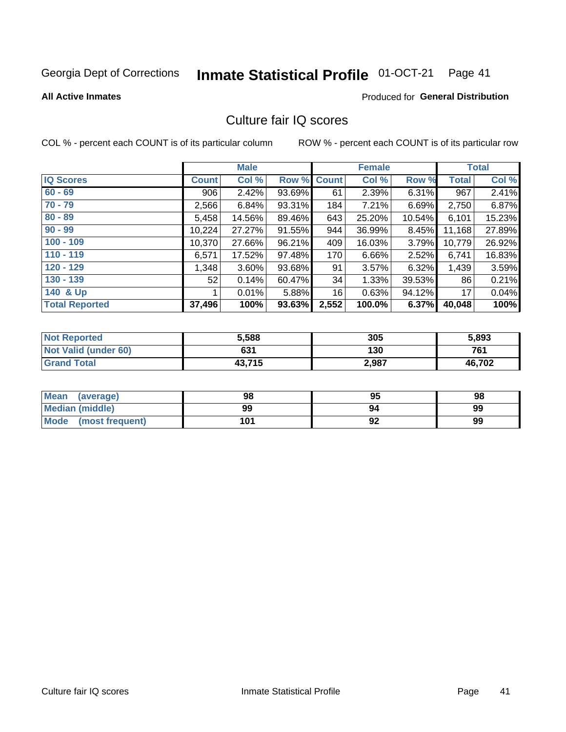Georgia Dept of Corrections **Inmate Statistical Profile** 01-OCT-21

**All Active Inmates**

Produced for **General Distribution**

## Culture fair IQ scores

COL % - percent each COUNT is of its particular column

ROW % - percent each COUNT is of its particular row

| | Male | | | Female | | | Total | |
|---|---|---|---|---|---|---|---|---|
| IQ Scores | Count | Col % | Row % | Count | Col % | Row % | Total | Col % |
| 60 - 69 | 906 | 2.42% | 93.69% | 61 | 2.39% | 6.31% | 967 | 2.41% |
| 70 - 79 | 2,566 | 6.84% | 93.31% | 184 | 7.21% | 6.69% | 2,750 | 6.87% |
| 80 - 89 | 5,458 | 14.56% | 89.46% | 643 | 25.20% | 10.54% | 6,101 | 15.23% |
| 90 - 99 | 10,224 | 27.27% | 91.55% | 944 | 36.99% | 8.45% | 11,168 | 27.89% |
| 100 - 109 | 10,370 | 27.66% | 96.21% | 409 | 16.03% | 3.79% | 10,779 | 26.92% |
| 110 - 119 | 6,571 | 17.52% | 97.48% | 170 | 6.66% | 2.52% | 6,741 | 16.83% |
| 120 - 129 | 1,348 | 3.60% | 93.68% | 91 | 3.57% | 6.32% | 1,439 | 3.59% |
| 130 - 139 | 52 | 0.14% | 60.47% | 34 | 1.33% | 39.53% | 86 | 0.21% |
| 140 & Up | 1 | 0.01% | 5.88% | 16 | 0.63% | 94.12% | 17 | 0.04% |
| **Total Reported** | **37,496** | **100%** | **93.63%** | **2,552** | **100.0%** | **6.37%** | **40,048** | **100%** |

| | Male | Female | Total |
|---|---|---|---|
| Not Reported | 5,588 | 305 | 5,893 |
| Not Valid (under 60) | 631 | 130 | 761 |
| Grand Total | 43,715 | 2,987 | 46,702 |

| | Male | Female | Total |
|---|---|---|---|
| Mean (average) | 98 | 95 | 98 |
| Median (middle) | 99 | 94 | 99 |
| Mode (most frequent) | 101 | 92 | 99 |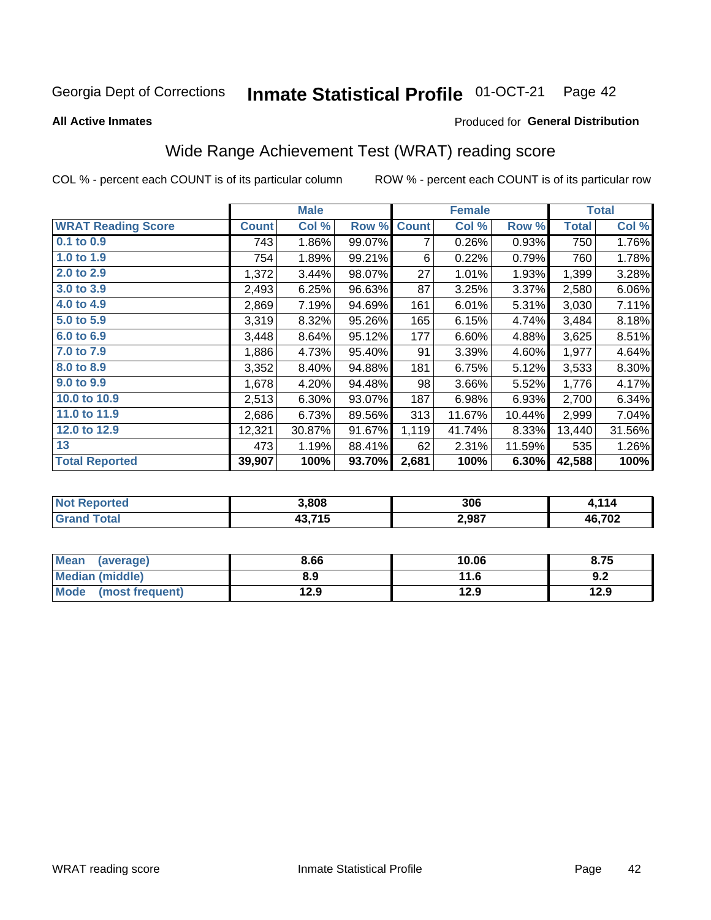Georgia Dept of Corrections **Inmate Statistical Profile** 01-OCT-21

**All Active Inmates**

Produced for **General Distribution**

## Wide Range Achievement Test (WRAT) reading score

COL % - percent each COUNT is of its particular column ROW % - percent each COUNT is of its particular row

| | Male | | | Female | | | Total | |
|---|---|---|---|---|---|---|---|---|
| **WRAT Reading Score** | **Count** | **Col %** | **Row %** | **Count** | **Col %** | **Row %** | **Total** | **Col %** |
| 0.1 to 0.9 | 743 | 1.86% | 99.07% | 7 | 0.26% | 0.93% | 750 | 1.76% |
| 1.0 to 1.9 | 754 | 1.89% | 99.21% | 6 | 0.22% | 0.79% | 760 | 1.78% |
| 2.0 to 2.9 | 1,372 | 3.44% | 98.07% | 27 | 1.01% | 1.93% | 1,399 | 3.28% |
| 3.0 to 3.9 | 2,493 | 6.25% | 96.63% | 87 | 3.25% | 3.37% | 2,580 | 6.06% |
| 4.0 to 4.9 | 2,869 | 7.19% | 94.69% | 161 | 6.01% | 5.31% | 3,030 | 7.11% |
| 5.0 to 5.9 | 3,319 | 8.32% | 95.26% | 165 | 6.15% | 4.74% | 3,484 | 8.18% |
| 6.0 to 6.9 | 3,448 | 8.64% | 95.12% | 177 | 6.60% | 4.88% | 3,625 | 8.51% |
| 7.0 to 7.9 | 1,886 | 4.73% | 95.40% | 91 | 3.39% | 4.60% | 1,977 | 4.64% |
| 8.0 to 8.9 | 3,352 | 8.40% | 94.88% | 181 | 6.75% | 5.12% | 3,533 | 8.30% |
| 9.0 to 9.9 | 1,678 | 4.20% | 94.48% | 98 | 3.66% | 5.52% | 1,776 | 4.17% |
| 10.0 to 10.9 | 2,513 | 6.30% | 93.07% | 187 | 6.98% | 6.93% | 2,700 | 6.34% |
| 11.0 to 11.9 | 2,686 | 6.73% | 89.56% | 313 | 11.67% | 10.44% | 2,999 | 7.04% |
| 12.0 to 12.9 | 12,321 | 30.87% | 91.67% | 1,119 | 41.74% | 8.33% | 13,440 | 31.56% |
| 13 | 473 | 1.19% | 88.41% | 62 | 2.31% | 11.59% | 535 | 1.26% |
| **Total Reported** | **39,907** | **100%** | **93.70%** | **2,681** | **100%** | **6.30%** | **42,588** | **100%** |

| | Male | Female | Total |
|---|---|---|---|
| Not Reported | 3,808 | 306 | 4,114 |
| Grand Total | 43,715 | 2,987 | 46,702 |

| | Male | Female | Total |
|---|---|---|---|
| Mean (average) | 8.66 | 10.06 | 8.75 |
| Median (middle) | 8.9 | 11.6 | 9.2 |
| Mode (most frequent) | 12.9 | 12.9 | 12.9 |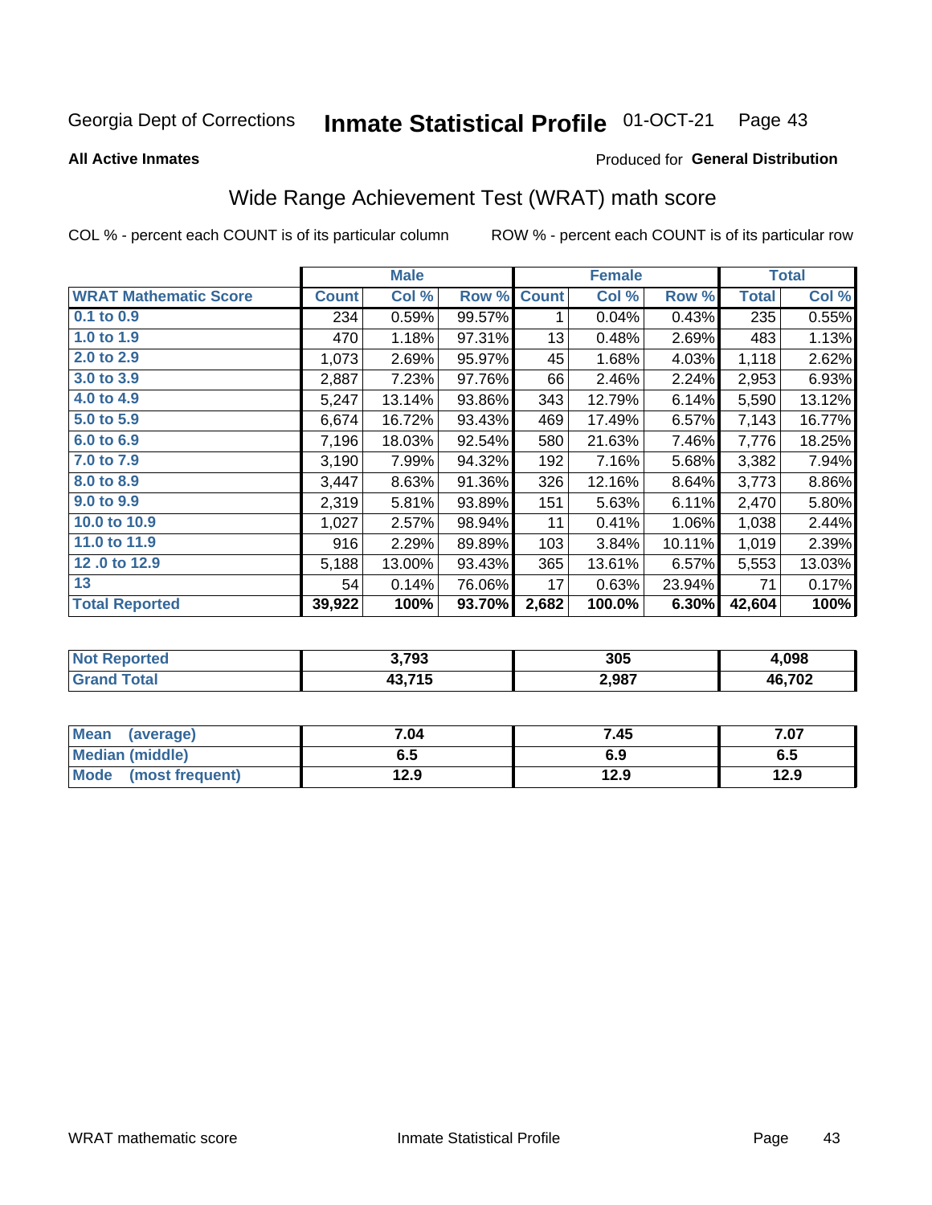Georgia Dept of Corrections **Inmate Statistical Profile** 01-OCT-21

**All Active Inmates**

Produced for **General Distribution**

## Wide Range Achievement Test (WRAT) math score

COL % - percent each COUNT is of its particular column ROW % - percent each COUNT is of its particular row

| | Male | | | Female | | | Total | |
|---|---|---|---|---|---|---|---|---|
| **WRAT Mathematic Score** | **Count** | **Col %** | **Row %** | **Count** | **Col %** | **Row %** | **Total** | **Col %** |
| 0.1 to 0.9 | 234 | 0.59% | 99.57% | 1 | 0.04% | 0.43% | 235 | 0.55% |
| 1.0 to 1.9 | 470 | 1.18% | 97.31% | 13 | 0.48% | 2.69% | 483 | 1.13% |
| 2.0 to 2.9 | 1,073 | 2.69% | 95.97% | 45 | 1.68% | 4.03% | 1,118 | 2.62% |
| 3.0 to 3.9 | 2,887 | 7.23% | 97.76% | 66 | 2.46% | 2.24% | 2,953 | 6.93% |
| 4.0 to 4.9 | 5,247 | 13.14% | 93.86% | 343 | 12.79% | 6.14% | 5,590 | 13.12% |
| 5.0 to 5.9 | 6,674 | 16.72% | 93.43% | 469 | 17.49% | 6.57% | 7,143 | 16.77% |
| 6.0 to 6.9 | 7,196 | 18.03% | 92.54% | 580 | 21.63% | 7.46% | 7,776 | 18.25% |
| 7.0 to 7.9 | 3,190 | 7.99% | 94.32% | 192 | 7.16% | 5.68% | 3,382 | 7.94% |
| 8.0 to 8.9 | 3,447 | 8.63% | 91.36% | 326 | 12.16% | 8.64% | 3,773 | 8.86% |
| 9.0 to 9.9 | 2,319 | 5.81% | 93.89% | 151 | 5.63% | 6.11% | 2,470 | 5.80% |
| 10.0 to 10.9 | 1,027 | 2.57% | 98.94% | 11 | 0.41% | 1.06% | 1,038 | 2.44% |
| 11.0 to 11.9 | 916 | 2.29% | 89.89% | 103 | 3.84% | 10.11% | 1,019 | 2.39% |
| 12 .0 to 12.9 | 5,188 | 13.00% | 93.43% | 365 | 13.61% | 6.57% | 5,553 | 13.03% |
| 13 | 54 | 0.14% | 76.06% | 17 | 0.63% | 23.94% | 71 | 0.17% |
| **Total Reported** | **39,922** | **100%** | **93.70%** | **2,682** | **100.0%** | **6.30%** | **42,604** | **100%** |

| | Male | Female | Total |
|---|---|---|---|
| Not Reported | 3,793 | 305 | 4,098 |
| Grand Total | 43,715 | 2,987 | 46,702 |

| | Male | Female | Total |
|---|---|---|---|
| Mean (average) | 7.04 | 7.45 | 7.07 |
| Median (middle) | 6.5 | 6.9 | 6.5 |
| Mode (most frequent) | 12.9 | 12.9 | 12.9 |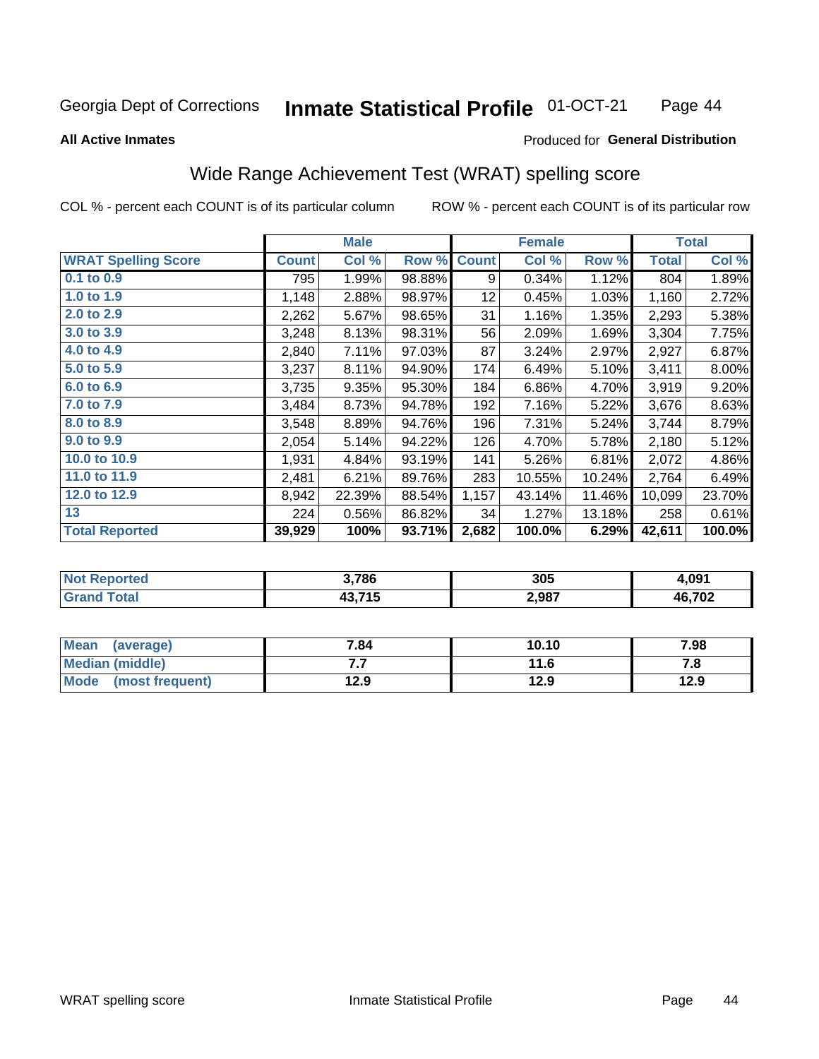Georgia Dept of Corrections **Inmate Statistical Profile** 01-OCT-21

**All Active Inmates**

Produced for **General Distribution**

## Wide Range Achievement Test (WRAT) spelling score

COL % - percent each COUNT is of its particular column ROW % - percent each COUNT is of its particular row

| | Male | | | Female | | | Total | |
|---|---|---|---|---|---|---|---|---|
| **WRAT Spelling Score** | **Count** | **Col %** | **Row %** | **Count** | **Col %** | **Row %** | **Total** | **Col %** |
| 0.1 to 0.9 | 795 | 1.99% | 98.88% | 9 | 0.34% | 1.12% | 804 | 1.89% |
| 1.0 to 1.9 | 1,148 | 2.88% | 98.97% | 12 | 0.45% | 1.03% | 1,160 | 2.72% |
| 2.0 to 2.9 | 2,262 | 5.67% | 98.65% | 31 | 1.16% | 1.35% | 2,293 | 5.38% |
| 3.0 to 3.9 | 3,248 | 8.13% | 98.31% | 56 | 2.09% | 1.69% | 3,304 | 7.75% |
| 4.0 to 4.9 | 2,840 | 7.11% | 97.03% | 87 | 3.24% | 2.97% | 2,927 | 6.87% |
| 5.0 to 5.9 | 3,237 | 8.11% | 94.90% | 174 | 6.49% | 5.10% | 3,411 | 8.00% |
| 6.0 to 6.9 | 3,735 | 9.35% | 95.30% | 184 | 6.86% | 4.70% | 3,919 | 9.20% |
| 7.0 to 7.9 | 3,484 | 8.73% | 94.78% | 192 | 7.16% | 5.22% | 3,676 | 8.63% |
| 8.0 to 8.9 | 3,548 | 8.89% | 94.76% | 196 | 7.31% | 5.24% | 3,744 | 8.79% |
| 9.0 to 9.9 | 2,054 | 5.14% | 94.22% | 126 | 4.70% | 5.78% | 2,180 | 5.12% |
| 10.0 to 10.9 | 1,931 | 4.84% | 93.19% | 141 | 5.26% | 6.81% | 2,072 | 4.86% |
| 11.0 to 11.9 | 2,481 | 6.21% | 89.76% | 283 | 10.55% | 10.24% | 2,764 | 6.49% |
| 12.0 to 12.9 | 8,942 | 22.39% | 88.54% | 1,157 | 43.14% | 11.46% | 10,099 | 23.70% |
| 13 | 224 | 0.56% | 86.82% | 34 | 1.27% | 13.18% | 258 | 0.61% |
| **Total Reported** | **39,929** | **100%** | **93.71%** | **2,682** | **100.0%** | **6.29%** | **42,611** | **100.0%** |

| | Male | Female | Total |
|---|---|---|---|
| Not Reported | 3,786 | 305 | 4,091 |
| Grand Total | 43,715 | 2,987 | 46,702 |

| | Male | Female | Total |
|---|---|---|---|
| Mean (average) | 7.84 | 10.10 | 7.98 |
| Median (middle) | 7.7 | 11.6 | 7.8 |
| Mode (most frequent) | 12.9 | 12.9 | 12.9 |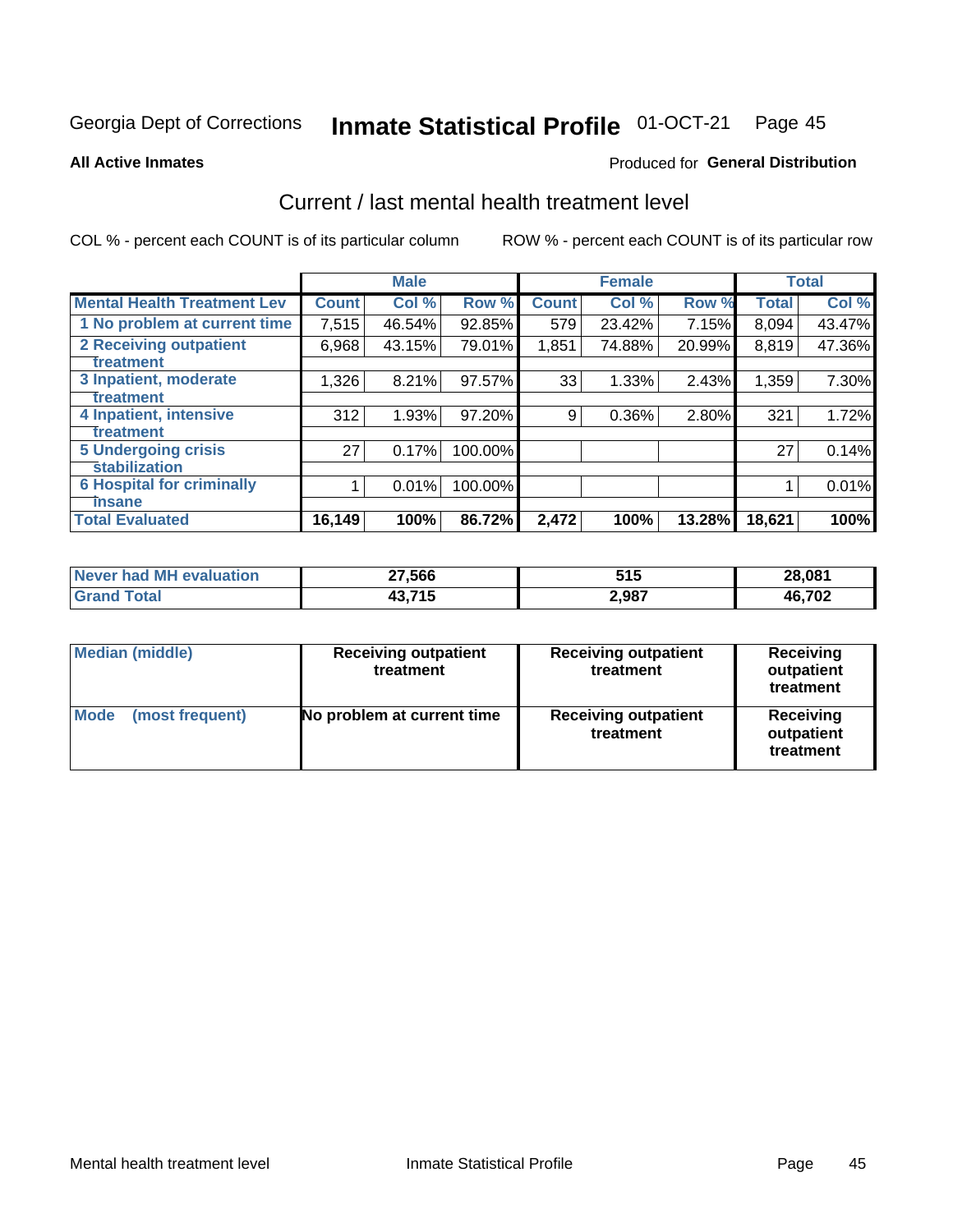Georgia Dept of Corrections **Inmate Statistical Profile** 01-OCT-21

**All Active Inmates**

Produced for **General Distribution**

## Current / last mental health treatment level

COL % - percent each COUNT is of its particular column

ROW % - percent each COUNT is of its particular row

| | Male | | | Female | | | Total | |
|---|---|---|---|---|---|---|---|---|
| **Mental Health Treatment Lev** | **Count** | **Col %** | **Row %** | **Count** | **Col %** | **Row %** | **Total** | **Col %** |
| 1 No problem at current time | 7,515 | 46.54% | 92.85% | 579 | 23.42% | 7.15% | 8,094 | 43.47% |
| 2 Receiving outpatient treatment | 6,968 | 43.15% | 79.01% | 1,851 | 74.88% | 20.99% | 8,819 | 47.36% |
| 3 Inpatient, moderate treatment | 1,326 | 8.21% | 97.57% | 33 | 1.33% | 2.43% | 1,359 | 7.30% |
| 4 Inpatient, intensive treatment | 312 | 1.93% | 97.20% | 9 | 0.36% | 2.80% | 321 | 1.72% |
| 5 Undergoing crisis stabilization | 27 | 0.17% | 100.00% | | | | 27 | 0.14% |
| 6 Hospital for criminally insane | 1 | 0.01% | 100.00% | | | | 1 | 0.01% |
| **Total Evaluated** | **16,149** | **100%** | **86.72%** | **2,472** | **100%** | **13.28%** | **18,621** | **100%** |

| | Male | Female | Total |
|---|---|---|---|
| Never had MH evaluation | **27,566** | **515** | **28,081** |
| Grand Total | **43,715** | **2,987** | **46,702** |

| | Male | Female | Total |
|---|---|---|---|
| Median (middle) | **Receiving outpatient treatment** | **Receiving outpatient treatment** | **Receiving outpatient treatment** |
| Mode (most frequent) | **No problem at current time** | **Receiving outpatient treatment** | **Receiving outpatient treatment** |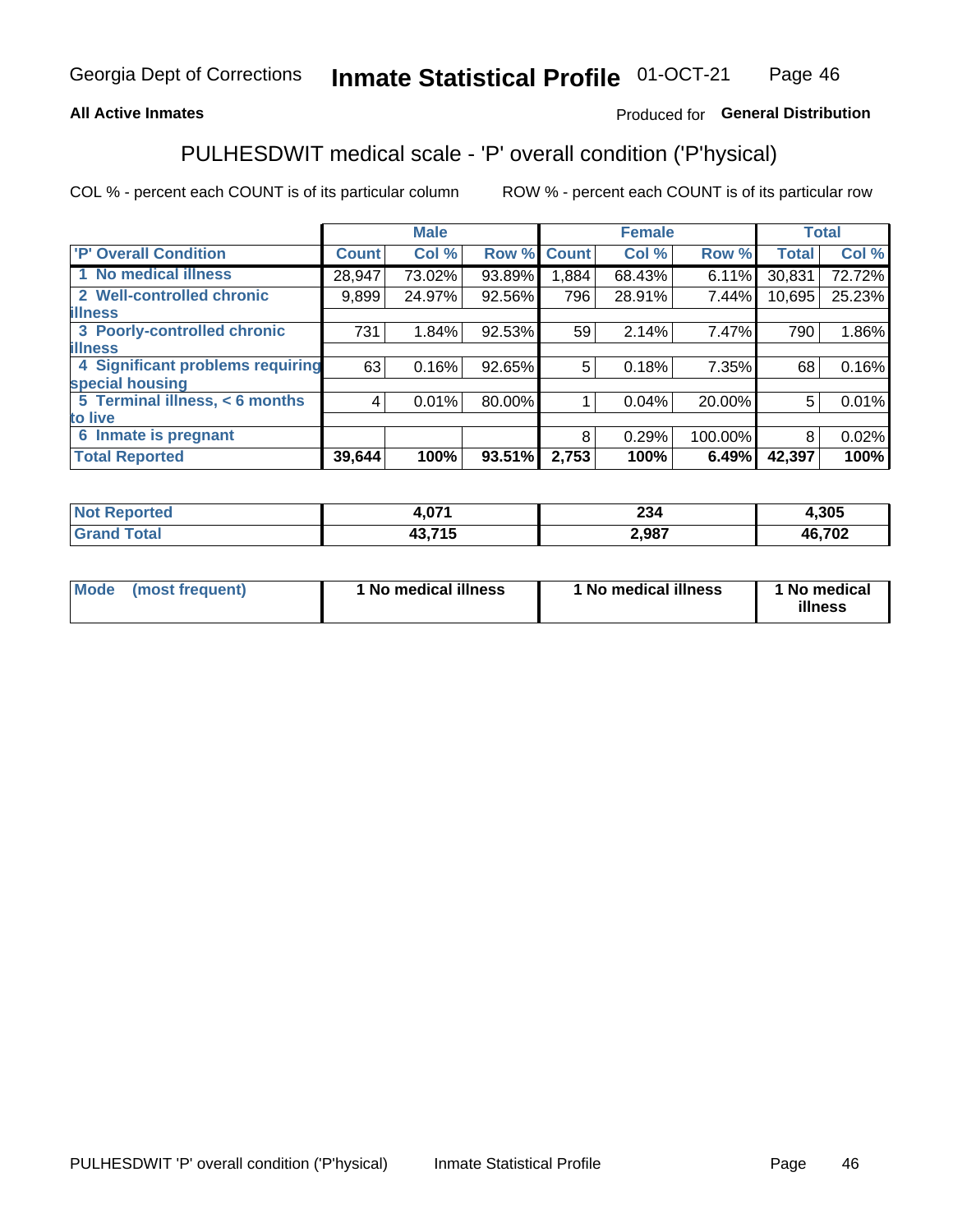**All Active Inmates** — Produced for **General Distribution**

## PULHESDWIT medical scale - 'P' overall condition ('P'hysical)

COL % - percent each COUNT is of its particular column

ROW % - percent each COUNT is of its particular row

| | Male | | | Female | | | Total | |
|---|---|---|---|---|---|---|---|---|
| 'P' Overall Condition | Count | Col % | Row % | Count | Col % | Row % | Total | Col % |
| 1 No medical illness | 28,947 | 73.02% | 93.89% | 1,884 | 68.43% | 6.11% | 30,831 | 72.72% |
| 2 Well-controlled chronic illness | 9,899 | 24.97% | 92.56% | 796 | 28.91% | 7.44% | 10,695 | 25.23% |
| 3 Poorly-controlled chronic illness | 731 | 1.84% | 92.53% | 59 | 2.14% | 7.47% | 790 | 1.86% |
| 4 Significant problems requiring special housing | 63 | 0.16% | 92.65% | 5 | 0.18% | 7.35% | 68 | 0.16% |
| 5 Terminal illness, < 6 months to live | 4 | 0.01% | 80.00% | 1 | 0.04% | 20.00% | 5 | 0.01% |
| 6 Inmate is pregnant | | | | 8 | 0.29% | 100.00% | 8 | 0.02% |
| **Total Reported** | **39,644** | **100%** | **93.51%** | **2,753** | **100%** | **6.49%** | **42,397** | **100%** |

| | Male | Female | Total |
|---|---|---|---|
| Not Reported | 4,071 | 234 | 4,305 |
| Grand Total | 43,715 | 2,987 | 46,702 |

| | Male | Female | Total |
|---|---|---|---|
| Mode (most frequent) | 1 No medical illness | 1 No medical illness | 1 No medical illness |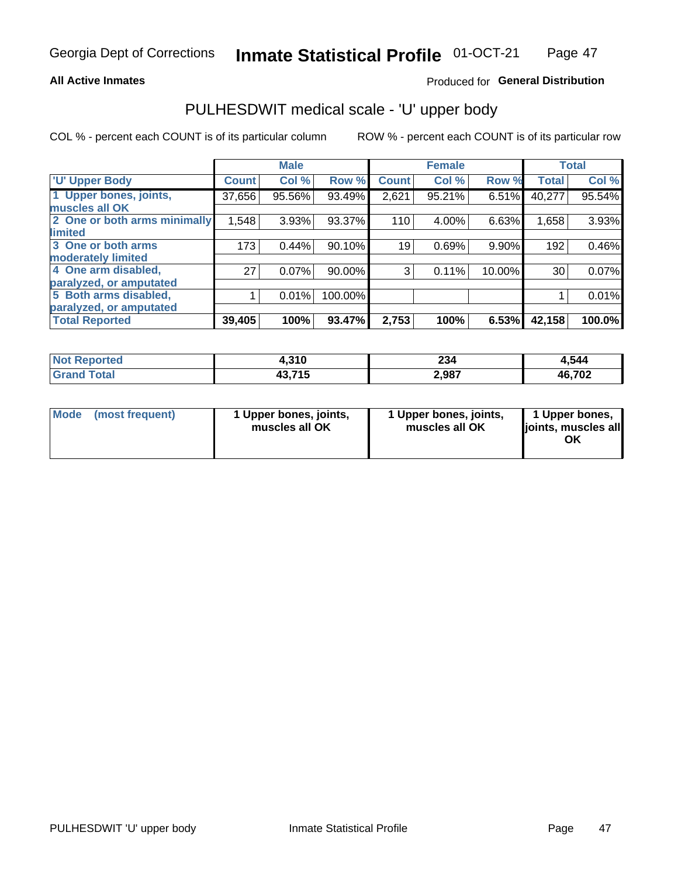Georgia Dept of Corrections **Inmate Statistical Profile** 01-OCT-21

**All Active Inmates**

Produced for **General Distribution**

## PULHESDWIT medical scale - 'U' upper body

COL % - percent each COUNT is of its particular column

ROW % - percent each COUNT is of its particular row

| | Male | | | Female | | | Total | |
|---|---|---|---|---|---|---|---|---|
| 'U' Upper Body | Count | Col % | Row % | Count | Col % | Row % | Total | Col % |
| 1 Upper bones, joints, muscles all OK | 37,656 | 95.56% | 93.49% | 2,621 | 95.21% | 6.51% | 40,277 | 95.54% |
| 2 One or both arms minimally limited | 1,548 | 3.93% | 93.37% | 110 | 4.00% | 6.63% | 1,658 | 3.93% |
| 3 One or both arms moderately limited | 173 | 0.44% | 90.10% | 19 | 0.69% | 9.90% | 192 | 0.46% |
| 4 One arm disabled, paralyzed, or amputated | 27 | 0.07% | 90.00% | 3 | 0.11% | 10.00% | 30 | 0.07% |
| 5 Both arms disabled, paralyzed, or amputated | 1 | 0.01% | 100.00% | | | | 1 | 0.01% |
| **Total Reported** | **39,405** | **100%** | **93.47%** | **2,753** | **100%** | **6.53%** | **42,158** | **100.0%** |

| | Male | Female | Total |
|---|---|---|---|
| Not Reported | **4,310** | **234** | **4,544** |
| Grand Total | **43,715** | **2,987** | **46,702** |

| | Male | Female | Total |
|---|---|---|---|
| Mode (most frequent) | **1 Upper bones, joints, muscles all OK** | **1 Upper bones, joints, muscles all OK** | **1 Upper bones, joints, muscles all OK** |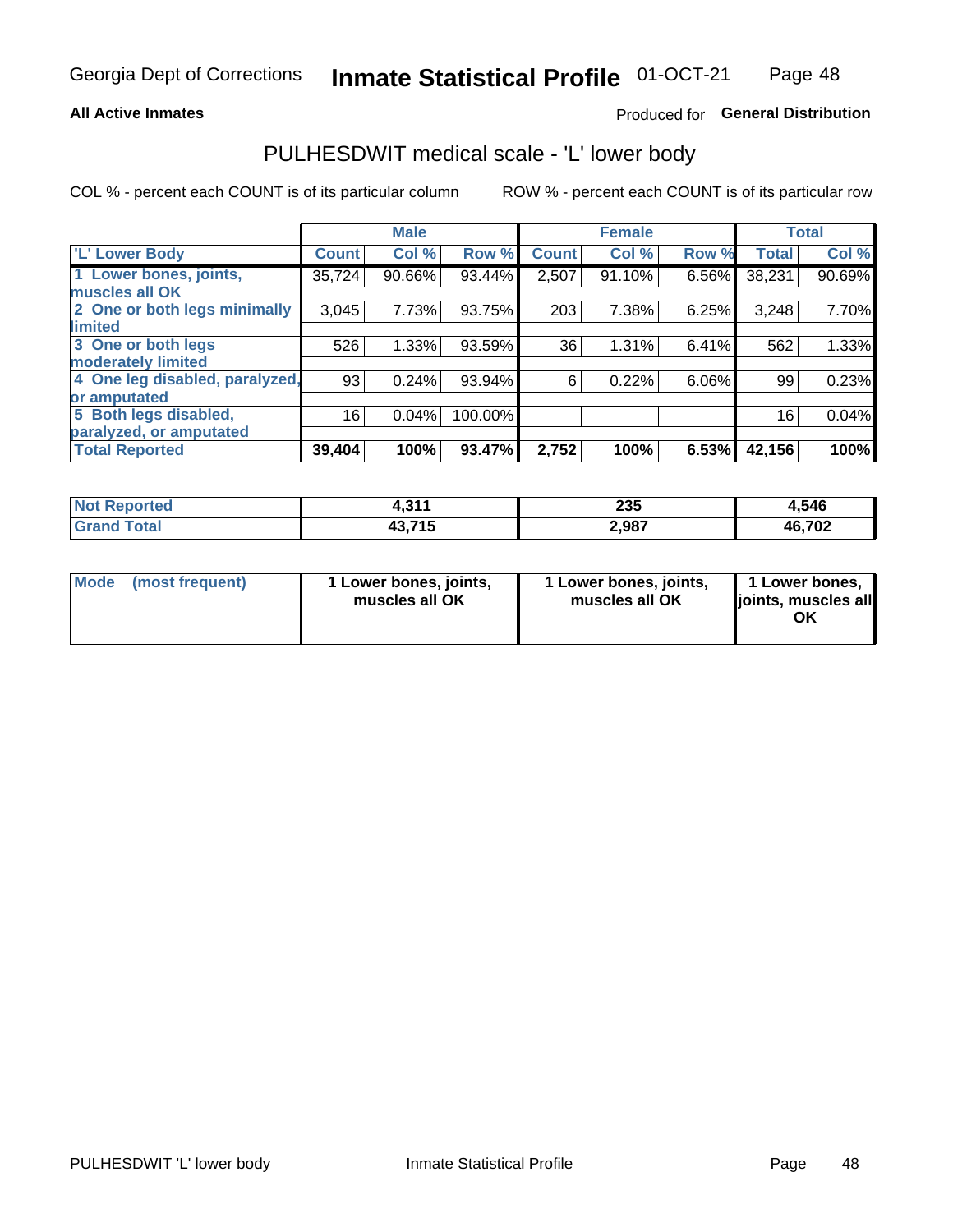Georgia Dept of Corrections **Inmate Statistical Profile** 01-OCT-21

**All Active Inmates**

Produced for **General Distribution**

## PULHESDWIT medical scale - 'L' lower body

COL % - percent each COUNT is of its particular column

ROW % - percent each COUNT is of its particular row

| | Male | | | Female | | | Total | |
|---|---|---|---|---|---|---|---|---|
| 'L' Lower Body | Count | Col % | Row % | Count | Col % | Row % | Total | Col % |
| 1 Lower bones, joints, muscles all OK | 35,724 | 90.66% | 93.44% | 2,507 | 91.10% | 6.56% | 38,231 | 90.69% |
| 2 One or both legs minimally limited | 3,045 | 7.73% | 93.75% | 203 | 7.38% | 6.25% | 3,248 | 7.70% |
| 3 One or both legs moderately limited | 526 | 1.33% | 93.59% | 36 | 1.31% | 6.41% | 562 | 1.33% |
| 4 One leg disabled, paralyzed, or amputated | 93 | 0.24% | 93.94% | 6 | 0.22% | 6.06% | 99 | 0.23% |
| 5 Both legs disabled, paralyzed, or amputated | 16 | 0.04% | 100.00% | | | | 16 | 0.04% |
| **Total Reported** | **39,404** | **100%** | **93.47%** | **2,752** | **100%** | **6.53%** | **42,156** | **100%** |

| | Male | Female | Total |
|---|---|---|---|
| Not Reported | 4,311 | 235 | 4,546 |
| Grand Total | 43,715 | 2,987 | 46,702 |

| | Male | Female | Total |
|---|---|---|---|
| Mode (most frequent) | 1 Lower bones, joints, muscles all OK | 1 Lower bones, joints, muscles all OK | 1 Lower bones, joints, muscles all OK |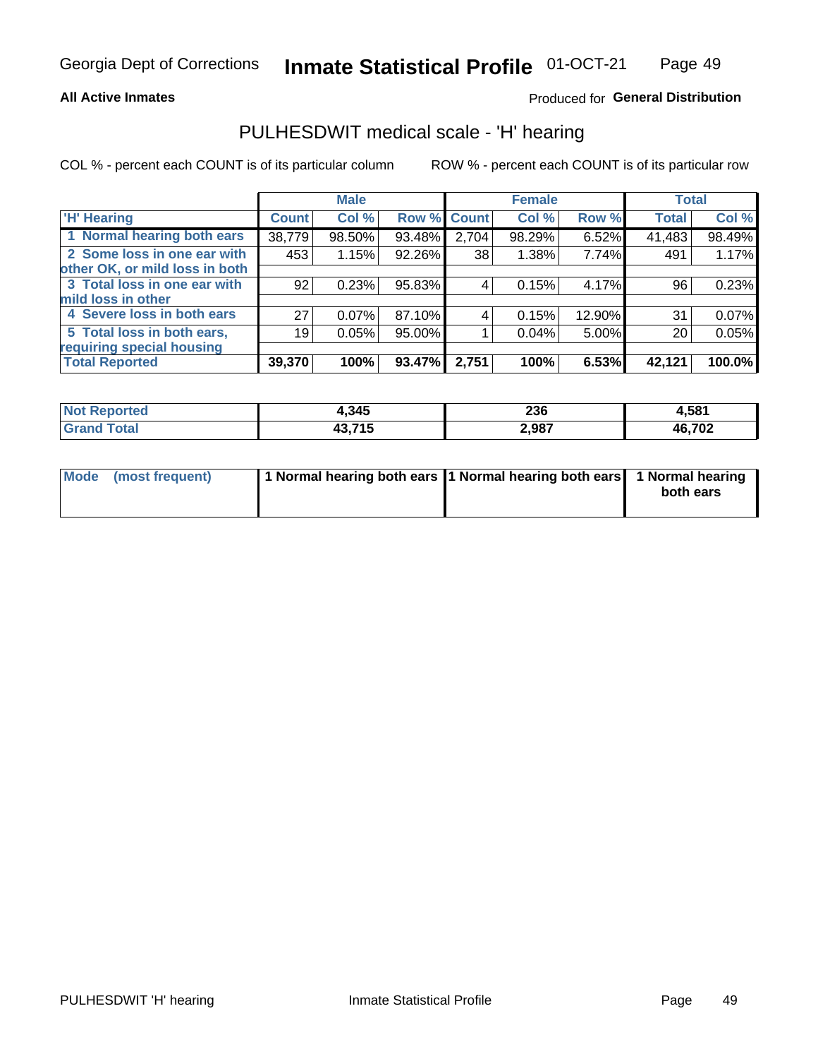Georgia Dept of Corrections **Inmate Statistical Profile** 01-OCT-21

**All Active Inmates**

Produced for **General Distribution**

## PULHESDWIT medical scale - 'H' hearing

COL % - percent each COUNT is of its particular column

ROW % - percent each COUNT is of its particular row

| | Male | | | Female | | | Total | |
|---|---|---|---|---|---|---|---|---|
| 'H' Hearing | Count | Col % | Row % | Count | Col % | Row % | Total | Col % |
| 1 Normal hearing both ears | 38,779 | 98.50% | 93.48% | 2,704 | 98.29% | 6.52% | 41,483 | 98.49% |
| 2 Some loss in one ear with other OK, or mild loss in both | 453 | 1.15% | 92.26% | 38 | 1.38% | 7.74% | 491 | 1.17% |
| 3 Total loss in one ear with mild loss in other | 92 | 0.23% | 95.83% | 4 | 0.15% | 4.17% | 96 | 0.23% |
| 4 Severe loss in both ears | 27 | 0.07% | 87.10% | 4 | 0.15% | 12.90% | 31 | 0.07% |
| 5 Total loss in both ears, requiring special housing | 19 | 0.05% | 95.00% | 1 | 0.04% | 5.00% | 20 | 0.05% |
| **Total Reported** | **39,370** | **100%** | **93.47%** | **2,751** | **100%** | **6.53%** | **42,121** | **100.0%** |

| | Male | Female | Total |
|---|---|---|---|
| Not Reported | 4,345 | 236 | 4,581 |
| Grand Total | 43,715 | 2,987 | 46,702 |

| | Male | Female | Total |
|---|---|---|---|
| Mode (most frequent) | 1 Normal hearing both ears | 1 Normal hearing both ears | 1 Normal hearing both ears |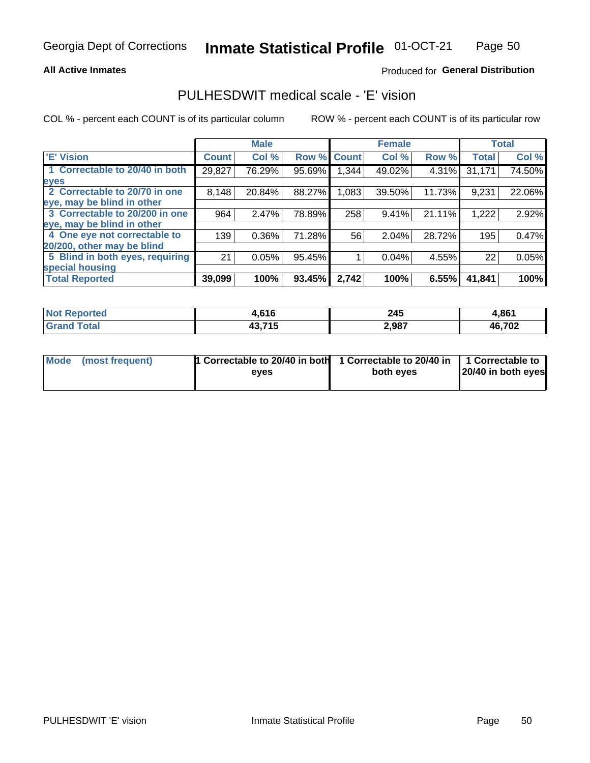**All Active Inmates**

Produced for **General Distribution**

## PULHESDWIT medical scale - 'E' vision

COL % - percent each COUNT is of its particular column

ROW % - percent each COUNT is of its particular row

| | Male | | | Female | | | Total | |
|---|---|---|---|---|---|---|---|---|
| 'E' Vision | Count | Col % | Row % | Count | Col % | Row % | Total | Col % |
| 1 Correctable to 20/40 in both eyes | 29,827 | 76.29% | 95.69% | 1,344 | 49.02% | 4.31% | 31,171 | 74.50% |
| 2 Correctable to 20/70 in one eye, may be blind in other | 8,148 | 20.84% | 88.27% | 1,083 | 39.50% | 11.73% | 9,231 | 22.06% |
| 3 Correctable to 20/200 in one eye, may be blind in other | 964 | 2.47% | 78.89% | 258 | 9.41% | 21.11% | 1,222 | 2.92% |
| 4 One eye not correctable to 20/200, other may be blind | 139 | 0.36% | 71.28% | 56 | 2.04% | 28.72% | 195 | 0.47% |
| 5 Blind in both eyes, requiring special housing | 21 | 0.05% | 95.45% | 1 | 0.04% | 4.55% | 22 | 0.05% |
| **Total Reported** | **39,099** | **100%** | **93.45%** | **2,742** | **100%** | **6.55%** | **41,841** | **100%** |

| | Male | Female | Total |
|---|---|---|---|
| Not Reported | 4,616 | 245 | 4,861 |
| Grand Total | 43,715 | 2,987 | 46,702 |

| | Male | Female | Total |
|---|---|---|---|
| Mode (most frequent) | 1 Correctable to 20/40 in both eyes | 1 Correctable to 20/40 in both eyes | 1 Correctable to 20/40 in both eyes |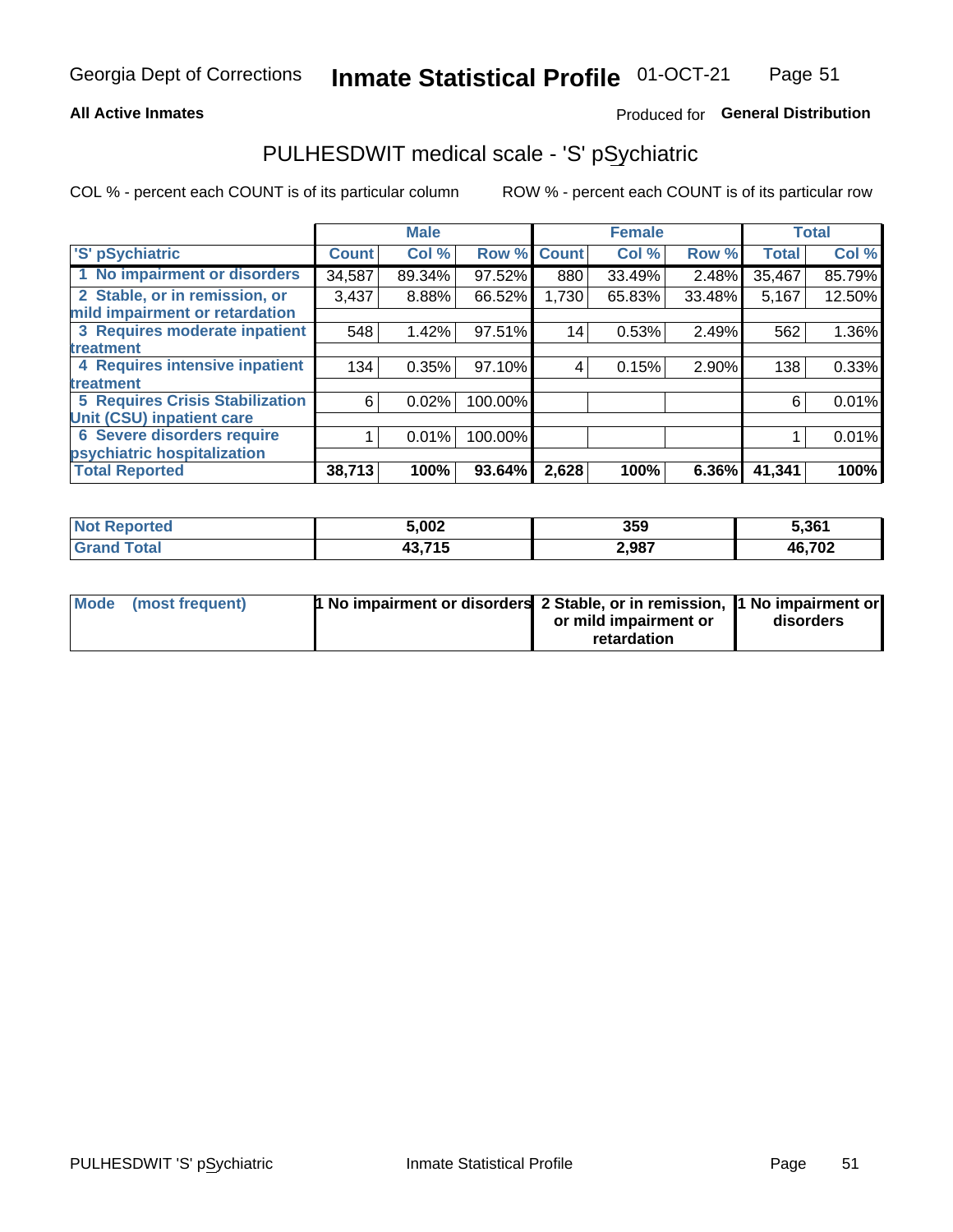Georgia Dept of Corrections **Inmate Statistical Profile** 01-OCT-21

**All Active Inmates**

Produced for **General Distribution**

## PULHESDWIT medical scale - 'S' pSychiatric

COL % - percent each COUNT is of its particular column

ROW % - percent each COUNT is of its particular row

| 'S' pSychiatric | Male | | | Female | | | Total | |
|---|---|---|---|---|---|---|---|---|
| | Count | Col % | Row % | Count | Col % | Row % | Total | Col % |
| 1 No impairment or disorders | 34,587 | 89.34% | 97.52% | 880 | 33.49% | 2.48% | 35,467 | 85.79% |
| 2 Stable, or in remission, or mild impairment or retardation | 3,437 | 8.88% | 66.52% | 1,730 | 65.83% | 33.48% | 5,167 | 12.50% |
| 3 Requires moderate inpatient treatment | 548 | 1.42% | 97.51% | 14 | 0.53% | 2.49% | 562 | 1.36% |
| 4 Requires intensive inpatient treatment | 134 | 0.35% | 97.10% | 4 | 0.15% | 2.90% | 138 | 0.33% |
| 5 Requires Crisis Stabilization Unit (CSU) inpatient care | 6 | 0.02% | 100.00% | | | | 6 | 0.01% |
| 6 Severe disorders require psychiatric hospitalization | 1 | 0.01% | 100.00% | | | | 1 | 0.01% |
| **Total Reported** | **38,713** | **100%** | **93.64%** | **2,628** | **100%** | **6.36%** | **41,341** | **100%** |

| | Male | Female | Total |
|---|---|---|---|
| **Not Reported** | **5,002** | **359** | **5,361** |
| **Grand Total** | **43,715** | **2,987** | **46,702** |

| | Male | Female | Total |
|---|---|---|---|
| **Mode (most frequent)** | **1 No impairment or disorders** | **2 Stable, or in remission, or mild impairment or retardation** | **1 No impairment or disorders** |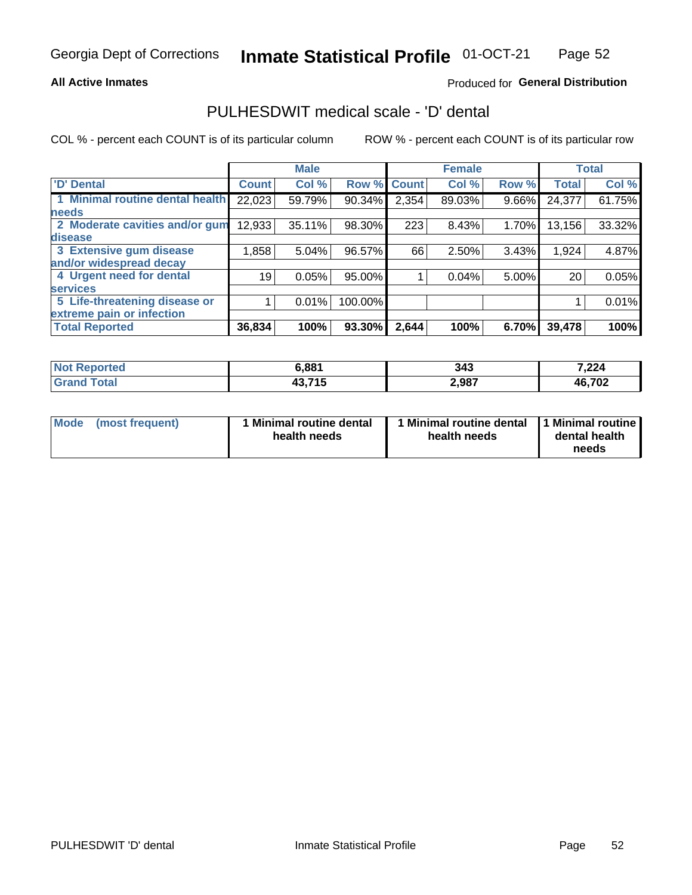Georgia Dept of Corrections **Inmate Statistical Profile** 01-OCT-21

**All Active Inmates**

Produced for **General Distribution**

## PULHESDWIT medical scale - 'D' dental

COL % - percent each COUNT is of its particular column ROW % - percent each COUNT is of its particular row

| 'D' Dental | Male | | | Female | | | Total | |
|---|---|---|---|---|---|---|---|---|
| | Count | Col % | Row % | Count | Col % | Row % | Total | Col % |
| 1 Minimal routine dental health needs | 22,023 | 59.79% | 90.34% | 2,354 | 89.03% | 9.66% | 24,377 | 61.75% |
| 2 Moderate cavities and/or gum disease | 12,933 | 35.11% | 98.30% | 223 | 8.43% | 1.70% | 13,156 | 33.32% |
| 3 Extensive gum disease and/or widespread decay | 1,858 | 5.04% | 96.57% | 66 | 2.50% | 3.43% | 1,924 | 4.87% |
| 4 Urgent need for dental services | 19 | 0.05% | 95.00% | 1 | 0.04% | 5.00% | 20 | 0.05% |
| 5 Life-threatening disease or extreme pain or infection | 1 | 0.01% | 100.00% | | | | 1 | 0.01% |
| **Total Reported** | **36,834** | **100%** | **93.30%** | **2,644** | **100%** | **6.70%** | **39,478** | **100%** |

| | Male | Female | Total |
|---|---|---|---|
| **Not Reported** | **6,881** | **343** | **7,224** |
| **Grand Total** | **43,715** | **2,987** | **46,702** |

| Mode (most frequent) | Male | Female | Total |
|---|---|---|---|
| | **1 Minimal routine dental health needs** | **1 Minimal routine dental health needs** | **1 Minimal routine dental health needs** |

PULHESDWIT 'D' dental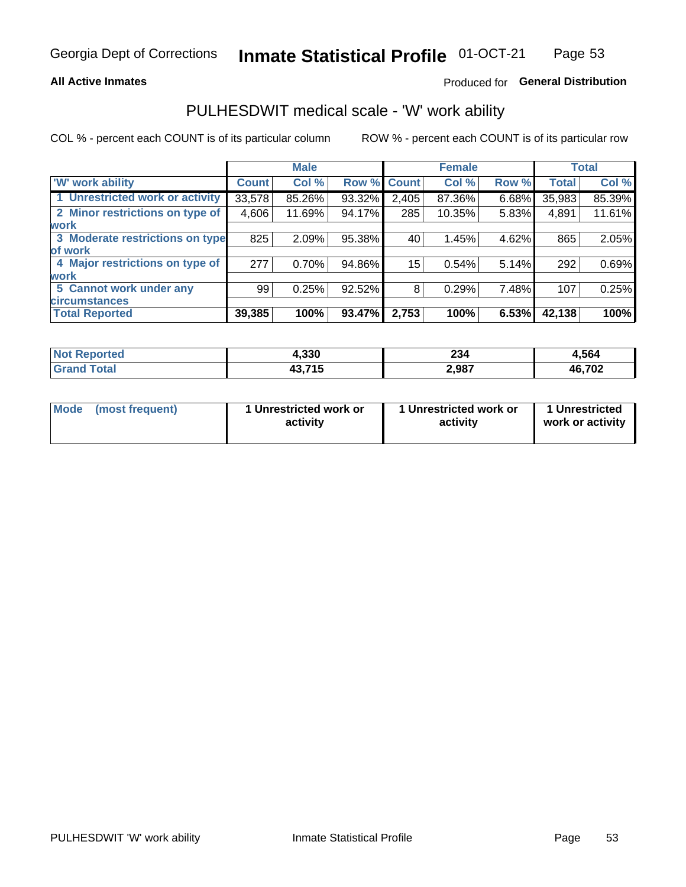Georgia Dept of Corrections **Inmate Statistical Profile** 01-OCT-21

**All Active Inmates**

Produced for **General Distribution**

## PULHESDWIT medical scale - 'W' work ability

COL % - percent each COUNT is of its particular column

ROW % - percent each COUNT is of its particular row

| | Male | | | Female | | | Total | |
|---|---|---|---|---|---|---|---|---|
| 'W' work ability | Count | Col % | Row % | Count | Col % | Row % | Total | Col % |
| 1 Unrestricted work or activity | 33,578 | 85.26% | 93.32% | 2,405 | 87.36% | 6.68% | 35,983 | 85.39% |
| 2 Minor restrictions on type of work | 4,606 | 11.69% | 94.17% | 285 | 10.35% | 5.83% | 4,891 | 11.61% |
| 3 Moderate restrictions on type of work | 825 | 2.09% | 95.38% | 40 | 1.45% | 4.62% | 865 | 2.05% |
| 4 Major restrictions on type of work | 277 | 0.70% | 94.86% | 15 | 0.54% | 5.14% | 292 | 0.69% |
| 5 Cannot work under any circumstances | 99 | 0.25% | 92.52% | 8 | 0.29% | 7.48% | 107 | 0.25% |
| **Total Reported** | **39,385** | **100%** | **93.47%** | **2,753** | **100%** | **6.53%** | **42,138** | **100%** |

| | Male | Female | Total |
|---|---|---|---|
| Not Reported | **4,330** | **234** | **4,564** |
| Grand Total | **43,715** | **2,987** | **46,702** |

| | Male | Female | Total |
|---|---|---|---|
| Mode (most frequent) | **1 Unrestricted work or activity** | **1 Unrestricted work or activity** | **1 Unrestricted work or activity** |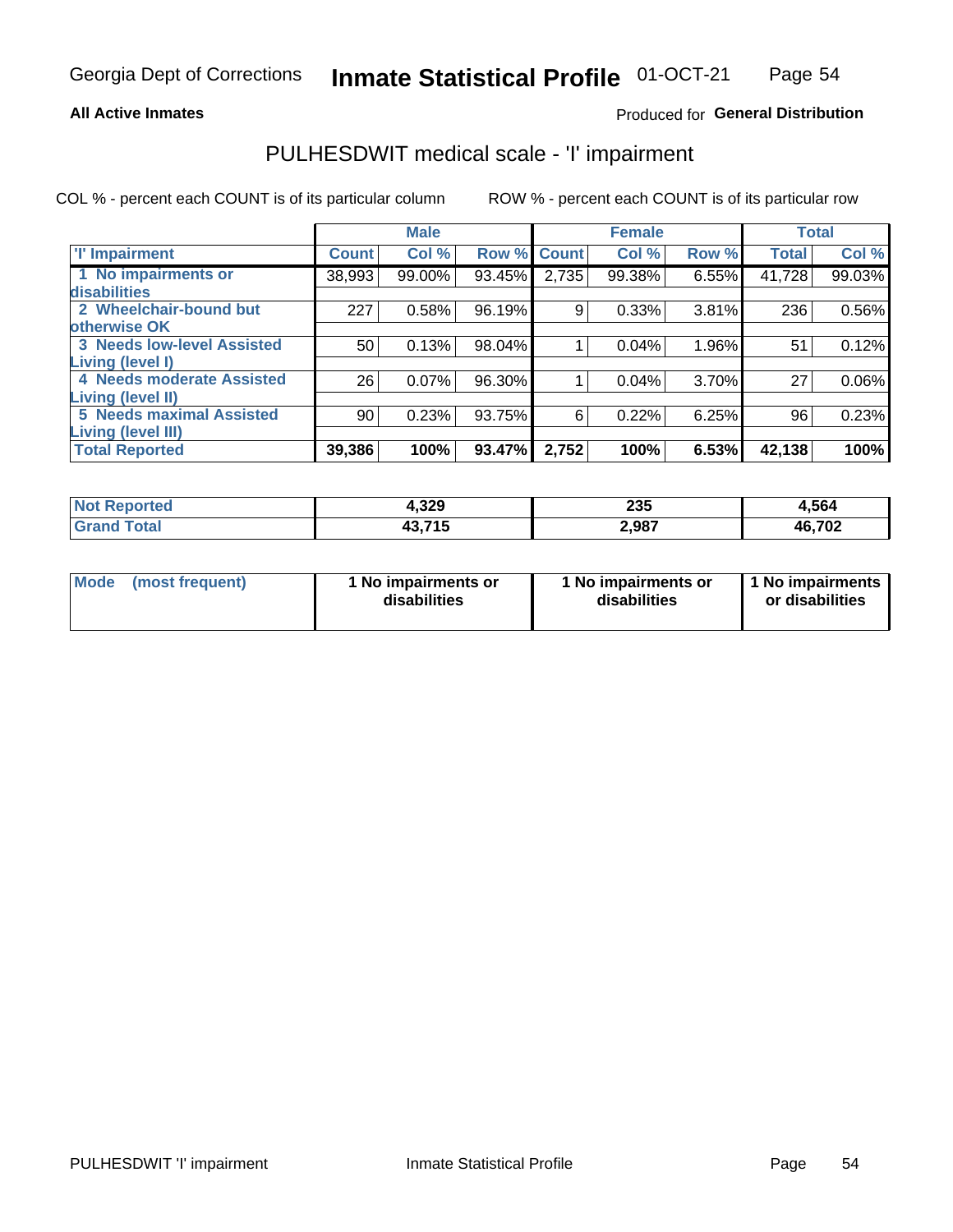**All Active Inmates**

Produced for **General Distribution**

## PULHESDWIT medical scale - 'I' impairment

COL % - percent each COUNT is of its particular column

ROW % - percent each COUNT is of its particular row

| | Male | | | Female | | | Total | |
|---|---|---|---|---|---|---|---|---|
| 'I' Impairment | Count | Col % | Row % | Count | Col % | Row % | Total | Col % |
| 1 No impairments or disabilities | 38,993 | 99.00% | 93.45% | 2,735 | 99.38% | 6.55% | 41,728 | 99.03% |
| 2 Wheelchair-bound but otherwise OK | 227 | 0.58% | 96.19% | 9 | 0.33% | 3.81% | 236 | 0.56% |
| 3 Needs low-level Assisted Living (level I) | 50 | 0.13% | 98.04% | 1 | 0.04% | 1.96% | 51 | 0.12% |
| 4 Needs moderate Assisted Living (level II) | 26 | 0.07% | 96.30% | 1 | 0.04% | 3.70% | 27 | 0.06% |
| 5 Needs maximal Assisted Living (level III) | 90 | 0.23% | 93.75% | 6 | 0.22% | 6.25% | 96 | 0.23% |
| **Total Reported** | **39,386** | **100%** | **93.47%** | **2,752** | **100%** | **6.53%** | **42,138** | **100%** |

| | Male | Female | Total |
|---|---|---|---|
| **Not Reported** | **4,329** | **235** | **4,564** |
| **Grand Total** | **43,715** | **2,987** | **46,702** |

| | Male | Female | Total |
|---|---|---|---|
| **Mode (most frequent)** | **1 No impairments or disabilities** | **1 No impairments or disabilities** | **1 No impairments or disabilities** |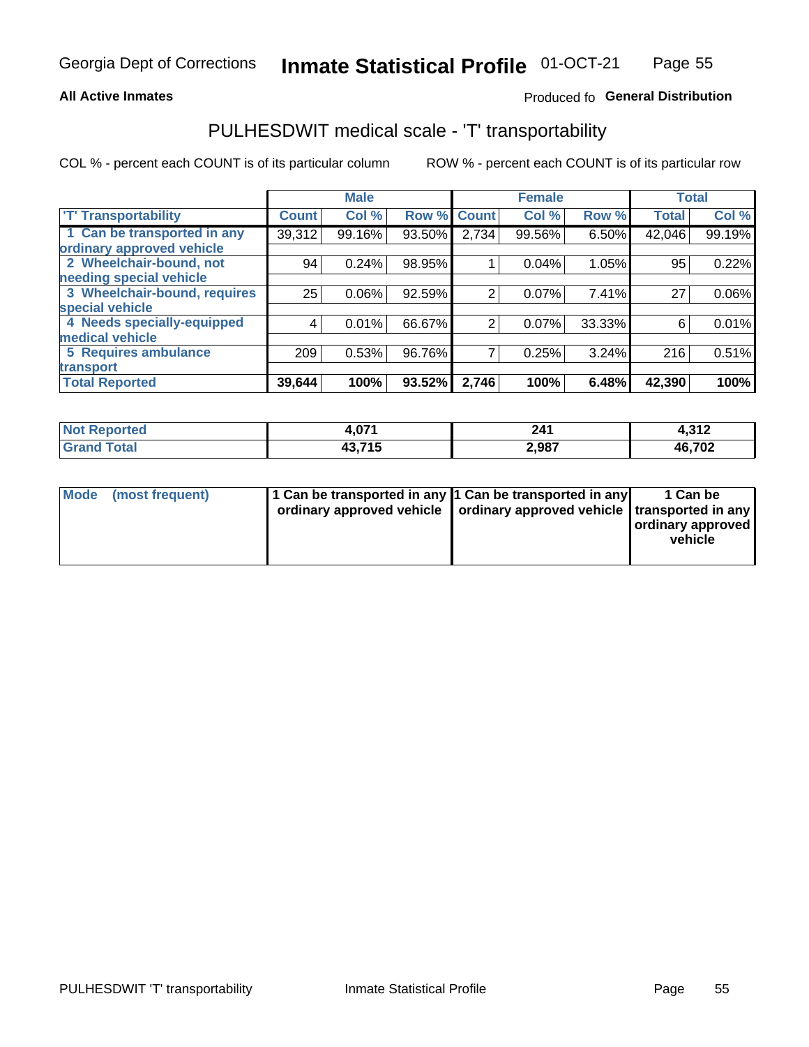**All Active Inmates**

Produced fo **General Distribution**

## PULHESDWIT medical scale - 'T' transportability

COL % - percent each COUNT is of its particular column

ROW % - percent each COUNT is of its particular row

| | Male | | | Female | | | Total | |
|---|---|---|---|---|---|---|---|---|
| 'T' Transportability | Count | Col % | Row % | Count | Col % | Row % | Total | Col % |
| 1 Can be transported in any ordinary approved vehicle | 39,312 | 99.16% | 93.50% | 2,734 | 99.56% | 6.50% | 42,046 | 99.19% |
| 2 Wheelchair-bound, not needing special vehicle | 94 | 0.24% | 98.95% | 1 | 0.04% | 1.05% | 95 | 0.22% |
| 3 Wheelchair-bound, requires special vehicle | 25 | 0.06% | 92.59% | 2 | 0.07% | 7.41% | 27 | 0.06% |
| 4 Needs specially-equipped medical vehicle | 4 | 0.01% | 66.67% | 2 | 0.07% | 33.33% | 6 | 0.01% |
| 5 Requires ambulance transport | 209 | 0.53% | 96.76% | 7 | 0.25% | 3.24% | 216 | 0.51% |
| **Total Reported** | **39,644** | **100%** | **93.52%** | **2,746** | **100%** | **6.48%** | **42,390** | **100%** |

| | Male | Female | Total |
|---|---|---|---|
| **Not Reported** | **4,071** | **241** | **4,312** |
| **Grand Total** | **43,715** | **2,987** | **46,702** |

| | Male | Female | Total |
|---|---|---|---|
| **Mode (most frequent)** | **1 Can be transported in any ordinary approved vehicle** | **1 Can be transported in any ordinary approved vehicle** | **1 Can be transported in any ordinary approved vehicle** |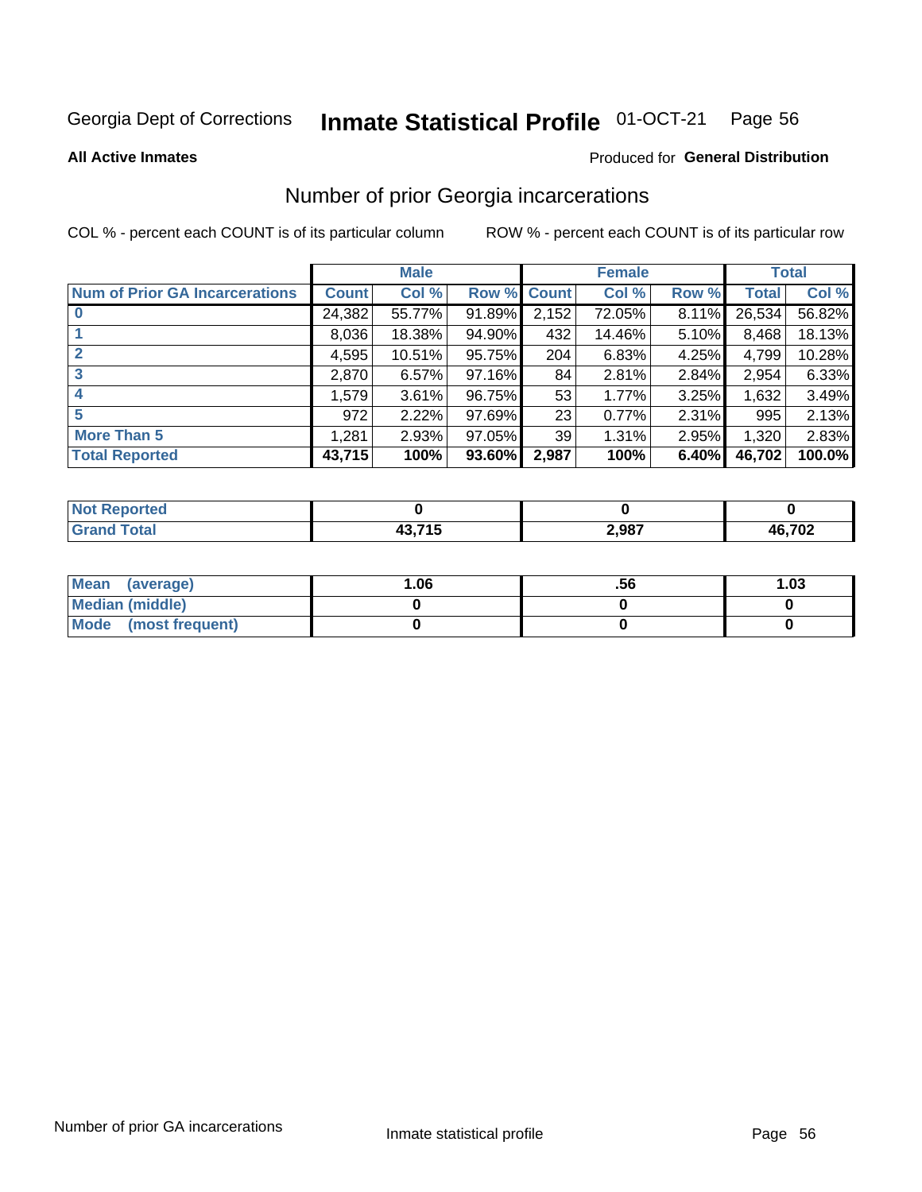Georgia Dept of Corrections **Inmate Statistical Profile** 01-OCT-21

**All Active Inmates**

Produced for **General Distribution**

## Number of prior Georgia incarcerations

COL % - percent each COUNT is of its particular column ROW % - percent each COUNT is of its particular row

| | Male | | | Female | | | Total | |
|---|---|---|---|---|---|---|---|---|
| **Num of Prior GA Incarcerations** | **Count** | **Col %** | **Row %** | **Count** | **Col %** | **Row %** | **Total** | **Col %** |
| **0** | 24,382 | 55.77% | 91.89% | 2,152 | 72.05% | 8.11% | 26,534 | 56.82% |
| **1** | 8,036 | 18.38% | 94.90% | 432 | 14.46% | 5.10% | 8,468 | 18.13% |
| **2** | 4,595 | 10.51% | 95.75% | 204 | 6.83% | 4.25% | 4,799 | 10.28% |
| **3** | 2,870 | 6.57% | 97.16% | 84 | 2.81% | 2.84% | 2,954 | 6.33% |
| **4** | 1,579 | 3.61% | 96.75% | 53 | 1.77% | 3.25% | 1,632 | 3.49% |
| **5** | 972 | 2.22% | 97.69% | 23 | 0.77% | 2.31% | 995 | 2.13% |
| **More Than 5** | 1,281 | 2.93% | 97.05% | 39 | 1.31% | 2.95% | 1,320 | 2.83% |
| **Total Reported** | **43,715** | **100%** | **93.60%** | **2,987** | **100%** | **6.40%** | **46,702** | **100.0%** |

| | Male | Female | Total |
|---|---|---|---|
| **Not Reported** | **0** | **0** | **0** |
| **Grand Total** | **43,715** | **2,987** | **46,702** |

| | Male | Female | Total |
|---|---|---|---|
| **Mean (average)** | **1.06** | **.56** | **1.03** |
| **Median (middle)** | **0** | **0** | **0** |
| **Mode (most frequent)** | **0** | **0** | **0** |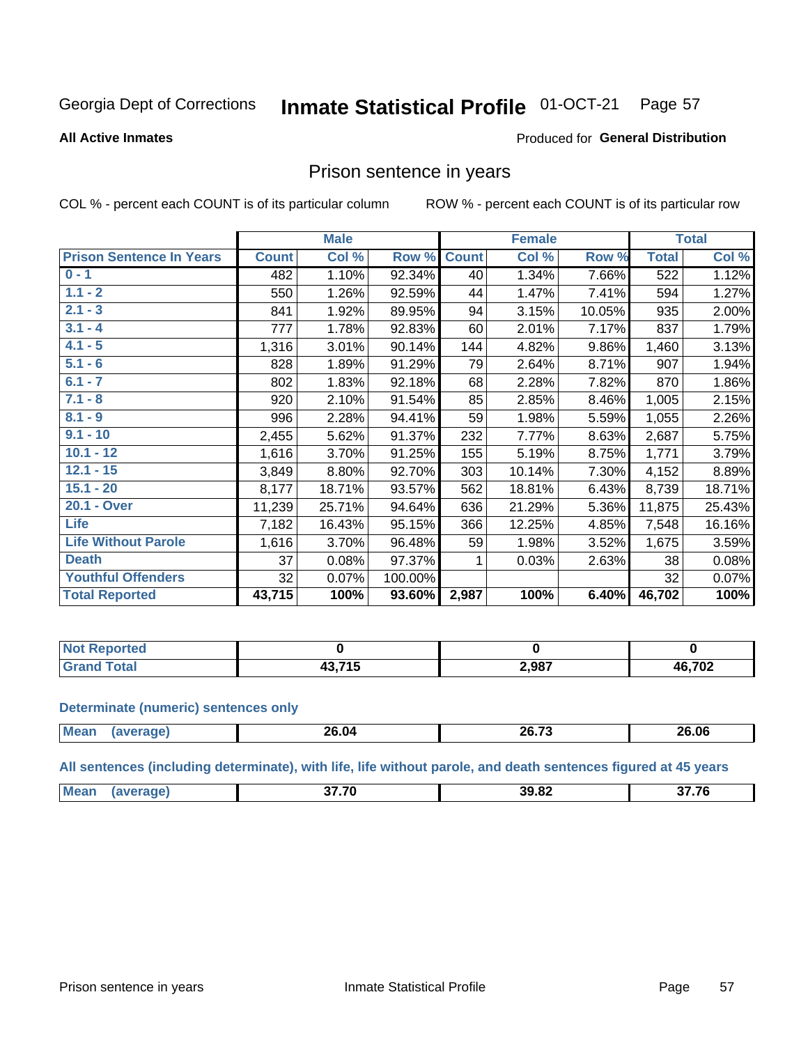Georgia Dept of Corrections **Inmate Statistical Profile** 01-OCT-21 Page 57

**All Active Inmates**

Produced for **General Distribution**

## Prison sentence in years

COL % - percent each COUNT is of its particular column ROW % - percent each COUNT is of its particular row

| | Male | | | Female | | | Total | |
|---|---|---|---|---|---|---|---|---|
| **Prison Sentence In Years** | **Count** | **Col %** | **Row %** | **Count** | **Col %** | **Row %** | **Total** | **Col %** |
| **0 - 1** | 482 | 1.10% | 92.34% | 40 | 1.34% | 7.66% | 522 | 1.12% |
| **1.1 - 2** | 550 | 1.26% | 92.59% | 44 | 1.47% | 7.41% | 594 | 1.27% |
| **2.1 - 3** | 841 | 1.92% | 89.95% | 94 | 3.15% | 10.05% | 935 | 2.00% |
| **3.1 - 4** | 777 | 1.78% | 92.83% | 60 | 2.01% | 7.17% | 837 | 1.79% |
| **4.1 - 5** | 1,316 | 3.01% | 90.14% | 144 | 4.82% | 9.86% | 1,460 | 3.13% |
| **5.1 - 6** | 828 | 1.89% | 91.29% | 79 | 2.64% | 8.71% | 907 | 1.94% |
| **6.1 - 7** | 802 | 1.83% | 92.18% | 68 | 2.28% | 7.82% | 870 | 1.86% |
| **7.1 - 8** | 920 | 2.10% | 91.54% | 85 | 2.85% | 8.46% | 1,005 | 2.15% |
| **8.1 - 9** | 996 | 2.28% | 94.41% | 59 | 1.98% | 5.59% | 1,055 | 2.26% |
| **9.1 - 10** | 2,455 | 5.62% | 91.37% | 232 | 7.77% | 8.63% | 2,687 | 5.75% |
| **10.1 - 12** | 1,616 | 3.70% | 91.25% | 155 | 5.19% | 8.75% | 1,771 | 3.79% |
| **12.1 - 15** | 3,849 | 8.80% | 92.70% | 303 | 10.14% | 7.30% | 4,152 | 8.89% |
| **15.1 - 20** | 8,177 | 18.71% | 93.57% | 562 | 18.81% | 6.43% | 8,739 | 18.71% |
| **20.1 - Over** | 11,239 | 25.71% | 94.64% | 636 | 21.29% | 5.36% | 11,875 | 25.43% |
| **Life** | 7,182 | 16.43% | 95.15% | 366 | 12.25% | 4.85% | 7,548 | 16.16% |
| **Life Without Parole** | 1,616 | 3.70% | 96.48% | 59 | 1.98% | 3.52% | 1,675 | 3.59% |
| **Death** | 37 | 0.08% | 97.37% | 1 | 0.03% | 2.63% | 38 | 0.08% |
| **Youthful Offenders** | 32 | 0.07% | 100.00% | | | | 32 | 0.07% |
| **Total Reported** | **43,715** | **100%** | **93.60%** | **2,987** | **100%** | **6.40%** | **46,702** | **100%** |

| | Male | Female | Total |
|---|---|---|---|
| **Not Reported** | **0** | **0** | **0** |
| **Grand Total** | **43,715** | **2,987** | **46,702** |

**Determinate (numeric) sentences only**

| | Male | Female | Total |
|---|---|---|---|
| **Mean (average)** | **26.04** | **26.73** | **26.06** |

**All sentences (including determinate), with life, life without parole, and death sentences figured at 45 years**

| | Male | Female | Total |
|---|---|---|---|
| **Mean (average)** | **37.70** | **39.82** | **37.76** |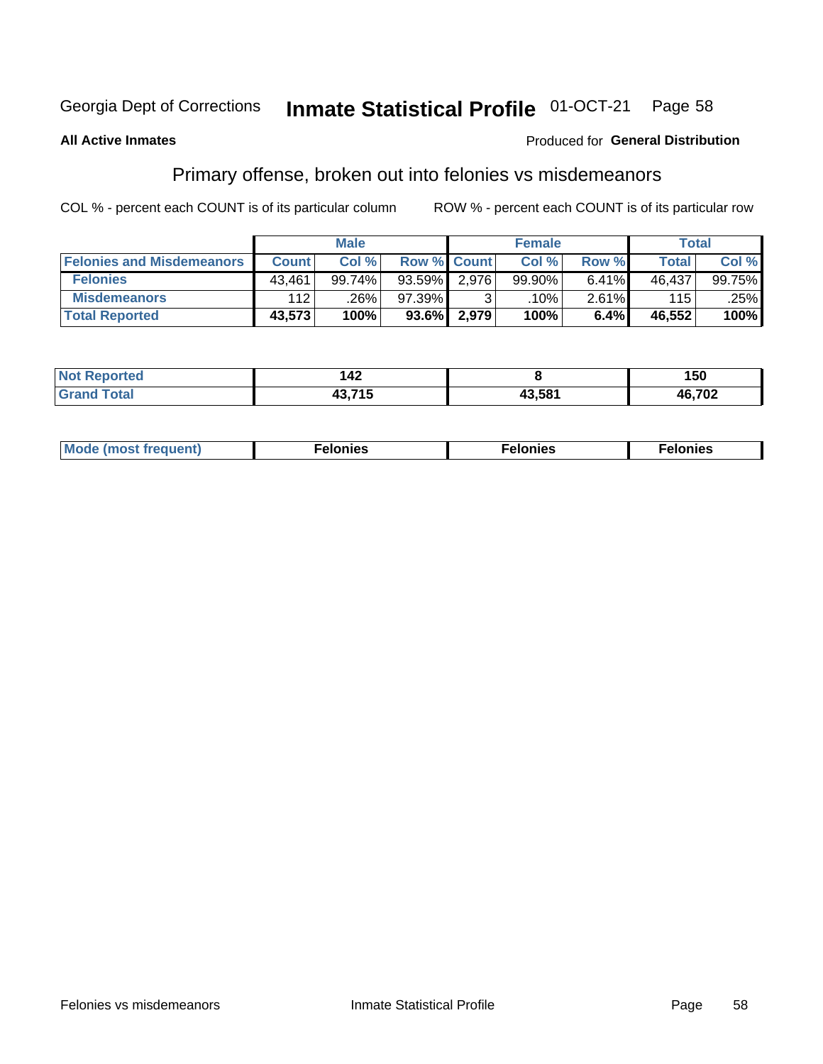Georgia Dept of Corrections **Inmate Statistical Profile** 01-OCT-21

**All Active Inmates**

Produced for **General Distribution**

## Primary offense, broken out into felonies vs misdemeanors

COL % - percent each COUNT is of its particular column        ROW % - percent each COUNT is of its particular row

| | Male | | | Female | | | Total | |
|---|---|---|---|---|---|---|---|---|
| **Felonies and Misdemeanors** | **Count** | **Col %** | **Row %** | **Count** | **Col %** | **Row %** | **Total** | **Col %** |
| **Felonies** | 43,461 | 99.74% | 93.59% | 2,976 | 99.90% | 6.41% | 46,437 | 99.75% |
| **Misdemeanors** | 112 | .26% | 97.39% | 3 | .10% | 2.61% | 115 | .25% |
| **Total Reported** | **43,573** | **100%** | **93.6%** | **2,979** | **100%** | **6.4%** | **46,552** | **100%** |

| | Male | Female | Total |
|---|---|---|---|
| **Not Reported** | **142** | **8** | **150** |
| **Grand Total** | **43,715** | **43,581** | **46,702** |

| | Male | Female | Total |
|---|---|---|---|
| **Mode (most frequent)** | **Felonies** | **Felonies** | **Felonies** |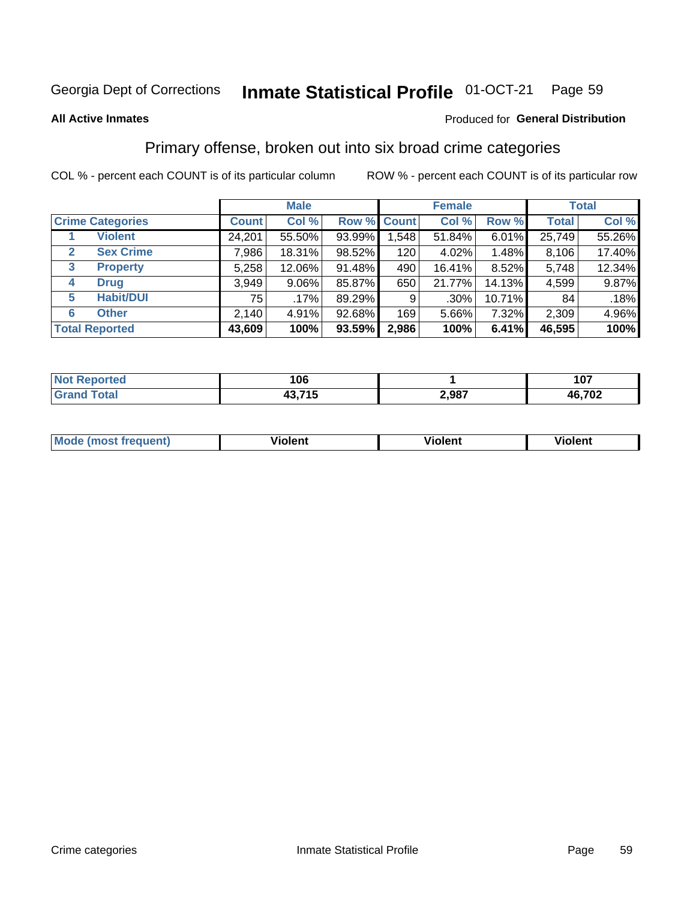Georgia Dept of Corrections **Inmate Statistical Profile** 01-OCT-21

**All Active Inmates**

Produced for **General Distribution**

## Primary offense, broken out into six broad crime categories

COL % - percent each COUNT is of its particular column

ROW % - percent each COUNT is of its particular row

| | | Male | | | Female | | | Total | |
|---|---|---|---|---|---|---|---|---|---|
| **Crime Categories** | | **Count** | **Col %** | **Row %** | **Count** | **Col %** | **Row %** | **Total** | **Col %** |
| 1 | **Violent** | 24,201 | 55.50% | 93.99% | 1,548 | 51.84% | 6.01% | 25,749 | 55.26% |
| 2 | **Sex Crime** | 7,986 | 18.31% | 98.52% | 120 | 4.02% | 1.48% | 8,106 | 17.40% |
| 3 | **Property** | 5,258 | 12.06% | 91.48% | 490 | 16.41% | 8.52% | 5,748 | 12.34% |
| 4 | **Drug** | 3,949 | 9.06% | 85.87% | 650 | 21.77% | 14.13% | 4,599 | 9.87% |
| 5 | **Habit/DUI** | 75 | .17% | 89.29% | 9 | .30% | 10.71% | 84 | .18% |
| 6 | **Other** | 2,140 | 4.91% | 92.68% | 169 | 5.66% | 7.32% | 2,309 | 4.96% |
| **Total Reported** | | **43,609** | **100%** | **93.59%** | **2,986** | **100%** | **6.41%** | **46,595** | **100%** |

| | Male | Female | Total |
|---|---|---|---|
| **Not Reported** | **106** | **1** | **107** |
| **Grand Total** | **43,715** | **2,987** | **46,702** |

| | Male | Female | Total |
|---|---|---|---|
| **Mode (most frequent)** | **Violent** | **Violent** | **Violent** |

Crime categories Inmate Statistical Profile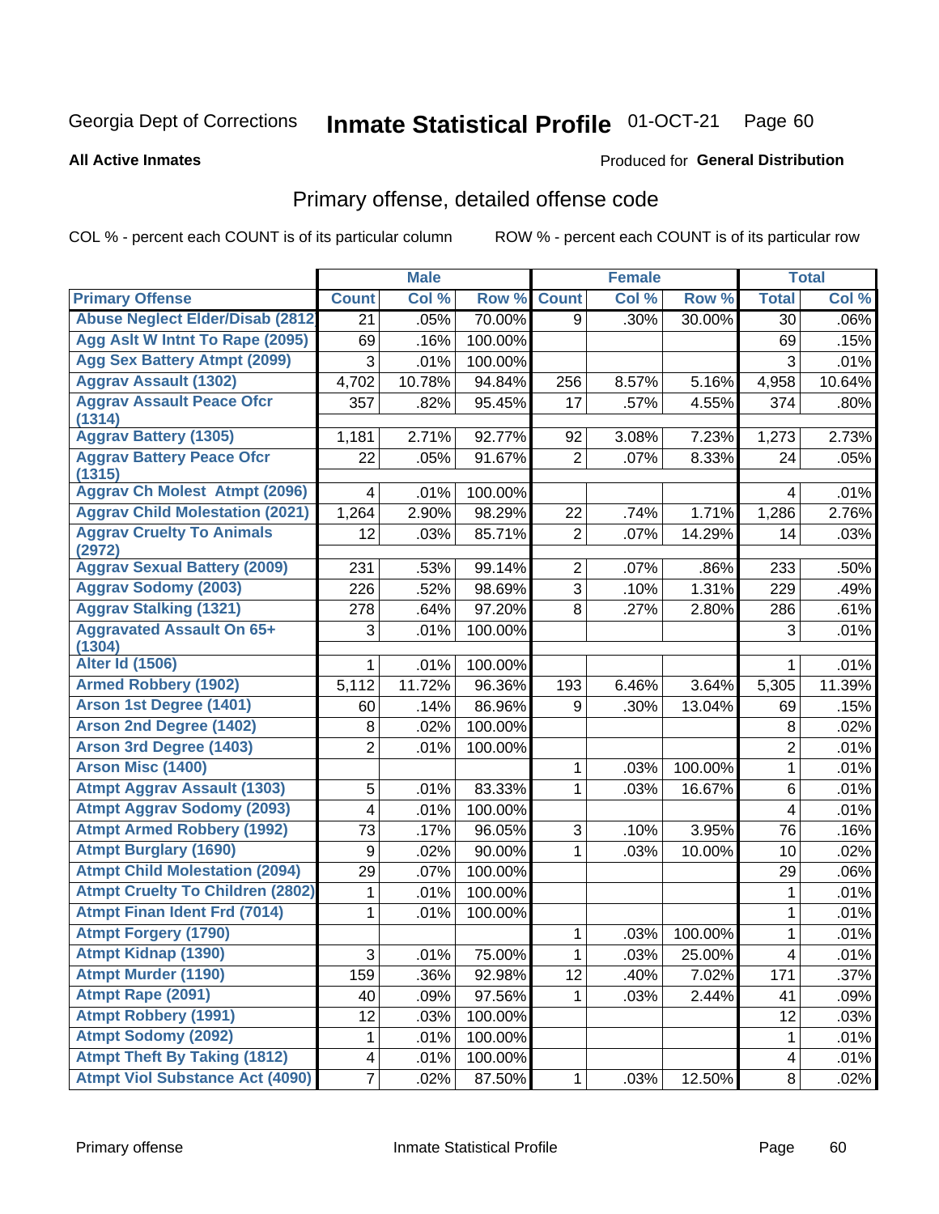Georgia Dept of Corrections **Inmate Statistical Profile** 01-OCT-21

**All Active Inmates** Produced for **General Distribution**

## Primary offense, detailed offense code

COL % - percent each COUNT is of its particular column ROW % - percent each COUNT is of its particular row

| | Male | | | Female | | | Total | |
|---|---|---|---|---|---|---|---|---|
| **Primary Offense** | **Count** | **Col %** | **Row %** | **Count** | **Col %** | **Row %** | **Total** | **Col %** |
| Abuse Neglect Elder/Disab (2812 | 21 | .05% | 70.00% | 9 | .30% | 30.00% | 30 | .06% |
| Agg Aslt W Intnt To Rape (2095) | 69 | .16% | 100.00% | | | | 69 | .15% |
| Agg Sex Battery Atmpt (2099) | 3 | .01% | 100.00% | | | | 3 | .01% |
| Aggrav Assault (1302) | 4,702 | 10.78% | 94.84% | 256 | 8.57% | 5.16% | 4,958 | 10.64% |
| Aggrav Assault Peace Ofcr (1314) | 357 | .82% | 95.45% | 17 | .57% | 4.55% | 374 | .80% |
| Aggrav Battery (1305) | 1,181 | 2.71% | 92.77% | 92 | 3.08% | 7.23% | 1,273 | 2.73% |
| Aggrav Battery Peace Ofcr (1315) | 22 | .05% | 91.67% | 2 | .07% | 8.33% | 24 | .05% |
| Aggrav Ch Molest Atmpt (2096) | 4 | .01% | 100.00% | | | | 4 | .01% |
| Aggrav Child Molestation (2021) | 1,264 | 2.90% | 98.29% | 22 | .74% | 1.71% | 1,286 | 2.76% |
| Aggrav Cruelty To Animals (2972) | 12 | .03% | 85.71% | 2 | .07% | 14.29% | 14 | .03% |
| Aggrav Sexual Battery (2009) | 231 | .53% | 99.14% | 2 | .07% | .86% | 233 | .50% |
| Aggrav Sodomy (2003) | 226 | .52% | 98.69% | 3 | .10% | 1.31% | 229 | .49% |
| Aggrav Stalking (1321) | 278 | .64% | 97.20% | 8 | .27% | 2.80% | 286 | .61% |
| Aggravated Assault On 65+ (1304) | 3 | .01% | 100.00% | | | | 3 | .01% |
| Alter Id (1506) | 1 | .01% | 100.00% | | | | 1 | .01% |
| Armed Robbery (1902) | 5,112 | 11.72% | 96.36% | 193 | 6.46% | 3.64% | 5,305 | 11.39% |
| Arson 1st Degree (1401) | 60 | .14% | 86.96% | 9 | .30% | 13.04% | 69 | .15% |
| Arson 2nd Degree (1402) | 8 | .02% | 100.00% | | | | 8 | .02% |
| Arson 3rd Degree (1403) | 2 | .01% | 100.00% | | | | 2 | .01% |
| Arson Misc (1400) | | | | 1 | .03% | 100.00% | 1 | .01% |
| Atmpt Aggrav Assault (1303) | 5 | .01% | 83.33% | 1 | .03% | 16.67% | 6 | .01% |
| Atmpt Aggrav Sodomy (2093) | 4 | .01% | 100.00% | | | | 4 | .01% |
| Atmpt Armed Robbery (1992) | 73 | .17% | 96.05% | 3 | .10% | 3.95% | 76 | .16% |
| Atmpt Burglary (1690) | 9 | .02% | 90.00% | 1 | .03% | 10.00% | 10 | .02% |
| Atmpt Child Molestation (2094) | 29 | .07% | 100.00% | | | | 29 | .06% |
| Atmpt Cruelty To Children (2802) | 1 | .01% | 100.00% | | | | 1 | .01% |
| Atmpt Finan Ident Frd (7014) | 1 | .01% | 100.00% | | | | 1 | .01% |
| Atmpt Forgery (1790) | | | | 1 | .03% | 100.00% | 1 | .01% |
| Atmpt Kidnap (1390) | 3 | .01% | 75.00% | 1 | .03% | 25.00% | 4 | .01% |
| Atmpt Murder (1190) | 159 | .36% | 92.98% | 12 | .40% | 7.02% | 171 | .37% |
| Atmpt Rape (2091) | 40 | .09% | 97.56% | 1 | .03% | 2.44% | 41 | .09% |
| Atmpt Robbery (1991) | 12 | .03% | 100.00% | | | | 12 | .03% |
| Atmpt Sodomy (2092) | 1 | .01% | 100.00% | | | | 1 | .01% |
| Atmpt Theft By Taking (1812) | 4 | .01% | 100.00% | | | | 4 | .01% |
| Atmpt Viol Substance Act (4090) | 7 | .02% | 87.50% | 1 | .03% | 12.50% | 8 | .02% |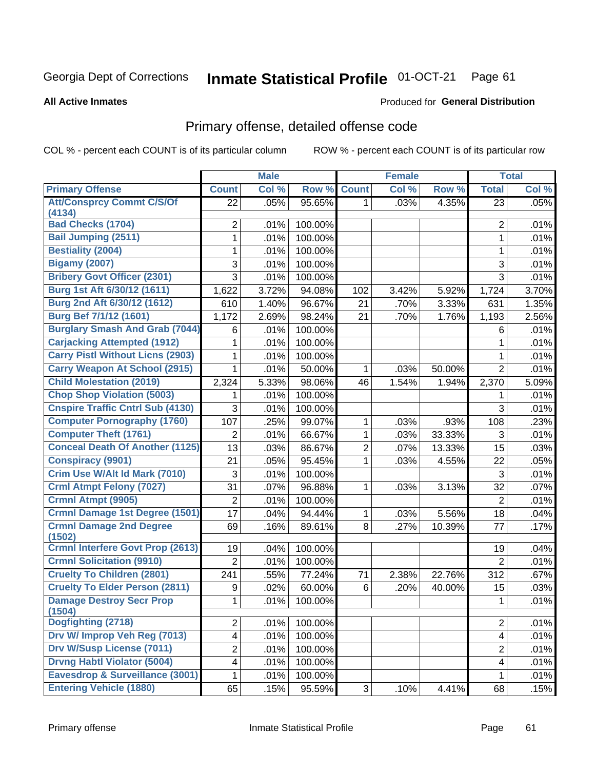# Georgia Dept of Corrections — Inmate Statistical Profile — 01-OCT-21

**All Active Inmates** — Produced for **General Distribution**

## Primary offense, detailed offense code

COL % - percent each COUNT is of its particular column     ROW % - percent each COUNT is of its particular row

| | Male | | | Female | | | Total | |
|---|---|---|---|---|---|---|---|---|
| **Primary Offense** | **Count** | **Col %** | **Row %** | **Count** | **Col %** | **Row %** | **Total** | **Col %** |
| Att/Consprcy Commt C/S/Of (4134) | 22 | .05% | 95.65% | 1 | .03% | 4.35% | 23 | .05% |
| Bad Checks (1704) | 2 | .01% | 100.00% | | | | 2 | .01% |
| Bail Jumping (2511) | 1 | .01% | 100.00% | | | | 1 | .01% |
| Bestiality (2004) | 1 | .01% | 100.00% | | | | 1 | .01% |
| Bigamy (2007) | 3 | .01% | 100.00% | | | | 3 | .01% |
| Bribery Govt Officer (2301) | 3 | .01% | 100.00% | | | | 3 | .01% |
| Burg 1st Aft 6/30/12 (1611) | 1,622 | 3.72% | 94.08% | 102 | 3.42% | 5.92% | 1,724 | 3.70% |
| Burg 2nd Aft 6/30/12 (1612) | 610 | 1.40% | 96.67% | 21 | .70% | 3.33% | 631 | 1.35% |
| Burg Bef 7/1/12 (1601) | 1,172 | 2.69% | 98.24% | 21 | .70% | 1.76% | 1,193 | 2.56% |
| Burglary Smash And Grab (7044) | 6 | .01% | 100.00% | | | | 6 | .01% |
| Carjacking Attempted (1912) | 1 | .01% | 100.00% | | | | 1 | .01% |
| Carry Pistl Without Licns (2903) | 1 | .01% | 100.00% | | | | 1 | .01% |
| Carry Weapon At School (2915) | 1 | .01% | 50.00% | 1 | .03% | 50.00% | 2 | .01% |
| Child Molestation (2019) | 2,324 | 5.33% | 98.06% | 46 | 1.54% | 1.94% | 2,370 | 5.09% |
| Chop Shop Violation (5003) | 1 | .01% | 100.00% | | | | 1 | .01% |
| Cnspire Traffic Cntrl Sub (4130) | 3 | .01% | 100.00% | | | | 3 | .01% |
| Computer Pornography (1760) | 107 | .25% | 99.07% | 1 | .03% | .93% | 108 | .23% |
| Computer Theft (1761) | 2 | .01% | 66.67% | 1 | .03% | 33.33% | 3 | .01% |
| Conceal Death Of Another (1125) | 13 | .03% | 86.67% | 2 | .07% | 13.33% | 15 | .03% |
| Conspiracy (9901) | 21 | .05% | 95.45% | 1 | .03% | 4.55% | 22 | .05% |
| Crim Use W/Alt Id Mark (7010) | 3 | .01% | 100.00% | | | | 3 | .01% |
| Crml Atmpt Felony (7027) | 31 | .07% | 96.88% | 1 | .03% | 3.13% | 32 | .07% |
| Crmnl Atmpt (9905) | 2 | .01% | 100.00% | | | | 2 | .01% |
| Crmnl Damage 1st Degree (1501) | 17 | .04% | 94.44% | 1 | .03% | 5.56% | 18 | .04% |
| Crmnl Damage 2nd Degree (1502) | 69 | .16% | 89.61% | 8 | .27% | 10.39% | 77 | .17% |
| Crmnl Interfere Govt Prop (2613) | 19 | .04% | 100.00% | | | | 19 | .04% |
| Crmnl Solicitation (9910) | 2 | .01% | 100.00% | | | | 2 | .01% |
| Cruelty To Children (2801) | 241 | .55% | 77.24% | 71 | 2.38% | 22.76% | 312 | .67% |
| Cruelty To Elder Person (2811) | 9 | .02% | 60.00% | 6 | .20% | 40.00% | 15 | .03% |
| Damage Destroy Secr Prop (1504) | 1 | .01% | 100.00% | | | | 1 | .01% |
| Dogfighting (2718) | 2 | .01% | 100.00% | | | | 2 | .01% |
| Drv W/ Improp Veh Reg (7013) | 4 | .01% | 100.00% | | | | 4 | .01% |
| Drv W/Susp License (7011) | 2 | .01% | 100.00% | | | | 2 | .01% |
| Drvng Habtl Violator (5004) | 4 | .01% | 100.00% | | | | 4 | .01% |
| Eavesdrop & Surveillance (3001) | 1 | .01% | 100.00% | | | | 1 | .01% |
| Entering Vehicle (1880) | 65 | .15% | 95.59% | 3 | .10% | 4.41% | 68 | .15% |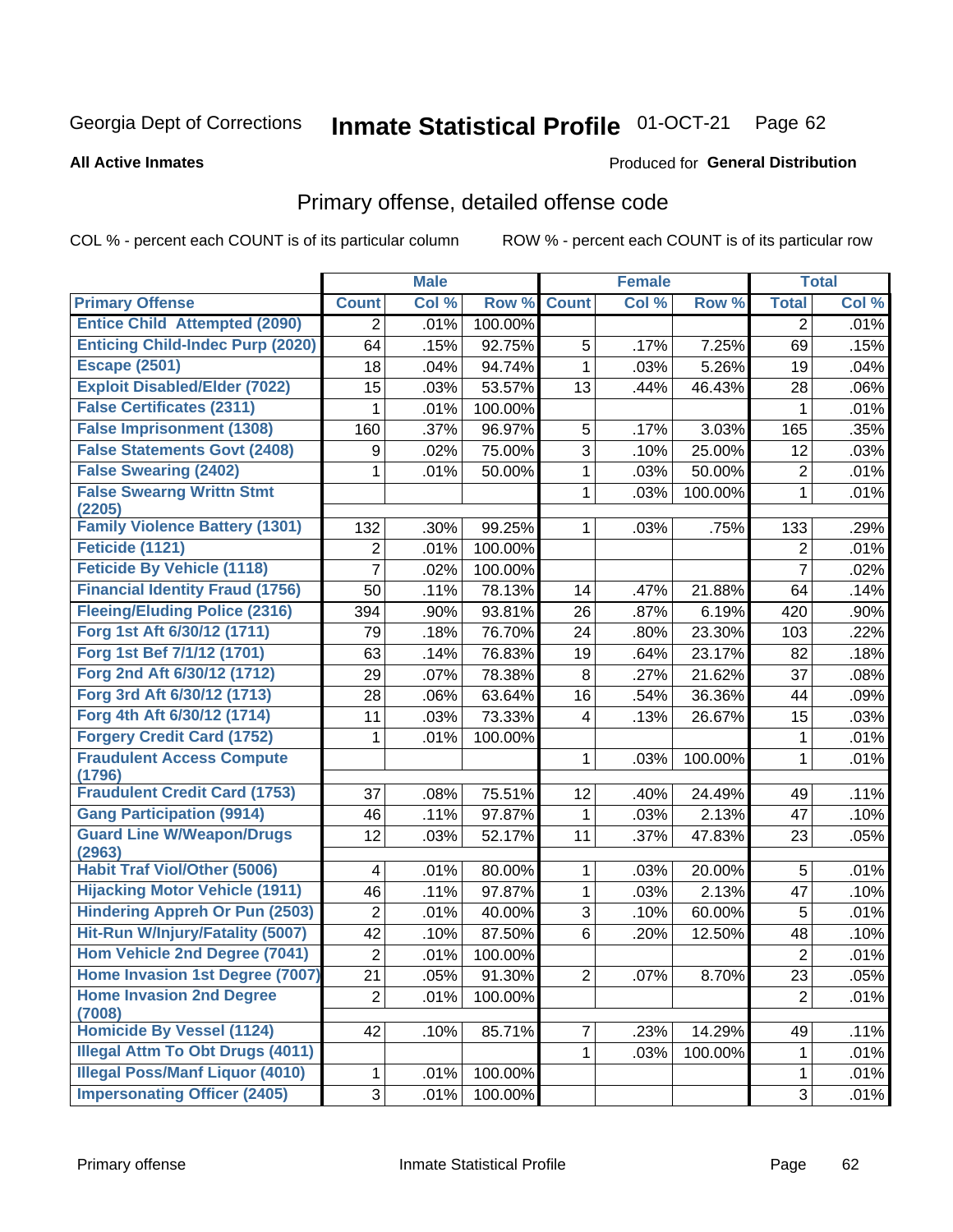Georgia Dept of Corrections **Inmate Statistical Profile** 01-OCT-21

**All Active Inmates**

Produced for **General Distribution**

## Primary offense, detailed offense code

COL % - percent each COUNT is of its particular column ROW % - percent each COUNT is of its particular row

| | Male | | | Female | | | Total | |
|---|---|---|---|---|---|---|---|---|
| Primary Offense | Count | Col % | Row % | Count | Col % | Row % | Total | Col % |
| Entice Child Attempted (2090) | 2 | .01% | 100.00% | | | | 2 | .01% |
| Enticing Child-Indec Purp (2020) | 64 | .15% | 92.75% | 5 | .17% | 7.25% | 69 | .15% |
| Escape (2501) | 18 | .04% | 94.74% | 1 | .03% | 5.26% | 19 | .04% |
| Exploit Disabled/Elder (7022) | 15 | .03% | 53.57% | 13 | .44% | 46.43% | 28 | .06% |
| False Certificates (2311) | 1 | .01% | 100.00% | | | | 1 | .01% |
| False Imprisonment (1308) | 160 | .37% | 96.97% | 5 | .17% | 3.03% | 165 | .35% |
| False Statements Govt (2408) | 9 | .02% | 75.00% | 3 | .10% | 25.00% | 12 | .03% |
| False Swearing (2402) | 1 | .01% | 50.00% | 1 | .03% | 50.00% | 2 | .01% |
| False Swearng Writtn Stmt (2205) | | | | 1 | .03% | 100.00% | 1 | .01% |
| Family Violence Battery (1301) | 132 | .30% | 99.25% | 1 | .03% | .75% | 133 | .29% |
| Feticide (1121) | 2 | .01% | 100.00% | | | | 2 | .01% |
| Feticide By Vehicle (1118) | 7 | .02% | 100.00% | | | | 7 | .02% |
| Financial Identity Fraud (1756) | 50 | .11% | 78.13% | 14 | .47% | 21.88% | 64 | .14% |
| Fleeing/Eluding Police (2316) | 394 | .90% | 93.81% | 26 | .87% | 6.19% | 420 | .90% |
| Forg 1st Aft 6/30/12 (1711) | 79 | .18% | 76.70% | 24 | .80% | 23.30% | 103 | .22% |
| Forg 1st Bef 7/1/12 (1701) | 63 | .14% | 76.83% | 19 | .64% | 23.17% | 82 | .18% |
| Forg 2nd Aft 6/30/12 (1712) | 29 | .07% | 78.38% | 8 | .27% | 21.62% | 37 | .08% |
| Forg 3rd Aft 6/30/12 (1713) | 28 | .06% | 63.64% | 16 | .54% | 36.36% | 44 | .09% |
| Forg 4th Aft 6/30/12 (1714) | 11 | .03% | 73.33% | 4 | .13% | 26.67% | 15 | .03% |
| Forgery Credit Card (1752) | 1 | .01% | 100.00% | | | | 1 | .01% |
| Fraudulent Access Compute (1796) | | | | 1 | .03% | 100.00% | 1 | .01% |
| Fraudulent Credit Card (1753) | 37 | .08% | 75.51% | 12 | .40% | 24.49% | 49 | .11% |
| Gang Participation (9914) | 46 | .11% | 97.87% | 1 | .03% | 2.13% | 47 | .10% |
| Guard Line W/Weapon/Drugs (2963) | 12 | .03% | 52.17% | 11 | .37% | 47.83% | 23 | .05% |
| Habit Traf Viol/Other (5006) | 4 | .01% | 80.00% | 1 | .03% | 20.00% | 5 | .01% |
| Hijacking Motor Vehicle (1911) | 46 | .11% | 97.87% | 1 | .03% | 2.13% | 47 | .10% |
| Hindering Appreh Or Pun (2503) | 2 | .01% | 40.00% | 3 | .10% | 60.00% | 5 | .01% |
| Hit-Run W/Injury/Fatality (5007) | 42 | .10% | 87.50% | 6 | .20% | 12.50% | 48 | .10% |
| Hom Vehicle 2nd Degree (7041) | 2 | .01% | 100.00% | | | | 2 | .01% |
| Home Invasion 1st Degree (7007) | 21 | .05% | 91.30% | 2 | .07% | 8.70% | 23 | .05% |
| Home Invasion 2nd Degree (7008) | 2 | .01% | 100.00% | | | | 2 | .01% |
| Homicide By Vessel (1124) | 42 | .10% | 85.71% | 7 | .23% | 14.29% | 49 | .11% |
| Illegal Attm To Obt Drugs (4011) | | | | 1 | .03% | 100.00% | 1 | .01% |
| Illegal Poss/Manf Liquor (4010) | 1 | .01% | 100.00% | | | | 1 | .01% |
| Impersonating Officer (2405) | 3 | .01% | 100.00% | | | | 3 | .01% |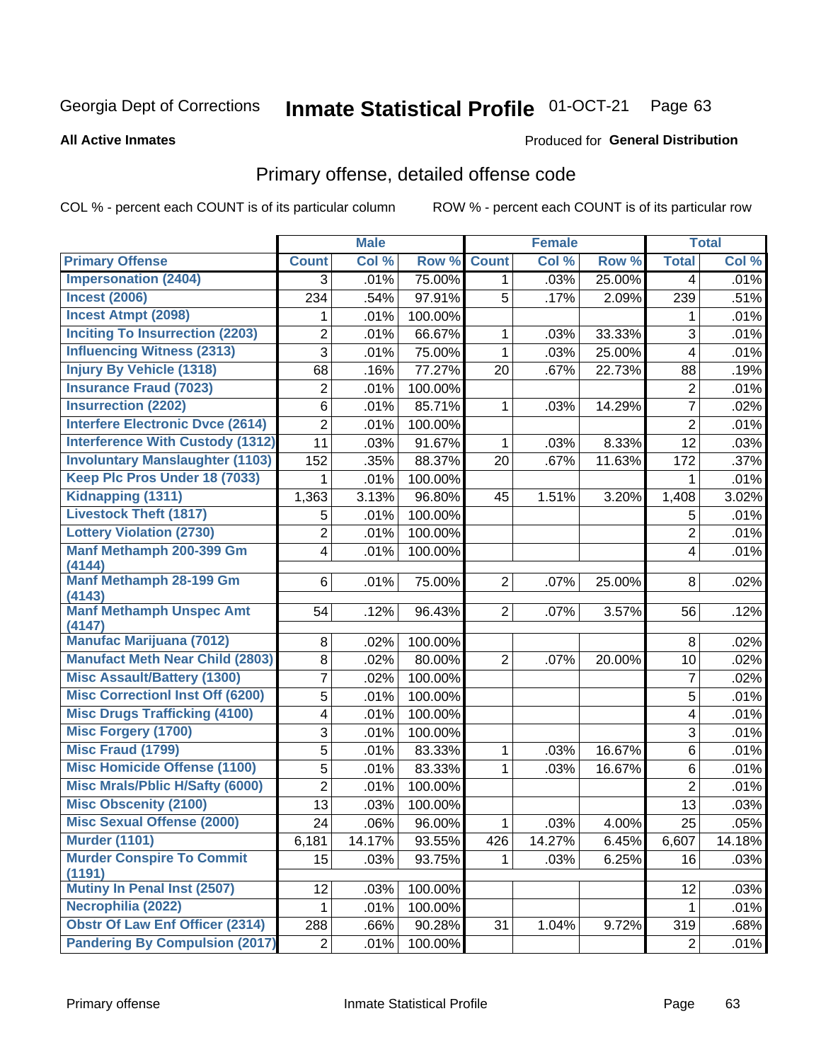Georgia Dept of Corrections **Inmate Statistical Profile** 01-OCT-21

**All Active Inmates**

Produced for **General Distribution**

## Primary offense, detailed offense code

COL % - percent each COUNT is of its particular column ROW % - percent each COUNT is of its particular row

| | Male | | | Female | | | Total | |
|---|---|---|---|---|---|---|---|---|
| Primary Offense | Count | Col % | Row % | Count | Col % | Row % | Total | Col % |
| Impersonation (2404) | 3 | .01% | 75.00% | 1 | .03% | 25.00% | 4 | .01% |
| Incest (2006) | 234 | .54% | 97.91% | 5 | .17% | 2.09% | 239 | .51% |
| Incest Atmpt (2098) | 1 | .01% | 100.00% | | | | 1 | .01% |
| Inciting To Insurrection (2203) | 2 | .01% | 66.67% | 1 | .03% | 33.33% | 3 | .01% |
| Influencing Witness (2313) | 3 | .01% | 75.00% | 1 | .03% | 25.00% | 4 | .01% |
| Injury By Vehicle (1318) | 68 | .16% | 77.27% | 20 | .67% | 22.73% | 88 | .19% |
| Insurance Fraud (7023) | 2 | .01% | 100.00% | | | | 2 | .01% |
| Insurrection (2202) | 6 | .01% | 85.71% | 1 | .03% | 14.29% | 7 | .02% |
| Interfere Electronic Dvce (2614) | 2 | .01% | 100.00% | | | | 2 | .01% |
| Interference With Custody (1312) | 11 | .03% | 91.67% | 1 | .03% | 8.33% | 12 | .03% |
| Involuntary Manslaughter (1103) | 152 | .35% | 88.37% | 20 | .67% | 11.63% | 172 | .37% |
| Keep Plc Pros Under 18 (7033) | 1 | .01% | 100.00% | | | | 1 | .01% |
| Kidnapping (1311) | 1,363 | 3.13% | 96.80% | 45 | 1.51% | 3.20% | 1,408 | 3.02% |
| Livestock Theft (1817) | 5 | .01% | 100.00% | | | | 5 | .01% |
| Lottery Violation (2730) | 2 | .01% | 100.00% | | | | 2 | .01% |
| Manf Methamph 200-399 Gm (4144) | 4 | .01% | 100.00% | | | | 4 | .01% |
| Manf Methamph 28-199 Gm (4143) | 6 | .01% | 75.00% | 2 | .07% | 25.00% | 8 | .02% |
| Manf Methamph Unspec Amt (4147) | 54 | .12% | 96.43% | 2 | .07% | 3.57% | 56 | .12% |
| Manufac Marijuana (7012) | 8 | .02% | 100.00% | | | | 8 | .02% |
| Manufact Meth Near Child (2803) | 8 | .02% | 80.00% | 2 | .07% | 20.00% | 10 | .02% |
| Misc Assault/Battery (1300) | 7 | .02% | 100.00% | | | | 7 | .02% |
| Misc Correctionl Inst Off (6200) | 5 | .01% | 100.00% | | | | 5 | .01% |
| Misc Drugs Trafficking (4100) | 4 | .01% | 100.00% | | | | 4 | .01% |
| Misc Forgery (1700) | 3 | .01% | 100.00% | | | | 3 | .01% |
| Misc Fraud (1799) | 5 | .01% | 83.33% | 1 | .03% | 16.67% | 6 | .01% |
| Misc Homicide Offense (1100) | 5 | .01% | 83.33% | 1 | .03% | 16.67% | 6 | .01% |
| Misc Mrals/Pblic H/Safty (6000) | 2 | .01% | 100.00% | | | | 2 | .01% |
| Misc Obscenity (2100) | 13 | .03% | 100.00% | | | | 13 | .03% |
| Misc Sexual Offense (2000) | 24 | .06% | 96.00% | 1 | .03% | 4.00% | 25 | .05% |
| Murder (1101) | 6,181 | 14.17% | 93.55% | 426 | 14.27% | 6.45% | 6,607 | 14.18% |
| Murder Conspire To Commit (1191) | 15 | .03% | 93.75% | 1 | .03% | 6.25% | 16 | .03% |
| Mutiny In Penal Inst (2507) | 12 | .03% | 100.00% | | | | 12 | .03% |
| Necrophilia (2022) | 1 | .01% | 100.00% | | | | 1 | .01% |
| Obstr Of Law Enf Officer (2314) | 288 | .66% | 90.28% | 31 | 1.04% | 9.72% | 319 | .68% |
| Pandering By Compulsion (2017) | 2 | .01% | 100.00% | | | | 2 | .01% |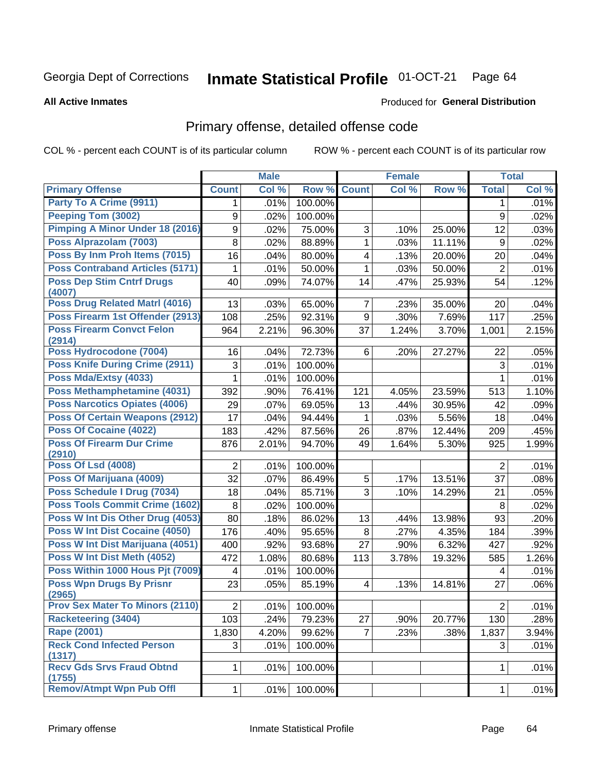Georgia Dept of Corrections **Inmate Statistical Profile** 01-OCT-21

**All Active Inmates**

Produced for **General Distribution**

## Primary offense, detailed offense code

COL % - percent each COUNT is of its particular column ROW % - percent each COUNT is of its particular row

| | Male | | | Female | | | Total | |
|---|---|---|---|---|---|---|---|---|
| **Primary Offense** | **Count** | **Col %** | **Row %** | **Count** | **Col %** | **Row %** | **Total** | **Col %** |
| Party To A Crime (9911) | 1 | .01% | 100.00% | | | | 1 | .01% |
| Peeping Tom (3002) | 9 | .02% | 100.00% | | | | 9 | .02% |
| Pimping A Minor Under 18 (2016) | 9 | .02% | 75.00% | 3 | .10% | 25.00% | 12 | .03% |
| Poss Alprazolam (7003) | 8 | .02% | 88.89% | 1 | .03% | 11.11% | 9 | .02% |
| Poss By Inm Proh Items (7015) | 16 | .04% | 80.00% | 4 | .13% | 20.00% | 20 | .04% |
| Poss Contraband Articles (5171) | 1 | .01% | 50.00% | 1 | .03% | 50.00% | 2 | .01% |
| Poss Dep Stim Cntrf Drugs (4007) | 40 | .09% | 74.07% | 14 | .47% | 25.93% | 54 | .12% |
| Poss Drug Related Matrl (4016) | 13 | .03% | 65.00% | 7 | .23% | 35.00% | 20 | .04% |
| Poss Firearm 1st Offender (2913) | 108 | .25% | 92.31% | 9 | .30% | 7.69% | 117 | .25% |
| Poss Firearm Convct Felon (2914) | 964 | 2.21% | 96.30% | 37 | 1.24% | 3.70% | 1,001 | 2.15% |
| Poss Hydrocodone (7004) | 16 | .04% | 72.73% | 6 | .20% | 27.27% | 22 | .05% |
| Poss Knife During Crime (2911) | 3 | .01% | 100.00% | | | | 3 | .01% |
| Poss Mda/Extsy (4033) | 1 | .01% | 100.00% | | | | 1 | .01% |
| Poss Methamphetamine (4031) | 392 | .90% | 76.41% | 121 | 4.05% | 23.59% | 513 | 1.10% |
| Poss Narcotics Opiates (4006) | 29 | .07% | 69.05% | 13 | .44% | 30.95% | 42 | .09% |
| Poss Of Certain Weapons (2912) | 17 | .04% | 94.44% | 1 | .03% | 5.56% | 18 | .04% |
| Poss Of Cocaine (4022) | 183 | .42% | 87.56% | 26 | .87% | 12.44% | 209 | .45% |
| Poss Of Firearm Dur Crime (2910) | 876 | 2.01% | 94.70% | 49 | 1.64% | 5.30% | 925 | 1.99% |
| Poss Of Lsd (4008) | 2 | .01% | 100.00% | | | | 2 | .01% |
| Poss Of Marijuana (4009) | 32 | .07% | 86.49% | 5 | .17% | 13.51% | 37 | .08% |
| Poss Schedule I Drug (7034) | 18 | .04% | 85.71% | 3 | .10% | 14.29% | 21 | .05% |
| Poss Tools Commit Crime (1602) | 8 | .02% | 100.00% | | | | 8 | .02% |
| Poss W Int Dis Other Drug (4053) | 80 | .18% | 86.02% | 13 | .44% | 13.98% | 93 | .20% |
| Poss W Int Dist Cocaine (4050) | 176 | .40% | 95.65% | 8 | .27% | 4.35% | 184 | .39% |
| Poss W Int Dist Marijuana (4051) | 400 | .92% | 93.68% | 27 | .90% | 6.32% | 427 | .92% |
| Poss W Int Dist Meth (4052) | 472 | 1.08% | 80.68% | 113 | 3.78% | 19.32% | 585 | 1.26% |
| Poss Within 1000 Hous Pjt (7009) | 4 | .01% | 100.00% | | | | 4 | .01% |
| Poss Wpn Drugs By Prisnr (2965) | 23 | .05% | 85.19% | 4 | .13% | 14.81% | 27 | .06% |
| Prov Sex Mater To Minors (2110) | 2 | .01% | 100.00% | | | | 2 | .01% |
| Racketeering (3404) | 103 | .24% | 79.23% | 27 | .90% | 20.77% | 130 | .28% |
| Rape (2001) | 1,830 | 4.20% | 99.62% | 7 | .23% | .38% | 1,837 | 3.94% |
| Reck Cond Infected Person (1317) | 3 | .01% | 100.00% | | | | 3 | .01% |
| Recv Gds Srvs Fraud Obtnd (1755) | 1 | .01% | 100.00% | | | | 1 | .01% |
| Remov/Atmpt Wpn Pub Offl | 1 | .01% | 100.00% | | | | 1 | .01% |

Primary offense Inmate Statistical Profile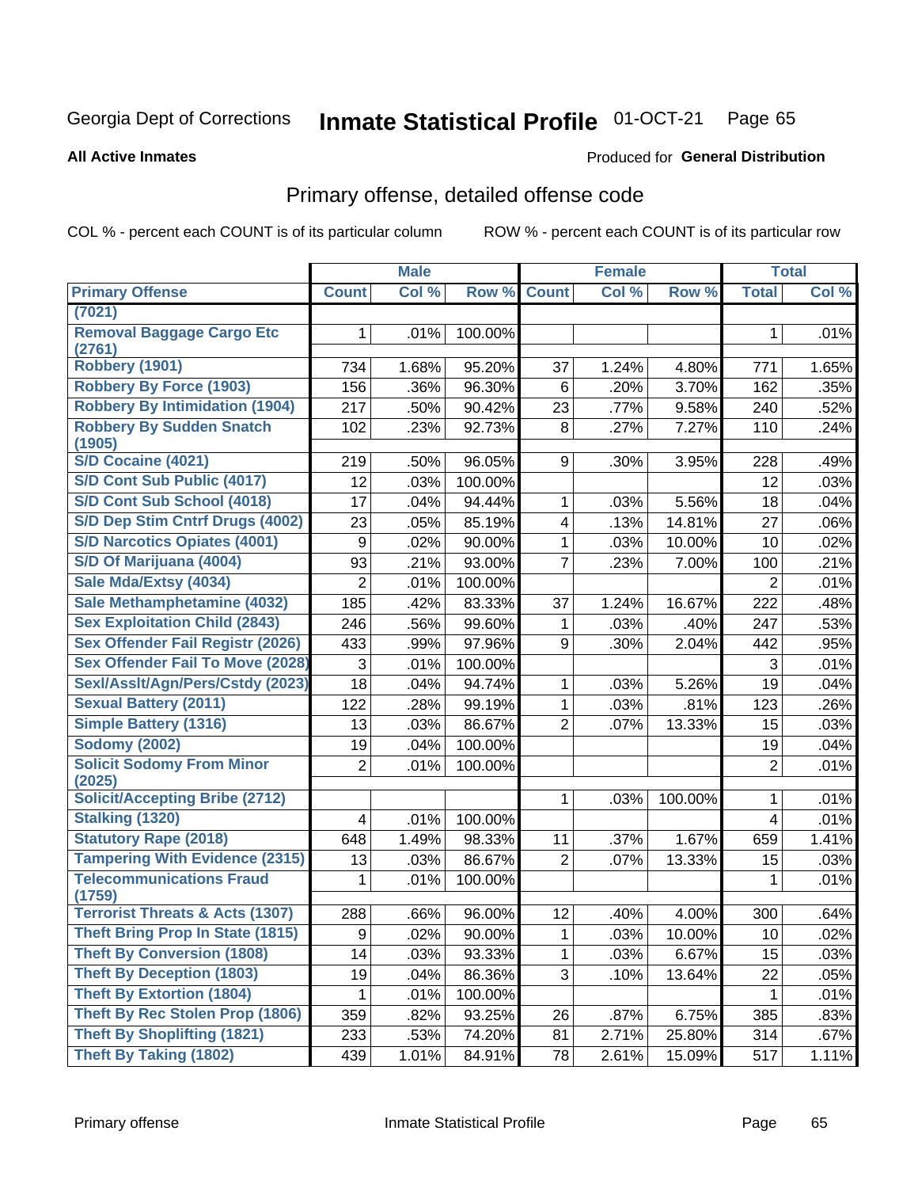Georgia Dept of Corrections **Inmate Statistical Profile** 01-OCT-21

**All Active Inmates**

Produced for **General Distribution**

## Primary offense, detailed offense code

COL % - percent each COUNT is of its particular column ROW % - percent each COUNT is of its particular row

| | Male | | | Female | | | Total | |
|---|---|---|---|---|---|---|---|---|
| **Primary Offense** | **Count** | **Col %** | **Row %** | **Count** | **Col %** | **Row %** | **Total** | **Col %** |
| (7021) | | | | | | | | |
| Removal Baggage Cargo Etc (2761) | 1 | .01% | 100.00% | | | | 1 | .01% |
| Robbery (1901) | 734 | 1.68% | 95.20% | 37 | 1.24% | 4.80% | 771 | 1.65% |
| Robbery By Force (1903) | 156 | .36% | 96.30% | 6 | .20% | 3.70% | 162 | .35% |
| Robbery By Intimidation (1904) | 217 | .50% | 90.42% | 23 | .77% | 9.58% | 240 | .52% |
| Robbery By Sudden Snatch (1905) | 102 | .23% | 92.73% | 8 | .27% | 7.27% | 110 | .24% |
| S/D Cocaine (4021) | 219 | .50% | 96.05% | 9 | .30% | 3.95% | 228 | .49% |
| S/D Cont Sub Public (4017) | 12 | .03% | 100.00% | | | | 12 | .03% |
| S/D Cont Sub School (4018) | 17 | .04% | 94.44% | 1 | .03% | 5.56% | 18 | .04% |
| S/D Dep Stim Cntrf Drugs (4002) | 23 | .05% | 85.19% | 4 | .13% | 14.81% | 27 | .06% |
| S/D Narcotics Opiates (4001) | 9 | .02% | 90.00% | 1 | .03% | 10.00% | 10 | .02% |
| S/D Of Marijuana (4004) | 93 | .21% | 93.00% | 7 | .23% | 7.00% | 100 | .21% |
| Sale Mda/Extsy (4034) | 2 | .01% | 100.00% | | | | 2 | .01% |
| Sale Methamphetamine (4032) | 185 | .42% | 83.33% | 37 | 1.24% | 16.67% | 222 | .48% |
| Sex Exploitation Child (2843) | 246 | .56% | 99.60% | 1 | .03% | .40% | 247 | .53% |
| Sex Offender Fail Registr (2026) | 433 | .99% | 97.96% | 9 | .30% | 2.04% | 442 | .95% |
| Sex Offender Fail To Move (2028) | 3 | .01% | 100.00% | | | | 3 | .01% |
| Sexl/Asslt/Agn/Pers/Cstdy (2023) | 18 | .04% | 94.74% | 1 | .03% | 5.26% | 19 | .04% |
| Sexual Battery (2011) | 122 | .28% | 99.19% | 1 | .03% | .81% | 123 | .26% |
| Simple Battery (1316) | 13 | .03% | 86.67% | 2 | .07% | 13.33% | 15 | .03% |
| Sodomy (2002) | 19 | .04% | 100.00% | | | | 19 | .04% |
| Solicit Sodomy From Minor (2025) | 2 | .01% | 100.00% | | | | 2 | .01% |
| Solicit/Accepting Bribe (2712) | | | | 1 | .03% | 100.00% | 1 | .01% |
| Stalking (1320) | 4 | .01% | 100.00% | | | | 4 | .01% |
| Statutory Rape (2018) | 648 | 1.49% | 98.33% | 11 | .37% | 1.67% | 659 | 1.41% |
| Tampering With Evidence (2315) | 13 | .03% | 86.67% | 2 | .07% | 13.33% | 15 | .03% |
| Telecommunications Fraud (1759) | 1 | .01% | 100.00% | | | | 1 | .01% |
| Terrorist Threats & Acts (1307) | 288 | .66% | 96.00% | 12 | .40% | 4.00% | 300 | .64% |
| Theft Bring Prop In State (1815) | 9 | .02% | 90.00% | 1 | .03% | 10.00% | 10 | .02% |
| Theft By Conversion (1808) | 14 | .03% | 93.33% | 1 | .03% | 6.67% | 15 | .03% |
| Theft By Deception (1803) | 19 | .04% | 86.36% | 3 | .10% | 13.64% | 22 | .05% |
| Theft By Extortion (1804) | 1 | .01% | 100.00% | | | | 1 | .01% |
| Theft By Rec Stolen Prop (1806) | 359 | .82% | 93.25% | 26 | .87% | 6.75% | 385 | .83% |
| Theft By Shoplifting (1821) | 233 | .53% | 74.20% | 81 | 2.71% | 25.80% | 314 | .67% |
| Theft By Taking (1802) | 439 | 1.01% | 84.91% | 78 | 2.61% | 15.09% | 517 | 1.11% |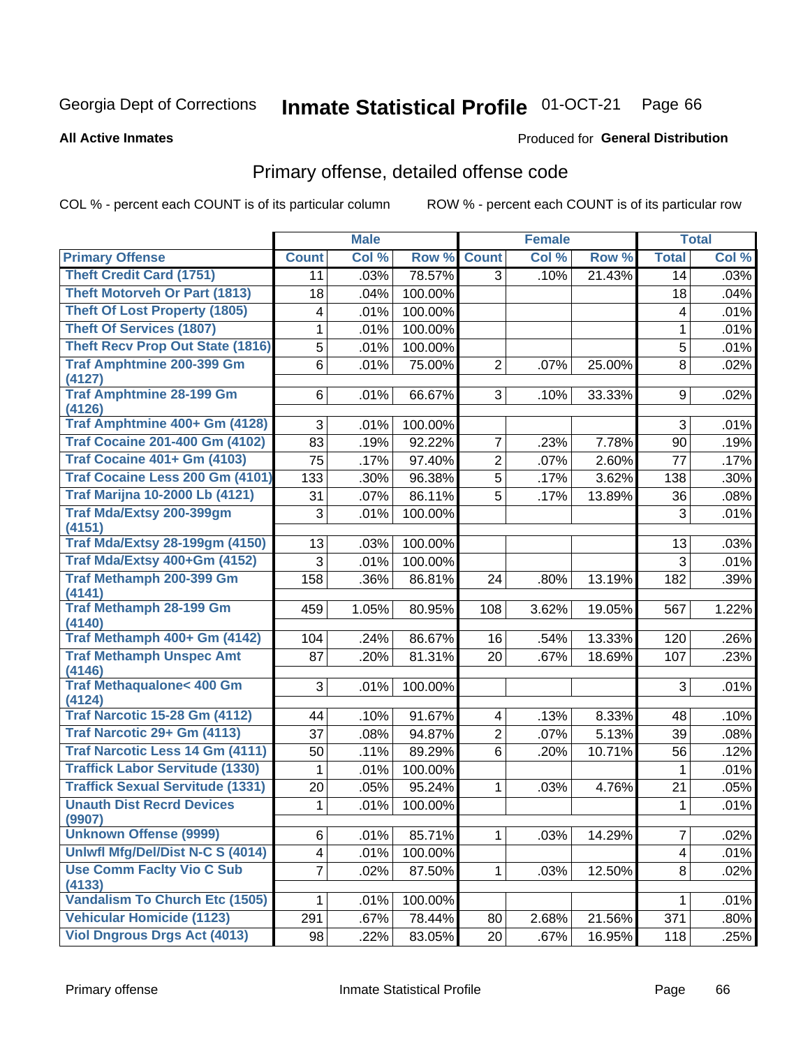Georgia Dept of Corrections **Inmate Statistical Profile** 01-OCT-21

**All Active Inmates**

Produced for **General Distribution**

## Primary offense, detailed offense code

COL % - percent each COUNT is of its particular column    ROW % - percent each COUNT is of its particular row

| | Male | | | Female | | | Total | |
|---|---|---|---|---|---|---|---|---|
| **Primary Offense** | **Count** | **Col %** | **Row %** | **Count** | **Col %** | **Row %** | **Total** | **Col %** |
| Theft Credit Card (1751) | 11 | .03% | 78.57% | 3 | .10% | 21.43% | 14 | .03% |
| Theft Motorveh Or Part (1813) | 18 | .04% | 100.00% | | | | 18 | .04% |
| Theft Of Lost Property (1805) | 4 | .01% | 100.00% | | | | 4 | .01% |
| Theft Of Services (1807) | 1 | .01% | 100.00% | | | | 1 | .01% |
| Theft Recv Prop Out State (1816) | 5 | .01% | 100.00% | | | | 5 | .01% |
| Traf Amphtmine 200-399 Gm (4127) | 6 | .01% | 75.00% | 2 | .07% | 25.00% | 8 | .02% |
| Traf Amphtmine 28-199 Gm (4126) | 6 | .01% | 66.67% | 3 | .10% | 33.33% | 9 | .02% |
| Traf Amphtmine 400+ Gm (4128) | 3 | .01% | 100.00% | | | | 3 | .01% |
| Traf Cocaine 201-400 Gm (4102) | 83 | .19% | 92.22% | 7 | .23% | 7.78% | 90 | .19% |
| Traf Cocaine 401+ Gm (4103) | 75 | .17% | 97.40% | 2 | .07% | 2.60% | 77 | .17% |
| Traf Cocaine Less 200 Gm (4101) | 133 | .30% | 96.38% | 5 | .17% | 3.62% | 138 | .30% |
| Traf Marijna 10-2000 Lb (4121) | 31 | .07% | 86.11% | 5 | .17% | 13.89% | 36 | .08% |
| Traf Mda/Extsy 200-399gm (4151) | 3 | .01% | 100.00% | | | | 3 | .01% |
| Traf Mda/Extsy 28-199gm (4150) | 13 | .03% | 100.00% | | | | 13 | .03% |
| Traf Mda/Extsy 400+Gm (4152) | 3 | .01% | 100.00% | | | | 3 | .01% |
| Traf Methamph 200-399 Gm (4141) | 158 | .36% | 86.81% | 24 | .80% | 13.19% | 182 | .39% |
| Traf Methamph 28-199 Gm (4140) | 459 | 1.05% | 80.95% | 108 | 3.62% | 19.05% | 567 | 1.22% |
| Traf Methamph 400+ Gm (4142) | 104 | .24% | 86.67% | 16 | .54% | 13.33% | 120 | .26% |
| Traf Methamph Unspec Amt (4146) | 87 | .20% | 81.31% | 20 | .67% | 18.69% | 107 | .23% |
| Traf Methaqualone< 400 Gm (4124) | 3 | .01% | 100.00% | | | | 3 | .01% |
| Traf Narcotic 15-28 Gm (4112) | 44 | .10% | 91.67% | 4 | .13% | 8.33% | 48 | .10% |
| Traf Narcotic 29+ Gm (4113) | 37 | .08% | 94.87% | 2 | .07% | 5.13% | 39 | .08% |
| Traf Narcotic Less 14 Gm (4111) | 50 | .11% | 89.29% | 6 | .20% | 10.71% | 56 | .12% |
| Traffick Labor Servitude (1330) | 1 | .01% | 100.00% | | | | 1 | .01% |
| Traffick Sexual Servitude (1331) | 20 | .05% | 95.24% | 1 | .03% | 4.76% | 21 | .05% |
| Unauth Dist Recrd Devices (9907) | 1 | .01% | 100.00% | | | | 1 | .01% |
| Unknown Offense (9999) | 6 | .01% | 85.71% | 1 | .03% | 14.29% | 7 | .02% |
| Unlwfl Mfg/Del/Dist N-C S (4014) | 4 | .01% | 100.00% | | | | 4 | .01% |
| Use Comm Faclty Vio C Sub (4133) | 7 | .02% | 87.50% | 1 | .03% | 12.50% | 8 | .02% |
| Vandalism To Church Etc (1505) | 1 | .01% | 100.00% | | | | 1 | .01% |
| Vehicular Homicide (1123) | 291 | .67% | 78.44% | 80 | 2.68% | 21.56% | 371 | .80% |
| Viol Dngrous Drgs Act (4013) | 98 | .22% | 83.05% | 20 | .67% | 16.95% | 118 | .25% |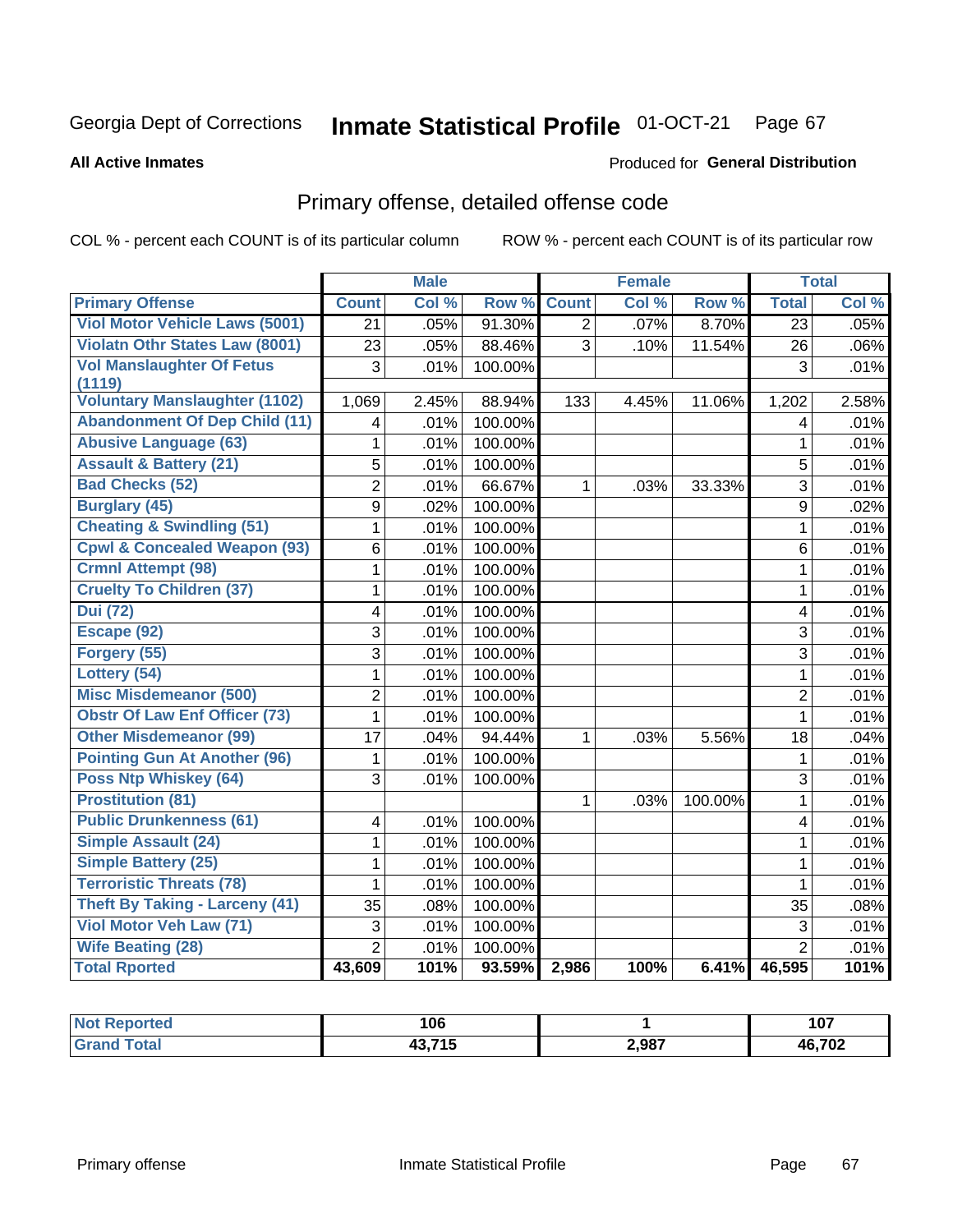Georgia Dept of Corrections **Inmate Statistical Profile** 01-OCT-21

**All Active Inmates**

Produced for **General Distribution**

## Primary offense, detailed offense code

COL % - percent each COUNT is of its particular column

ROW % - percent each COUNT is of its particular row

| | Male | | | Female | | | Total | |
|---|---|---|---|---|---|---|---|---|
| **Primary Offense** | **Count** | **Col %** | **Row %** | **Count** | **Col %** | **Row %** | **Total** | **Col %** |
| Viol Motor Vehicle Laws (5001) | 21 | .05% | 91.30% | 2 | .07% | 8.70% | 23 | .05% |
| Violatn Othr States Law (8001) | 23 | .05% | 88.46% | 3 | .10% | 11.54% | 26 | .06% |
| Vol Manslaughter Of Fetus (1119) | 3 | .01% | 100.00% | | | | 3 | .01% |
| Voluntary Manslaughter (1102) | 1,069 | 2.45% | 88.94% | 133 | 4.45% | 11.06% | 1,202 | 2.58% |
| Abandonment Of Dep Child (11) | 4 | .01% | 100.00% | | | | 4 | .01% |
| Abusive Language (63) | 1 | .01% | 100.00% | | | | 1 | .01% |
| Assault & Battery (21) | 5 | .01% | 100.00% | | | | 5 | .01% |
| Bad Checks (52) | 2 | .01% | 66.67% | 1 | .03% | 33.33% | 3 | .01% |
| Burglary (45) | 9 | .02% | 100.00% | | | | 9 | .02% |
| Cheating & Swindling (51) | 1 | .01% | 100.00% | | | | 1 | .01% |
| Cpwl & Concealed Weapon (93) | 6 | .01% | 100.00% | | | | 6 | .01% |
| Crmnl Attempt (98) | 1 | .01% | 100.00% | | | | 1 | .01% |
| Cruelty To Children (37) | 1 | .01% | 100.00% | | | | 1 | .01% |
| Dui (72) | 4 | .01% | 100.00% | | | | 4 | .01% |
| Escape (92) | 3 | .01% | 100.00% | | | | 3 | .01% |
| Forgery (55) | 3 | .01% | 100.00% | | | | 3 | .01% |
| Lottery (54) | 1 | .01% | 100.00% | | | | 1 | .01% |
| Misc Misdemeanor (500) | 2 | .01% | 100.00% | | | | 2 | .01% |
| Obstr Of Law Enf Officer (73) | 1 | .01% | 100.00% | | | | 1 | .01% |
| Other Misdemeanor (99) | 17 | .04% | 94.44% | 1 | .03% | 5.56% | 18 | .04% |
| Pointing Gun At Another (96) | 1 | .01% | 100.00% | | | | 1 | .01% |
| Poss Ntp Whiskey (64) | 3 | .01% | 100.00% | | | | 3 | .01% |
| Prostitution (81) | | | | 1 | .03% | 100.00% | 1 | .01% |
| Public Drunkenness (61) | 4 | .01% | 100.00% | | | | 4 | .01% |
| Simple Assault (24) | 1 | .01% | 100.00% | | | | 1 | .01% |
| Simple Battery (25) | 1 | .01% | 100.00% | | | | 1 | .01% |
| Terroristic Threats (78) | 1 | .01% | 100.00% | | | | 1 | .01% |
| Theft By Taking - Larceny (41) | 35 | .08% | 100.00% | | | | 35 | .08% |
| Viol Motor Veh Law (71) | 3 | .01% | 100.00% | | | | 3 | .01% |
| Wife Beating (28) | 2 | .01% | 100.00% | | | | 2 | .01% |
| **Total Rported** | **43,609** | **101%** | **93.59%** | **2,986** | **100%** | **6.41%** | **46,595** | **101%** |

| | Male | Female | Total |
|---|---|---|---|
| Not Reported | 106 | 1 | 107 |
| Grand Total | 43,715 | 2,987 | 46,702 |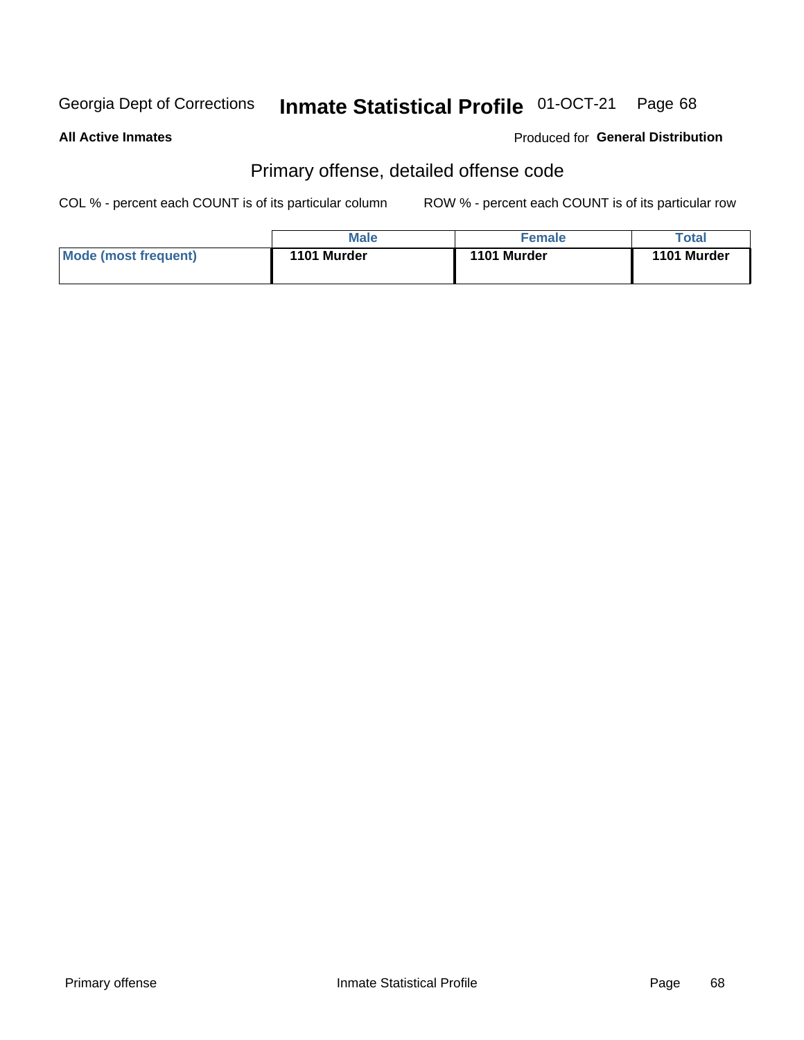Georgia Dept of Corrections **Inmate Statistical Profile** 01-OCT-21

**All Active Inmates**

Produced for **General Distribution**

## Primary offense, detailed offense code

COL % - percent each COUNT is of its particular column ROW % - percent each COUNT is of its particular row

| | Male | Female | Total |
|---|---|---|---|
| **Mode (most frequent)** | **1101 Murder** | **1101 Murder** | **1101 Murder** |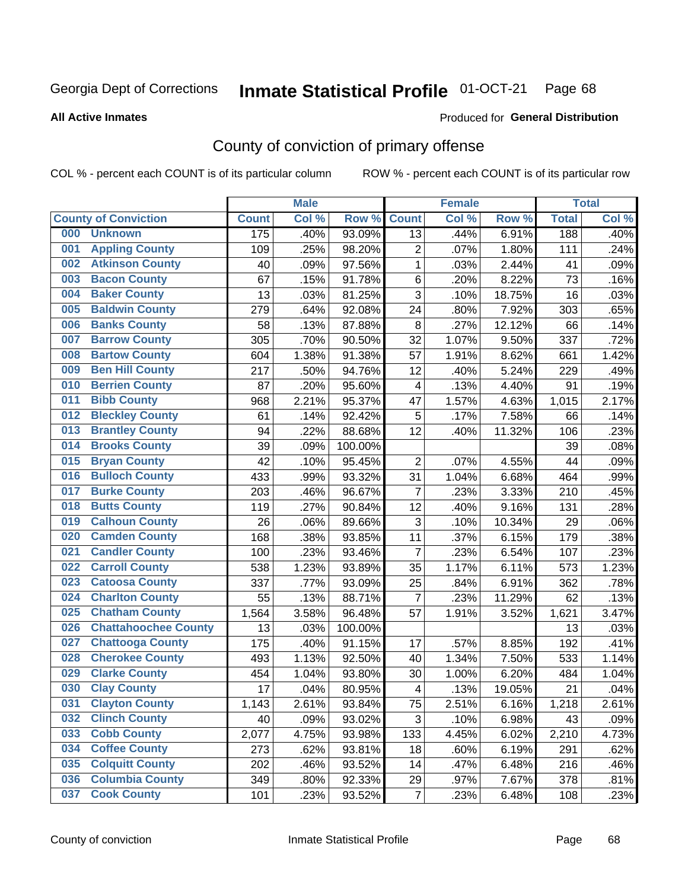Georgia Dept of Corrections **Inmate Statistical Profile** 01-OCT-21 Page 68

**All Active Inmates**

Produced for **General Distribution**

## County of conviction of primary offense

COL % - percent each COUNT is of its particular column ROW % - percent each COUNT is of its particular row

| County of Conviction | Male | | | Female | | | Total | |
|---|---|---|---|---|---|---|---|---|
| | Count | Col % | Row % | Count | Col % | Row % | Total | Col % |
| 000 Unknown | 175 | .40% | 93.09% | 13 | .44% | 6.91% | 188 | .40% |
| 001 Appling County | 109 | .25% | 98.20% | 2 | .07% | 1.80% | 111 | .24% |
| 002 Atkinson County | 40 | .09% | 97.56% | 1 | .03% | 2.44% | 41 | .09% |
| 003 Bacon County | 67 | .15% | 91.78% | 6 | .20% | 8.22% | 73 | .16% |
| 004 Baker County | 13 | .03% | 81.25% | 3 | .10% | 18.75% | 16 | .03% |
| 005 Baldwin County | 279 | .64% | 92.08% | 24 | .80% | 7.92% | 303 | .65% |
| 006 Banks County | 58 | .13% | 87.88% | 8 | .27% | 12.12% | 66 | .14% |
| 007 Barrow County | 305 | .70% | 90.50% | 32 | 1.07% | 9.50% | 337 | .72% |
| 008 Bartow County | 604 | 1.38% | 91.38% | 57 | 1.91% | 8.62% | 661 | 1.42% |
| 009 Ben Hill County | 217 | .50% | 94.76% | 12 | .40% | 5.24% | 229 | .49% |
| 010 Berrien County | 87 | .20% | 95.60% | 4 | .13% | 4.40% | 91 | .19% |
| 011 Bibb County | 968 | 2.21% | 95.37% | 47 | 1.57% | 4.63% | 1,015 | 2.17% |
| 012 Bleckley County | 61 | .14% | 92.42% | 5 | .17% | 7.58% | 66 | .14% |
| 013 Brantley County | 94 | .22% | 88.68% | 12 | .40% | 11.32% | 106 | .23% |
| 014 Brooks County | 39 | .09% | 100.00% | | | | 39 | .08% |
| 015 Bryan County | 42 | .10% | 95.45% | 2 | .07% | 4.55% | 44 | .09% |
| 016 Bulloch County | 433 | .99% | 93.32% | 31 | 1.04% | 6.68% | 464 | .99% |
| 017 Burke County | 203 | .46% | 96.67% | 7 | .23% | 3.33% | 210 | .45% |
| 018 Butts County | 119 | .27% | 90.84% | 12 | .40% | 9.16% | 131 | .28% |
| 019 Calhoun County | 26 | .06% | 89.66% | 3 | .10% | 10.34% | 29 | .06% |
| 020 Camden County | 168 | .38% | 93.85% | 11 | .37% | 6.15% | 179 | .38% |
| 021 Candler County | 100 | .23% | 93.46% | 7 | .23% | 6.54% | 107 | .23% |
| 022 Carroll County | 538 | 1.23% | 93.89% | 35 | 1.17% | 6.11% | 573 | 1.23% |
| 023 Catoosa County | 337 | .77% | 93.09% | 25 | .84% | 6.91% | 362 | .78% |
| 024 Charlton County | 55 | .13% | 88.71% | 7 | .23% | 11.29% | 62 | .13% |
| 025 Chatham County | 1,564 | 3.58% | 96.48% | 57 | 1.91% | 3.52% | 1,621 | 3.47% |
| 026 Chattahoochee County | 13 | .03% | 100.00% | | | | 13 | .03% |
| 027 Chattooga County | 175 | .40% | 91.15% | 17 | .57% | 8.85% | 192 | .41% |
| 028 Cherokee County | 493 | 1.13% | 92.50% | 40 | 1.34% | 7.50% | 533 | 1.14% |
| 029 Clarke County | 454 | 1.04% | 93.80% | 30 | 1.00% | 6.20% | 484 | 1.04% |
| 030 Clay County | 17 | .04% | 80.95% | 4 | .13% | 19.05% | 21 | .04% |
| 031 Clayton County | 1,143 | 2.61% | 93.84% | 75 | 2.51% | 6.16% | 1,218 | 2.61% |
| 032 Clinch County | 40 | .09% | 93.02% | 3 | .10% | 6.98% | 43 | .09% |
| 033 Cobb County | 2,077 | 4.75% | 93.98% | 133 | 4.45% | 6.02% | 2,210 | 4.73% |
| 034 Coffee County | 273 | .62% | 93.81% | 18 | .60% | 6.19% | 291 | .62% |
| 035 Colquitt County | 202 | .46% | 93.52% | 14 | .47% | 6.48% | 216 | .46% |
| 036 Columbia County | 349 | .80% | 92.33% | 29 | .97% | 7.67% | 378 | .81% |
| 037 Cook County | 101 | .23% | 93.52% | 7 | .23% | 6.48% | 108 | .23% |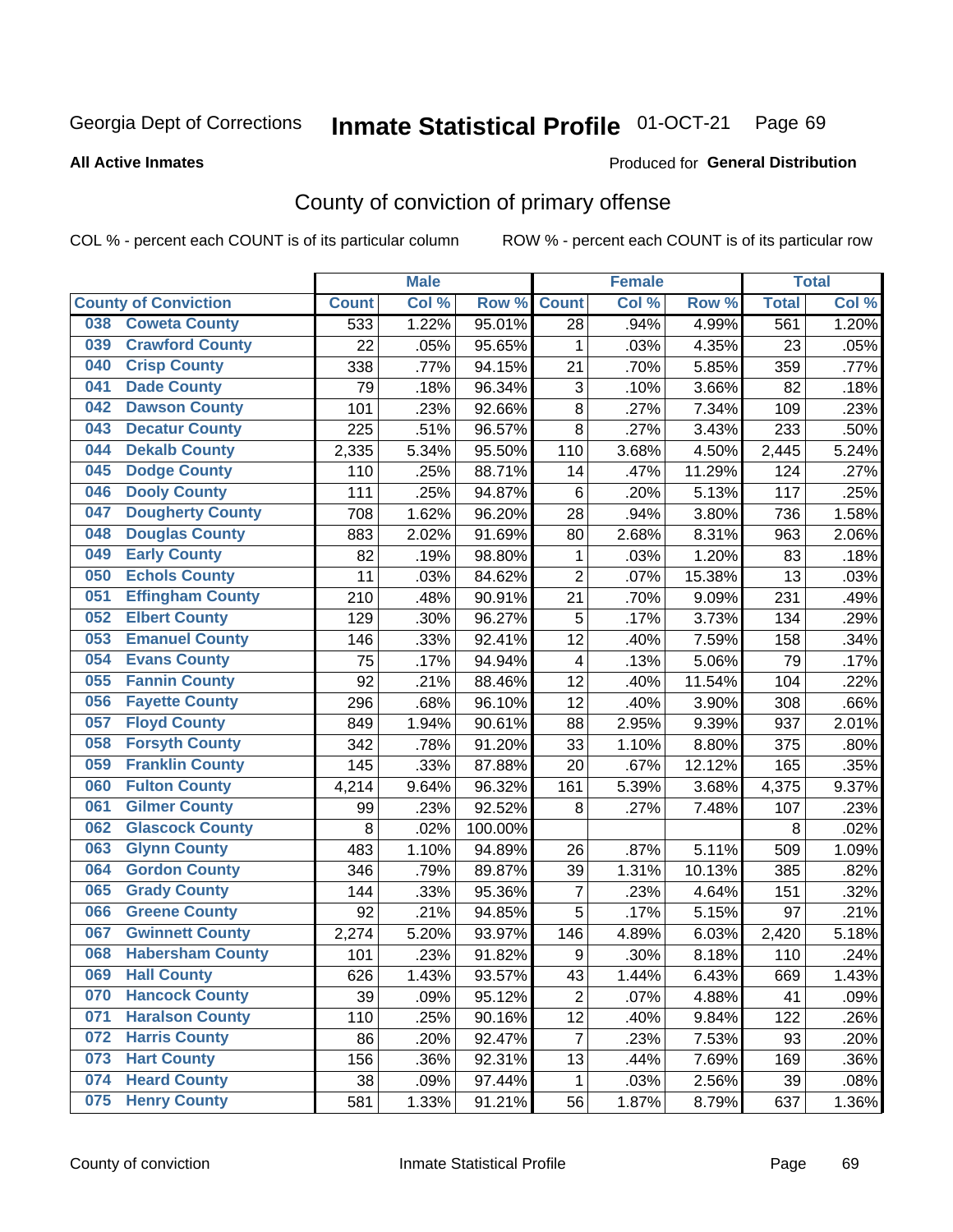Georgia Dept of Corrections **Inmate Statistical Profile** 01-OCT-21

**All Active Inmates**

Produced for **General Distribution**

## County of conviction of primary offense

COL % - percent each COUNT is of its particular column ROW % - percent each COUNT is of its particular row

| County of Conviction | | Male | | | Female | | | Total | |
|---|---|---|---|---|---|---|---|---|---|
| | | Count | Col % | Row % | Count | Col % | Row % | Total | Col % |
| 038 | Coweta County | 533 | 1.22% | 95.01% | 28 | .94% | 4.99% | 561 | 1.20% |
| 039 | Crawford County | 22 | .05% | 95.65% | 1 | .03% | 4.35% | 23 | .05% |
| 040 | Crisp County | 338 | .77% | 94.15% | 21 | .70% | 5.85% | 359 | .77% |
| 041 | Dade County | 79 | .18% | 96.34% | 3 | .10% | 3.66% | 82 | .18% |
| 042 | Dawson County | 101 | .23% | 92.66% | 8 | .27% | 7.34% | 109 | .23% |
| 043 | Decatur County | 225 | .51% | 96.57% | 8 | .27% | 3.43% | 233 | .50% |
| 044 | Dekalb County | 2,335 | 5.34% | 95.50% | 110 | 3.68% | 4.50% | 2,445 | 5.24% |
| 045 | Dodge County | 110 | .25% | 88.71% | 14 | .47% | 11.29% | 124 | .27% |
| 046 | Dooly County | 111 | .25% | 94.87% | 6 | .20% | 5.13% | 117 | .25% |
| 047 | Dougherty County | 708 | 1.62% | 96.20% | 28 | .94% | 3.80% | 736 | 1.58% |
| 048 | Douglas County | 883 | 2.02% | 91.69% | 80 | 2.68% | 8.31% | 963 | 2.06% |
| 049 | Early County | 82 | .19% | 98.80% | 1 | .03% | 1.20% | 83 | .18% |
| 050 | Echols County | 11 | .03% | 84.62% | 2 | .07% | 15.38% | 13 | .03% |
| 051 | Effingham County | 210 | .48% | 90.91% | 21 | .70% | 9.09% | 231 | .49% |
| 052 | Elbert County | 129 | .30% | 96.27% | 5 | .17% | 3.73% | 134 | .29% |
| 053 | Emanuel County | 146 | .33% | 92.41% | 12 | .40% | 7.59% | 158 | .34% |
| 054 | Evans County | 75 | .17% | 94.94% | 4 | .13% | 5.06% | 79 | .17% |
| 055 | Fannin County | 92 | .21% | 88.46% | 12 | .40% | 11.54% | 104 | .22% |
| 056 | Fayette County | 296 | .68% | 96.10% | 12 | .40% | 3.90% | 308 | .66% |
| 057 | Floyd County | 849 | 1.94% | 90.61% | 88 | 2.95% | 9.39% | 937 | 2.01% |
| 058 | Forsyth County | 342 | .78% | 91.20% | 33 | 1.10% | 8.80% | 375 | .80% |
| 059 | Franklin County | 145 | .33% | 87.88% | 20 | .67% | 12.12% | 165 | .35% |
| 060 | Fulton County | 4,214 | 9.64% | 96.32% | 161 | 5.39% | 3.68% | 4,375 | 9.37% |
| 061 | Gilmer County | 99 | .23% | 92.52% | 8 | .27% | 7.48% | 107 | .23% |
| 062 | Glascock County | 8 | .02% | 100.00% | | | | 8 | .02% |
| 063 | Glynn County | 483 | 1.10% | 94.89% | 26 | .87% | 5.11% | 509 | 1.09% |
| 064 | Gordon County | 346 | .79% | 89.87% | 39 | 1.31% | 10.13% | 385 | .82% |
| 065 | Grady County | 144 | .33% | 95.36% | 7 | .23% | 4.64% | 151 | .32% |
| 066 | Greene County | 92 | .21% | 94.85% | 5 | .17% | 5.15% | 97 | .21% |
| 067 | Gwinnett County | 2,274 | 5.20% | 93.97% | 146 | 4.89% | 6.03% | 2,420 | 5.18% |
| 068 | Habersham County | 101 | .23% | 91.82% | 9 | .30% | 8.18% | 110 | .24% |
| 069 | Hall County | 626 | 1.43% | 93.57% | 43 | 1.44% | 6.43% | 669 | 1.43% |
| 070 | Hancock County | 39 | .09% | 95.12% | 2 | .07% | 4.88% | 41 | .09% |
| 071 | Haralson County | 110 | .25% | 90.16% | 12 | .40% | 9.84% | 122 | .26% |
| 072 | Harris County | 86 | .20% | 92.47% | 7 | .23% | 7.53% | 93 | .20% |
| 073 | Hart County | 156 | .36% | 92.31% | 13 | .44% | 7.69% | 169 | .36% |
| 074 | Heard County | 38 | .09% | 97.44% | 1 | .03% | 2.56% | 39 | .08% |
| 075 | Henry County | 581 | 1.33% | 91.21% | 56 | 1.87% | 8.79% | 637 | 1.36% |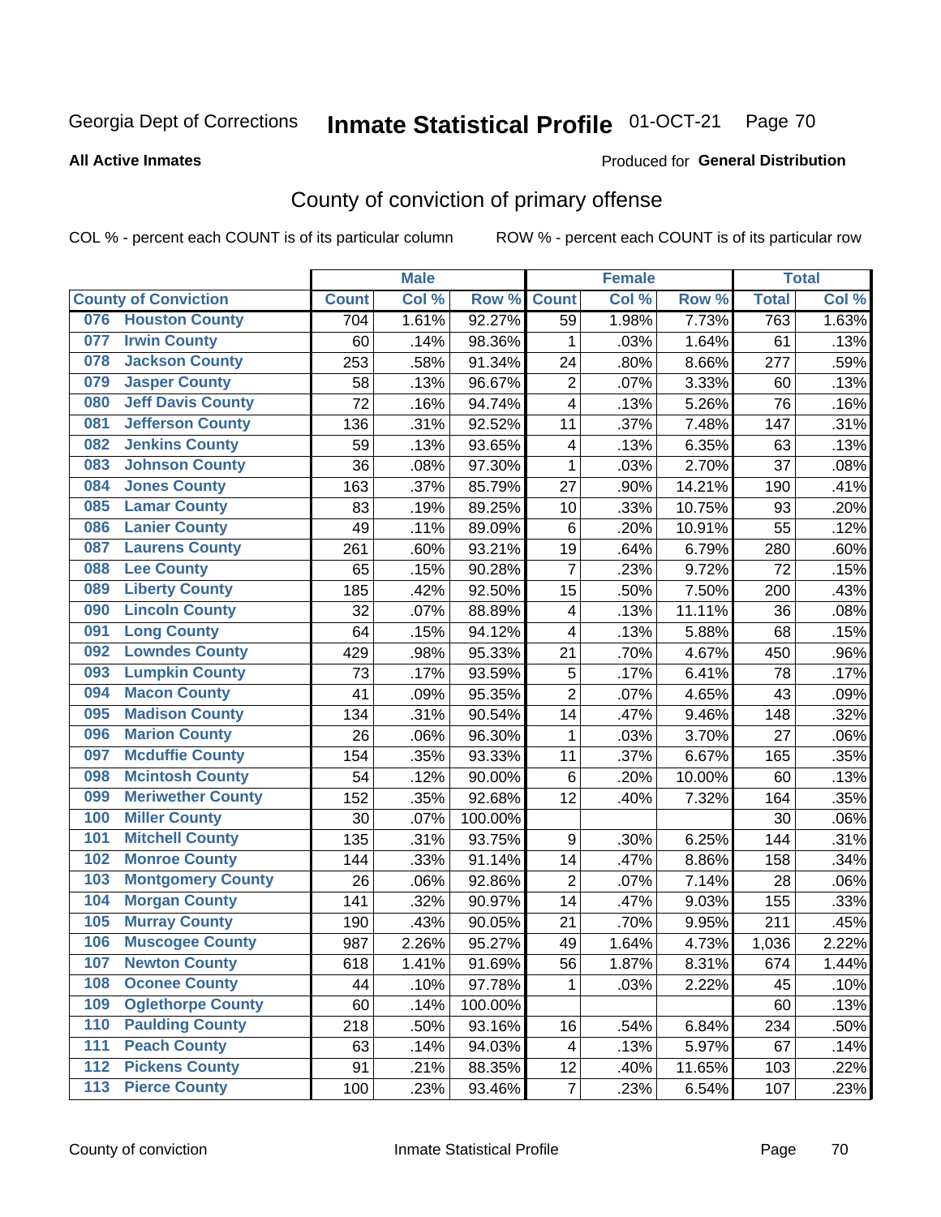Georgia Dept of Corrections **Inmate Statistical Profile** 01-OCT-21

**All Active Inmates**

Produced for **General Distribution**

## County of conviction of primary offense

COL % - percent each COUNT is of its particular column ROW % - percent each COUNT is of its particular row

| County of Conviction | Male | | | Female | | | Total | |
|---|---|---|---|---|---|---|---|---|
| | Count | Col % | Row % | Count | Col % | Row % | Total | Col % |
| 076 Houston County | 704 | 1.61% | 92.27% | 59 | 1.98% | 7.73% | 763 | 1.63% |
| 077 Irwin County | 60 | .14% | 98.36% | 1 | .03% | 1.64% | 61 | .13% |
| 078 Jackson County | 253 | .58% | 91.34% | 24 | .80% | 8.66% | 277 | .59% |
| 079 Jasper County | 58 | .13% | 96.67% | 2 | .07% | 3.33% | 60 | .13% |
| 080 Jeff Davis County | 72 | .16% | 94.74% | 4 | .13% | 5.26% | 76 | .16% |
| 081 Jefferson County | 136 | .31% | 92.52% | 11 | .37% | 7.48% | 147 | .31% |
| 082 Jenkins County | 59 | .13% | 93.65% | 4 | .13% | 6.35% | 63 | .13% |
| 083 Johnson County | 36 | .08% | 97.30% | 1 | .03% | 2.70% | 37 | .08% |
| 084 Jones County | 163 | .37% | 85.79% | 27 | .90% | 14.21% | 190 | .41% |
| 085 Lamar County | 83 | .19% | 89.25% | 10 | .33% | 10.75% | 93 | .20% |
| 086 Lanier County | 49 | .11% | 89.09% | 6 | .20% | 10.91% | 55 | .12% |
| 087 Laurens County | 261 | .60% | 93.21% | 19 | .64% | 6.79% | 280 | .60% |
| 088 Lee County | 65 | .15% | 90.28% | 7 | .23% | 9.72% | 72 | .15% |
| 089 Liberty County | 185 | .42% | 92.50% | 15 | .50% | 7.50% | 200 | .43% |
| 090 Lincoln County | 32 | .07% | 88.89% | 4 | .13% | 11.11% | 36 | .08% |
| 091 Long County | 64 | .15% | 94.12% | 4 | .13% | 5.88% | 68 | .15% |
| 092 Lowndes County | 429 | .98% | 95.33% | 21 | .70% | 4.67% | 450 | .96% |
| 093 Lumpkin County | 73 | .17% | 93.59% | 5 | .17% | 6.41% | 78 | .17% |
| 094 Macon County | 41 | .09% | 95.35% | 2 | .07% | 4.65% | 43 | .09% |
| 095 Madison County | 134 | .31% | 90.54% | 14 | .47% | 9.46% | 148 | .32% |
| 096 Marion County | 26 | .06% | 96.30% | 1 | .03% | 3.70% | 27 | .06% |
| 097 Mcduffie County | 154 | .35% | 93.33% | 11 | .37% | 6.67% | 165 | .35% |
| 098 Mcintosh County | 54 | .12% | 90.00% | 6 | .20% | 10.00% | 60 | .13% |
| 099 Meriwether County | 152 | .35% | 92.68% | 12 | .40% | 7.32% | 164 | .35% |
| 100 Miller County | 30 | .07% | 100.00% | | | | 30 | .06% |
| 101 Mitchell County | 135 | .31% | 93.75% | 9 | .30% | 6.25% | 144 | .31% |
| 102 Monroe County | 144 | .33% | 91.14% | 14 | .47% | 8.86% | 158 | .34% |
| 103 Montgomery County | 26 | .06% | 92.86% | 2 | .07% | 7.14% | 28 | .06% |
| 104 Morgan County | 141 | .32% | 90.97% | 14 | .47% | 9.03% | 155 | .33% |
| 105 Murray County | 190 | .43% | 90.05% | 21 | .70% | 9.95% | 211 | .45% |
| 106 Muscogee County | 987 | 2.26% | 95.27% | 49 | 1.64% | 4.73% | 1,036 | 2.22% |
| 107 Newton County | 618 | 1.41% | 91.69% | 56 | 1.87% | 8.31% | 674 | 1.44% |
| 108 Oconee County | 44 | .10% | 97.78% | 1 | .03% | 2.22% | 45 | .10% |
| 109 Oglethorpe County | 60 | .14% | 100.00% | | | | 60 | .13% |
| 110 Paulding County | 218 | .50% | 93.16% | 16 | .54% | 6.84% | 234 | .50% |
| 111 Peach County | 63 | .14% | 94.03% | 4 | .13% | 5.97% | 67 | .14% |
| 112 Pickens County | 91 | .21% | 88.35% | 12 | .40% | 11.65% | 103 | .22% |
| 113 Pierce County | 100 | .23% | 93.46% | 7 | .23% | 6.54% | 107 | .23% |

County of conviction Inmate Statistical Profile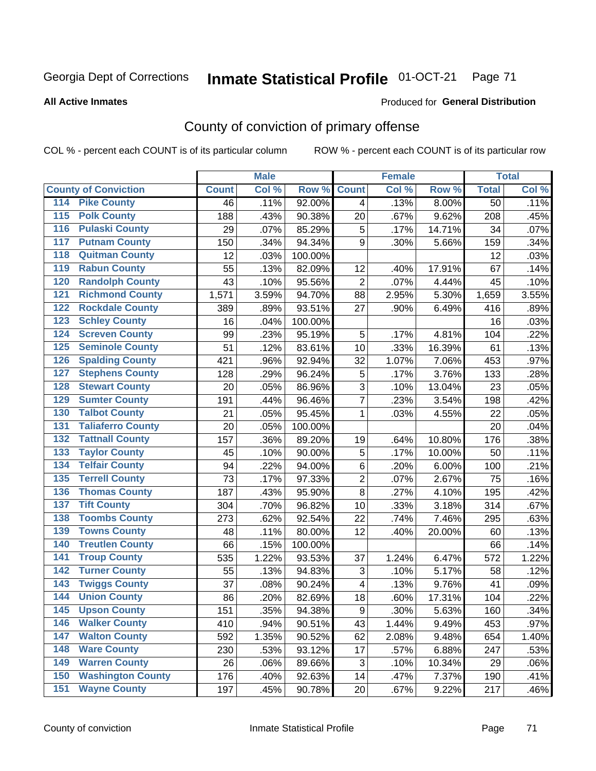Georgia Dept of Corrections **Inmate Statistical Profile** 01-OCT-21

**All Active Inmates**

Produced for **General Distribution**

## County of conviction of primary offense

COL % - percent each COUNT is of its particular column ROW % - percent each COUNT is of its particular row

| County of Conviction | Male | | | Female | | | Total | |
|---|---|---|---|---|---|---|---|---|
| | Count | Col % | Row % | Count | Col % | Row % | Total | Col % |
| 114 Pike County | 46 | .11% | 92.00% | 4 | .13% | 8.00% | 50 | .11% |
| 115 Polk County | 188 | .43% | 90.38% | 20 | .67% | 9.62% | 208 | .45% |
| 116 Pulaski County | 29 | .07% | 85.29% | 5 | .17% | 14.71% | 34 | .07% |
| 117 Putnam County | 150 | .34% | 94.34% | 9 | .30% | 5.66% | 159 | .34% |
| 118 Quitman County | 12 | .03% | 100.00% | | | | 12 | .03% |
| 119 Rabun County | 55 | .13% | 82.09% | 12 | .40% | 17.91% | 67 | .14% |
| 120 Randolph County | 43 | .10% | 95.56% | 2 | .07% | 4.44% | 45 | .10% |
| 121 Richmond County | 1,571 | 3.59% | 94.70% | 88 | 2.95% | 5.30% | 1,659 | 3.55% |
| 122 Rockdale County | 389 | .89% | 93.51% | 27 | .90% | 6.49% | 416 | .89% |
| 123 Schley County | 16 | .04% | 100.00% | | | | 16 | .03% |
| 124 Screven County | 99 | .23% | 95.19% | 5 | .17% | 4.81% | 104 | .22% |
| 125 Seminole County | 51 | .12% | 83.61% | 10 | .33% | 16.39% | 61 | .13% |
| 126 Spalding County | 421 | .96% | 92.94% | 32 | 1.07% | 7.06% | 453 | .97% |
| 127 Stephens County | 128 | .29% | 96.24% | 5 | .17% | 3.76% | 133 | .28% |
| 128 Stewart County | 20 | .05% | 86.96% | 3 | .10% | 13.04% | 23 | .05% |
| 129 Sumter County | 191 | .44% | 96.46% | 7 | .23% | 3.54% | 198 | .42% |
| 130 Talbot County | 21 | .05% | 95.45% | 1 | .03% | 4.55% | 22 | .05% |
| 131 Taliaferro County | 20 | .05% | 100.00% | | | | 20 | .04% |
| 132 Tattnall County | 157 | .36% | 89.20% | 19 | .64% | 10.80% | 176 | .38% |
| 133 Taylor County | 45 | .10% | 90.00% | 5 | .17% | 10.00% | 50 | .11% |
| 134 Telfair County | 94 | .22% | 94.00% | 6 | .20% | 6.00% | 100 | .21% |
| 135 Terrell County | 73 | .17% | 97.33% | 2 | .07% | 2.67% | 75 | .16% |
| 136 Thomas County | 187 | .43% | 95.90% | 8 | .27% | 4.10% | 195 | .42% |
| 137 Tift County | 304 | .70% | 96.82% | 10 | .33% | 3.18% | 314 | .67% |
| 138 Toombs County | 273 | .62% | 92.54% | 22 | .74% | 7.46% | 295 | .63% |
| 139 Towns County | 48 | .11% | 80.00% | 12 | .40% | 20.00% | 60 | .13% |
| 140 Treutlen County | 66 | .15% | 100.00% | | | | 66 | .14% |
| 141 Troup County | 535 | 1.22% | 93.53% | 37 | 1.24% | 6.47% | 572 | 1.22% |
| 142 Turner County | 55 | .13% | 94.83% | 3 | .10% | 5.17% | 58 | .12% |
| 143 Twiggs County | 37 | .08% | 90.24% | 4 | .13% | 9.76% | 41 | .09% |
| 144 Union County | 86 | .20% | 82.69% | 18 | .60% | 17.31% | 104 | .22% |
| 145 Upson County | 151 | .35% | 94.38% | 9 | .30% | 5.63% | 160 | .34% |
| 146 Walker County | 410 | .94% | 90.51% | 43 | 1.44% | 9.49% | 453 | .97% |
| 147 Walton County | 592 | 1.35% | 90.52% | 62 | 2.08% | 9.48% | 654 | 1.40% |
| 148 Ware County | 230 | .53% | 93.12% | 17 | .57% | 6.88% | 247 | .53% |
| 149 Warren County | 26 | .06% | 89.66% | 3 | .10% | 10.34% | 29 | .06% |
| 150 Washington County | 176 | .40% | 92.63% | 14 | .47% | 7.37% | 190 | .41% |
| 151 Wayne County | 197 | .45% | 90.78% | 20 | .67% | 9.22% | 217 | .46% |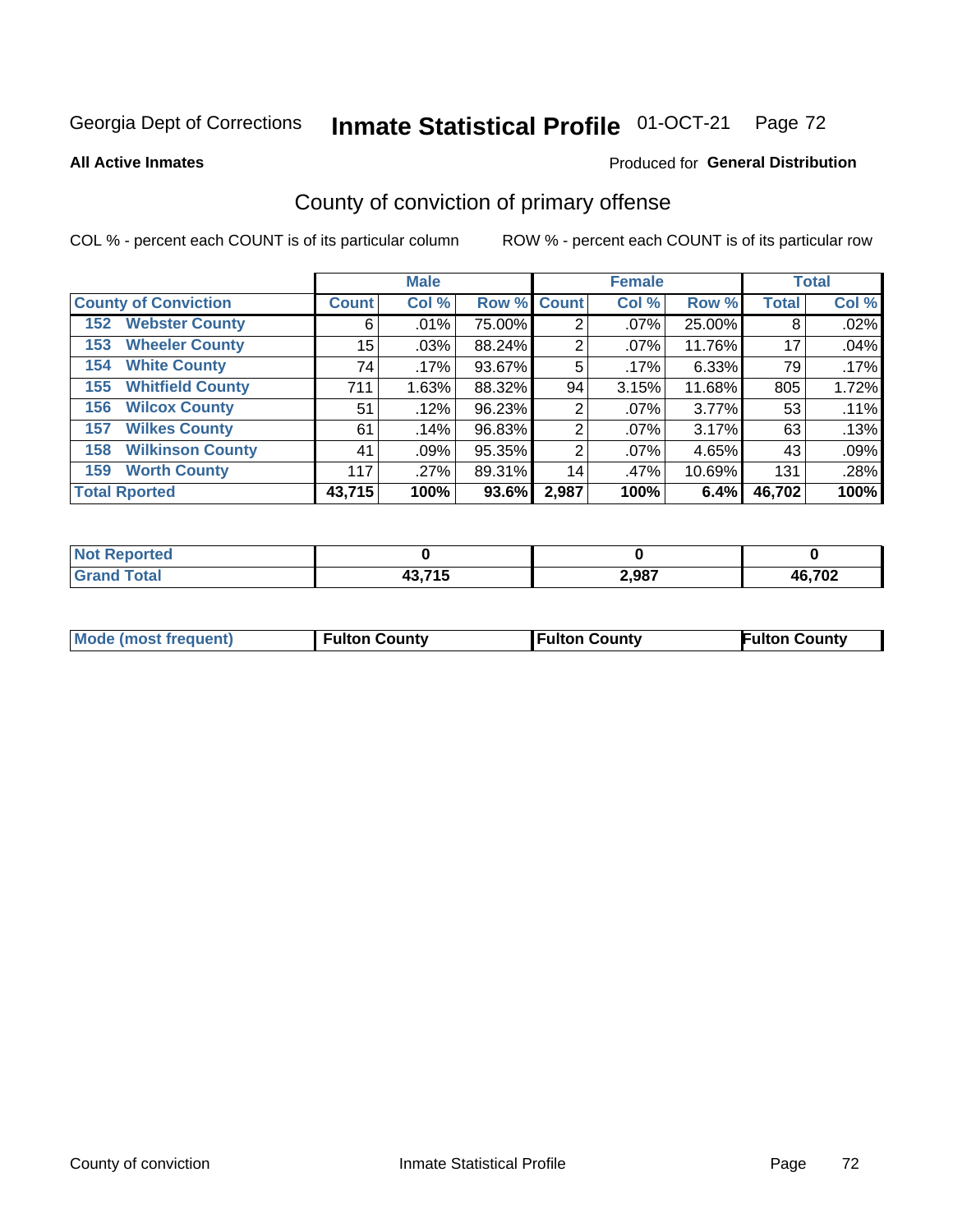Georgia Dept of Corrections **Inmate Statistical Profile** 01-OCT-21

**All Active Inmates**

Produced for **General Distribution**

## County of conviction of primary offense

COL % - percent each COUNT is of its particular column

ROW % - percent each COUNT is of its particular row

| | Male | | | Female | | | Total | |
|---|---|---|---|---|---|---|---|---|
| **County of Conviction** | **Count** | **Col %** | **Row %** | **Count** | **Col %** | **Row %** | **Total** | **Col %** |
| **152 Webster County** | 6 | .01% | 75.00% | 2 | .07% | 25.00% | 8 | .02% |
| **153 Wheeler County** | 15 | .03% | 88.24% | 2 | .07% | 11.76% | 17 | .04% |
| **154 White County** | 74 | .17% | 93.67% | 5 | .17% | 6.33% | 79 | .17% |
| **155 Whitfield County** | 711 | 1.63% | 88.32% | 94 | 3.15% | 11.68% | 805 | 1.72% |
| **156 Wilcox County** | 51 | .12% | 96.23% | 2 | .07% | 3.77% | 53 | .11% |
| **157 Wilkes County** | 61 | .14% | 96.83% | 2 | .07% | 3.17% | 63 | .13% |
| **158 Wilkinson County** | 41 | .09% | 95.35% | 2 | .07% | 4.65% | 43 | .09% |
| **159 Worth County** | 117 | .27% | 89.31% | 14 | .47% | 10.69% | 131 | .28% |
| **Total Rported** | **43,715** | **100%** | **93.6%** | **2,987** | **100%** | **6.4%** | **46,702** | **100%** |

| | Male | Female | Total |
|---|---|---|---|
| **Not Reported** | **0** | **0** | **0** |
| **Grand Total** | **43,715** | **2,987** | **46,702** |

| | Male | Female | Total |
|---|---|---|---|
| **Mode (most frequent)** | **Fulton County** | **Fulton County** | **Fulton County** |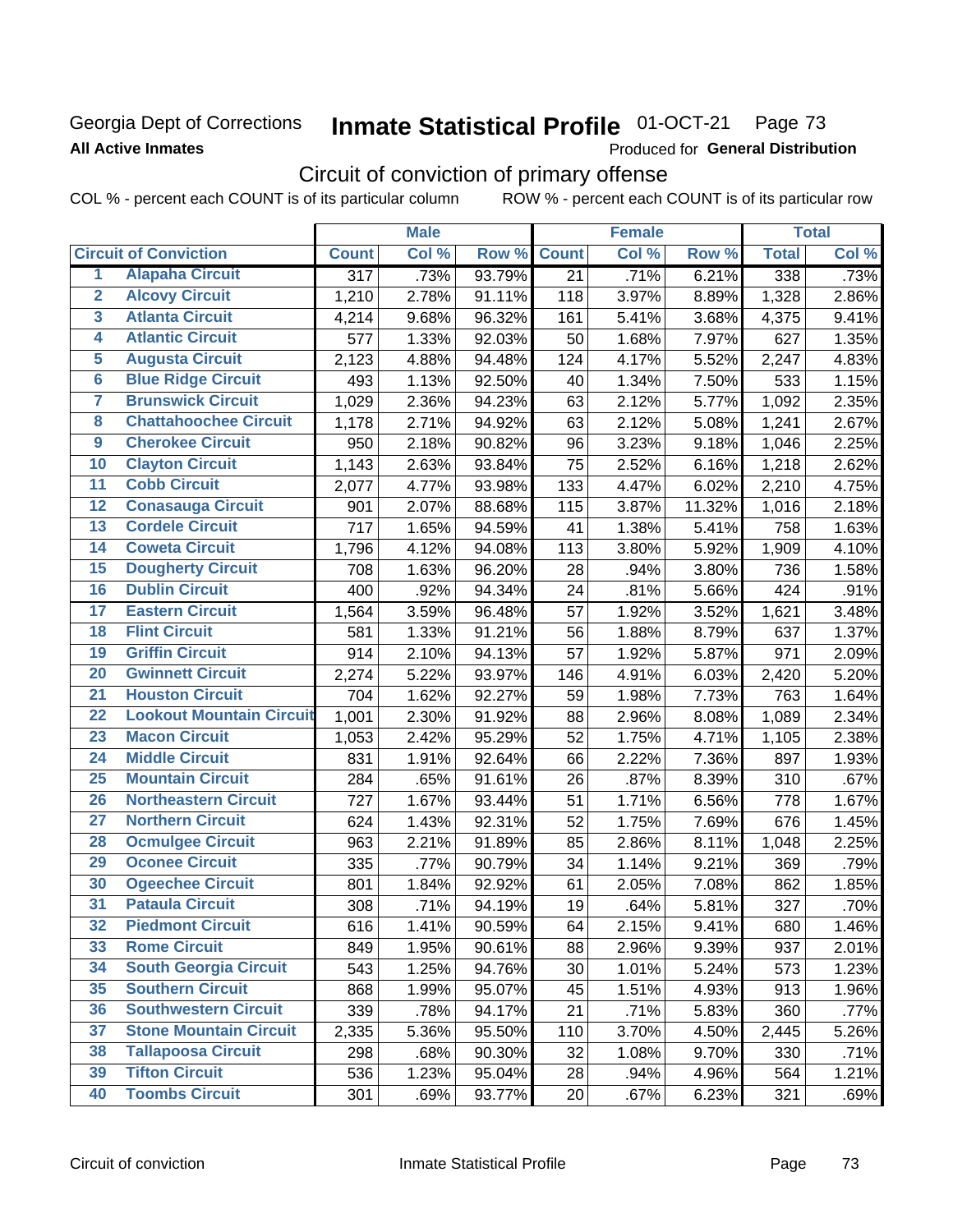Georgia Dept of Corrections **Inmate Statistical Profile** 01-OCT-21 Page 73

**All Active Inmates**

Produced for **General Distribution**

## Circuit of conviction of primary offense

COL % - percent each COUNT is of its particular column ROW % - percent each COUNT is of its particular row

| Circuit of Conviction | | Male | | | Female | | | Total | |
|---|---|---|---|---|---|---|---|---|---|
| | | Count | Col % | Row % | Count | Col % | Row % | Total | Col % |
| 1 | Alapaha Circuit | 317 | .73% | 93.79% | 21 | .71% | 6.21% | 338 | .73% |
| 2 | Alcovy Circuit | 1,210 | 2.78% | 91.11% | 118 | 3.97% | 8.89% | 1,328 | 2.86% |
| 3 | Atlanta Circuit | 4,214 | 9.68% | 96.32% | 161 | 5.41% | 3.68% | 4,375 | 9.41% |
| 4 | Atlantic Circuit | 577 | 1.33% | 92.03% | 50 | 1.68% | 7.97% | 627 | 1.35% |
| 5 | Augusta Circuit | 2,123 | 4.88% | 94.48% | 124 | 4.17% | 5.52% | 2,247 | 4.83% |
| 6 | Blue Ridge Circuit | 493 | 1.13% | 92.50% | 40 | 1.34% | 7.50% | 533 | 1.15% |
| 7 | Brunswick Circuit | 1,029 | 2.36% | 94.23% | 63 | 2.12% | 5.77% | 1,092 | 2.35% |
| 8 | Chattahoochee Circuit | 1,178 | 2.71% | 94.92% | 63 | 2.12% | 5.08% | 1,241 | 2.67% |
| 9 | Cherokee Circuit | 950 | 2.18% | 90.82% | 96 | 3.23% | 9.18% | 1,046 | 2.25% |
| 10 | Clayton Circuit | 1,143 | 2.63% | 93.84% | 75 | 2.52% | 6.16% | 1,218 | 2.62% |
| 11 | Cobb Circuit | 2,077 | 4.77% | 93.98% | 133 | 4.47% | 6.02% | 2,210 | 4.75% |
| 12 | Conasauga Circuit | 901 | 2.07% | 88.68% | 115 | 3.87% | 11.32% | 1,016 | 2.18% |
| 13 | Cordele Circuit | 717 | 1.65% | 94.59% | 41 | 1.38% | 5.41% | 758 | 1.63% |
| 14 | Coweta Circuit | 1,796 | 4.12% | 94.08% | 113 | 3.80% | 5.92% | 1,909 | 4.10% |
| 15 | Dougherty Circuit | 708 | 1.63% | 96.20% | 28 | .94% | 3.80% | 736 | 1.58% |
| 16 | Dublin Circuit | 400 | .92% | 94.34% | 24 | .81% | 5.66% | 424 | .91% |
| 17 | Eastern Circuit | 1,564 | 3.59% | 96.48% | 57 | 1.92% | 3.52% | 1,621 | 3.48% |
| 18 | Flint Circuit | 581 | 1.33% | 91.21% | 56 | 1.88% | 8.79% | 637 | 1.37% |
| 19 | Griffin Circuit | 914 | 2.10% | 94.13% | 57 | 1.92% | 5.87% | 971 | 2.09% |
| 20 | Gwinnett Circuit | 2,274 | 5.22% | 93.97% | 146 | 4.91% | 6.03% | 2,420 | 5.20% |
| 21 | Houston Circuit | 704 | 1.62% | 92.27% | 59 | 1.98% | 7.73% | 763 | 1.64% |
| 22 | Lookout Mountain Circuit | 1,001 | 2.30% | 91.92% | 88 | 2.96% | 8.08% | 1,089 | 2.34% |
| 23 | Macon Circuit | 1,053 | 2.42% | 95.29% | 52 | 1.75% | 4.71% | 1,105 | 2.38% |
| 24 | Middle Circuit | 831 | 1.91% | 92.64% | 66 | 2.22% | 7.36% | 897 | 1.93% |
| 25 | Mountain Circuit | 284 | .65% | 91.61% | 26 | .87% | 8.39% | 310 | .67% |
| 26 | Northeastern Circuit | 727 | 1.67% | 93.44% | 51 | 1.71% | 6.56% | 778 | 1.67% |
| 27 | Northern Circuit | 624 | 1.43% | 92.31% | 52 | 1.75% | 7.69% | 676 | 1.45% |
| 28 | Ocmulgee Circuit | 963 | 2.21% | 91.89% | 85 | 2.86% | 8.11% | 1,048 | 2.25% |
| 29 | Oconee Circuit | 335 | .77% | 90.79% | 34 | 1.14% | 9.21% | 369 | .79% |
| 30 | Ogeechee Circuit | 801 | 1.84% | 92.92% | 61 | 2.05% | 7.08% | 862 | 1.85% |
| 31 | Pataula Circuit | 308 | .71% | 94.19% | 19 | .64% | 5.81% | 327 | .70% |
| 32 | Piedmont Circuit | 616 | 1.41% | 90.59% | 64 | 2.15% | 9.41% | 680 | 1.46% |
| 33 | Rome Circuit | 849 | 1.95% | 90.61% | 88 | 2.96% | 9.39% | 937 | 2.01% |
| 34 | South Georgia Circuit | 543 | 1.25% | 94.76% | 30 | 1.01% | 5.24% | 573 | 1.23% |
| 35 | Southern Circuit | 868 | 1.99% | 95.07% | 45 | 1.51% | 4.93% | 913 | 1.96% |
| 36 | Southwestern Circuit | 339 | .78% | 94.17% | 21 | .71% | 5.83% | 360 | .77% |
| 37 | Stone Mountain Circuit | 2,335 | 5.36% | 95.50% | 110 | 3.70% | 4.50% | 2,445 | 5.26% |
| 38 | Tallapoosa Circuit | 298 | .68% | 90.30% | 32 | 1.08% | 9.70% | 330 | .71% |
| 39 | Tifton Circuit | 536 | 1.23% | 95.04% | 28 | .94% | 4.96% | 564 | 1.21% |
| 40 | Toombs Circuit | 301 | .69% | 93.77% | 20 | .67% | 6.23% | 321 | .69% |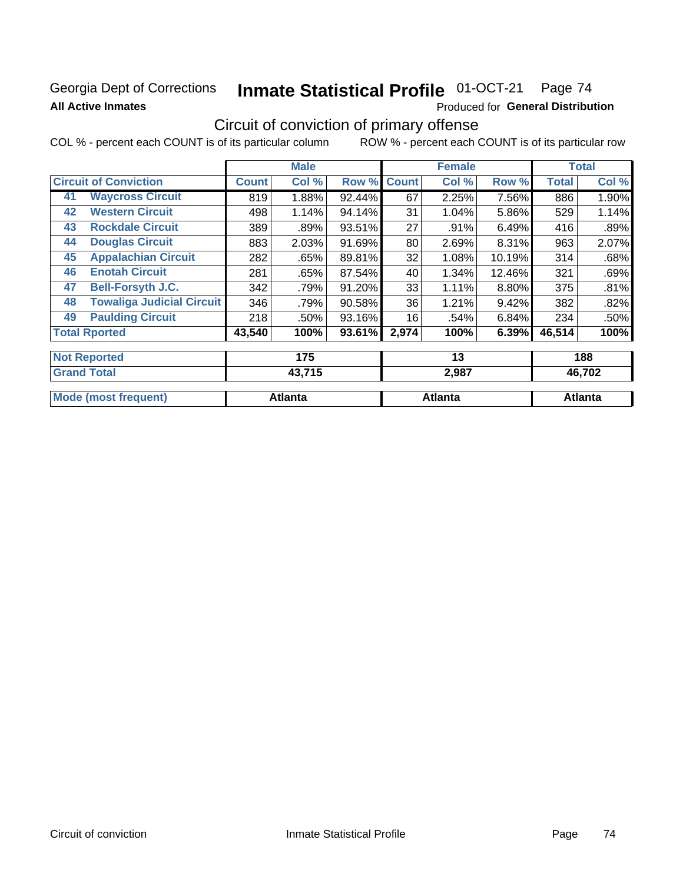Georgia Dept of Corrections **Inmate Statistical Profile** 01-OCT-21

**All Active Inmates**

Produced for **General Distribution**

## Circuit of conviction of primary offense

COL % - percent each COUNT is of its particular column    ROW % - percent each COUNT is of its particular row

| Circuit of Conviction | | Male | | | Female | | | Total | |
|---|---|---|---|---|---|---|---|---|---|
| | | Count | Col % | Row % | Count | Col % | Row % | Total | Col % |
| 41 | Waycross Circuit | 819 | 1.88% | 92.44% | 67 | 2.25% | 7.56% | 886 | 1.90% |
| 42 | Western Circuit | 498 | 1.14% | 94.14% | 31 | 1.04% | 5.86% | 529 | 1.14% |
| 43 | Rockdale Circuit | 389 | .89% | 93.51% | 27 | .91% | 6.49% | 416 | .89% |
| 44 | Douglas Circuit | 883 | 2.03% | 91.69% | 80 | 2.69% | 8.31% | 963 | 2.07% |
| 45 | Appalachian Circuit | 282 | .65% | 89.81% | 32 | 1.08% | 10.19% | 314 | .68% |
| 46 | Enotah Circuit | 281 | .65% | 87.54% | 40 | 1.34% | 12.46% | 321 | .69% |
| 47 | Bell-Forsyth J.C. | 342 | .79% | 91.20% | 33 | 1.11% | 8.80% | 375 | .81% |
| 48 | Towaliga Judicial Circuit | 346 | .79% | 90.58% | 36 | 1.21% | 9.42% | 382 | .82% |
| 49 | Paulding Circuit | 218 | .50% | 93.16% | 16 | .54% | 6.84% | 234 | .50% |
| Total Rported | | 43,540 | 100% | 93.61% | 2,974 | 100% | 6.39% | 46,514 | 100% |
| Not Reported | | 175 | | | 13 | | | 188 | |
| Grand Total | | 43,715 | | | 2,987 | | | 46,702 | |
| Mode (most frequent) | | Atlanta | | | Atlanta | | | Atlanta | |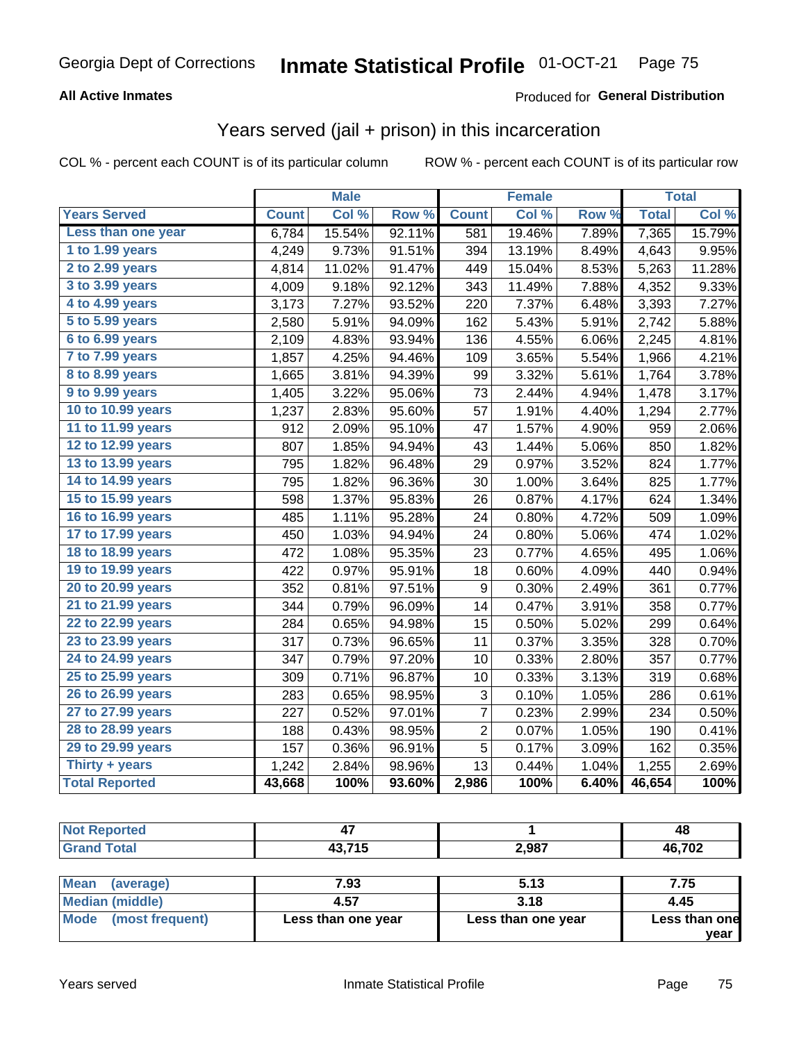Georgia Dept of Corrections **Inmate Statistical Profile** 01-OCT-21

**All Active Inmates**

Produced for **General Distribution**

## Years served (jail + prison) in this incarceration

COL % - percent each COUNT is of its particular column

ROW % - percent each COUNT is of its particular row

| | Male | | | Female | | | Total | |
|---|---|---|---|---|---|---|---|---|
| **Years Served** | **Count** | **Col %** | **Row %** | **Count** | **Col %** | **Row %** | **Total** | **Col %** |
| Less than one year | 6,784 | 15.54% | 92.11% | 581 | 19.46% | 7.89% | 7,365 | 15.79% |
| 1 to 1.99 years | 4,249 | 9.73% | 91.51% | 394 | 13.19% | 8.49% | 4,643 | 9.95% |
| 2 to 2.99 years | 4,814 | 11.02% | 91.47% | 449 | 15.04% | 8.53% | 5,263 | 11.28% |
| 3 to 3.99 years | 4,009 | 9.18% | 92.12% | 343 | 11.49% | 7.88% | 4,352 | 9.33% |
| 4 to 4.99 years | 3,173 | 7.27% | 93.52% | 220 | 7.37% | 6.48% | 3,393 | 7.27% |
| 5 to 5.99 years | 2,580 | 5.91% | 94.09% | 162 | 5.43% | 5.91% | 2,742 | 5.88% |
| 6 to 6.99 years | 2,109 | 4.83% | 93.94% | 136 | 4.55% | 6.06% | 2,245 | 4.81% |
| 7 to 7.99 years | 1,857 | 4.25% | 94.46% | 109 | 3.65% | 5.54% | 1,966 | 4.21% |
| 8 to 8.99 years | 1,665 | 3.81% | 94.39% | 99 | 3.32% | 5.61% | 1,764 | 3.78% |
| 9 to 9.99 years | 1,405 | 3.22% | 95.06% | 73 | 2.44% | 4.94% | 1,478 | 3.17% |
| 10 to 10.99 years | 1,237 | 2.83% | 95.60% | 57 | 1.91% | 4.40% | 1,294 | 2.77% |
| 11 to 11.99 years | 912 | 2.09% | 95.10% | 47 | 1.57% | 4.90% | 959 | 2.06% |
| 12 to 12.99 years | 807 | 1.85% | 94.94% | 43 | 1.44% | 5.06% | 850 | 1.82% |
| 13 to 13.99 years | 795 | 1.82% | 96.48% | 29 | 0.97% | 3.52% | 824 | 1.77% |
| 14 to 14.99 years | 795 | 1.82% | 96.36% | 30 | 1.00% | 3.64% | 825 | 1.77% |
| 15 to 15.99 years | 598 | 1.37% | 95.83% | 26 | 0.87% | 4.17% | 624 | 1.34% |
| 16 to 16.99 years | 485 | 1.11% | 95.28% | 24 | 0.80% | 4.72% | 509 | 1.09% |
| 17 to 17.99 years | 450 | 1.03% | 94.94% | 24 | 0.80% | 5.06% | 474 | 1.02% |
| 18 to 18.99 years | 472 | 1.08% | 95.35% | 23 | 0.77% | 4.65% | 495 | 1.06% |
| 19 to 19.99 years | 422 | 0.97% | 95.91% | 18 | 0.60% | 4.09% | 440 | 0.94% |
| 20 to 20.99 years | 352 | 0.81% | 97.51% | 9 | 0.30% | 2.49% | 361 | 0.77% |
| 21 to 21.99 years | 344 | 0.79% | 96.09% | 14 | 0.47% | 3.91% | 358 | 0.77% |
| 22 to 22.99 years | 284 | 0.65% | 94.98% | 15 | 0.50% | 5.02% | 299 | 0.64% |
| 23 to 23.99 years | 317 | 0.73% | 96.65% | 11 | 0.37% | 3.35% | 328 | 0.70% |
| 24 to 24.99 years | 347 | 0.79% | 97.20% | 10 | 0.33% | 2.80% | 357 | 0.77% |
| 25 to 25.99 years | 309 | 0.71% | 96.87% | 10 | 0.33% | 3.13% | 319 | 0.68% |
| 26 to 26.99 years | 283 | 0.65% | 98.95% | 3 | 0.10% | 1.05% | 286 | 0.61% |
| 27 to 27.99 years | 227 | 0.52% | 97.01% | 7 | 0.23% | 2.99% | 234 | 0.50% |
| 28 to 28.99 years | 188 | 0.43% | 98.95% | 2 | 0.07% | 1.05% | 190 | 0.41% |
| 29 to 29.99 years | 157 | 0.36% | 96.91% | 5 | 0.17% | 3.09% | 162 | 0.35% |
| Thirty + years | 1,242 | 2.84% | 98.96% | 13 | 0.44% | 1.04% | 1,255 | 2.69% |
| **Total Reported** | **43,668** | **100%** | **93.60%** | **2,986** | **100%** | **6.40%** | **46,654** | **100%** |

| | Male | Female | Total |
|---|---|---|---|
| Not Reported | 47 | 1 | 48 |
| Grand Total | 43,715 | 2,987 | 46,702 |

| | Male | Female | Total |
|---|---|---|---|
| Mean (average) | 7.93 | 5.13 | 7.75 |
| Median (middle) | 4.57 | 3.18 | 4.45 |
| Mode (most frequent) | Less than one year | Less than one year | Less than one year |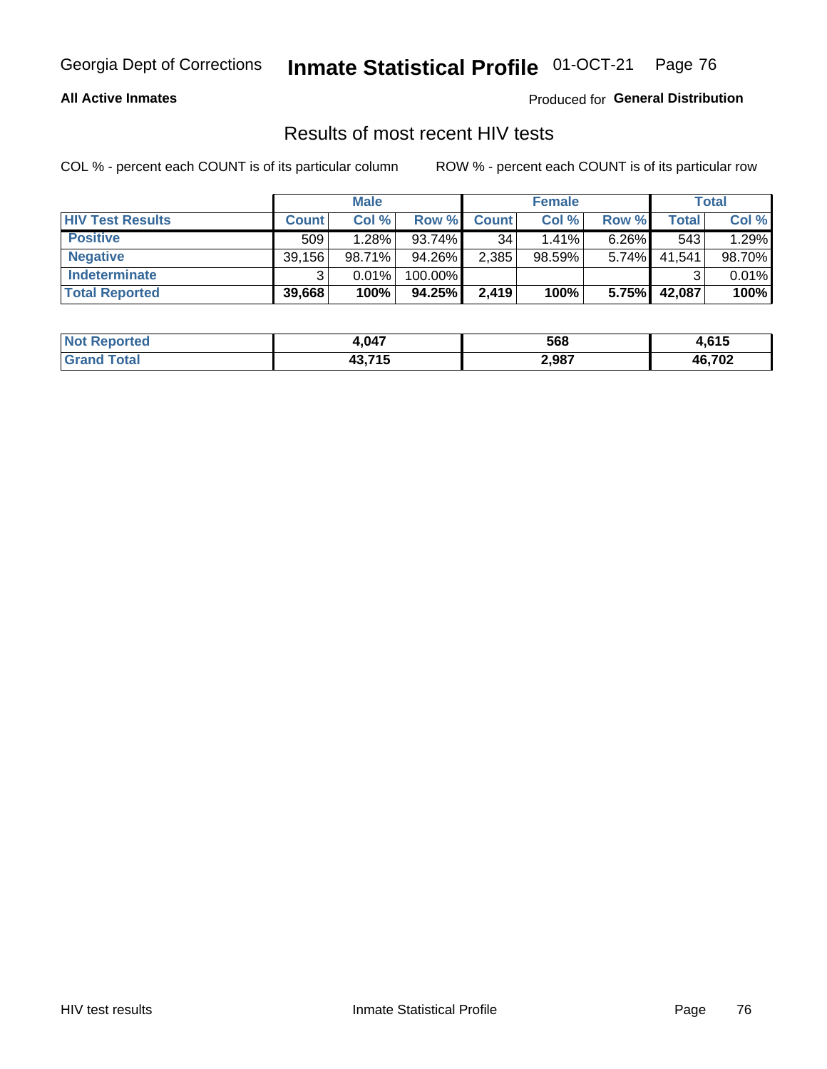Georgia Dept of Corrections **Inmate Statistical Profile** 01-OCT-21

**All Active Inmates**

Produced for **General Distribution**

## Results of most recent HIV tests

COL % - percent each COUNT is of its particular column

ROW % - percent each COUNT is of its particular row

| | Male | | | Female | | | Total | |
|---|---|---|---|---|---|---|---|---|
| **HIV Test Results** | **Count** | **Col %** | **Row %** | **Count** | **Col %** | **Row %** | **Total** | **Col %** |
| **Positive** | 509 | 1.28% | 93.74% | 34 | 1.41% | 6.26% | 543 | 1.29% |
| **Negative** | 39,156 | 98.71% | 94.26% | 2,385 | 98.59% | 5.74% | 41,541 | 98.70% |
| **Indeterminate** | 3 | 0.01% | 100.00% | | | | 3 | 0.01% |
| **Total Reported** | **39,668** | **100%** | **94.25%** | **2,419** | **100%** | **5.75%** | **42,087** | **100%** |

| | Male | Female | Total |
|---|---|---|---|
| **Not Reported** | **4,047** | **568** | **4,615** |
| **Grand Total** | **43,715** | **2,987** | **46,702** |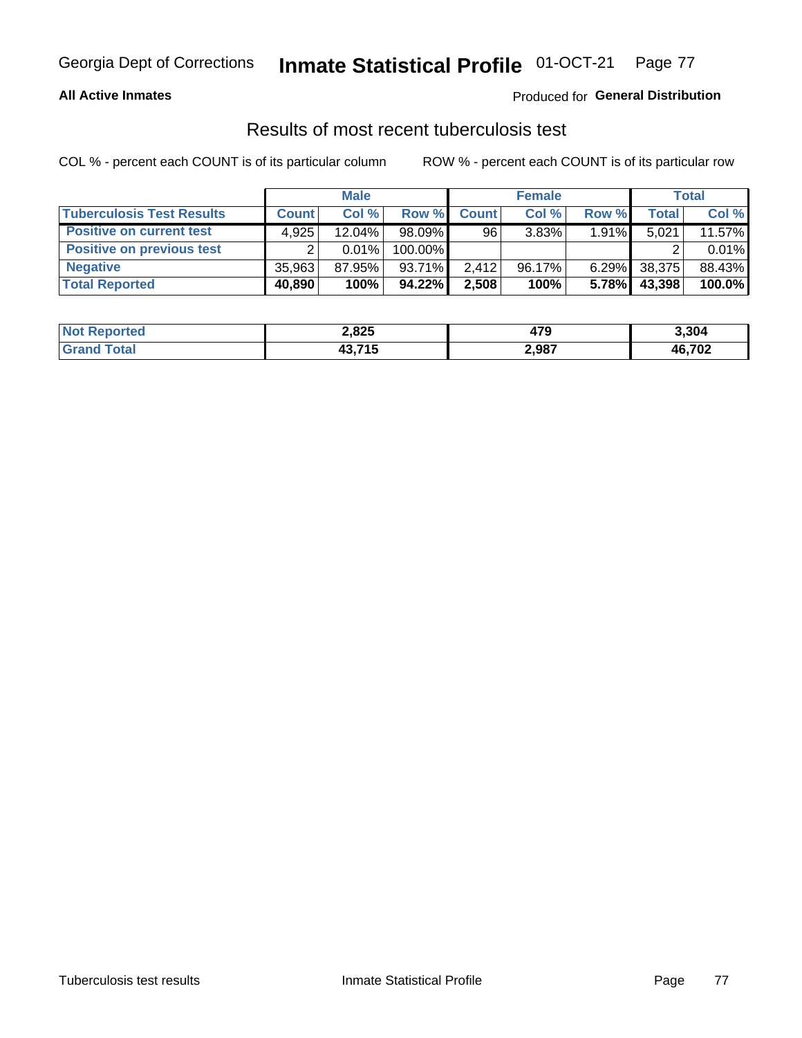Georgia Dept of Corrections **Inmate Statistical Profile** 01-OCT-21

**All Active Inmates**

Produced for **General Distribution**

## Results of most recent tuberculosis test

COL % - percent each COUNT is of its particular column

ROW % - percent each COUNT is of its particular row

| | Male | | | Female | | | Total | |
|---|---|---|---|---|---|---|---|---|
| **Tuberculosis Test Results** | **Count** | **Col %** | **Row %** | **Count** | **Col %** | **Row %** | **Total** | **Col %** |
| **Positive on current test** | 4,925 | 12.04% | 98.09% | 96 | 3.83% | 1.91% | 5,021 | 11.57% |
| **Positive on previous test** | 2 | 0.01% | 100.00% | | | | 2 | 0.01% |
| **Negative** | 35,963 | 87.95% | 93.71% | 2,412 | 96.17% | 6.29% | 38,375 | 88.43% |
| **Total Reported** | **40,890** | **100%** | **94.22%** | **2,508** | **100%** | **5.78%** | **43,398** | **100.0%** |

| | Male | Female | Total |
|---|---|---|---|
| **Not Reported** | **2,825** | **479** | **3,304** |
| **Grand Total** | **43,715** | **2,987** | **46,702** |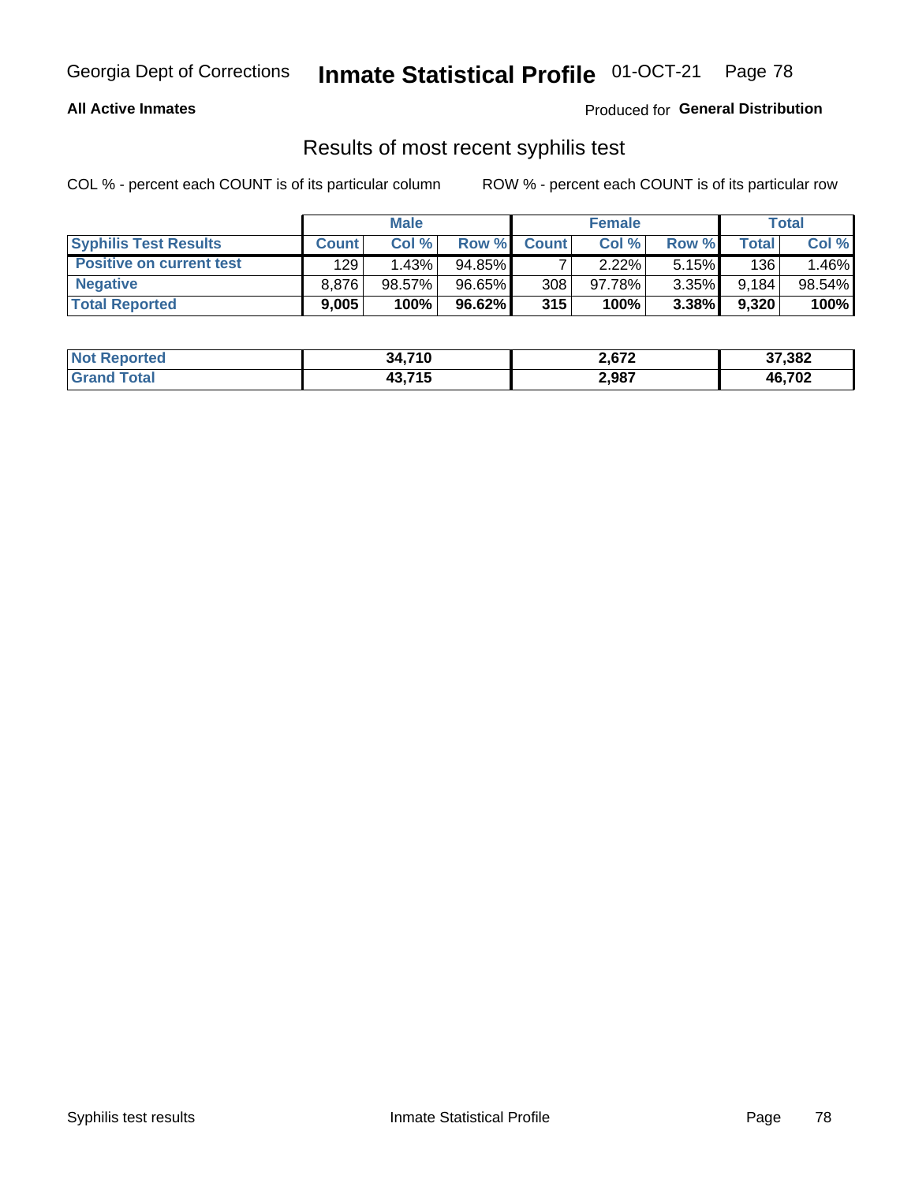Georgia Dept of Corrections **Inmate Statistical Profile** 01-OCT-21

**All Active Inmates** Produced for **General Distribution**

## Results of most recent syphilis test

COL % - percent each COUNT is of its particular column ROW % - percent each COUNT is of its particular row

| | Male | | | Female | | | Total | |
|---|---|---|---|---|---|---|---|---|
| **Syphilis Test Results** | **Count** | **Col %** | **Row %** | **Count** | **Col %** | **Row %** | **Total** | **Col %** |
| **Positive on current test** | 129 | 1.43% | 94.85% | 7 | 2.22% | 5.15% | 136 | 1.46% |
| **Negative** | 8,876 | 98.57% | 96.65% | 308 | 97.78% | 3.35% | 9,184 | 98.54% |
| **Total Reported** | **9,005** | **100%** | **96.62%** | **315** | **100%** | **3.38%** | **9,320** | **100%** |

| | Male | Female | Total |
|---|---|---|---|
| **Not Reported** | **34,710** | **2,672** | **37,382** |
| **Grand Total** | **43,715** | **2,987** | **46,702** |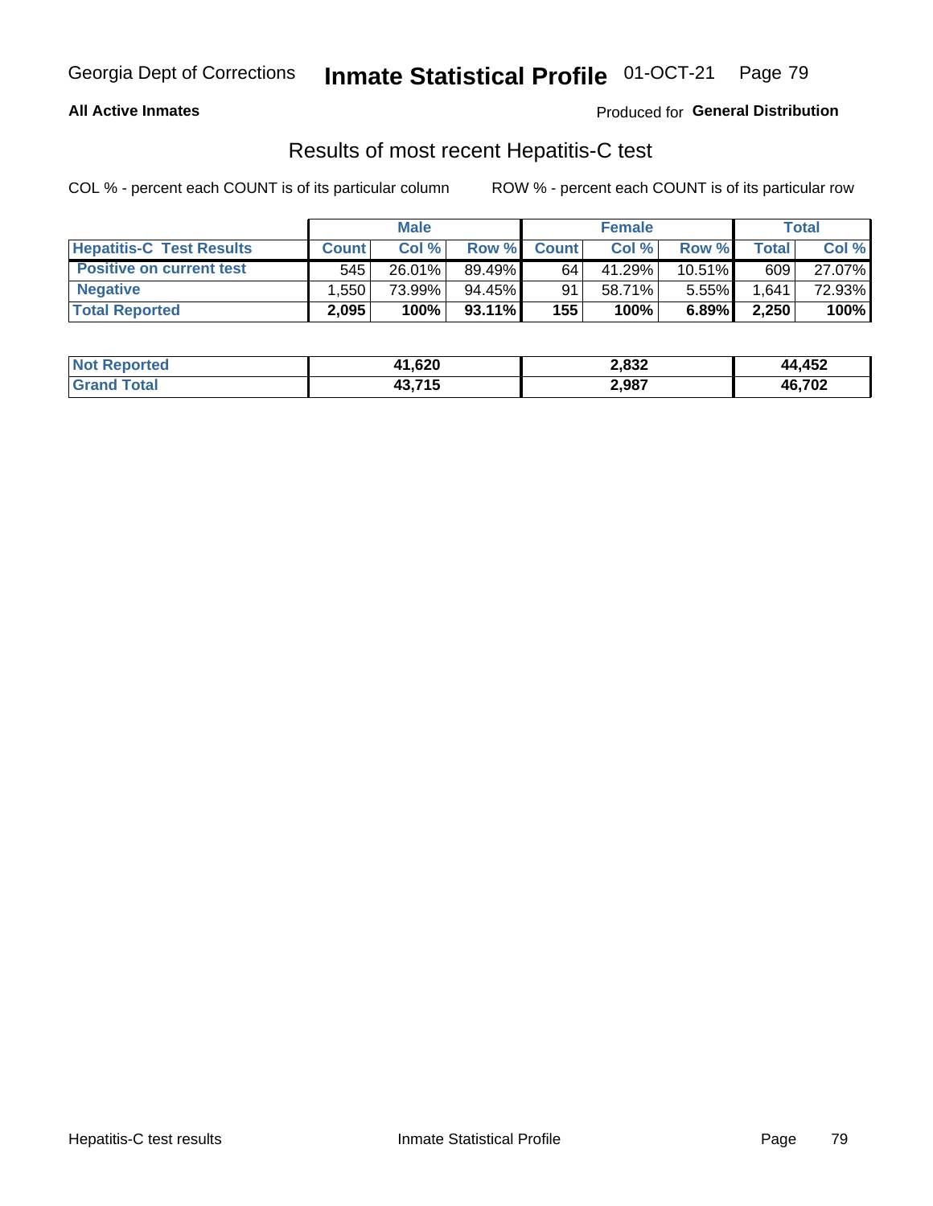Georgia Dept of Corrections **Inmate Statistical Profile** 01-OCT-21

**All Active Inmates**

Produced for **General Distribution**

## Results of most recent Hepatitis-C test

COL % - percent each COUNT is of its particular column

ROW % - percent each COUNT is of its particular row

| | Male | | | Female | | | Total | |
|---|---|---|---|---|---|---|---|---|
| **Hepatitis-C Test Results** | **Count** | **Col %** | **Row %** | **Count** | **Col %** | **Row %** | **Total** | **Col %** |
| **Positive on current test** | 545 | 26.01% | 89.49% | 64 | 41.29% | 10.51% | 609 | 27.07% |
| **Negative** | 1,550 | 73.99% | 94.45% | 91 | 58.71% | 5.55% | 1,641 | 72.93% |
| **Total Reported** | **2,095** | **100%** | **93.11%** | **155** | **100%** | **6.89%** | **2,250** | **100%** |

| | Male | Female | Total |
|---|---|---|---|
| **Not Reported** | **41,620** | **2,832** | **44,452** |
| **Grand Total** | **43,715** | **2,987** | **46,702** |